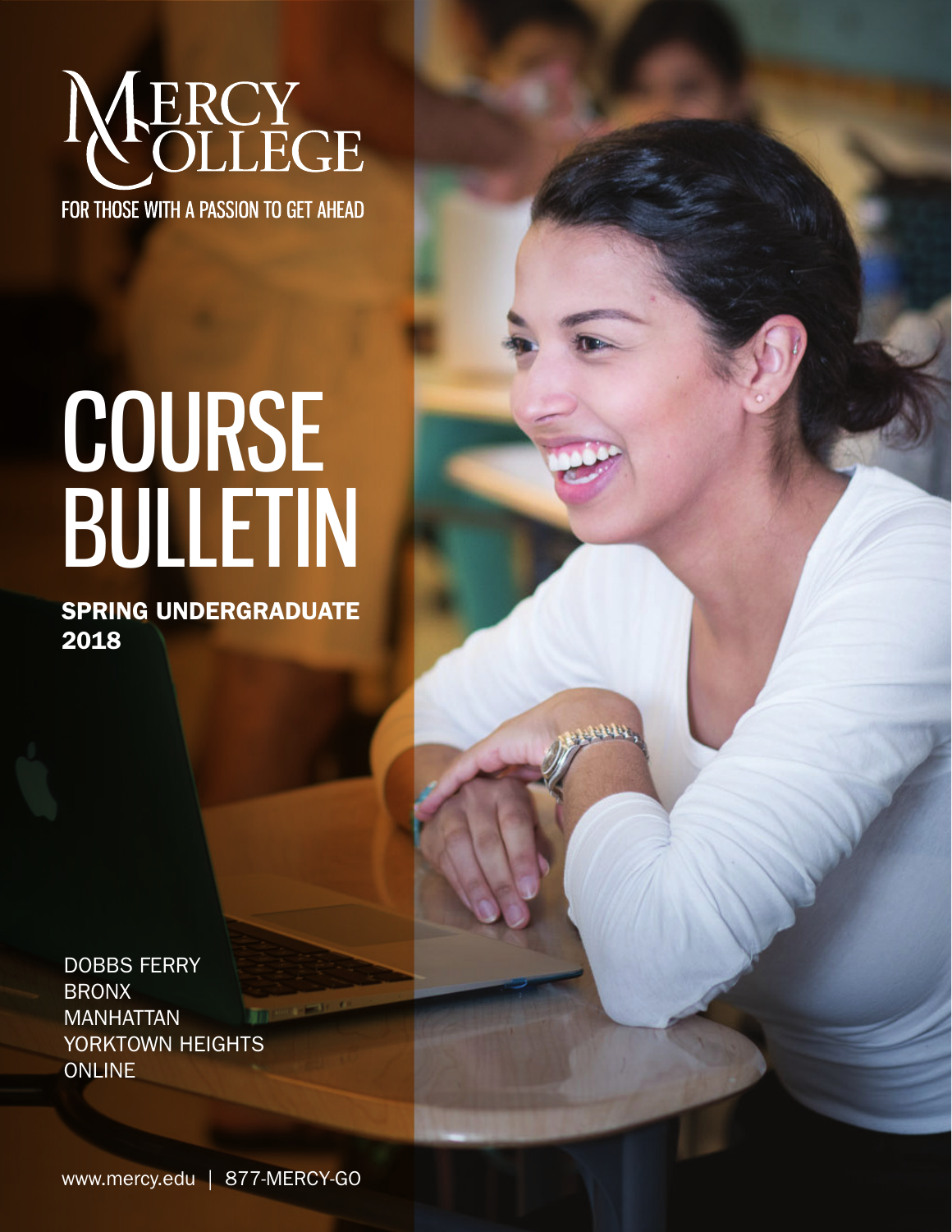# MERCY COLLEGE

FOR THOSE WITH A PASSION TO GET AHEAD

# COURSE BULLETIN

**SPRING UNDERGRADUATE 2018**

DOBBS FERRY
BRONX
MANHATTAN
YORKTOWN HEIGHTS
ONLINE

www.mercy.edu | 877-MERCY-GO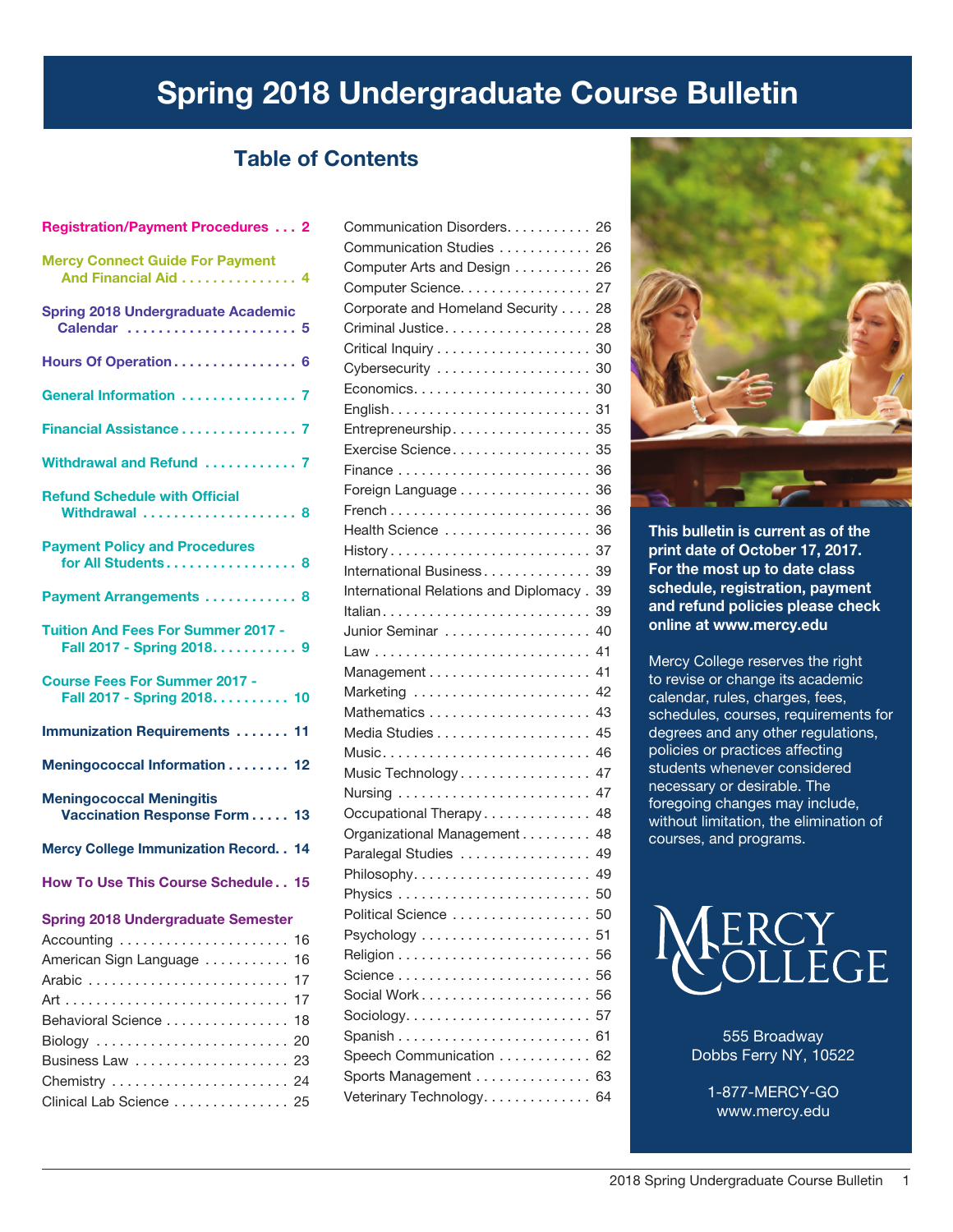# Spring 2018 Undergraduate Course Bulletin

## Table of Contents

- **Registration/Payment Procedures . . . 2**
- **Mercy Connect Guide For Payment And Financial Aid . . . 4**
- **Spring 2018 Undergraduate Academic Calendar . . . 5**
- **Hours Of Operation . . . 6**
- **General Information . . . 7**
- **Financial Assistance . . . 7**
- **Withdrawal and Refund . . . 7**
- **Refund Schedule with Official Withdrawal . . . 8**
- **Payment Policy and Procedures for All Students . . . 8**
- **Payment Arrangements . . . 8**
- **Tuition And Fees For Summer 2017 - Fall 2017 - Spring 2018 . . . 9**
- **Course Fees For Summer 2017 - Fall 2017 - Spring 2018 . . . 10**
- **Immunization Requirements . . . 11**
- **Meningococcal Information . . . 12**
- **Meningococcal Meningitis Vaccination Response Form . . . 13**
- **Mercy College Immunization Record . . 14**
- **How To Use This Course Schedule . . 15**

**Spring 2018 Undergraduate Semester**

- Accounting . . . 16
- American Sign Language . . . 16
- Arabic . . . 17
- Art . . . 17
- Behavioral Science . . . 18
- Biology . . . 20
- Business Law . . . 23
- Chemistry . . . 24
- Clinical Lab Science . . . 25
- Communication Disorders . . . 26
- Communication Studies . . . 26
- Computer Arts and Design . . . 26
- Computer Science . . . 27
- Corporate and Homeland Security . . . 28
- Criminal Justice . . . 28
- Critical Inquiry . . . 30
- Cybersecurity . . . 30
- Economics . . . 30
- English . . . 31
- Entrepreneurship . . . 35
- Exercise Science . . . 35
- Finance . . . 36
- Foreign Language . . . 36
- French . . . 36
- Health Science . . . 36
- History . . . 37
- International Business . . . 39
- International Relations and Diplomacy . 39
- Italian . . . 39
- Junior Seminar . . . 40
- Law . . . 41
- Management . . . 41
- Marketing . . . 42
- Mathematics . . . 43
- Media Studies . . . 45
- Music . . . 46
- Music Technology . . . 47
- Nursing . . . 47
- Occupational Therapy . . . 48
- Organizational Management . . . 48
- Paralegal Studies . . . 49
- Philosophy . . . 49
- Physics . . . 50
- Political Science . . . 50
- Psychology . . . 51
- Religion . . . 56
- Science . . . 56
- Social Work . . . 56
- Sociology . . . 57
- Spanish . . . 61
- Speech Communication . . . 62
- Sports Management . . . 63
- Veterinary Technology . . . 64

**This bulletin is current as of the print date of October 17, 2017. For the most up to date class schedule, registration, payment and refund policies please check online at www.mercy.edu**

Mercy College reserves the right to revise or change its academic calendar, rules, charges, fees, schedules, courses, requirements for degrees and any other regulations, policies or practices affecting students whenever considered necessary or desirable. The foregoing changes may include, without limitation, the elimination of courses, and programs.

MERCY COLLEGE

555 Broadway
Dobbs Ferry NY, 10522

1-877-MERCY-GO
www.mercy.edu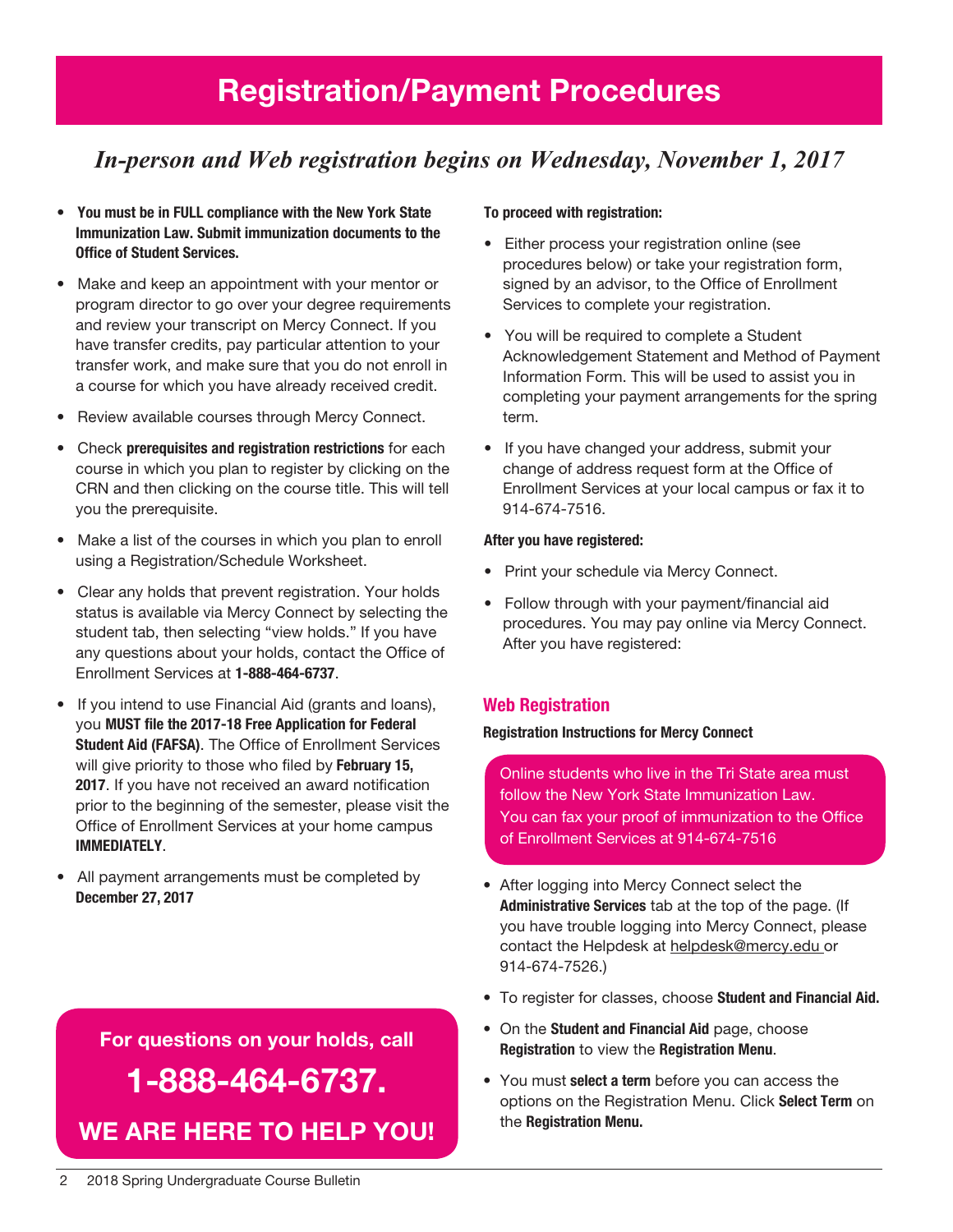# Registration/Payment Procedures

## *In-person and Web registration begins on Wednesday, November 1, 2017*

- **You must be in FULL compliance with the New York State Immunization Law. Submit immunization documents to the Office of Student Services.**
- Make and keep an appointment with your mentor or program director to go over your degree requirements and review your transcript on Mercy Connect. If you have transfer credits, pay particular attention to your transfer work, and make sure that you do not enroll in a course for which you have already received credit.
- Review available courses through Mercy Connect.
- Check **prerequisites and registration restrictions** for each course in which you plan to register by clicking on the CRN and then clicking on the course title. This will tell you the prerequisite.
- Make a list of the courses in which you plan to enroll using a Registration/Schedule Worksheet.
- Clear any holds that prevent registration. Your holds status is available via Mercy Connect by selecting the student tab, then selecting "view holds." If you have any questions about your holds, contact the Office of Enrollment Services at **1-888-464-6737**.
- If you intend to use Financial Aid (grants and loans), you **MUST file the 2017-18 Free Application for Federal Student Aid (FAFSA)**. The Office of Enrollment Services will give priority to those who filed by **February 15, 2017**. If you have not received an award notification prior to the beginning of the semester, please visit the Office of Enrollment Services at your home campus **IMMEDIATELY**.
- All payment arrangements must be completed by **December 27, 2017**

**For questions on your holds, call**

**1-888-464-6737.**

**WE ARE HERE TO HELP YOU!**

**To proceed with registration:**

- Either process your registration online (see procedures below) or take your registration form, signed by an advisor, to the Office of Enrollment Services to complete your registration.
- You will be required to complete a Student Acknowledgement Statement and Method of Payment Information Form. This will be used to assist you in completing your payment arrangements for the spring term.
- If you have changed your address, submit your change of address request form at the Office of Enrollment Services at your local campus or fax it to 914-674-7516.

**After you have registered:**

- Print your schedule via Mercy Connect.
- Follow through with your payment/financial aid procedures. You may pay online via Mercy Connect. After you have registered:

### Web Registration

**Registration Instructions for Mercy Connect**

Online students who live in the Tri State area must follow the New York State Immunization Law. You can fax your proof of immunization to the Office of Enrollment Services at 914-674-7516

- After logging into Mercy Connect select the **Administrative Services** tab at the top of the page. (If you have trouble logging into Mercy Connect, please contact the Helpdesk at helpdesk@mercy.edu or 914-674-7526.)
- To register for classes, choose **Student and Financial Aid.**
- On the **Student and Financial Aid** page, choose **Registration** to view the **Registration Menu**.
- You must **select a term** before you can access the options on the Registration Menu. Click **Select Term** on the **Registration Menu.**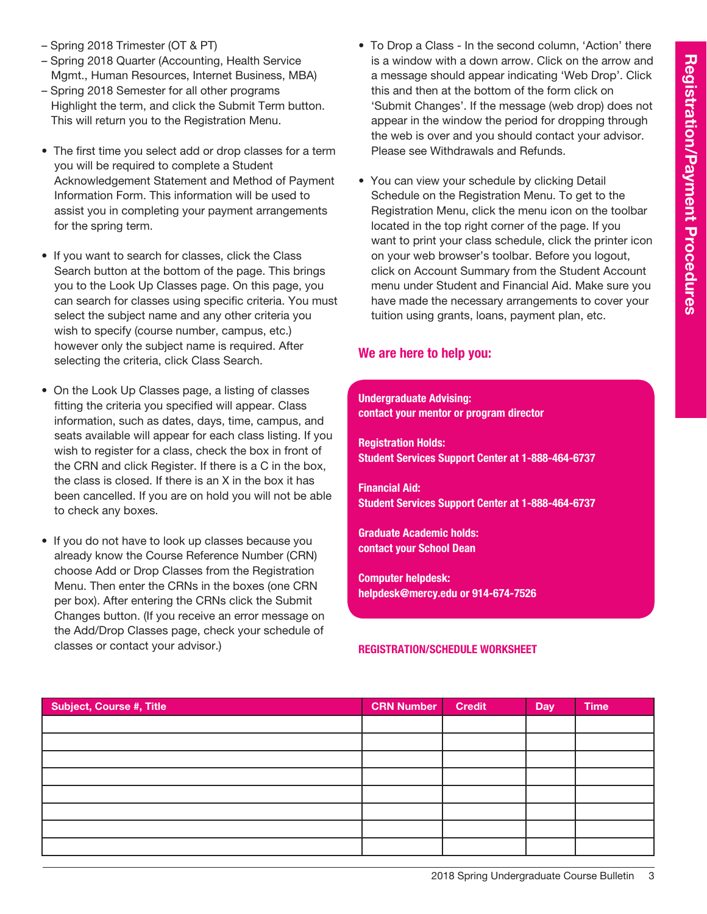– Spring 2018 Trimester (OT & PT)
– Spring 2018 Quarter (Accounting, Health Service Mgmt., Human Resources, Internet Business, MBA)
– Spring 2018 Semester for all other programs
Highlight the term, and click the Submit Term button. This will return you to the Registration Menu.

- The first time you select add or drop classes for a term you will be required to complete a Student Acknowledgement Statement and Method of Payment Information Form. This information will be used to assist you in completing your payment arrangements for the spring term.
- If you want to search for classes, click the Class Search button at the bottom of the page. This brings you to the Look Up Classes page. On this page, you can search for classes using specific criteria. You must select the subject name and any other criteria you wish to specify (course number, campus, etc.) however only the subject name is required. After selecting the criteria, click Class Search.
- On the Look Up Classes page, a listing of classes fitting the criteria you specified will appear. Class information, such as dates, days, time, campus, and seats available will appear for each class listing. If you wish to register for a class, check the box in front of the CRN and click Register. If there is a C in the box, the class is closed. If there is an X in the box it has been cancelled. If you are on hold you will not be able to check any boxes.
- If you do not have to look up classes because you already know the Course Reference Number (CRN) choose Add or Drop Classes from the Registration Menu. Then enter the CRNs in the boxes (one CRN per box). After entering the CRNs click the Submit Changes button. (If you receive an error message on the Add/Drop Classes page, check your schedule of classes or contact your advisor.)
- To Drop a Class - In the second column, 'Action' there is a window with a down arrow. Click on the arrow and a message should appear indicating 'Web Drop'. Click this and then at the bottom of the form click on 'Submit Changes'. If the message (web drop) does not appear in the window the period for dropping through the web is over and you should contact your advisor. Please see Withdrawals and Refunds.
- You can view your schedule by clicking Detail Schedule on the Registration Menu. To get to the Registration Menu, click the menu icon on the toolbar located in the top right corner of the page. If you want to print your class schedule, click the printer icon on your web browser's toolbar. Before you logout, click on Account Summary from the Student Account menu under Student and Financial Aid. Make sure you have made the necessary arrangements to cover your tuition using grants, loans, payment plan, etc.

## We are here to help you:

**Undergraduate Advising:**
**contact your mentor or program director**

**Registration Holds:**
**Student Services Support Center at 1-888-464-6737**

**Financial Aid:**
**Student Services Support Center at 1-888-464-6737**

**Graduate Academic holds:**
**contact your School Dean**

**Computer helpdesk:**
**helpdesk@mercy.edu or 914-674-7526**

### REGISTRATION/SCHEDULE WORKSHEET

| Subject, Course #, Title | CRN Number | Credit | Day | Time |
|---|---|---|---|---|
| | | | | |
| | | | | |
| | | | | |
| | | | | |
| | | | | |
| | | | | |
| | | | | |
| | | | | |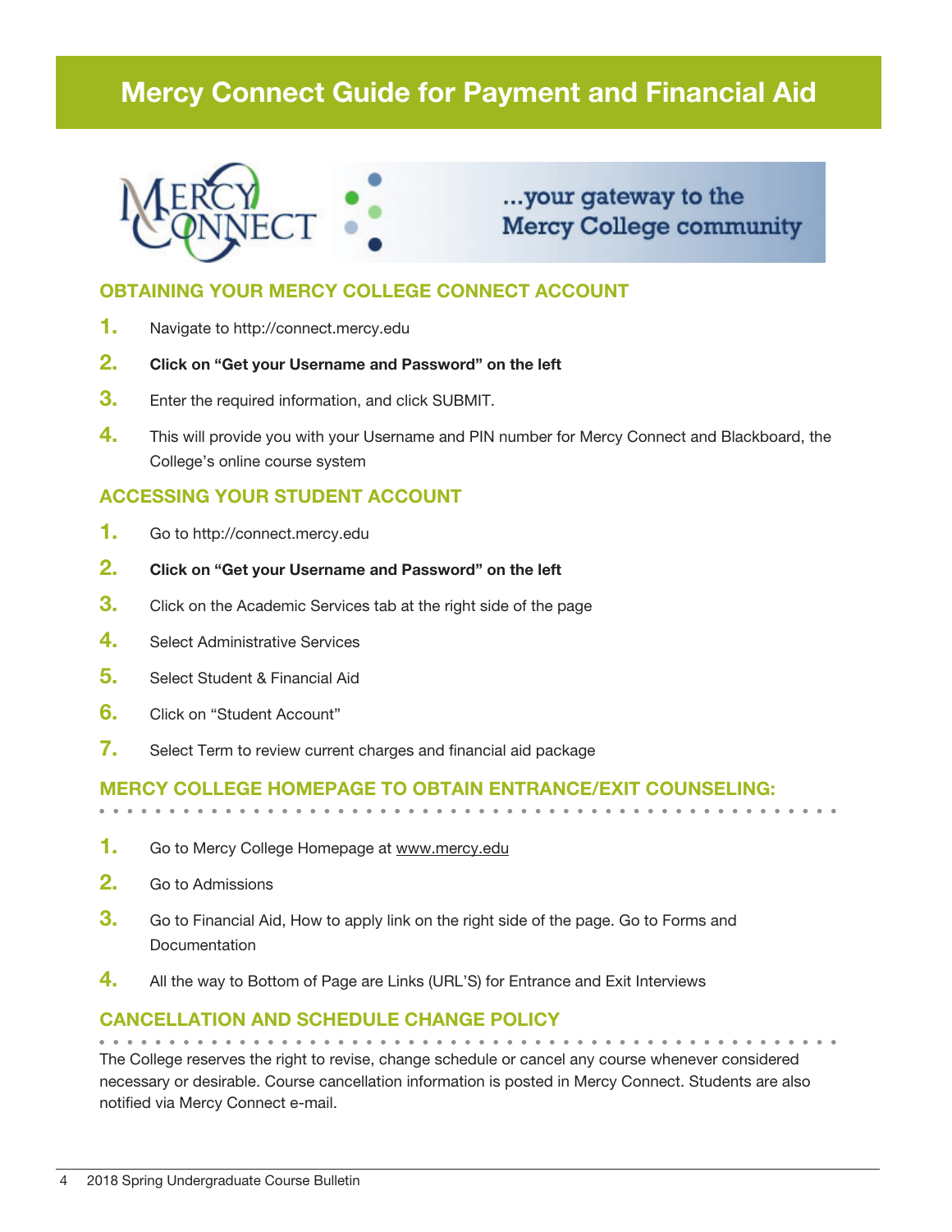# Mercy Connect Guide for Payment and Financial Aid

...your gateway to the Mercy College community

## OBTAINING YOUR MERCY COLLEGE CONNECT ACCOUNT

1. Navigate to http://connect.mercy.edu
2. **Click on "Get your Username and Password" on the left**
3. Enter the required information, and click SUBMIT.
4. This will provide you with your Username and PIN number for Mercy Connect and Blackboard, the College's online course system

## ACCESSING YOUR STUDENT ACCOUNT

1. Go to http://connect.mercy.edu
2. **Click on "Get your Username and Password" on the left**
3. Click on the Academic Services tab at the right side of the page
4. Select Administrative Services
5. Select Student & Financial Aid
6. Click on "Student Account"
7. Select Term to review current charges and financial aid package

## MERCY COLLEGE HOMEPAGE TO OBTAIN ENTRANCE/EXIT COUNSELING:

1. Go to Mercy College Homepage at www.mercy.edu
2. Go to Admissions
3. Go to Financial Aid, How to apply link on the right side of the page. Go to Forms and Documentation
4. All the way to Bottom of Page are Links (URL'S) for Entrance and Exit Interviews

## CANCELLATION AND SCHEDULE CHANGE POLICY

The College reserves the right to revise, change schedule or cancel any course whenever considered necessary or desirable. Course cancellation information is posted in Mercy Connect. Students are also notified via Mercy Connect e-mail.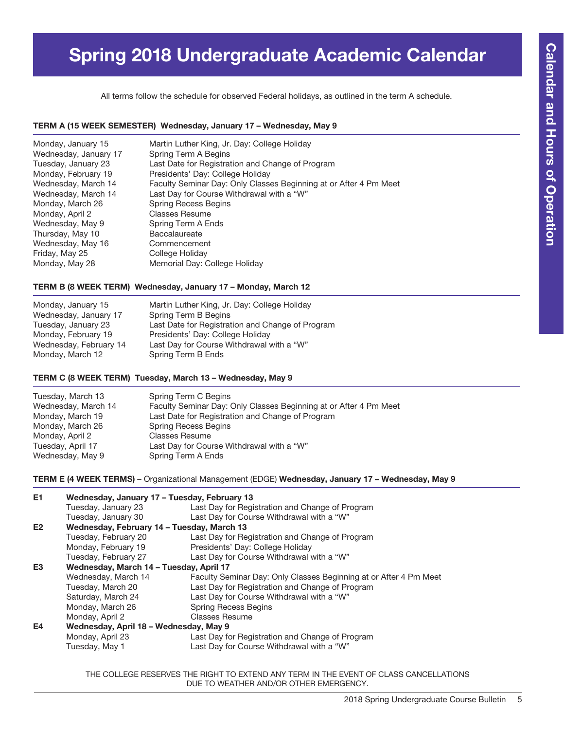# Spring 2018 Undergraduate Academic Calendar

All terms follow the schedule for observed Federal holidays, as outlined in the term A schedule.

**TERM A (15 WEEK SEMESTER) Wednesday, January 17 – Wednesday, May 9**

| | |
|---|---|
| Monday, January 15 | Martin Luther King, Jr. Day: College Holiday |
| Wednesday, January 17 | Spring Term A Begins |
| Tuesday, January 23 | Last Date for Registration and Change of Program |
| Monday, February 19 | Presidents' Day: College Holiday |
| Wednesday, March 14 | Faculty Seminar Day: Only Classes Beginning at or After 4 Pm Meet |
| Wednesday, March 14 | Last Day for Course Withdrawal with a "W" |
| Monday, March 26 | Spring Recess Begins |
| Monday, April 2 | Classes Resume |
| Wednesday, May 9 | Spring Term A Ends |
| Thursday, May 10 | Baccalaureate |
| Wednesday, May 16 | Commencement |
| Friday, May 25 | College Holiday |
| Monday, May 28 | Memorial Day: College Holiday |

**TERM B (8 WEEK TERM) Wednesday, January 17 – Monday, March 12**

| | |
|---|---|
| Monday, January 15 | Martin Luther King, Jr. Day: College Holiday |
| Wednesday, January 17 | Spring Term B Begins |
| Tuesday, January 23 | Last Date for Registration and Change of Program |
| Monday, February 19 | Presidents' Day: College Holiday |
| Wednesday, February 14 | Last Day for Course Withdrawal with a "W" |
| Monday, March 12 | Spring Term B Ends |

**TERM C (8 WEEK TERM) Tuesday, March 13 – Wednesday, May 9**

| | |
|---|---|
| Tuesday, March 13 | Spring Term C Begins |
| Wednesday, March 14 | Faculty Seminar Day: Only Classes Beginning at or After 4 Pm Meet |
| Monday, March 19 | Last Date for Registration and Change of Program |
| Monday, March 26 | Spring Recess Begins |
| Monday, April 2 | Classes Resume |
| Tuesday, April 17 | Last Day for Course Withdrawal with a "W" |
| Wednesday, May 9 | Spring Term A Ends |

**TERM E (4 WEEK TERMS)** – Organizational Management (EDGE) **Wednesday, January 17 – Wednesday, May 9**

**E1 Wednesday, January 17 – Tuesday, February 13**

| | |
|---|---|
| Tuesday, January 23 | Last Day for Registration and Change of Program |
| Tuesday, January 30 | Last Day for Course Withdrawal with a "W" |

**E2 Wednesday, February 14 – Tuesday, March 13**

| | |
|---|---|
| Tuesday, February 20 | Last Day for Registration and Change of Program |
| Monday, February 19 | Presidents' Day: College Holiday |
| Tuesday, February 27 | Last Day for Course Withdrawal with a "W" |

**E3 Wednesday, March 14 – Tuesday, April 17**

| | |
|---|---|
| Wednesday, March 14 | Faculty Seminar Day: Only Classes Beginning at or After 4 Pm Meet |
| Tuesday, March 20 | Last Day for Registration and Change of Program |
| Saturday, March 24 | Last Day for Course Withdrawal with a "W" |
| Monday, March 26 | Spring Recess Begins |
| Monday, April 2 | Classes Resume |

**E4 Wednesday, April 18 – Wednesday, May 9**

| | |
|---|---|
| Monday, April 23 | Last Day for Registration and Change of Program |
| Tuesday, May 1 | Last Day for Course Withdrawal with a "W" |

THE COLLEGE RESERVES THE RIGHT TO EXTEND ANY TERM IN THE EVENT OF CLASS CANCELLATIONS DUE TO WEATHER AND/OR OTHER EMERGENCY.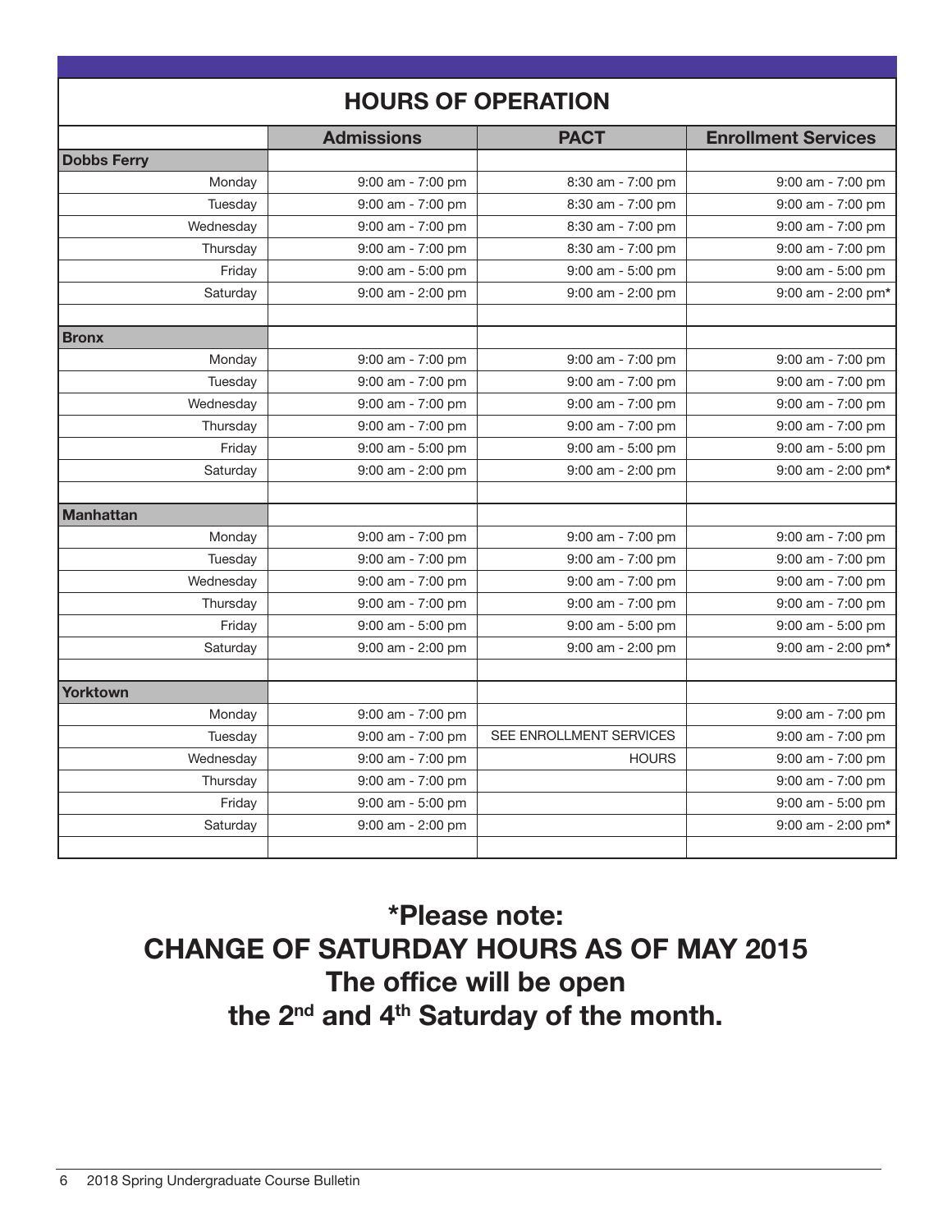## HOURS OF OPERATION

| | Admissions | PACT | Enrollment Services |
|---|---|---|---|
| **Dobbs Ferry** | | | |
| Monday | 9:00 am - 7:00 pm | 8:30 am - 7:00 pm | 9:00 am - 7:00 pm |
| Tuesday | 9:00 am - 7:00 pm | 8:30 am - 7:00 pm | 9:00 am - 7:00 pm |
| Wednesday | 9:00 am - 7:00 pm | 8:30 am - 7:00 pm | 9:00 am - 7:00 pm |
| Thursday | 9:00 am - 7:00 pm | 8:30 am - 7:00 pm | 9:00 am - 7:00 pm |
| Friday | 9:00 am - 5:00 pm | 9:00 am - 5:00 pm | 9:00 am - 5:00 pm |
| Saturday | 9:00 am - 2:00 pm | 9:00 am - 2:00 pm | 9:00 am - 2:00 pm* |
| | | | |
| **Bronx** | | | |
| Monday | 9:00 am - 7:00 pm | 9:00 am - 7:00 pm | 9:00 am - 7:00 pm |
| Tuesday | 9:00 am - 7:00 pm | 9:00 am - 7:00 pm | 9:00 am - 7:00 pm |
| Wednesday | 9:00 am - 7:00 pm | 9:00 am - 7:00 pm | 9:00 am - 7:00 pm |
| Thursday | 9:00 am - 7:00 pm | 9:00 am - 7:00 pm | 9:00 am - 7:00 pm |
| Friday | 9:00 am - 5:00 pm | 9:00 am - 5:00 pm | 9:00 am - 5:00 pm |
| Saturday | 9:00 am - 2:00 pm | 9:00 am - 2:00 pm | 9:00 am - 2:00 pm* |
| | | | |
| **Manhattan** | | | |
| Monday | 9:00 am - 7:00 pm | 9:00 am - 7:00 pm | 9:00 am - 7:00 pm |
| Tuesday | 9:00 am - 7:00 pm | 9:00 am - 7:00 pm | 9:00 am - 7:00 pm |
| Wednesday | 9:00 am - 7:00 pm | 9:00 am - 7:00 pm | 9:00 am - 7:00 pm |
| Thursday | 9:00 am - 7:00 pm | 9:00 am - 7:00 pm | 9:00 am - 7:00 pm |
| Friday | 9:00 am - 5:00 pm | 9:00 am - 5:00 pm | 9:00 am - 5:00 pm |
| Saturday | 9:00 am - 2:00 pm | 9:00 am - 2:00 pm | 9:00 am - 2:00 pm* |
| | | | |
| **Yorktown** | | | |
| Monday | 9:00 am - 7:00 pm | | 9:00 am - 7:00 pm |
| Tuesday | 9:00 am - 7:00 pm | SEE ENROLLMENT SERVICES | 9:00 am - 7:00 pm |
| Wednesday | 9:00 am - 7:00 pm | HOURS | 9:00 am - 7:00 pm |
| Thursday | 9:00 am - 7:00 pm | | 9:00 am - 7:00 pm |
| Friday | 9:00 am - 5:00 pm | | 9:00 am - 5:00 pm |
| Saturday | 9:00 am - 2:00 pm | | 9:00 am - 2:00 pm* |

**\*Please note:**
**CHANGE OF SATURDAY HOURS AS OF MAY 2015**
**The office will be open**
**the 2nd and 4th Saturday of the month.**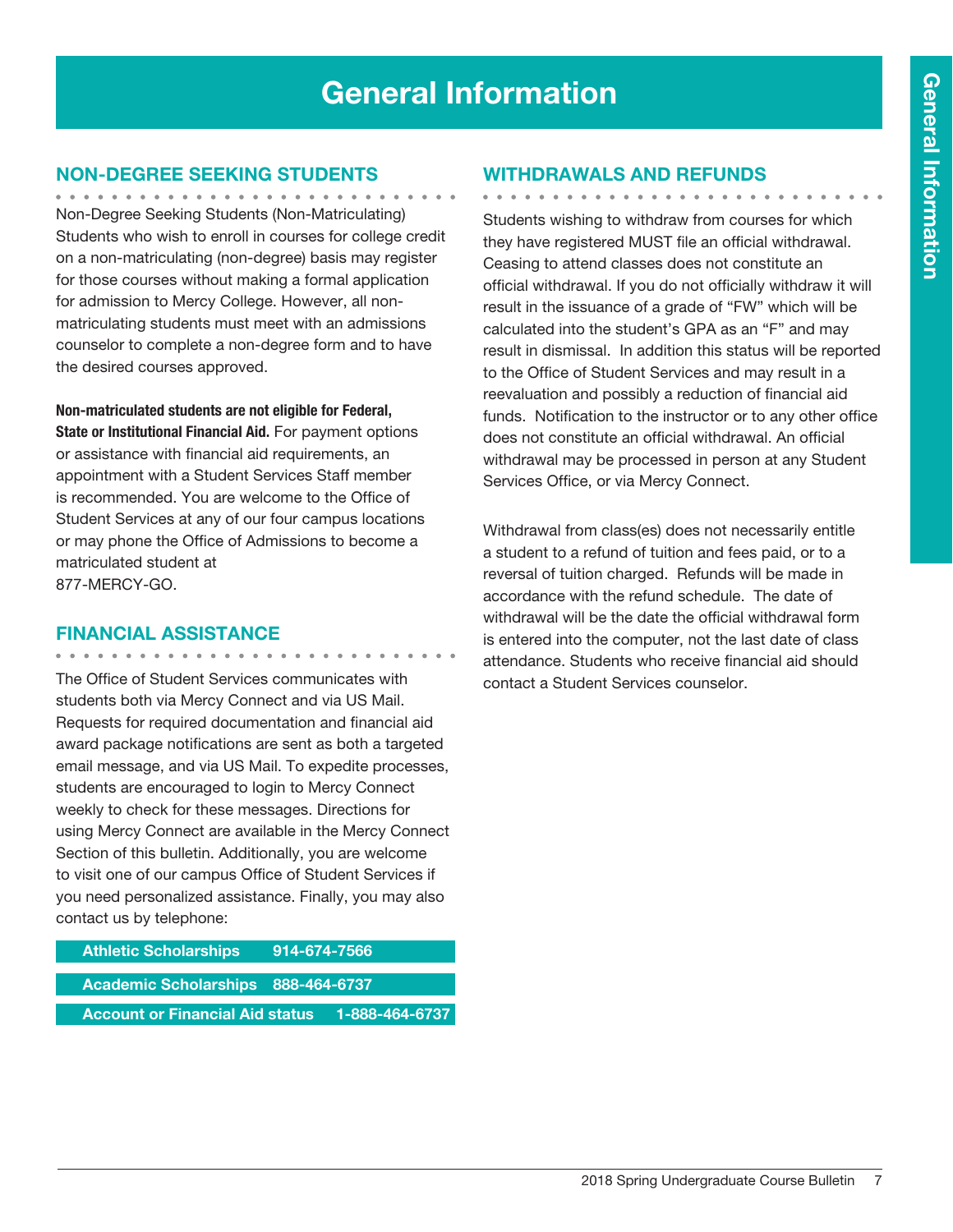# General Information

## NON-DEGREE SEEKING STUDENTS

Non-Degree Seeking Students (Non-Matriculating) Students who wish to enroll in courses for college credit on a non-matriculating (non-degree) basis may register for those courses without making a formal application for admission to Mercy College. However, all non-matriculating students must meet with an admissions counselor to complete a non-degree form and to have the desired courses approved.

**Non-matriculated students are not eligible for Federal, State or Institutional Financial Aid.** For payment options or assistance with financial aid requirements, an appointment with a Student Services Staff member is recommended. You are welcome to the Office of Student Services at any of our four campus locations or may phone the Office of Admissions to become a matriculated student at 877-MERCY-GO.

## FINANCIAL ASSISTANCE

The Office of Student Services communicates with students both via Mercy Connect and via US Mail. Requests for required documentation and financial aid award package notifications are sent as both a targeted email message, and via US Mail. To expedite processes, students are encouraged to login to Mercy Connect weekly to check for these messages. Directions for using Mercy Connect are available in the Mercy Connect Section of this bulletin. Additionally, you are welcome to visit one of our campus Office of Student Services if you need personalized assistance. Finally, you may also contact us by telephone:

| | |
|---|---|
| **Athletic Scholarships** | **914-674-7566** |
| **Academic Scholarships** | **888-464-6737** |
| **Account or Financial Aid status** | **1-888-464-6737** |

## WITHDRAWALS AND REFUNDS

Students wishing to withdraw from courses for which they have registered MUST file an official withdrawal. Ceasing to attend classes does not constitute an official withdrawal. If you do not officially withdraw it will result in the issuance of a grade of "FW" which will be calculated into the student's GPA as an "F" and may result in dismissal. In addition this status will be reported to the Office of Student Services and may result in a reevaluation and possibly a reduction of financial aid funds. Notification to the instructor or to any other office does not constitute an official withdrawal. An official withdrawal may be processed in person at any Student Services Office, or via Mercy Connect.

Withdrawal from class(es) does not necessarily entitle a student to a refund of tuition and fees paid, or to a reversal of tuition charged. Refunds will be made in accordance with the refund schedule. The date of withdrawal will be the date the official withdrawal form is entered into the computer, not the last date of class attendance. Students who receive financial aid should contact a Student Services counselor.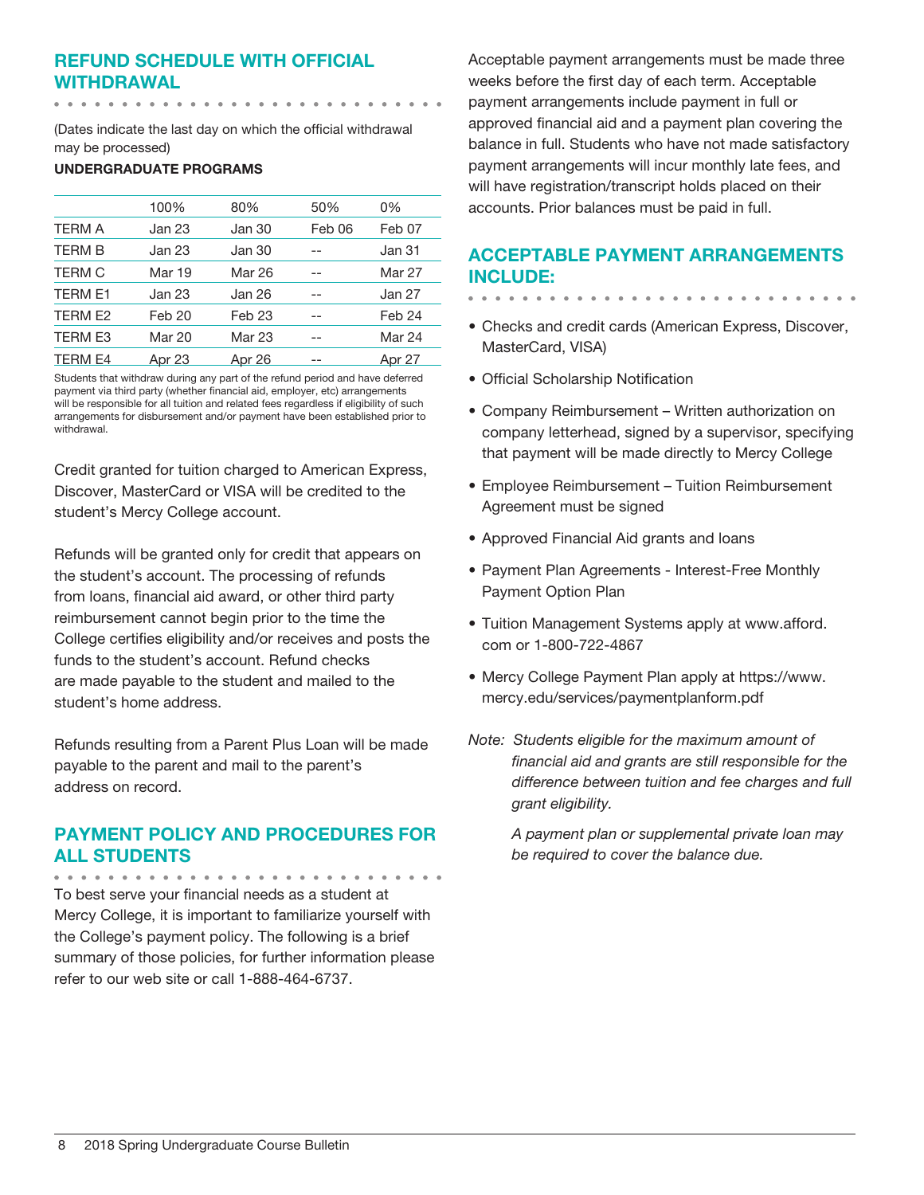## REFUND SCHEDULE WITH OFFICIAL WITHDRAWAL

(Dates indicate the last day on which the official withdrawal may be processed)

**UNDERGRADUATE PROGRAMS**

| | 100% | 80% | 50% | 0% |
|---|---|---|---|---|
| TERM A | Jan 23 | Jan 30 | Feb 06 | Feb 07 |
| TERM B | Jan 23 | Jan 30 | -- | Jan 31 |
| TERM C | Mar 19 | Mar 26 | -- | Mar 27 |
| TERM E1 | Jan 23 | Jan 26 | -- | Jan 27 |
| TERM E2 | Feb 20 | Feb 23 | -- | Feb 24 |
| TERM E3 | Mar 20 | Mar 23 | -- | Mar 24 |
| TERM E4 | Apr 23 | Apr 26 | -- | Apr 27 |

Students that withdraw during any part of the refund period and have deferred payment via third party (whether financial aid, employer, etc) arrangements will be responsible for all tuition and related fees regardless if eligibility of such arrangements for disbursement and/or payment have been established prior to withdrawal.

Credit granted for tuition charged to American Express, Discover, MasterCard or VISA will be credited to the student's Mercy College account.

Refunds will be granted only for credit that appears on the student's account. The processing of refunds from loans, financial aid award, or other third party reimbursement cannot begin prior to the time the College certifies eligibility and/or receives and posts the funds to the student's account. Refund checks are made payable to the student and mailed to the student's home address.

Refunds resulting from a Parent Plus Loan will be made payable to the parent and mail to the parent's address on record.

## PAYMENT POLICY AND PROCEDURES FOR ALL STUDENTS

To best serve your financial needs as a student at Mercy College, it is important to familiarize yourself with the College's payment policy. The following is a brief summary of those policies, for further information please refer to our web site or call 1-888-464-6737.

Acceptable payment arrangements must be made three weeks before the first day of each term. Acceptable payment arrangements include payment in full or approved financial aid and a payment plan covering the balance in full. Students who have not made satisfactory payment arrangements will incur monthly late fees, and will have registration/transcript holds placed on their accounts. Prior balances must be paid in full.

## ACCEPTABLE PAYMENT ARRANGEMENTS INCLUDE:

- Checks and credit cards (American Express, Discover, MasterCard, VISA)
- Official Scholarship Notification
- Company Reimbursement – Written authorization on company letterhead, signed by a supervisor, specifying that payment will be made directly to Mercy College
- Employee Reimbursement – Tuition Reimbursement Agreement must be signed
- Approved Financial Aid grants and loans
- Payment Plan Agreements - Interest-Free Monthly Payment Option Plan
- Tuition Management Systems apply at www.afford.com or 1-800-722-4867
- Mercy College Payment Plan apply at https://www.mercy.edu/services/paymentplanform.pdf

*Note: Students eligible for the maximum amount of financial aid and grants are still responsible for the difference between tuition and fee charges and full grant eligibility.*

*A payment plan or supplemental private loan may be required to cover the balance due.*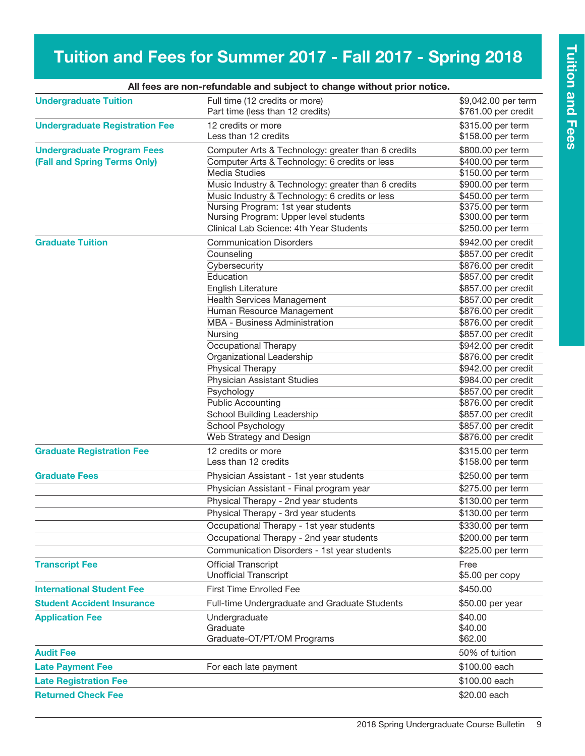# Tuition and Fees for Summer 2017 - Fall 2017 - Spring 2018

**All fees are non-refundable and subject to change without prior notice.**

| Category | Description | Amount |
|---|---|---|
| **Undergraduate Tuition** | Full time (12 credits or more) | $9,042.00 per term |
| | Part time (less than 12 credits) | $761.00 per credit |
| **Undergraduate Registration Fee** | 12 credits or more | $315.00 per term |
| | Less than 12 credits | $158.00 per term |
| **Undergraduate Program Fees (Fall and Spring Terms Only)** | Computer Arts & Technology: greater than 6 credits | $800.00 per term |
| | Computer Arts & Technology: 6 credits or less | $400.00 per term |
| | Media Studies | $150.00 per term |
| | Music Industry & Technology: greater than 6 credits | $900.00 per term |
| | Music Industry & Technology: 6 credits or less | $450.00 per term |
| | Nursing Program: 1st year students | $375.00 per term |
| | Nursing Program: Upper level students | $300.00 per term |
| | Clinical Lab Science: 4th Year Students | $250.00 per term |
| **Graduate Tuition** | Communication Disorders | $942.00 per credit |
| | Counseling | $857.00 per credit |
| | Cybersecurity | $876.00 per credit |
| | Education | $857.00 per credit |
| | English Literature | $857.00 per credit |
| | Health Services Management | $857.00 per credit |
| | Human Resource Management | $876.00 per credit |
| | MBA - Business Administration | $876.00 per credit |
| | Nursing | $857.00 per credit |
| | Occupational Therapy | $942.00 per credit |
| | Organizational Leadership | $876.00 per credit |
| | Physical Therapy | $942.00 per credit |
| | Physician Assistant Studies | $984.00 per credit |
| | Psychology | $857.00 per credit |
| | Public Accounting | $876.00 per credit |
| | School Building Leadership | $857.00 per credit |
| | School Psychology | $857.00 per credit |
| | Web Strategy and Design | $876.00 per credit |
| **Graduate Registration Fee** | 12 credits or more | $315.00 per term |
| | Less than 12 credits | $158.00 per term |
| **Graduate Fees** | Physician Assistant - 1st year students | $250.00 per term |
| | Physician Assistant - Final program year | $275.00 per term |
| | Physical Therapy - 2nd year students | $130.00 per term |
| | Physical Therapy - 3rd year students | $130.00 per term |
| | Occupational Therapy - 1st year students | $330.00 per term |
| | Occupational Therapy - 2nd year students | $200.00 per term |
| | Communication Disorders - 1st year students | $225.00 per term |
| **Transcript Fee** | Official Transcript | Free |
| | Unofficial Transcript | $5.00 per copy |
| **International Student Fee** | First Time Enrolled Fee | $450.00 |
| **Student Accident Insurance** | Full-time Undergraduate and Graduate Students | $50.00 per year |
| **Application Fee** | Undergraduate | $40.00 |
| | Graduate | $40.00 |
| | Graduate-OT/PT/OM Programs | $62.00 |
| **Audit Fee** | | 50% of tuition |
| **Late Payment Fee** | For each late payment | $100.00 each |
| **Late Registration Fee** | | $100.00 each |
| **Returned Check Fee** | | $20.00 each |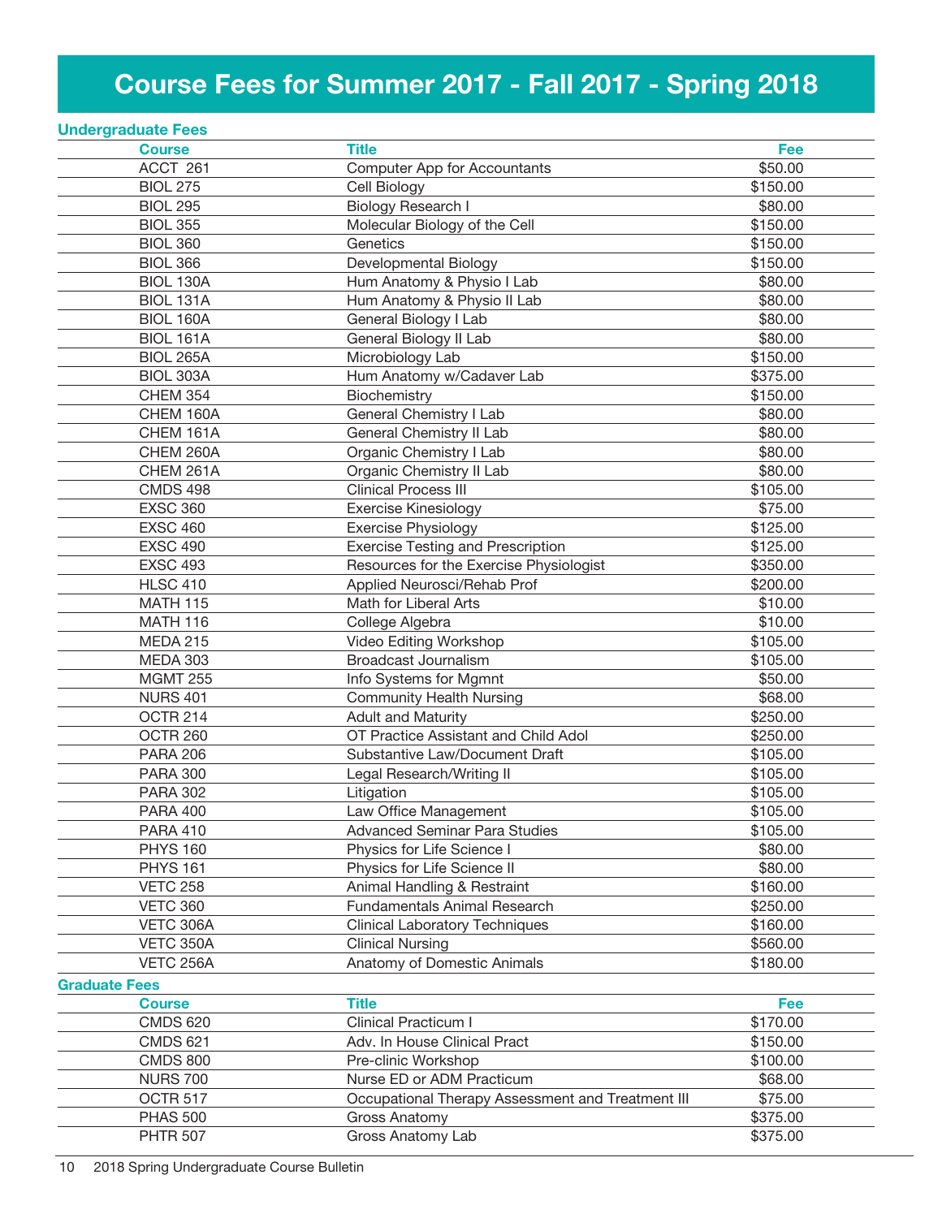# Course Fees for Summer 2017 - Fall 2017 - Spring 2018

### Undergraduate Fees

| Course | Title | Fee |
|---|---|---|
| ACCT 261 | Computer App for Accountants | $50.00 |
| BIOL 275 | Cell Biology | $150.00 |
| BIOL 295 | Biology Research I | $80.00 |
| BIOL 355 | Molecular Biology of the Cell | $150.00 |
| BIOL 360 | Genetics | $150.00 |
| BIOL 366 | Developmental Biology | $150.00 |
| BIOL 130A | Hum Anatomy & Physio I Lab | $80.00 |
| BIOL 131A | Hum Anatomy & Physio II Lab | $80.00 |
| BIOL 160A | General Biology I Lab | $80.00 |
| BIOL 161A | General Biology II Lab | $80.00 |
| BIOL 265A | Microbiology Lab | $150.00 |
| BIOL 303A | Hum Anatomy w/Cadaver Lab | $375.00 |
| CHEM 354 | Biochemistry | $150.00 |
| CHEM 160A | General Chemistry I Lab | $80.00 |
| CHEM 161A | General Chemistry II Lab | $80.00 |
| CHEM 260A | Organic Chemistry I Lab | $80.00 |
| CHEM 261A | Organic Chemistry II Lab | $80.00 |
| CMDS 498 | Clinical Process III | $105.00 |
| EXSC 360 | Exercise Kinesiology | $75.00 |
| EXSC 460 | Exercise Physiology | $125.00 |
| EXSC 490 | Exercise Testing and Prescription | $125.00 |
| EXSC 493 | Resources for the Exercise Physiologist | $350.00 |
| HLSC 410 | Applied Neurosci/Rehab Prof | $200.00 |
| MATH 115 | Math for Liberal Arts | $10.00 |
| MATH 116 | College Algebra | $10.00 |
| MEDA 215 | Video Editing Workshop | $105.00 |
| MEDA 303 | Broadcast Journalism | $105.00 |
| MGMT 255 | Info Systems for Mgmnt | $50.00 |
| NURS 401 | Community Health Nursing | $68.00 |
| OCTR 214 | Adult and Maturity | $250.00 |
| OCTR 260 | OT Practice Assistant and Child Adol | $250.00 |
| PARA 206 | Substantive Law/Document Draft | $105.00 |
| PARA 300 | Legal Research/Writing II | $105.00 |
| PARA 302 | Litigation | $105.00 |
| PARA 400 | Law Office Management | $105.00 |
| PARA 410 | Advanced Seminar Para Studies | $105.00 |
| PHYS 160 | Physics for Life Science I | $80.00 |
| PHYS 161 | Physics for Life Science II | $80.00 |
| VETC 258 | Animal Handling & Restraint | $160.00 |
| VETC 360 | Fundamentals Animal Research | $250.00 |
| VETC 306A | Clinical Laboratory Techniques | $160.00 |
| VETC 350A | Clinical Nursing | $560.00 |
| VETC 256A | Anatomy of Domestic Animals | $180.00 |

### Graduate Fees

| Course | Title | Fee |
|---|---|---|
| CMDS 620 | Clinical Practicum I | $170.00 |
| CMDS 621 | Adv. In House Clinical Pract | $150.00 |
| CMDS 800 | Pre-clinic Workshop | $100.00 |
| NURS 700 | Nurse ED or ADM Practicum | $68.00 |
| OCTR 517 | Occupational Therapy Assessment and Treatment III | $75.00 |
| PHAS 500 | Gross Anatomy | $375.00 |
| PHTR 507 | Gross Anatomy Lab | $375.00 |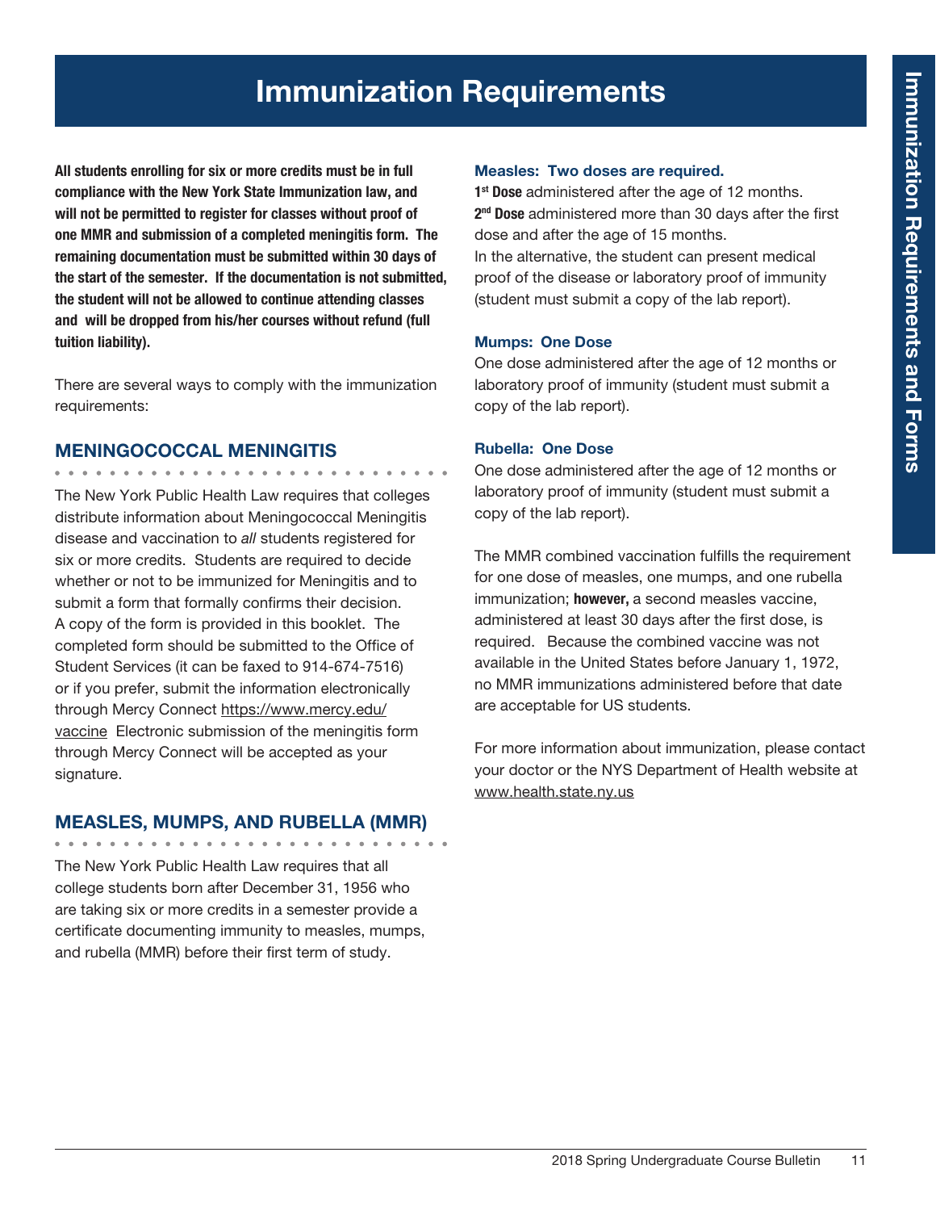# Immunization Requirements

**All students enrolling for six or more credits must be in full compliance with the New York State Immunization law, and will not be permitted to register for classes without proof of one MMR and submission of a completed meningitis form. The remaining documentation must be submitted within 30 days of the start of the semester. If the documentation is not submitted, the student will not be allowed to continue attending classes and will be dropped from his/her courses without refund (full tuition liability).**

There are several ways to comply with the immunization requirements:

## MENINGOCOCCAL MENINGITIS

The New York Public Health Law requires that colleges distribute information about Meningococcal Meningitis disease and vaccination to *all* students registered for six or more credits. Students are required to decide whether or not to be immunized for Meningitis and to submit a form that formally confirms their decision. A copy of the form is provided in this booklet. The completed form should be submitted to the Office of Student Services (it can be faxed to 914-674-7516) or if you prefer, submit the information electronically through Mercy Connect https://www.mercy.edu/vaccine Electronic submission of the meningitis form through Mercy Connect will be accepted as your signature.

## MEASLES, MUMPS, AND RUBELLA (MMR)

The New York Public Health Law requires that all college students born after December 31, 1956 who are taking six or more credits in a semester provide a certificate documenting immunity to measles, mumps, and rubella (MMR) before their first term of study.

### Measles: Two doses are required.

**1st Dose** administered after the age of 12 months.
**2nd Dose** administered more than 30 days after the first dose and after the age of 15 months.
In the alternative, the student can present medical proof of the disease or laboratory proof of immunity (student must submit a copy of the lab report).

### Mumps: One Dose

One dose administered after the age of 12 months or laboratory proof of immunity (student must submit a copy of the lab report).

### Rubella: One Dose

One dose administered after the age of 12 months or laboratory proof of immunity (student must submit a copy of the lab report).

The MMR combined vaccination fulfills the requirement for one dose of measles, one mumps, and one rubella immunization; **however,** a second measles vaccine, administered at least 30 days after the first dose, is required. Because the combined vaccine was not available in the United States before January 1, 1972, no MMR immunizations administered before that date are acceptable for US students.

For more information about immunization, please contact your doctor or the NYS Department of Health website at www.health.state.ny.us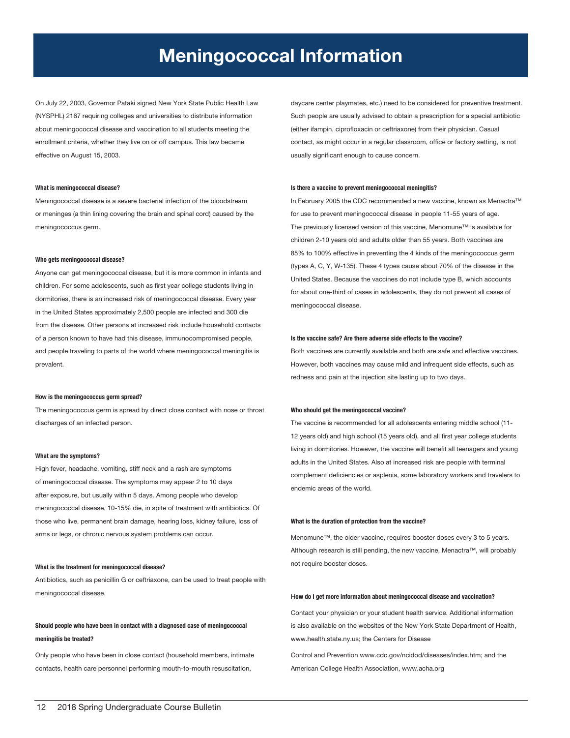# Meningococcal Information

On July 22, 2003, Governor Pataki signed New York State Public Health Law (NYSPHL) 2167 requiring colleges and universities to distribute information about meningococcal disease and vaccination to all students meeting the enrollment criteria, whether they live on or off campus. This law became effective on August 15, 2003.

#### What is meningococcal disease?

Meningococcal disease is a severe bacterial infection of the bloodstream or meninges (a thin lining covering the brain and spinal cord) caused by the meningococcus germ.

#### Who gets meningococcal disease?

Anyone can get meningococcal disease, but it is more common in infants and children. For some adolescents, such as first year college students living in dormitories, there is an increased risk of meningococcal disease. Every year in the United States approximately 2,500 people are infected and 300 die from the disease. Other persons at increased risk include household contacts of a person known to have had this disease, immunocompromised people, and people traveling to parts of the world where meningococcal meningitis is prevalent.

#### How is the meningococcus germ spread?

The meningococcus germ is spread by direct close contact with nose or throat discharges of an infected person.

#### What are the symptoms?

High fever, headache, vomiting, stiff neck and a rash are symptoms of meningococcal disease. The symptoms may appear 2 to 10 days after exposure, but usually within 5 days. Among people who develop meningococcal disease, 10-15% die, in spite of treatment with antibiotics. Of those who live, permanent brain damage, hearing loss, kidney failure, loss of arms or legs, or chronic nervous system problems can occur.

#### What is the treatment for meningococcal disease?

Antibiotics, such as penicillin G or ceftriaxone, can be used to treat people with meningococcal disease.

#### Should people who have been in contact with a diagnosed case of meningococcal meningitis be treated?

Only people who have been in close contact (household members, intimate contacts, health care personnel performing mouth-to-mouth resuscitation, daycare center playmates, etc.) need to be considered for preventive treatment. Such people are usually advised to obtain a prescription for a special antibiotic (either ifampin, ciprofloxacin or ceftriaxone) from their physician. Casual contact, as might occur in a regular classroom, office or factory setting, is not usually significant enough to cause concern.

#### Is there a vaccine to prevent meningococcal meningitis?

In February 2005 the CDC recommended a new vaccine, known as Menactra™ for use to prevent meningococcal disease in people 11-55 years of age. The previously licensed version of this vaccine, Menomune™ is available for children 2-10 years old and adults older than 55 years. Both vaccines are 85% to 100% effective in preventing the 4 kinds of the meningococcus germ (types A, C, Y, W-135). These 4 types cause about 70% of the disease in the United States. Because the vaccines do not include type B, which accounts for about one-third of cases in adolescents, they do not prevent all cases of meningococcal disease.

#### Is the vaccine safe? Are there adverse side effects to the vaccine?

Both vaccines are currently available and both are safe and effective vaccines. However, both vaccines may cause mild and infrequent side effects, such as redness and pain at the injection site lasting up to two days.

#### Who should get the meningococcal vaccine?

The vaccine is recommended for all adolescents entering middle school (11-12 years old) and high school (15 years old), and all first year college students living in dormitories. However, the vaccine will benefit all teenagers and young adults in the United States. Also at increased risk are people with terminal complement deficiencies or asplenia, some laboratory workers and travelers to endemic areas of the world.

#### What is the duration of protection from the vaccine?

Menomune™, the older vaccine, requires booster doses every 3 to 5 years. Although research is still pending, the new vaccine, Menactra™, will probably not require booster doses.

#### How do I get more information about meningococcal disease and vaccination?

Contact your physician or your student health service. Additional information is also available on the websites of the New York State Department of Health, www.health.state.ny.us; the Centers for Disease

Control and Prevention www.cdc.gov/ncidod/diseases/index.htm; and the American College Health Association, www.acha.org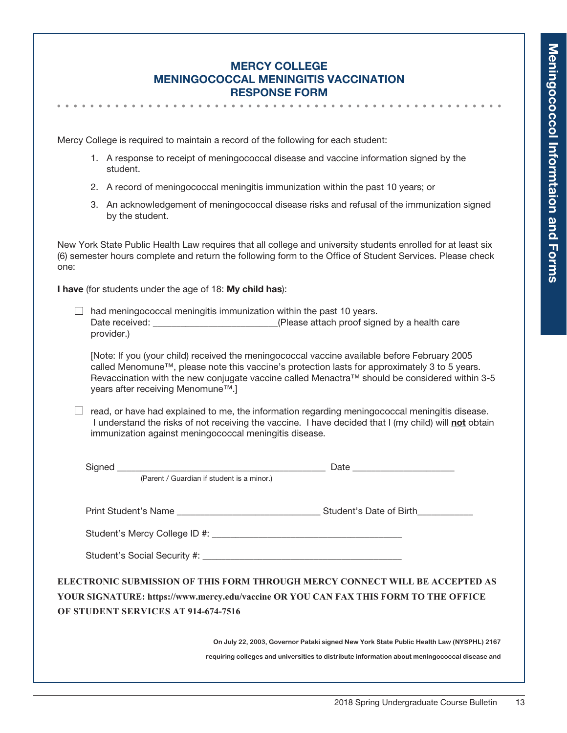# MERCY COLLEGE
# MENINGOCOCCAL MENINGITIS VACCINATION
# RESPONSE FORM

Mercy College is required to maintain a record of the following for each student:

1. A response to receipt of meningococcal disease and vaccine information signed by the student.
2. A record of meningococcal meningitis immunization within the past 10 years; or
3. An acknowledgement of meningococcal disease risks and refusal of the immunization signed by the student.

New York State Public Health Law requires that all college and university students enrolled for at least six (6) semester hours complete and return the following form to the Office of Student Services. Please check one:

**I have** (for students under the age of 18: **My child has**):

☐ had meningococcal meningitis immunization within the past 10 years.
Date received: _________________________(Please attach proof signed by a health care provider.)

[Note: If you (your child) received the meningococcal vaccine available before February 2005 called Menomune™, please note this vaccine's protection lasts for approximately 3 to 5 years. Revaccination with the new conjugate vaccine called Menactra™ should be considered within 3-5 years after receiving Menomune™.]

☐ read, or have had explained to me, the information regarding meningococcal meningitis disease. I understand the risks of not receiving the vaccine. I have decided that I (my child) will **not** obtain immunization against meningococcal meningitis disease.

Signed __________________________________________ Date ____________________
(Parent / Guardian if student is a minor.)

Print Student's Name _____________________________ Student's Date of Birth___________

Student's Mercy College ID #: ______________________________________

Student's Social Security #: ________________________________________

**ELECTRONIC SUBMISSION OF THIS FORM THROUGH MERCY CONNECT WILL BE ACCEPTED AS YOUR SIGNATURE: https://www.mercy.edu/vaccine OR YOU CAN FAX THIS FORM TO THE OFFICE OF STUDENT SERVICES AT 914-674-7516**

**On July 22, 2003, Governor Pataki signed New York State Public Health Law (NYSPHL) 2167 requiring colleges and universities to distribute information about meningococcal disease and**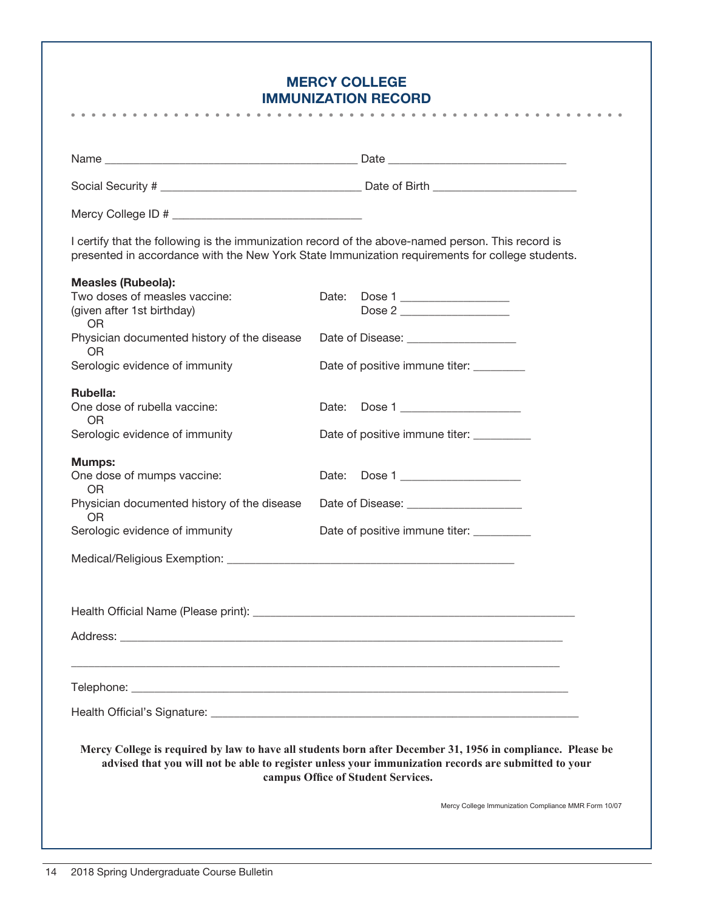# MERCY COLLEGE IMMUNIZATION RECORD

Name ________________________________________ Date ____________________________

Social Security # _______________________________ Date of Birth ______________________

Mercy College ID # _____________________________

I certify that the following is the immunization record of the above-named person. This record is presented in accordance with the New York State Immunization requirements for college students.

**Measles (Rubeola):**

Two doses of measles vaccine: (given after 1st birthday) — Date: Dose 1 _________________ Dose 2 _________________

OR

Physician documented history of the disease — Date of Disease: _________________

OR

Serologic evidence of immunity — Date of positive immune titer: ________

**Rubella:**

One dose of rubella vaccine: — Date: Dose 1 ___________________

OR

Serologic evidence of immunity — Date of positive immune titer: _________

**Mumps:**

One dose of mumps vaccine: — Date: Dose 1 ___________________

OR

Physician documented history of the disease — Date of Disease: __________________

OR

Serologic evidence of immunity — Date of positive immune titer: _________

Medical/Religious Exemption: _____________________________________________

Health Official Name (Please print): ___________________________________________________

Address: _________________________________________________________________________

__________________________________________________________________________________

Telephone: _______________________________________________________________________

Health Official's Signature: __________________________________________________________

**Mercy College is required by law to have all students born after December 31, 1956 in compliance. Please be advised that you will not be able to register unless your immunization records are submitted to your campus Office of Student Services.**

Mercy College Immunization Compliance MMR Form 10/07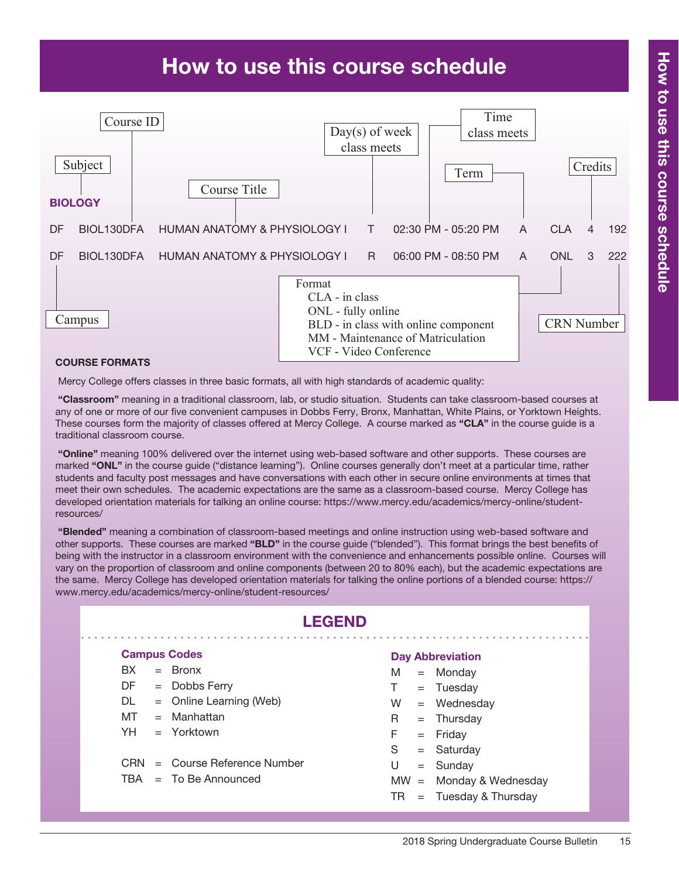# How to use this course schedule

Course ID

Subject

Course Title

Day(s) of week class meets

Time class meets

Term

Credits

**BIOLOGY**

| | | | | | | | | |
|---|---|---|---|---|---|---|---|---|
| DF | BIOL130DFA | HUMAN ANATOMY & PHYSIOLOGY I | T | 02:30 PM - 05:20 PM | A | CLA | 4 | 192 |
| DF | BIOL130DFA | HUMAN ANATOMY & PHYSIOLOGY I | R | 06:00 PM - 08:50 PM | A | ONL | 3 | 222 |

Campus

Format
- CLA - in class
- ONL - fully online
- BLD - in class with online component
- MM - Maintenance of Matriculation
- VCF - Video Conference

CRN Number

**COURSE FORMATS**

Mercy College offers classes in three basic formats, all with high standards of academic quality:

**"Classroom"** meaning in a traditional classroom, lab, or studio situation. Students can take classroom-based courses at any of one or more of our five convenient campuses in Dobbs Ferry, Bronx, Manhattan, White Plains, or Yorktown Heights. These courses form the majority of classes offered at Mercy College. A course marked as **"CLA"** in the course guide is a traditional classroom course.

**"Online"** meaning 100% delivered over the internet using web-based software and other supports. These courses are marked **"ONL"** in the course guide ("distance learning"). Online courses generally don't meet at a particular time, rather students and faculty post messages and have conversations with each other in secure online environments at times that meet their own schedules. The academic expectations are the same as a classroom-based course. Mercy College has developed orientation materials for talking an online course: https://www.mercy.edu/academics/mercy-online/student-resources/

**"Blended"** meaning a combination of classroom-based meetings and online instruction using web-based software and other supports. These courses are marked **"BLD"** in the course guide ("blended"). This format brings the best benefits of being with the instructor in a classroom environment with the convenience and enhancements possible online. Courses will vary on the proportion of classroom and online components (between 20 to 80% each), but the academic expectations are the same. Mercy College has developed orientation materials for talking the online portions of a blended course: https://www.mercy.edu/academics/mercy-online/student-resources/

## LEGEND

**Campus Codes**

- BX = Bronx
- DF = Dobbs Ferry
- DL = Online Learning (Web)
- MT = Manhattan
- YH = Yorktown

- CRN = Course Reference Number
- TBA = To Be Announced

**Day Abbreviation**

- M = Monday
- T = Tuesday
- W = Wednesday
- R = Thursday
- F = Friday
- S = Saturday
- U = Sunday
- MW = Monday & Wednesday
- TR = Tuesday & Thursday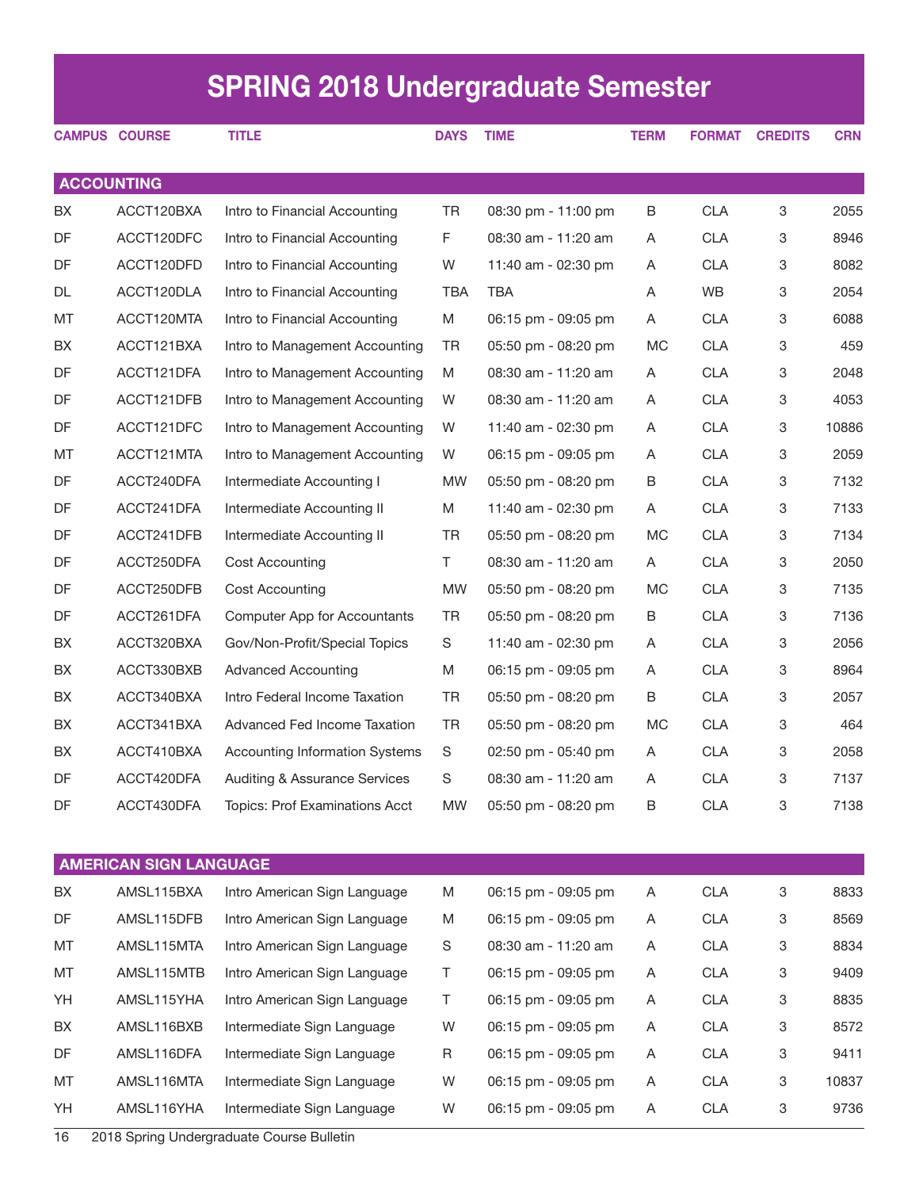# SPRING 2018 Undergraduate Semester

| CAMPUS | COURSE | TITLE | DAYS | TIME | TERM | FORMAT | CREDITS | CRN |
|---|---|---|---|---|---|---|---|---|
| **ACCOUNTING** | | | | | | | | |
| BX | ACCT120BXA | Intro to Financial Accounting | TR | 08:30 pm - 11:00 pm | B | CLA | 3 | 2055 |
| DF | ACCT120DFC | Intro to Financial Accounting | F | 08:30 am - 11:20 am | A | CLA | 3 | 8946 |
| DF | ACCT120DFD | Intro to Financial Accounting | W | 11:40 am - 02:30 pm | A | CLA | 3 | 8082 |
| DL | ACCT120DLA | Intro to Financial Accounting | TBA | TBA | A | WB | 3 | 2054 |
| MT | ACCT120MTA | Intro to Financial Accounting | M | 06:15 pm - 09:05 pm | A | CLA | 3 | 6088 |
| BX | ACCT121BXA | Intro to Management Accounting | TR | 05:50 pm - 08:20 pm | MC | CLA | 3 | 459 |
| DF | ACCT121DFA | Intro to Management Accounting | M | 08:30 am - 11:20 am | A | CLA | 3 | 2048 |
| DF | ACCT121DFB | Intro to Management Accounting | W | 08:30 am - 11:20 am | A | CLA | 3 | 4053 |
| DF | ACCT121DFC | Intro to Management Accounting | W | 11:40 am - 02:30 pm | A | CLA | 3 | 10886 |
| MT | ACCT121MTA | Intro to Management Accounting | W | 06:15 pm - 09:05 pm | A | CLA | 3 | 2059 |
| DF | ACCT240DFA | Intermediate Accounting I | MW | 05:50 pm - 08:20 pm | B | CLA | 3 | 7132 |
| DF | ACCT241DFA | Intermediate Accounting II | M | 11:40 am - 02:30 pm | A | CLA | 3 | 7133 |
| DF | ACCT241DFB | Intermediate Accounting II | TR | 05:50 pm - 08:20 pm | MC | CLA | 3 | 7134 |
| DF | ACCT250DFA | Cost Accounting | T | 08:30 am - 11:20 am | A | CLA | 3 | 2050 |
| DF | ACCT250DFB | Cost Accounting | MW | 05:50 pm - 08:20 pm | MC | CLA | 3 | 7135 |
| DF | ACCT261DFA | Computer App for Accountants | TR | 05:50 pm - 08:20 pm | B | CLA | 3 | 7136 |
| BX | ACCT320BXA | Gov/Non-Profit/Special Topics | S | 11:40 am - 02:30 pm | A | CLA | 3 | 2056 |
| BX | ACCT330BXB | Advanced Accounting | M | 06:15 pm - 09:05 pm | A | CLA | 3 | 8964 |
| BX | ACCT340BXA | Intro Federal Income Taxation | TR | 05:50 pm - 08:20 pm | B | CLA | 3 | 2057 |
| BX | ACCT341BXA | Advanced Fed Income Taxation | TR | 05:50 pm - 08:20 pm | MC | CLA | 3 | 464 |
| BX | ACCT410BXA | Accounting Information Systems | S | 02:50 pm - 05:40 pm | A | CLA | 3 | 2058 |
| DF | ACCT420DFA | Auditing & Assurance Services | S | 08:30 am - 11:20 am | A | CLA | 3 | 7137 |
| DF | ACCT430DFA | Topics: Prof Examinations Acct | MW | 05:50 pm - 08:20 pm | B | CLA | 3 | 7138 |
| **AMERICAN SIGN LANGUAGE** | | | | | | | | |
| BX | AMSL115BXA | Intro American Sign Language | M | 06:15 pm - 09:05 pm | A | CLA | 3 | 8833 |
| DF | AMSL115DFB | Intro American Sign Language | M | 06:15 pm - 09:05 pm | A | CLA | 3 | 8569 |
| MT | AMSL115MTA | Intro American Sign Language | S | 08:30 am - 11:20 am | A | CLA | 3 | 8834 |
| MT | AMSL115MTB | Intro American Sign Language | T | 06:15 pm - 09:05 pm | A | CLA | 3 | 9409 |
| YH | AMSL115YHA | Intro American Sign Language | T | 06:15 pm - 09:05 pm | A | CLA | 3 | 8835 |
| BX | AMSL116BXB | Intermediate Sign Language | W | 06:15 pm - 09:05 pm | A | CLA | 3 | 8572 |
| DF | AMSL116DFA | Intermediate Sign Language | R | 06:15 pm - 09:05 pm | A | CLA | 3 | 9411 |
| MT | AMSL116MTA | Intermediate Sign Language | W | 06:15 pm - 09:05 pm | A | CLA | 3 | 10837 |
| YH | AMSL116YHA | Intermediate Sign Language | W | 06:15 pm - 09:05 pm | A | CLA | 3 | 9736 |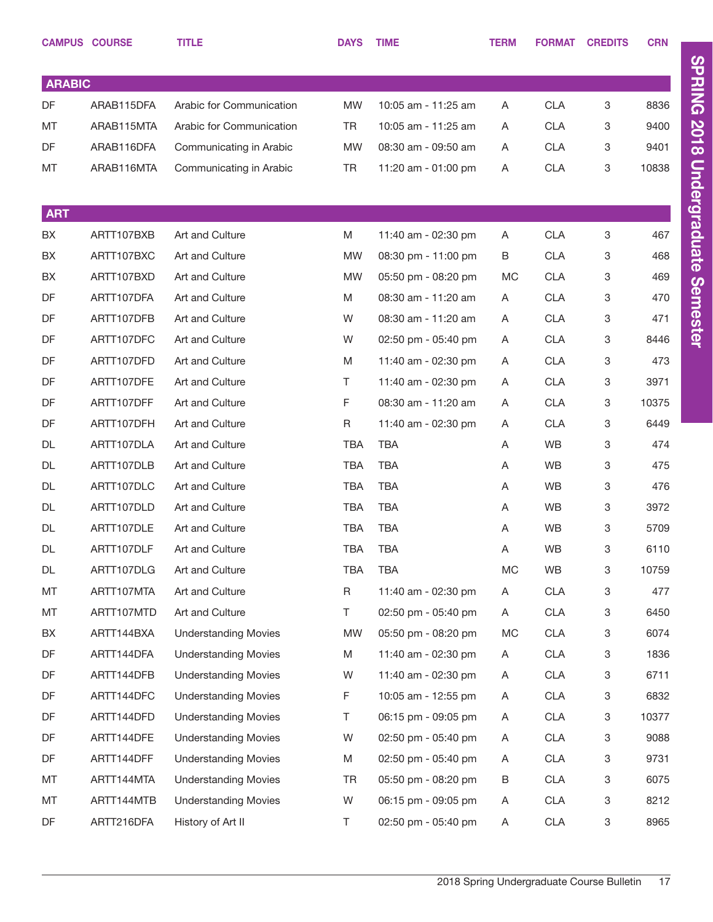| CAMPUS | COURSE | TITLE | DAYS | TIME | TERM | FORMAT | CREDITS | CRN |
|---|---|---|---|---|---|---|---|---|
| **ARABIC** | | | | | | | | |
| DF | ARAB115DFA | Arabic for Communication | MW | 10:05 am - 11:25 am | A | CLA | 3 | 8836 |
| MT | ARAB115MTA | Arabic for Communication | TR | 10:05 am - 11:25 am | A | CLA | 3 | 9400 |
| DF | ARAB116DFA | Communicating in Arabic | MW | 08:30 am - 09:50 am | A | CLA | 3 | 9401 |
| MT | ARAB116MTA | Communicating in Arabic | TR | 11:20 am - 01:00 pm | A | CLA | 3 | 10838 |
| **ART** | | | | | | | | |
| BX | ARTT107BXB | Art and Culture | M | 11:40 am - 02:30 pm | A | CLA | 3 | 467 |
| BX | ARTT107BXC | Art and Culture | MW | 08:30 pm - 11:00 pm | B | CLA | 3 | 468 |
| BX | ARTT107BXD | Art and Culture | MW | 05:50 pm - 08:20 pm | MC | CLA | 3 | 469 |
| DF | ARTT107DFA | Art and Culture | M | 08:30 am - 11:20 am | A | CLA | 3 | 470 |
| DF | ARTT107DFB | Art and Culture | W | 08:30 am - 11:20 am | A | CLA | 3 | 471 |
| DF | ARTT107DFC | Art and Culture | W | 02:50 pm - 05:40 pm | A | CLA | 3 | 8446 |
| DF | ARTT107DFD | Art and Culture | M | 11:40 am - 02:30 pm | A | CLA | 3 | 473 |
| DF | ARTT107DFE | Art and Culture | T | 11:40 am - 02:30 pm | A | CLA | 3 | 3971 |
| DF | ARTT107DFF | Art and Culture | F | 08:30 am - 11:20 am | A | CLA | 3 | 10375 |
| DF | ARTT107DFH | Art and Culture | R | 11:40 am - 02:30 pm | A | CLA | 3 | 6449 |
| DL | ARTT107DLA | Art and Culture | TBA | TBA | A | WB | 3 | 474 |
| DL | ARTT107DLB | Art and Culture | TBA | TBA | A | WB | 3 | 475 |
| DL | ARTT107DLC | Art and Culture | TBA | TBA | A | WB | 3 | 476 |
| DL | ARTT107DLD | Art and Culture | TBA | TBA | A | WB | 3 | 3972 |
| DL | ARTT107DLE | Art and Culture | TBA | TBA | A | WB | 3 | 5709 |
| DL | ARTT107DLF | Art and Culture | TBA | TBA | A | WB | 3 | 6110 |
| DL | ARTT107DLG | Art and Culture | TBA | TBA | MC | WB | 3 | 10759 |
| MT | ARTT107MTA | Art and Culture | R | 11:40 am - 02:30 pm | A | CLA | 3 | 477 |
| MT | ARTT107MTD | Art and Culture | T | 02:50 pm - 05:40 pm | A | CLA | 3 | 6450 |
| BX | ARTT144BXA | Understanding Movies | MW | 05:50 pm - 08:20 pm | MC | CLA | 3 | 6074 |
| DF | ARTT144DFA | Understanding Movies | M | 11:40 am - 02:30 pm | A | CLA | 3 | 1836 |
| DF | ARTT144DFB | Understanding Movies | W | 11:40 am - 02:30 pm | A | CLA | 3 | 6711 |
| DF | ARTT144DFC | Understanding Movies | F | 10:05 am - 12:55 pm | A | CLA | 3 | 6832 |
| DF | ARTT144DFD | Understanding Movies | T | 06:15 pm - 09:05 pm | A | CLA | 3 | 10377 |
| DF | ARTT144DFE | Understanding Movies | W | 02:50 pm - 05:40 pm | A | CLA | 3 | 9088 |
| DF | ARTT144DFF | Understanding Movies | M | 02:50 pm - 05:40 pm | A | CLA | 3 | 9731 |
| MT | ARTT144MTA | Understanding Movies | TR | 05:50 pm - 08:20 pm | B | CLA | 3 | 6075 |
| MT | ARTT144MTB | Understanding Movies | W | 06:15 pm - 09:05 pm | A | CLA | 3 | 8212 |
| DF | ARTT216DFA | History of Art II | T | 02:50 pm - 05:40 pm | A | CLA | 3 | 8965 |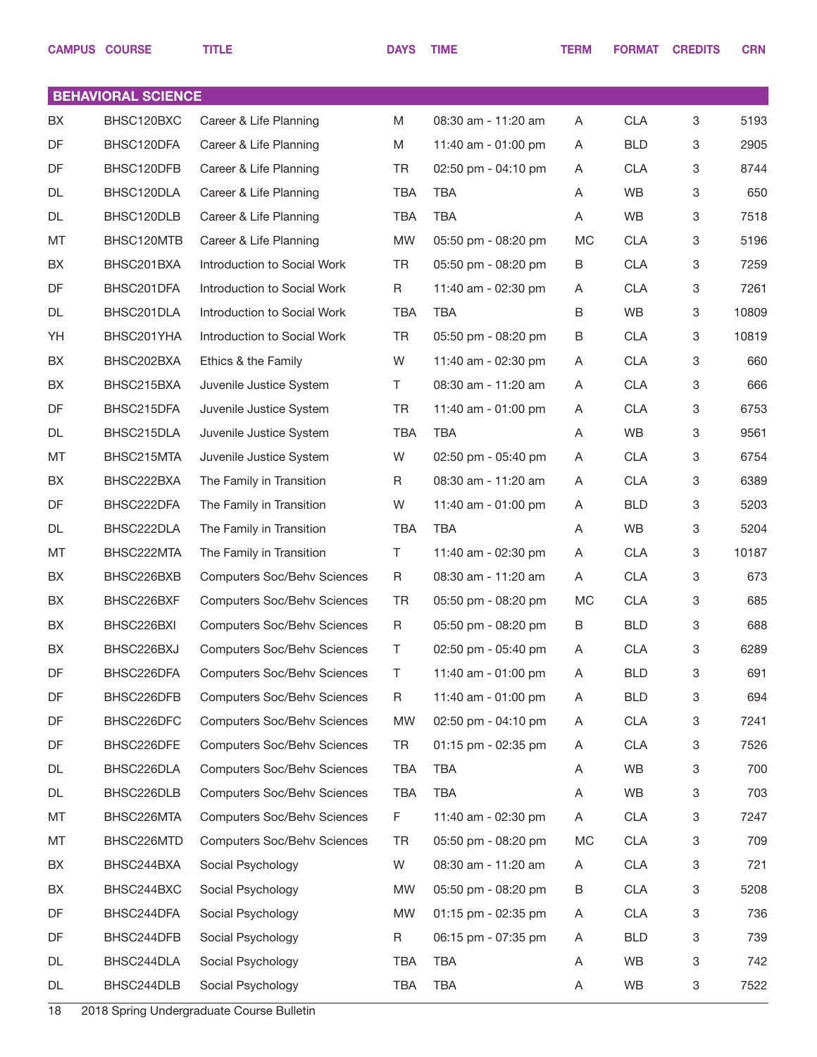| CAMPUS | COURSE | TITLE | DAYS | TIME | TERM | FORMAT | CREDITS | CRN |
|---|---|---|---|---|---|---|---|---|
| **BEHAVIORAL SCIENCE** | | | | | | | | |
| BX | BHSC120BXC | Career & Life Planning | M | 08:30 am - 11:20 am | A | CLA | 3 | 5193 |
| DF | BHSC120DFA | Career & Life Planning | M | 11:40 am - 01:00 pm | A | BLD | 3 | 2905 |
| DF | BHSC120DFB | Career & Life Planning | TR | 02:50 pm - 04:10 pm | A | CLA | 3 | 8744 |
| DL | BHSC120DLA | Career & Life Planning | TBA | TBA | A | WB | 3 | 650 |
| DL | BHSC120DLB | Career & Life Planning | TBA | TBA | A | WB | 3 | 7518 |
| MT | BHSC120MTB | Career & Life Planning | MW | 05:50 pm - 08:20 pm | MC | CLA | 3 | 5196 |
| BX | BHSC201BXA | Introduction to Social Work | TR | 05:50 pm - 08:20 pm | B | CLA | 3 | 7259 |
| DF | BHSC201DFA | Introduction to Social Work | R | 11:40 am - 02:30 pm | A | CLA | 3 | 7261 |
| DL | BHSC201DLA | Introduction to Social Work | TBA | TBA | B | WB | 3 | 10809 |
| YH | BHSC201YHA | Introduction to Social Work | TR | 05:50 pm - 08:20 pm | B | CLA | 3 | 10819 |
| BX | BHSC202BXA | Ethics & the Family | W | 11:40 am - 02:30 pm | A | CLA | 3 | 660 |
| BX | BHSC215BXA | Juvenile Justice System | T | 08:30 am - 11:20 am | A | CLA | 3 | 666 |
| DF | BHSC215DFA | Juvenile Justice System | TR | 11:40 am - 01:00 pm | A | CLA | 3 | 6753 |
| DL | BHSC215DLA | Juvenile Justice System | TBA | TBA | A | WB | 3 | 9561 |
| MT | BHSC215MTA | Juvenile Justice System | W | 02:50 pm - 05:40 pm | A | CLA | 3 | 6754 |
| BX | BHSC222BXA | The Family in Transition | R | 08:30 am - 11:20 am | A | CLA | 3 | 6389 |
| DF | BHSC222DFA | The Family in Transition | W | 11:40 am - 01:00 pm | A | BLD | 3 | 5203 |
| DL | BHSC222DLA | The Family in Transition | TBA | TBA | A | WB | 3 | 5204 |
| MT | BHSC222MTA | The Family in Transition | T | 11:40 am - 02:30 pm | A | CLA | 3 | 10187 |
| BX | BHSC226BXB | Computers Soc/Behv Sciences | R | 08:30 am - 11:20 am | A | CLA | 3 | 673 |
| BX | BHSC226BXF | Computers Soc/Behv Sciences | TR | 05:50 pm - 08:20 pm | MC | CLA | 3 | 685 |
| BX | BHSC226BXI | Computers Soc/Behv Sciences | R | 05:50 pm - 08:20 pm | B | BLD | 3 | 688 |
| BX | BHSC226BXJ | Computers Soc/Behv Sciences | T | 02:50 pm - 05:40 pm | A | CLA | 3 | 6289 |
| DF | BHSC226DFA | Computers Soc/Behv Sciences | T | 11:40 am - 01:00 pm | A | BLD | 3 | 691 |
| DF | BHSC226DFB | Computers Soc/Behv Sciences | R | 11:40 am - 01:00 pm | A | BLD | 3 | 694 |
| DF | BHSC226DFC | Computers Soc/Behv Sciences | MW | 02:50 pm - 04:10 pm | A | CLA | 3 | 7241 |
| DF | BHSC226DFE | Computers Soc/Behv Sciences | TR | 01:15 pm - 02:35 pm | A | CLA | 3 | 7526 |
| DL | BHSC226DLA | Computers Soc/Behv Sciences | TBA | TBA | A | WB | 3 | 700 |
| DL | BHSC226DLB | Computers Soc/Behv Sciences | TBA | TBA | A | WB | 3 | 703 |
| MT | BHSC226MTA | Computers Soc/Behv Sciences | F | 11:40 am - 02:30 pm | A | CLA | 3 | 7247 |
| MT | BHSC226MTD | Computers Soc/Behv Sciences | TR | 05:50 pm - 08:20 pm | MC | CLA | 3 | 709 |
| BX | BHSC244BXA | Social Psychology | W | 08:30 am - 11:20 am | A | CLA | 3 | 721 |
| BX | BHSC244BXC | Social Psychology | MW | 05:50 pm - 08:20 pm | B | CLA | 3 | 5208 |
| DF | BHSC244DFA | Social Psychology | MW | 01:15 pm - 02:35 pm | A | CLA | 3 | 736 |
| DF | BHSC244DFB | Social Psychology | R | 06:15 pm - 07:35 pm | A | BLD | 3 | 739 |
| DL | BHSC244DLA | Social Psychology | TBA | TBA | A | WB | 3 | 742 |
| DL | BHSC244DLB | Social Psychology | TBA | TBA | A | WB | 3 | 7522 |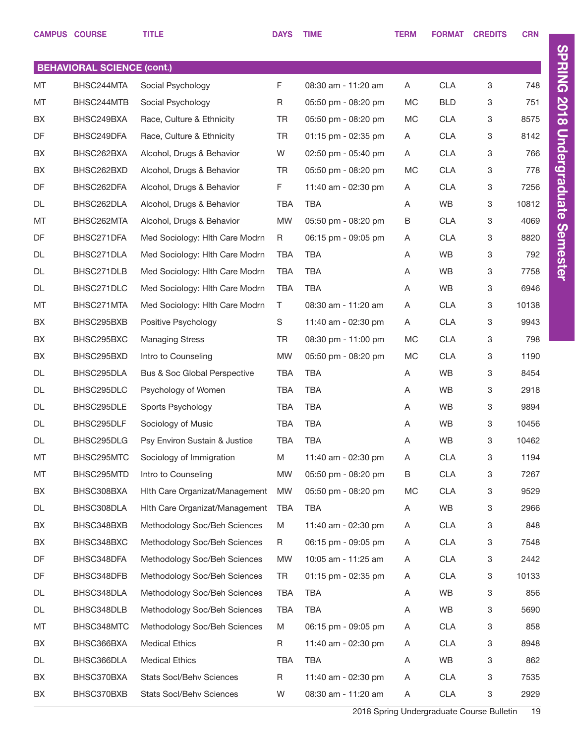## BEHAVIORAL SCIENCE (cont.)

| CAMPUS | COURSE | TITLE | DAYS | TIME | TERM | FORMAT | CREDITS | CRN |
|---|---|---|---|---|---|---|---|---|
| MT | BHSC244MTA | Social Psychology | F | 08:30 am - 11:20 am | A | CLA | 3 | 748 |
| MT | BHSC244MTB | Social Psychology | R | 05:50 pm - 08:20 pm | MC | BLD | 3 | 751 |
| BX | BHSC249BXA | Race, Culture & Ethnicity | TR | 05:50 pm - 08:20 pm | MC | CLA | 3 | 8575 |
| DF | BHSC249DFA | Race, Culture & Ethnicity | TR | 01:15 pm - 02:35 pm | A | CLA | 3 | 8142 |
| BX | BHSC262BXA | Alcohol, Drugs & Behavior | W | 02:50 pm - 05:40 pm | A | CLA | 3 | 766 |
| BX | BHSC262BXD | Alcohol, Drugs & Behavior | TR | 05:50 pm - 08:20 pm | MC | CLA | 3 | 778 |
| DF | BHSC262DFA | Alcohol, Drugs & Behavior | F | 11:40 am - 02:30 pm | A | CLA | 3 | 7256 |
| DL | BHSC262DLA | Alcohol, Drugs & Behavior | TBA | TBA | A | WB | 3 | 10812 |
| MT | BHSC262MTA | Alcohol, Drugs & Behavior | MW | 05:50 pm - 08:20 pm | B | CLA | 3 | 4069 |
| DF | BHSC271DFA | Med Sociology: Hlth Care Modrn | R | 06:15 pm - 09:05 pm | A | CLA | 3 | 8820 |
| DL | BHSC271DLA | Med Sociology: Hlth Care Modrn | TBA | TBA | A | WB | 3 | 792 |
| DL | BHSC271DLB | Med Sociology: Hlth Care Modrn | TBA | TBA | A | WB | 3 | 7758 |
| DL | BHSC271DLC | Med Sociology: Hlth Care Modrn | TBA | TBA | A | WB | 3 | 6946 |
| MT | BHSC271MTA | Med Sociology: Hlth Care Modrn | T | 08:30 am - 11:20 am | A | CLA | 3 | 10138 |
| BX | BHSC295BXB | Positive Psychology | S | 11:40 am - 02:30 pm | A | CLA | 3 | 9943 |
| BX | BHSC295BXC | Managing Stress | TR | 08:30 pm - 11:00 pm | MC | CLA | 3 | 798 |
| BX | BHSC295BXD | Intro to Counseling | MW | 05:50 pm - 08:20 pm | MC | CLA | 3 | 1190 |
| DL | BHSC295DLA | Bus & Soc Global Perspective | TBA | TBA | A | WB | 3 | 8454 |
| DL | BHSC295DLC | Psychology of Women | TBA | TBA | A | WB | 3 | 2918 |
| DL | BHSC295DLE | Sports Psychology | TBA | TBA | A | WB | 3 | 9894 |
| DL | BHSC295DLF | Sociology of Music | TBA | TBA | A | WB | 3 | 10456 |
| DL | BHSC295DLG | Psy Environ Sustain & Justice | TBA | TBA | A | WB | 3 | 10462 |
| MT | BHSC295MTC | Sociology of Immigration | M | 11:40 am - 02:30 pm | A | CLA | 3 | 1194 |
| MT | BHSC295MTD | Intro to Counseling | MW | 05:50 pm - 08:20 pm | B | CLA | 3 | 7267 |
| BX | BHSC308BXA | Hlth Care Organizat/Management | MW | 05:50 pm - 08:20 pm | MC | CLA | 3 | 9529 |
| DL | BHSC308DLA | Hlth Care Organizat/Management | TBA | TBA | A | WB | 3 | 2966 |
| BX | BHSC348BXB | Methodology Soc/Beh Sciences | M | 11:40 am - 02:30 pm | A | CLA | 3 | 848 |
| BX | BHSC348BXC | Methodology Soc/Beh Sciences | R | 06:15 pm - 09:05 pm | A | CLA | 3 | 7548 |
| DF | BHSC348DFA | Methodology Soc/Beh Sciences | MW | 10:05 am - 11:25 am | A | CLA | 3 | 2442 |
| DF | BHSC348DFB | Methodology Soc/Beh Sciences | TR | 01:15 pm - 02:35 pm | A | CLA | 3 | 10133 |
| DL | BHSC348DLA | Methodology Soc/Beh Sciences | TBA | TBA | A | WB | 3 | 856 |
| DL | BHSC348DLB | Methodology Soc/Beh Sciences | TBA | TBA | A | WB | 3 | 5690 |
| MT | BHSC348MTC | Methodology Soc/Beh Sciences | M | 06:15 pm - 09:05 pm | A | CLA | 3 | 858 |
| BX | BHSC366BXA | Medical Ethics | R | 11:40 am - 02:30 pm | A | CLA | 3 | 8948 |
| DL | BHSC366DLA | Medical Ethics | TBA | TBA | A | WB | 3 | 862 |
| BX | BHSC370BXA | Stats Socl/Behv Sciences | R | 11:40 am - 02:30 pm | A | CLA | 3 | 7535 |
| BX | BHSC370BXB | Stats Socl/Behv Sciences | W | 08:30 am - 11:20 am | A | CLA | 3 | 2929 |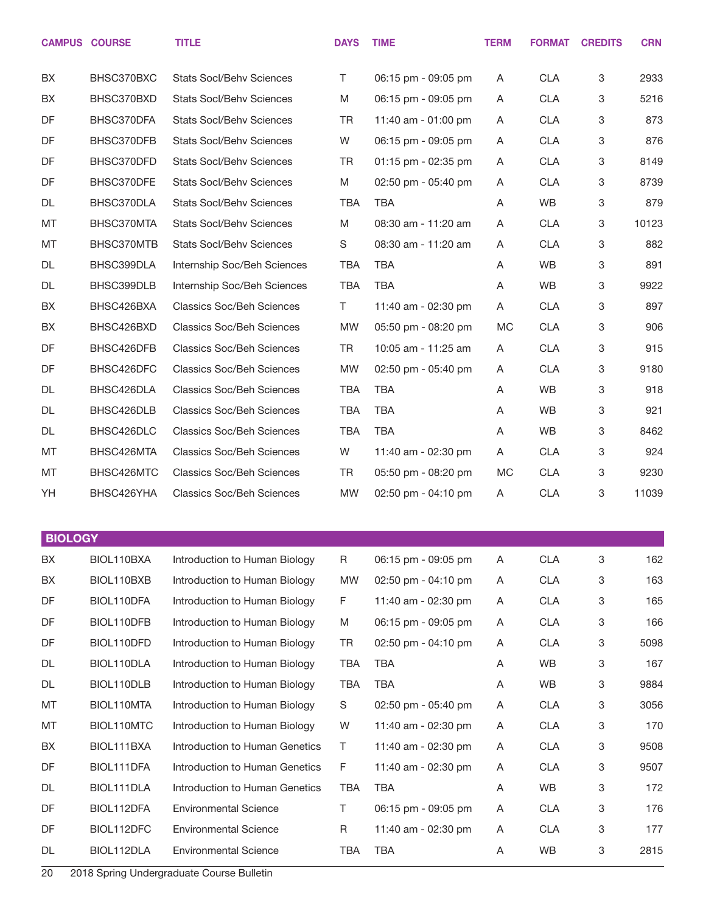| CAMPUS | COURSE | TITLE | DAYS | TIME | TERM | FORMAT | CREDITS | CRN |
|---|---|---|---|---|---|---|---|---|
| BX | BHSC370BXC | Stats Socl/Behv Sciences | T | 06:15 pm - 09:05 pm | A | CLA | 3 | 2933 |
| BX | BHSC370BXD | Stats Socl/Behv Sciences | M | 06:15 pm - 09:05 pm | A | CLA | 3 | 5216 |
| DF | BHSC370DFA | Stats Socl/Behv Sciences | TR | 11:40 am - 01:00 pm | A | CLA | 3 | 873 |
| DF | BHSC370DFB | Stats Socl/Behv Sciences | W | 06:15 pm - 09:05 pm | A | CLA | 3 | 876 |
| DF | BHSC370DFD | Stats Socl/Behv Sciences | TR | 01:15 pm - 02:35 pm | A | CLA | 3 | 8149 |
| DF | BHSC370DFE | Stats Socl/Behv Sciences | M | 02:50 pm - 05:40 pm | A | CLA | 3 | 8739 |
| DL | BHSC370DLA | Stats Socl/Behv Sciences | TBA | TBA | A | WB | 3 | 879 |
| MT | BHSC370MTA | Stats Socl/Behv Sciences | M | 08:30 am - 11:20 am | A | CLA | 3 | 10123 |
| MT | BHSC370MTB | Stats Socl/Behv Sciences | S | 08:30 am - 11:20 am | A | CLA | 3 | 882 |
| DL | BHSC399DLA | Internship Soc/Beh Sciences | TBA | TBA | A | WB | 3 | 891 |
| DL | BHSC399DLB | Internship Soc/Beh Sciences | TBA | TBA | A | WB | 3 | 9922 |
| BX | BHSC426BXA | Classics Soc/Beh Sciences | T | 11:40 am - 02:30 pm | A | CLA | 3 | 897 |
| BX | BHSC426BXD | Classics Soc/Beh Sciences | MW | 05:50 pm - 08:20 pm | MC | CLA | 3 | 906 |
| DF | BHSC426DFB | Classics Soc/Beh Sciences | TR | 10:05 am - 11:25 am | A | CLA | 3 | 915 |
| DF | BHSC426DFC | Classics Soc/Beh Sciences | MW | 02:50 pm - 05:40 pm | A | CLA | 3 | 9180 |
| DL | BHSC426DLA | Classics Soc/Beh Sciences | TBA | TBA | A | WB | 3 | 918 |
| DL | BHSC426DLB | Classics Soc/Beh Sciences | TBA | TBA | A | WB | 3 | 921 |
| DL | BHSC426DLC | Classics Soc/Beh Sciences | TBA | TBA | A | WB | 3 | 8462 |
| MT | BHSC426MTA | Classics Soc/Beh Sciences | W | 11:40 am - 02:30 pm | A | CLA | 3 | 924 |
| MT | BHSC426MTC | Classics Soc/Beh Sciences | TR | 05:50 pm - 08:20 pm | MC | CLA | 3 | 9230 |
| YH | BHSC426YHA | Classics Soc/Beh Sciences | MW | 02:50 pm - 04:10 pm | A | CLA | 3 | 11039 |

## BIOLOGY

| CAMPUS | COURSE | TITLE | DAYS | TIME | TERM | FORMAT | CREDITS | CRN |
|---|---|---|---|---|---|---|---|---|
| BX | BIOL110BXA | Introduction to Human Biology | R | 06:15 pm - 09:05 pm | A | CLA | 3 | 162 |
| BX | BIOL110BXB | Introduction to Human Biology | MW | 02:50 pm - 04:10 pm | A | CLA | 3 | 163 |
| DF | BIOL110DFA | Introduction to Human Biology | F | 11:40 am - 02:30 pm | A | CLA | 3 | 165 |
| DF | BIOL110DFB | Introduction to Human Biology | M | 06:15 pm - 09:05 pm | A | CLA | 3 | 166 |
| DF | BIOL110DFD | Introduction to Human Biology | TR | 02:50 pm - 04:10 pm | A | CLA | 3 | 5098 |
| DL | BIOL110DLA | Introduction to Human Biology | TBA | TBA | A | WB | 3 | 167 |
| DL | BIOL110DLB | Introduction to Human Biology | TBA | TBA | A | WB | 3 | 9884 |
| MT | BIOL110MTA | Introduction to Human Biology | S | 02:50 pm - 05:40 pm | A | CLA | 3 | 3056 |
| MT | BIOL110MTC | Introduction to Human Biology | W | 11:40 am - 02:30 pm | A | CLA | 3 | 170 |
| BX | BIOL111BXA | Introduction to Human Genetics | T | 11:40 am - 02:30 pm | A | CLA | 3 | 9508 |
| DF | BIOL111DFA | Introduction to Human Genetics | F | 11:40 am - 02:30 pm | A | CLA | 3 | 9507 |
| DL | BIOL111DLA | Introduction to Human Genetics | TBA | TBA | A | WB | 3 | 172 |
| DF | BIOL112DFA | Environmental Science | T | 06:15 pm - 09:05 pm | A | CLA | 3 | 176 |
| DF | BIOL112DFC | Environmental Science | R | 11:40 am - 02:30 pm | A | CLA | 3 | 177 |
| DL | BIOL112DLA | Environmental Science | TBA | TBA | A | WB | 3 | 2815 |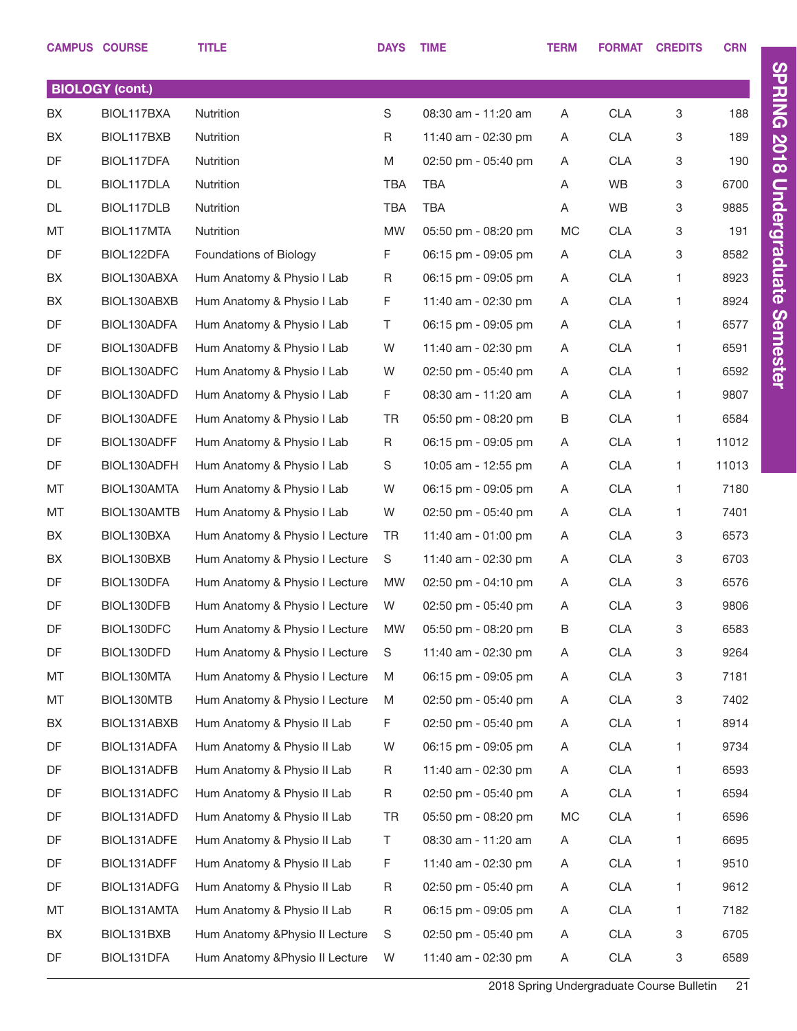| CAMPUS | COURSE | TITLE | DAYS | TIME | TERM | FORMAT | CREDITS | CRN |
|---|---|---|---|---|---|---|---|---|
| **BIOLOGY (cont.)** | | | | | | | | |
| BX | BIOL117BXA | Nutrition | S | 08:30 am - 11:20 am | A | CLA | 3 | 188 |
| BX | BIOL117BXB | Nutrition | R | 11:40 am - 02:30 pm | A | CLA | 3 | 189 |
| DF | BIOL117DFA | Nutrition | M | 02:50 pm - 05:40 pm | A | CLA | 3 | 190 |
| DL | BIOL117DLA | Nutrition | TBA | TBA | A | WB | 3 | 6700 |
| DL | BIOL117DLB | Nutrition | TBA | TBA | A | WB | 3 | 9885 |
| MT | BIOL117MTA | Nutrition | MW | 05:50 pm - 08:20 pm | MC | CLA | 3 | 191 |
| DF | BIOL122DFA | Foundations of Biology | F | 06:15 pm - 09:05 pm | A | CLA | 3 | 8582 |
| BX | BIOL130ABXA | Hum Anatomy & Physio I Lab | R | 06:15 pm - 09:05 pm | A | CLA | 1 | 8923 |
| BX | BIOL130ABXB | Hum Anatomy & Physio I Lab | F | 11:40 am - 02:30 pm | A | CLA | 1 | 8924 |
| DF | BIOL130ADFA | Hum Anatomy & Physio I Lab | T | 06:15 pm - 09:05 pm | A | CLA | 1 | 6577 |
| DF | BIOL130ADFB | Hum Anatomy & Physio I Lab | W | 11:40 am - 02:30 pm | A | CLA | 1 | 6591 |
| DF | BIOL130ADFC | Hum Anatomy & Physio I Lab | W | 02:50 pm - 05:40 pm | A | CLA | 1 | 6592 |
| DF | BIOL130ADFD | Hum Anatomy & Physio I Lab | F | 08:30 am - 11:20 am | A | CLA | 1 | 9807 |
| DF | BIOL130ADFE | Hum Anatomy & Physio I Lab | TR | 05:50 pm - 08:20 pm | B | CLA | 1 | 6584 |
| DF | BIOL130ADFF | Hum Anatomy & Physio I Lab | R | 06:15 pm - 09:05 pm | A | CLA | 1 | 11012 |
| DF | BIOL130ADFH | Hum Anatomy & Physio I Lab | S | 10:05 am - 12:55 pm | A | CLA | 1 | 11013 |
| MT | BIOL130AMTA | Hum Anatomy & Physio I Lab | W | 06:15 pm - 09:05 pm | A | CLA | 1 | 7180 |
| MT | BIOL130AMTB | Hum Anatomy & Physio I Lab | W | 02:50 pm - 05:40 pm | A | CLA | 1 | 7401 |
| BX | BIOL130BXA | Hum Anatomy & Physio I Lecture | TR | 11:40 am - 01:00 pm | A | CLA | 3 | 6573 |
| BX | BIOL130BXB | Hum Anatomy & Physio I Lecture | S | 11:40 am - 02:30 pm | A | CLA | 3 | 6703 |
| DF | BIOL130DFA | Hum Anatomy & Physio I Lecture | MW | 02:50 pm - 04:10 pm | A | CLA | 3 | 6576 |
| DF | BIOL130DFB | Hum Anatomy & Physio I Lecture | W | 02:50 pm - 05:40 pm | A | CLA | 3 | 9806 |
| DF | BIOL130DFC | Hum Anatomy & Physio I Lecture | MW | 05:50 pm - 08:20 pm | B | CLA | 3 | 6583 |
| DF | BIOL130DFD | Hum Anatomy & Physio I Lecture | S | 11:40 am - 02:30 pm | A | CLA | 3 | 9264 |
| MT | BIOL130MTA | Hum Anatomy & Physio I Lecture | M | 06:15 pm - 09:05 pm | A | CLA | 3 | 7181 |
| MT | BIOL130MTB | Hum Anatomy & Physio I Lecture | M | 02:50 pm - 05:40 pm | A | CLA | 3 | 7402 |
| BX | BIOL131ABXB | Hum Anatomy & Physio II Lab | F | 02:50 pm - 05:40 pm | A | CLA | 1 | 8914 |
| DF | BIOL131ADFA | Hum Anatomy & Physio II Lab | W | 06:15 pm - 09:05 pm | A | CLA | 1 | 9734 |
| DF | BIOL131ADFB | Hum Anatomy & Physio II Lab | R | 11:40 am - 02:30 pm | A | CLA | 1 | 6593 |
| DF | BIOL131ADFC | Hum Anatomy & Physio II Lab | R | 02:50 pm - 05:40 pm | A | CLA | 1 | 6594 |
| DF | BIOL131ADFD | Hum Anatomy & Physio II Lab | TR | 05:50 pm - 08:20 pm | MC | CLA | 1 | 6596 |
| DF | BIOL131ADFE | Hum Anatomy & Physio II Lab | T | 08:30 am - 11:20 am | A | CLA | 1 | 6695 |
| DF | BIOL131ADFF | Hum Anatomy & Physio II Lab | F | 11:40 am - 02:30 pm | A | CLA | 1 | 9510 |
| DF | BIOL131ADFG | Hum Anatomy & Physio II Lab | R | 02:50 pm - 05:40 pm | A | CLA | 1 | 9612 |
| MT | BIOL131AMTA | Hum Anatomy & Physio II Lab | R | 06:15 pm - 09:05 pm | A | CLA | 1 | 7182 |
| BX | BIOL131BXB | Hum Anatomy &Physio II Lecture | S | 02:50 pm - 05:40 pm | A | CLA | 3 | 6705 |
| DF | BIOL131DFA | Hum Anatomy &Physio II Lecture | W | 11:40 am - 02:30 pm | A | CLA | 3 | 6589 |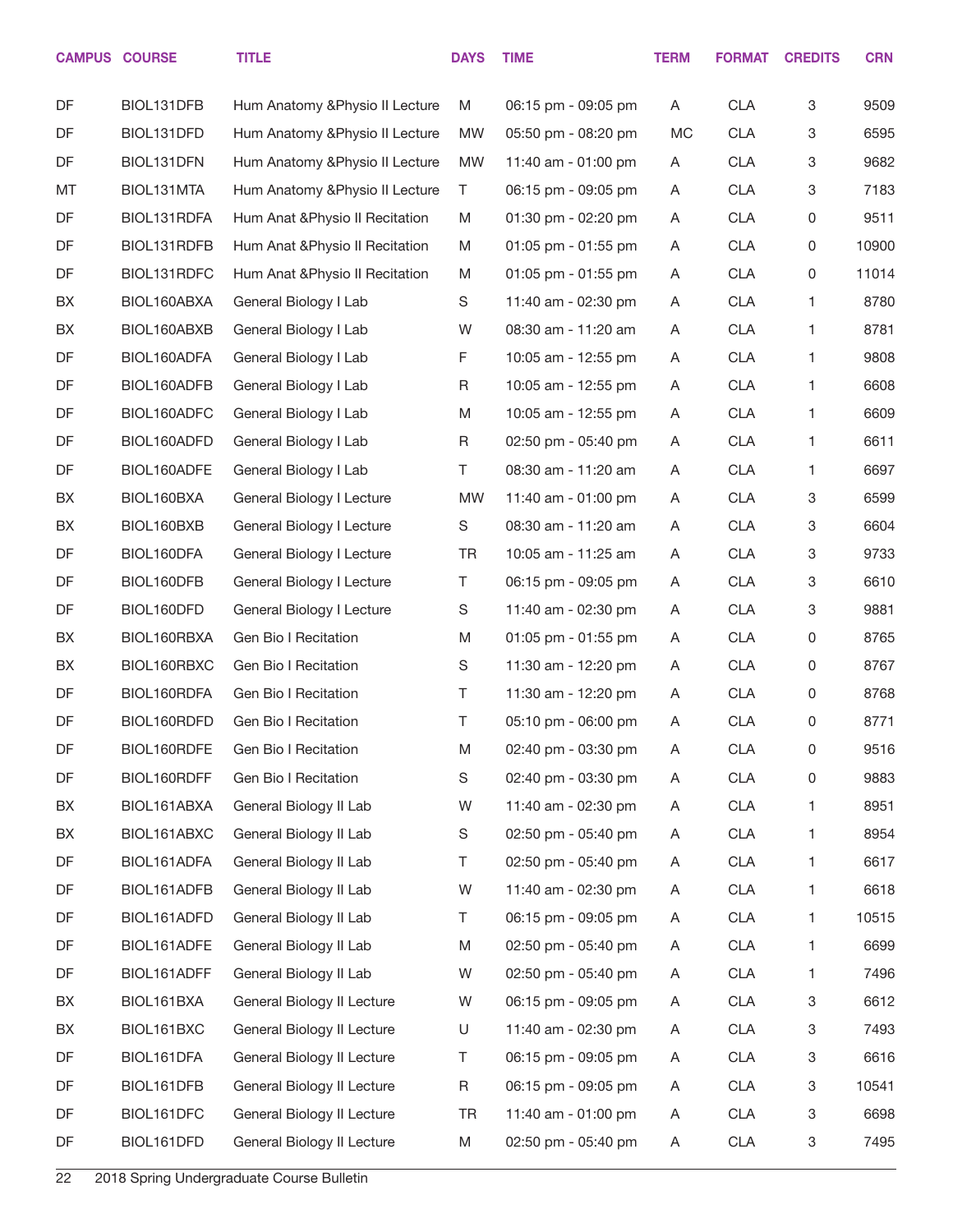| CAMPUS | COURSE | TITLE | DAYS | TIME | TERM | FORMAT | CREDITS | CRN |
|---|---|---|---|---|---|---|---|---|
| DF | BIOL131DFB | Hum Anatomy &Physio II Lecture | M | 06:15 pm - 09:05 pm | A | CLA | 3 | 9509 |
| DF | BIOL131DFD | Hum Anatomy &Physio II Lecture | MW | 05:50 pm - 08:20 pm | MC | CLA | 3 | 6595 |
| DF | BIOL131DFN | Hum Anatomy &Physio II Lecture | MW | 11:40 am - 01:00 pm | A | CLA | 3 | 9682 |
| MT | BIOL131MTA | Hum Anatomy &Physio II Lecture | T | 06:15 pm - 09:05 pm | A | CLA | 3 | 7183 |
| DF | BIOL131RDFA | Hum Anat &Physio II Recitation | M | 01:30 pm - 02:20 pm | A | CLA | 0 | 9511 |
| DF | BIOL131RDFB | Hum Anat &Physio II Recitation | M | 01:05 pm - 01:55 pm | A | CLA | 0 | 10900 |
| DF | BIOL131RDFC | Hum Anat &Physio II Recitation | M | 01:05 pm - 01:55 pm | A | CLA | 0 | 11014 |
| BX | BIOL160ABXA | General Biology I Lab | S | 11:40 am - 02:30 pm | A | CLA | 1 | 8780 |
| BX | BIOL160ABXB | General Biology I Lab | W | 08:30 am - 11:20 am | A | CLA | 1 | 8781 |
| DF | BIOL160ADFA | General Biology I Lab | F | 10:05 am - 12:55 pm | A | CLA | 1 | 9808 |
| DF | BIOL160ADFB | General Biology I Lab | R | 10:05 am - 12:55 pm | A | CLA | 1 | 6608 |
| DF | BIOL160ADFC | General Biology I Lab | M | 10:05 am - 12:55 pm | A | CLA | 1 | 6609 |
| DF | BIOL160ADFD | General Biology I Lab | R | 02:50 pm - 05:40 pm | A | CLA | 1 | 6611 |
| DF | BIOL160ADFE | General Biology I Lab | T | 08:30 am - 11:20 am | A | CLA | 1 | 6697 |
| BX | BIOL160BXA | General Biology I Lecture | MW | 11:40 am - 01:00 pm | A | CLA | 3 | 6599 |
| BX | BIOL160BXB | General Biology I Lecture | S | 08:30 am - 11:20 am | A | CLA | 3 | 6604 |
| DF | BIOL160DFA | General Biology I Lecture | TR | 10:05 am - 11:25 am | A | CLA | 3 | 9733 |
| DF | BIOL160DFB | General Biology I Lecture | T | 06:15 pm - 09:05 pm | A | CLA | 3 | 6610 |
| DF | BIOL160DFD | General Biology I Lecture | S | 11:40 am - 02:30 pm | A | CLA | 3 | 9881 |
| BX | BIOL160RBXA | Gen Bio I Recitation | M | 01:05 pm - 01:55 pm | A | CLA | 0 | 8765 |
| BX | BIOL160RBXC | Gen Bio I Recitation | S | 11:30 am - 12:20 pm | A | CLA | 0 | 8767 |
| DF | BIOL160RDFA | Gen Bio I Recitation | T | 11:30 am - 12:20 pm | A | CLA | 0 | 8768 |
| DF | BIOL160RDFD | Gen Bio I Recitation | T | 05:10 pm - 06:00 pm | A | CLA | 0 | 8771 |
| DF | BIOL160RDFE | Gen Bio I Recitation | M | 02:40 pm - 03:30 pm | A | CLA | 0 | 9516 |
| DF | BIOL160RDFF | Gen Bio I Recitation | S | 02:40 pm - 03:30 pm | A | CLA | 0 | 9883 |
| BX | BIOL161ABXA | General Biology II Lab | W | 11:40 am - 02:30 pm | A | CLA | 1 | 8951 |
| BX | BIOL161ABXC | General Biology II Lab | S | 02:50 pm - 05:40 pm | A | CLA | 1 | 8954 |
| DF | BIOL161ADFA | General Biology II Lab | T | 02:50 pm - 05:40 pm | A | CLA | 1 | 6617 |
| DF | BIOL161ADFB | General Biology II Lab | W | 11:40 am - 02:30 pm | A | CLA | 1 | 6618 |
| DF | BIOL161ADFD | General Biology II Lab | T | 06:15 pm - 09:05 pm | A | CLA | 1 | 10515 |
| DF | BIOL161ADFE | General Biology II Lab | M | 02:50 pm - 05:40 pm | A | CLA | 1 | 6699 |
| DF | BIOL161ADFF | General Biology II Lab | W | 02:50 pm - 05:40 pm | A | CLA | 1 | 7496 |
| BX | BIOL161BXA | General Biology II Lecture | W | 06:15 pm - 09:05 pm | A | CLA | 3 | 6612 |
| BX | BIOL161BXC | General Biology II Lecture | U | 11:40 am - 02:30 pm | A | CLA | 3 | 7493 |
| DF | BIOL161DFA | General Biology II Lecture | T | 06:15 pm - 09:05 pm | A | CLA | 3 | 6616 |
| DF | BIOL161DFB | General Biology II Lecture | R | 06:15 pm - 09:05 pm | A | CLA | 3 | 10541 |
| DF | BIOL161DFC | General Biology II Lecture | TR | 11:40 am - 01:00 pm | A | CLA | 3 | 6698 |
| DF | BIOL161DFD | General Biology II Lecture | M | 02:50 pm - 05:40 pm | A | CLA | 3 | 7495 |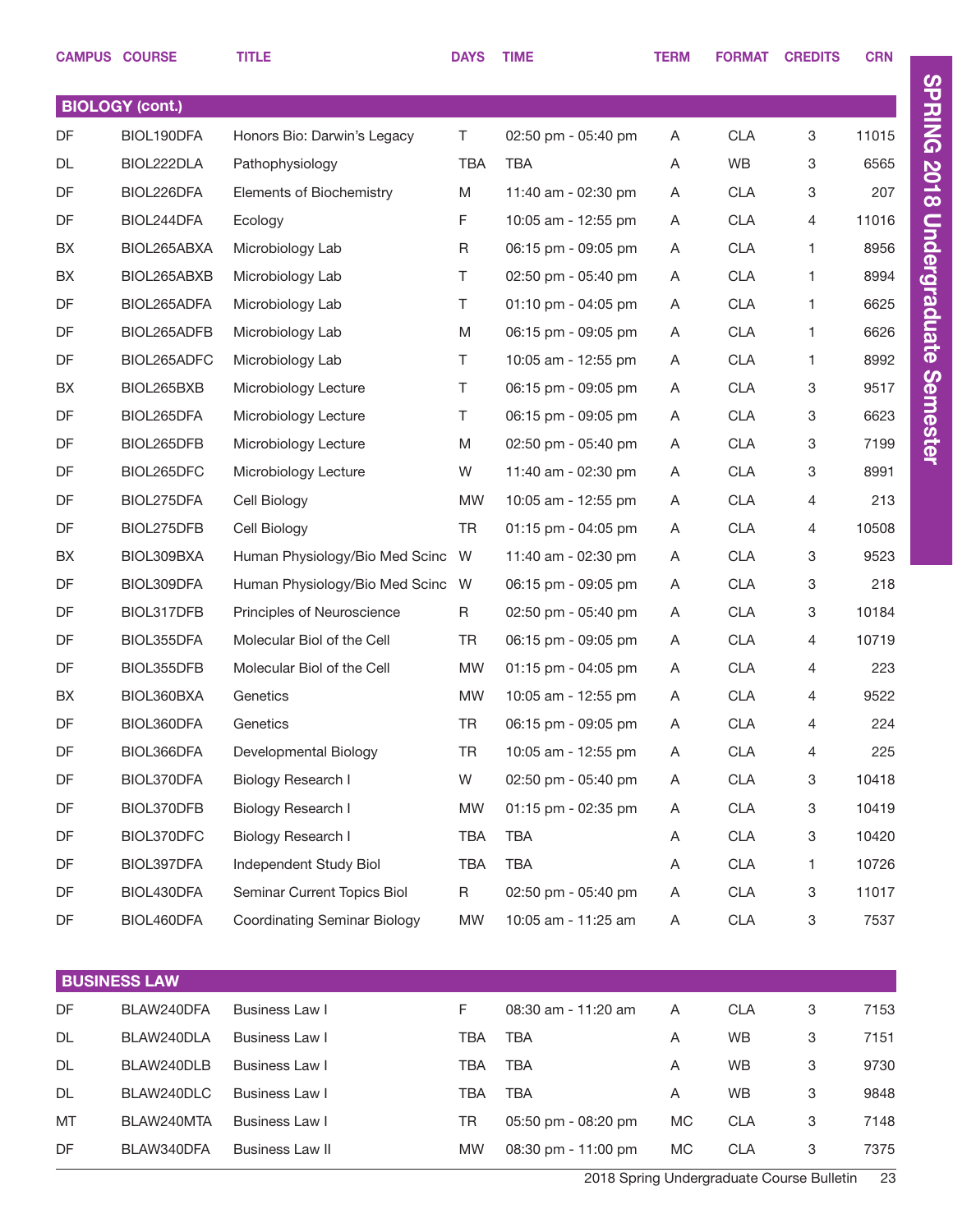| CAMPUS | COURSE | TITLE | DAYS | TIME | TERM | FORMAT | CREDITS | CRN |
|---|---|---|---|---|---|---|---|---|
| **BIOLOGY (cont.)** | | | | | | | | |
| DF | BIOL190DFA | Honors Bio: Darwin's Legacy | T | 02:50 pm - 05:40 pm | A | CLA | 3 | 11015 |
| DL | BIOL222DLA | Pathophysiology | TBA | TBA | A | WB | 3 | 6565 |
| DF | BIOL226DFA | Elements of Biochemistry | M | 11:40 am - 02:30 pm | A | CLA | 3 | 207 |
| DF | BIOL244DFA | Ecology | F | 10:05 am - 12:55 pm | A | CLA | 4 | 11016 |
| BX | BIOL265ABXA | Microbiology Lab | R | 06:15 pm - 09:05 pm | A | CLA | 1 | 8956 |
| BX | BIOL265ABXB | Microbiology Lab | T | 02:50 pm - 05:40 pm | A | CLA | 1 | 8994 |
| DF | BIOL265ADFA | Microbiology Lab | T | 01:10 pm - 04:05 pm | A | CLA | 1 | 6625 |
| DF | BIOL265ADFB | Microbiology Lab | M | 06:15 pm - 09:05 pm | A | CLA | 1 | 6626 |
| DF | BIOL265ADFC | Microbiology Lab | T | 10:05 am - 12:55 pm | A | CLA | 1 | 8992 |
| BX | BIOL265BXB | Microbiology Lecture | T | 06:15 pm - 09:05 pm | A | CLA | 3 | 9517 |
| DF | BIOL265DFA | Microbiology Lecture | T | 06:15 pm - 09:05 pm | A | CLA | 3 | 6623 |
| DF | BIOL265DFB | Microbiology Lecture | M | 02:50 pm - 05:40 pm | A | CLA | 3 | 7199 |
| DF | BIOL265DFC | Microbiology Lecture | W | 11:40 am - 02:30 pm | A | CLA | 3 | 8991 |
| DF | BIOL275DFA | Cell Biology | MW | 10:05 am - 12:55 pm | A | CLA | 4 | 213 |
| DF | BIOL275DFB | Cell Biology | TR | 01:15 pm - 04:05 pm | A | CLA | 4 | 10508 |
| BX | BIOL309BXA | Human Physiology/Bio Med Scinc | W | 11:40 am - 02:30 pm | A | CLA | 3 | 9523 |
| DF | BIOL309DFA | Human Physiology/Bio Med Scinc | W | 06:15 pm - 09:05 pm | A | CLA | 3 | 218 |
| DF | BIOL317DFB | Principles of Neuroscience | R | 02:50 pm - 05:40 pm | A | CLA | 3 | 10184 |
| DF | BIOL355DFA | Molecular Biol of the Cell | TR | 06:15 pm - 09:05 pm | A | CLA | 4 | 10719 |
| DF | BIOL355DFB | Molecular Biol of the Cell | MW | 01:15 pm - 04:05 pm | A | CLA | 4 | 223 |
| BX | BIOL360BXA | Genetics | MW | 10:05 am - 12:55 pm | A | CLA | 4 | 9522 |
| DF | BIOL360DFA | Genetics | TR | 06:15 pm - 09:05 pm | A | CLA | 4 | 224 |
| DF | BIOL366DFA | Developmental Biology | TR | 10:05 am - 12:55 pm | A | CLA | 4 | 225 |
| DF | BIOL370DFA | Biology Research I | W | 02:50 pm - 05:40 pm | A | CLA | 3 | 10418 |
| DF | BIOL370DFB | Biology Research I | MW | 01:15 pm - 02:35 pm | A | CLA | 3 | 10419 |
| DF | BIOL370DFC | Biology Research I | TBA | TBA | A | CLA | 3 | 10420 |
| DF | BIOL397DFA | Independent Study Biol | TBA | TBA | A | CLA | 1 | 10726 |
| DF | BIOL430DFA | Seminar Current Topics Biol | R | 02:50 pm - 05:40 pm | A | CLA | 3 | 11017 |
| DF | BIOL460DFA | Coordinating Seminar Biology | MW | 10:05 am - 11:25 am | A | CLA | 3 | 7537 |
| **BUSINESS LAW** | | | | | | | | |
| DF | BLAW240DFA | Business Law I | F | 08:30 am - 11:20 am | A | CLA | 3 | 7153 |
| DL | BLAW240DLA | Business Law I | TBA | TBA | A | WB | 3 | 7151 |
| DL | BLAW240DLB | Business Law I | TBA | TBA | A | WB | 3 | 9730 |
| DL | BLAW240DLC | Business Law I | TBA | TBA | A | WB | 3 | 9848 |
| MT | BLAW240MTA | Business Law I | TR | 05:50 pm - 08:20 pm | MC | CLA | 3 | 7148 |
| DF | BLAW340DFA | Business Law II | MW | 08:30 pm - 11:00 pm | MC | CLA | 3 | 7375 |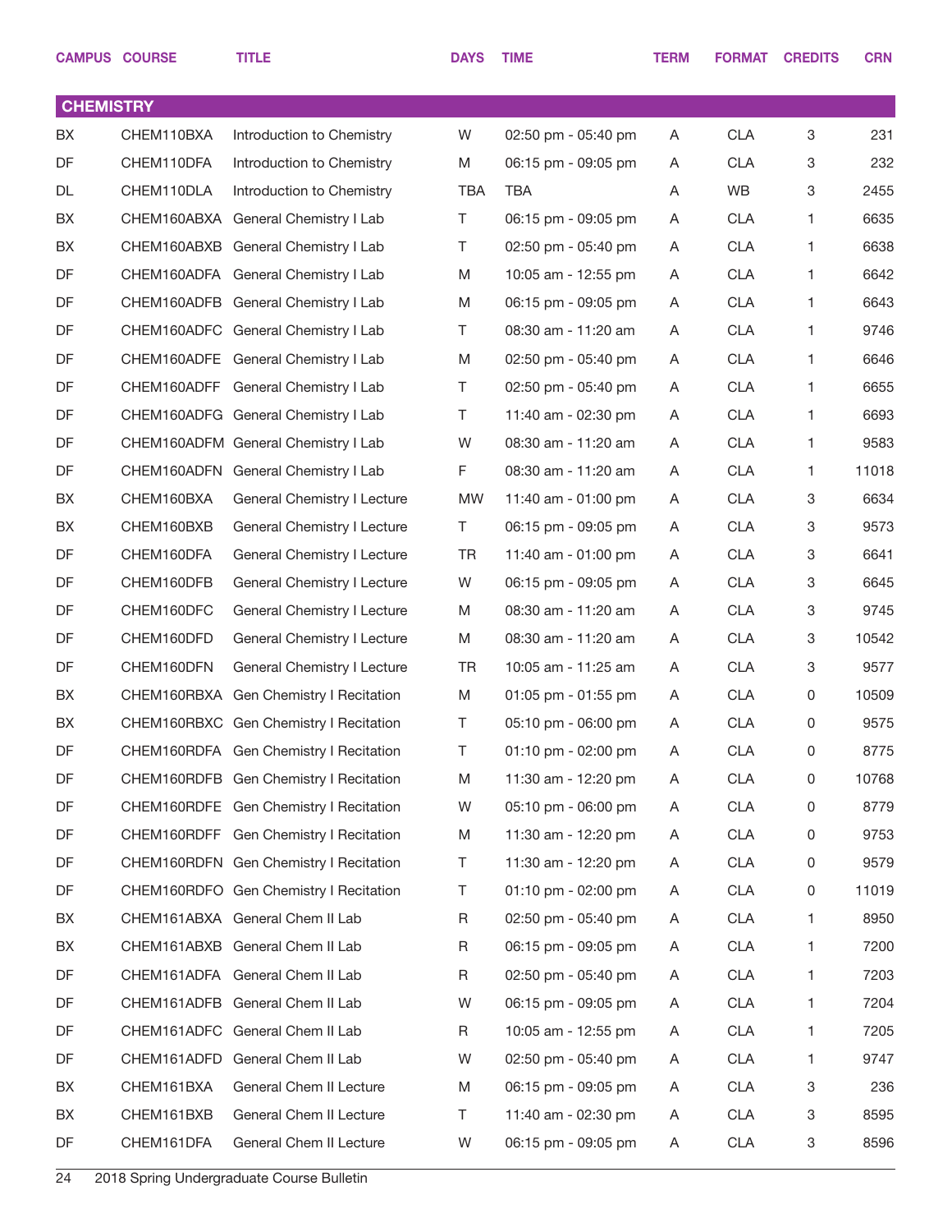| CAMPUS | COURSE | TITLE | DAYS | TIME | TERM | FORMAT | CREDITS | CRN |
|---|---|---|---|---|---|---|---|---|
| **CHEMISTRY** | | | | | | | | |
| BX | CHEM110BXA | Introduction to Chemistry | W | 02:50 pm - 05:40 pm | A | CLA | 3 | 231 |
| DF | CHEM110DFA | Introduction to Chemistry | M | 06:15 pm - 09:05 pm | A | CLA | 3 | 232 |
| DL | CHEM110DLA | Introduction to Chemistry | TBA | TBA | A | WB | 3 | 2455 |
| BX | CHEM160ABXA | General Chemistry I Lab | T | 06:15 pm - 09:05 pm | A | CLA | 1 | 6635 |
| BX | CHEM160ABXB | General Chemistry I Lab | T | 02:50 pm - 05:40 pm | A | CLA | 1 | 6638 |
| DF | CHEM160ADFA | General Chemistry I Lab | M | 10:05 am - 12:55 pm | A | CLA | 1 | 6642 |
| DF | CHEM160ADFB | General Chemistry I Lab | M | 06:15 pm - 09:05 pm | A | CLA | 1 | 6643 |
| DF | CHEM160ADFC | General Chemistry I Lab | T | 08:30 am - 11:20 am | A | CLA | 1 | 9746 |
| DF | CHEM160ADFE | General Chemistry I Lab | M | 02:50 pm - 05:40 pm | A | CLA | 1 | 6646 |
| DF | CHEM160ADFF | General Chemistry I Lab | T | 02:50 pm - 05:40 pm | A | CLA | 1 | 6655 |
| DF | CHEM160ADFG | General Chemistry I Lab | T | 11:40 am - 02:30 pm | A | CLA | 1 | 6693 |
| DF | CHEM160ADFM | General Chemistry I Lab | W | 08:30 am - 11:20 am | A | CLA | 1 | 9583 |
| DF | CHEM160ADFN | General Chemistry I Lab | F | 08:30 am - 11:20 am | A | CLA | 1 | 11018 |
| BX | CHEM160BXA | General Chemistry I Lecture | MW | 11:40 am - 01:00 pm | A | CLA | 3 | 6634 |
| BX | CHEM160BXB | General Chemistry I Lecture | T | 06:15 pm - 09:05 pm | A | CLA | 3 | 9573 |
| DF | CHEM160DFA | General Chemistry I Lecture | TR | 11:40 am - 01:00 pm | A | CLA | 3 | 6641 |
| DF | CHEM160DFB | General Chemistry I Lecture | W | 06:15 pm - 09:05 pm | A | CLA | 3 | 6645 |
| DF | CHEM160DFC | General Chemistry I Lecture | M | 08:30 am - 11:20 am | A | CLA | 3 | 9745 |
| DF | CHEM160DFD | General Chemistry I Lecture | M | 08:30 am - 11:20 am | A | CLA | 3 | 10542 |
| DF | CHEM160DFN | General Chemistry I Lecture | TR | 10:05 am - 11:25 am | A | CLA | 3 | 9577 |
| BX | CHEM160RBXA | Gen Chemistry I Recitation | M | 01:05 pm - 01:55 pm | A | CLA | 0 | 10509 |
| BX | CHEM160RBXC | Gen Chemistry I Recitation | T | 05:10 pm - 06:00 pm | A | CLA | 0 | 9575 |
| DF | CHEM160RDFA | Gen Chemistry I Recitation | T | 01:10 pm - 02:00 pm | A | CLA | 0 | 8775 |
| DF | CHEM160RDFB | Gen Chemistry I Recitation | M | 11:30 am - 12:20 pm | A | CLA | 0 | 10768 |
| DF | CHEM160RDFE | Gen Chemistry I Recitation | W | 05:10 pm - 06:00 pm | A | CLA | 0 | 8779 |
| DF | CHEM160RDFF | Gen Chemistry I Recitation | M | 11:30 am - 12:20 pm | A | CLA | 0 | 9753 |
| DF | CHEM160RDFN | Gen Chemistry I Recitation | T | 11:30 am - 12:20 pm | A | CLA | 0 | 9579 |
| DF | CHEM160RDFO | Gen Chemistry I Recitation | T | 01:10 pm - 02:00 pm | A | CLA | 0 | 11019 |
| BX | CHEM161ABXA | General Chem II Lab | R | 02:50 pm - 05:40 pm | A | CLA | 1 | 8950 |
| BX | CHEM161ABXB | General Chem II Lab | R | 06:15 pm - 09:05 pm | A | CLA | 1 | 7200 |
| DF | CHEM161ADFA | General Chem II Lab | R | 02:50 pm - 05:40 pm | A | CLA | 1 | 7203 |
| DF | CHEM161ADFB | General Chem II Lab | W | 06:15 pm - 09:05 pm | A | CLA | 1 | 7204 |
| DF | CHEM161ADFC | General Chem II Lab | R | 10:05 am - 12:55 pm | A | CLA | 1 | 7205 |
| DF | CHEM161ADFD | General Chem II Lab | W | 02:50 pm - 05:40 pm | A | CLA | 1 | 9747 |
| BX | CHEM161BXA | General Chem II Lecture | M | 06:15 pm - 09:05 pm | A | CLA | 3 | 236 |
| BX | CHEM161BXB | General Chem II Lecture | T | 11:40 am - 02:30 pm | A | CLA | 3 | 8595 |
| DF | CHEM161DFA | General Chem II Lecture | W | 06:15 pm - 09:05 pm | A | CLA | 3 | 8596 |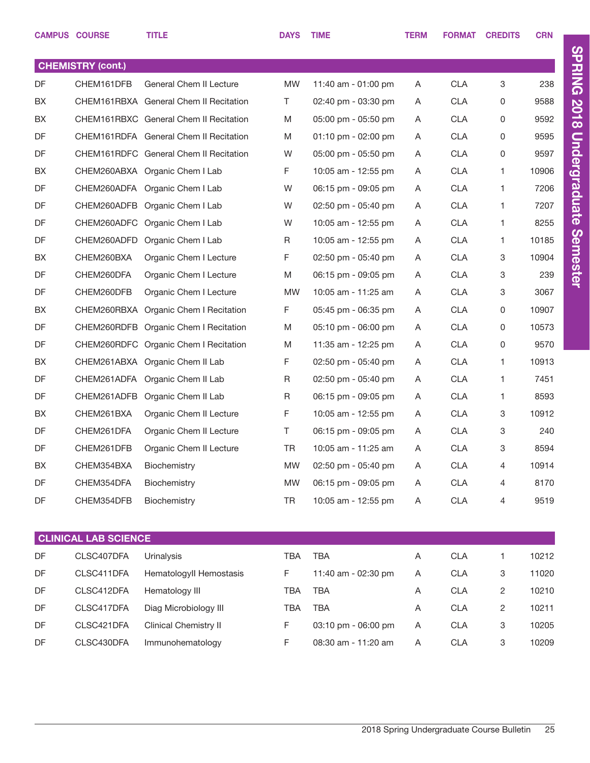| CAMPUS | COURSE | TITLE | DAYS | TIME | TERM | FORMAT | CREDITS | CRN |
|---|---|---|---|---|---|---|---|---|
| **CHEMISTRY (cont.)** | | | | | | | | |
| DF | CHEM161DFB | General Chem II Lecture | MW | 11:40 am - 01:00 pm | A | CLA | 3 | 238 |
| BX | CHEM161RBXA | General Chem II Recitation | T | 02:40 pm - 03:30 pm | A | CLA | 0 | 9588 |
| BX | CHEM161RBXC | General Chem II Recitation | M | 05:00 pm - 05:50 pm | A | CLA | 0 | 9592 |
| DF | CHEM161RDFA | General Chem II Recitation | M | 01:10 pm - 02:00 pm | A | CLA | 0 | 9595 |
| DF | CHEM161RDFC | General Chem II Recitation | W | 05:00 pm - 05:50 pm | A | CLA | 0 | 9597 |
| BX | CHEM260ABXA | Organic Chem I Lab | F | 10:05 am - 12:55 pm | A | CLA | 1 | 10906 |
| DF | CHEM260ADFA | Organic Chem I Lab | W | 06:15 pm - 09:05 pm | A | CLA | 1 | 7206 |
| DF | CHEM260ADFB | Organic Chem I Lab | W | 02:50 pm - 05:40 pm | A | CLA | 1 | 7207 |
| DF | CHEM260ADFC | Organic Chem I Lab | W | 10:05 am - 12:55 pm | A | CLA | 1 | 8255 |
| DF | CHEM260ADFD | Organic Chem I Lab | R | 10:05 am - 12:55 pm | A | CLA | 1 | 10185 |
| BX | CHEM260BXA | Organic Chem I Lecture | F | 02:50 pm - 05:40 pm | A | CLA | 3 | 10904 |
| DF | CHEM260DFA | Organic Chem I Lecture | M | 06:15 pm - 09:05 pm | A | CLA | 3 | 239 |
| DF | CHEM260DFB | Organic Chem I Lecture | MW | 10:05 am - 11:25 am | A | CLA | 3 | 3067 |
| BX | CHEM260RBXA | Organic Chem I Recitation | F | 05:45 pm - 06:35 pm | A | CLA | 0 | 10907 |
| DF | CHEM260RDFB | Organic Chem I Recitation | M | 05:10 pm - 06:00 pm | A | CLA | 0 | 10573 |
| DF | CHEM260RDFC | Organic Chem I Recitation | M | 11:35 am - 12:25 pm | A | CLA | 0 | 9570 |
| BX | CHEM261ABXA | Organic Chem II Lab | F | 02:50 pm - 05:40 pm | A | CLA | 1 | 10913 |
| DF | CHEM261ADFA | Organic Chem II Lab | R | 02:50 pm - 05:40 pm | A | CLA | 1 | 7451 |
| DF | CHEM261ADFB | Organic Chem II Lab | R | 06:15 pm - 09:05 pm | A | CLA | 1 | 8593 |
| BX | CHEM261BXA | Organic Chem II Lecture | F | 10:05 am - 12:55 pm | A | CLA | 3 | 10912 |
| DF | CHEM261DFA | Organic Chem II Lecture | T | 06:15 pm - 09:05 pm | A | CLA | 3 | 240 |
| DF | CHEM261DFB | Organic Chem II Lecture | TR | 10:05 am - 11:25 am | A | CLA | 3 | 8594 |
| BX | CHEM354BXA | Biochemistry | MW | 02:50 pm - 05:40 pm | A | CLA | 4 | 10914 |
| DF | CHEM354DFA | Biochemistry | MW | 06:15 pm - 09:05 pm | A | CLA | 4 | 8170 |
| DF | CHEM354DFB | Biochemistry | TR | 10:05 am - 12:55 pm | A | CLA | 4 | 9519 |
| **CLINICAL LAB SCIENCE** | | | | | | | | |
| DF | CLSC407DFA | Urinalysis | TBA | TBA | A | CLA | 1 | 10212 |
| DF | CLSC411DFA | HematologyII Hemostasis | F | 11:40 am - 02:30 pm | A | CLA | 3 | 11020 |
| DF | CLSC412DFA | Hematology III | TBA | TBA | A | CLA | 2 | 10210 |
| DF | CLSC417DFA | Diag Microbiology III | TBA | TBA | A | CLA | 2 | 10211 |
| DF | CLSC421DFA | Clinical Chemistry II | F | 03:10 pm - 06:00 pm | A | CLA | 3 | 10205 |
| DF | CLSC430DFA | Immunohematology | F | 08:30 am - 11:20 am | A | CLA | 3 | 10209 |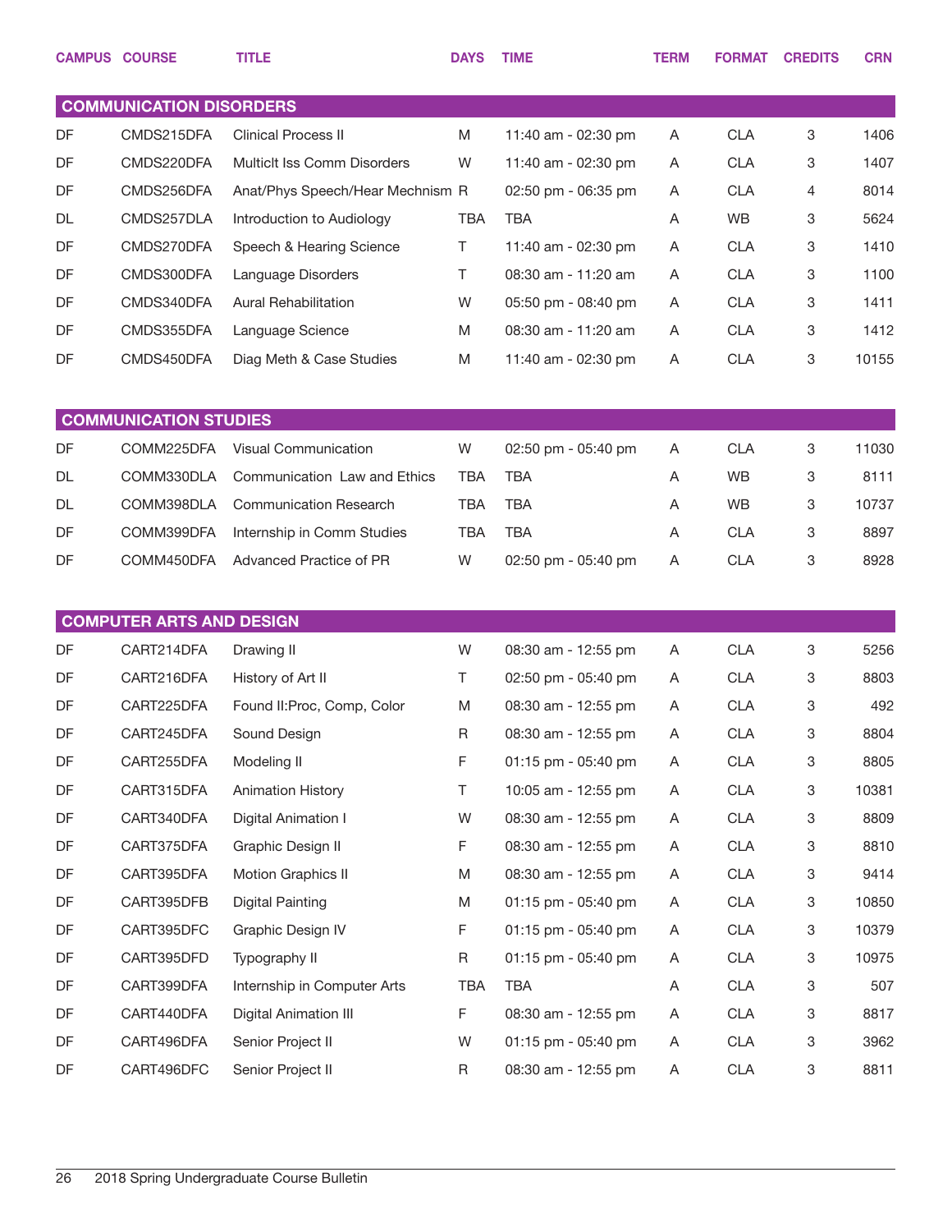| CAMPUS | COURSE | TITLE | DAYS | TIME | TERM | FORMAT | CREDITS | CRN |
|---|---|---|---|---|---|---|---|---|
| **COMMUNICATION DISORDERS** | | | | | | | | |
| DF | CMDS215DFA | Clinical Process II | M | 11:40 am - 02:30 pm | A | CLA | 3 | 1406 |
| DF | CMDS220DFA | Multiclt Iss Comm Disorders | W | 11:40 am - 02:30 pm | A | CLA | 3 | 1407 |
| DF | CMDS256DFA | Anat/Phys Speech/Hear Mechnism | R | 02:50 pm - 06:35 pm | A | CLA | 4 | 8014 |
| DL | CMDS257DLA | Introduction to Audiology | TBA | TBA | A | WB | 3 | 5624 |
| DF | CMDS270DFA | Speech & Hearing Science | T | 11:40 am - 02:30 pm | A | CLA | 3 | 1410 |
| DF | CMDS300DFA | Language Disorders | T | 08:30 am - 11:20 am | A | CLA | 3 | 1100 |
| DF | CMDS340DFA | Aural Rehabilitation | W | 05:50 pm - 08:40 pm | A | CLA | 3 | 1411 |
| DF | CMDS355DFA | Language Science | M | 08:30 am - 11:20 am | A | CLA | 3 | 1412 |
| DF | CMDS450DFA | Diag Meth & Case Studies | M | 11:40 am - 02:30 pm | A | CLA | 3 | 10155 |
| **COMMUNICATION STUDIES** | | | | | | | | |
| DF | COMM225DFA | Visual Communication | W | 02:50 pm - 05:40 pm | A | CLA | 3 | 11030 |
| DL | COMM330DLA | Communication Law and Ethics | TBA | TBA | A | WB | 3 | 8111 |
| DL | COMM398DLA | Communication Research | TBA | TBA | A | WB | 3 | 10737 |
| DF | COMM399DFA | Internship in Comm Studies | TBA | TBA | A | CLA | 3 | 8897 |
| DF | COMM450DFA | Advanced Practice of PR | W | 02:50 pm - 05:40 pm | A | CLA | 3 | 8928 |
| **COMPUTER ARTS AND DESIGN** | | | | | | | | |
| DF | CART214DFA | Drawing II | W | 08:30 am - 12:55 pm | A | CLA | 3 | 5256 |
| DF | CART216DFA | History of Art II | T | 02:50 pm - 05:40 pm | A | CLA | 3 | 8803 |
| DF | CART225DFA | Found II:Proc, Comp, Color | M | 08:30 am - 12:55 pm | A | CLA | 3 | 492 |
| DF | CART245DFA | Sound Design | R | 08:30 am - 12:55 pm | A | CLA | 3 | 8804 |
| DF | CART255DFA | Modeling II | F | 01:15 pm - 05:40 pm | A | CLA | 3 | 8805 |
| DF | CART315DFA | Animation History | T | 10:05 am - 12:55 pm | A | CLA | 3 | 10381 |
| DF | CART340DFA | Digital Animation I | W | 08:30 am - 12:55 pm | A | CLA | 3 | 8809 |
| DF | CART375DFA | Graphic Design II | F | 08:30 am - 12:55 pm | A | CLA | 3 | 8810 |
| DF | CART395DFA | Motion Graphics II | M | 08:30 am - 12:55 pm | A | CLA | 3 | 9414 |
| DF | CART395DFB | Digital Painting | M | 01:15 pm - 05:40 pm | A | CLA | 3 | 10850 |
| DF | CART395DFC | Graphic Design IV | F | 01:15 pm - 05:40 pm | A | CLA | 3 | 10379 |
| DF | CART395DFD | Typography II | R | 01:15 pm - 05:40 pm | A | CLA | 3 | 10975 |
| DF | CART399DFA | Internship in Computer Arts | TBA | TBA | A | CLA | 3 | 507 |
| DF | CART440DFA | Digital Animation III | F | 08:30 am - 12:55 pm | A | CLA | 3 | 8817 |
| DF | CART496DFA | Senior Project II | W | 01:15 pm - 05:40 pm | A | CLA | 3 | 3962 |
| DF | CART496DFC | Senior Project II | R | 08:30 am - 12:55 pm | A | CLA | 3 | 8811 |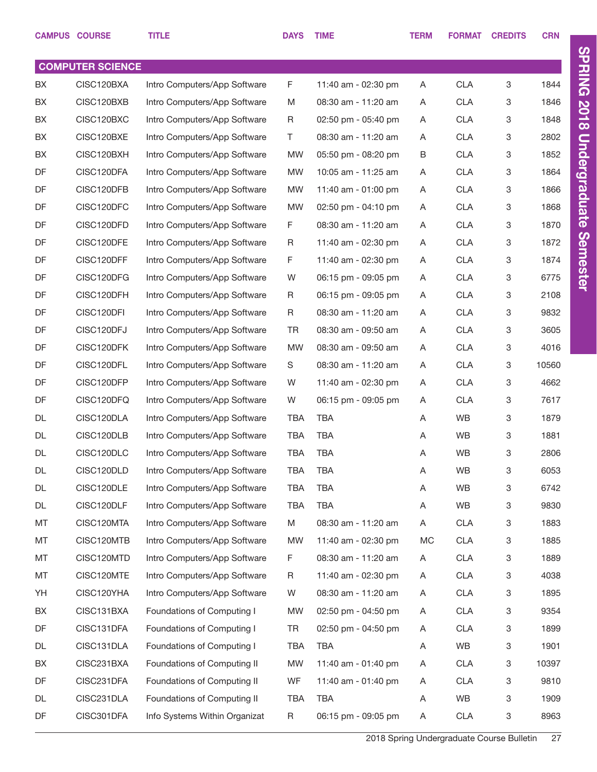| CAMPUS | COURSE | TITLE | DAYS | TIME | TERM | FORMAT | CREDITS | CRN |
|---|---|---|---|---|---|---|---|---|
| **COMPUTER SCIENCE** | | | | | | | | |
| BX | CISC120BXA | Intro Computers/App Software | F | 11:40 am - 02:30 pm | A | CLA | 3 | 1844 |
| BX | CISC120BXB | Intro Computers/App Software | M | 08:30 am - 11:20 am | A | CLA | 3 | 1846 |
| BX | CISC120BXC | Intro Computers/App Software | R | 02:50 pm - 05:40 pm | A | CLA | 3 | 1848 |
| BX | CISC120BXE | Intro Computers/App Software | T | 08:30 am - 11:20 am | A | CLA | 3 | 2802 |
| BX | CISC120BXH | Intro Computers/App Software | MW | 05:50 pm - 08:20 pm | B | CLA | 3 | 1852 |
| DF | CISC120DFA | Intro Computers/App Software | MW | 10:05 am - 11:25 am | A | CLA | 3 | 1864 |
| DF | CISC120DFB | Intro Computers/App Software | MW | 11:40 am - 01:00 pm | A | CLA | 3 | 1866 |
| DF | CISC120DFC | Intro Computers/App Software | MW | 02:50 pm - 04:10 pm | A | CLA | 3 | 1868 |
| DF | CISC120DFD | Intro Computers/App Software | F | 08:30 am - 11:20 am | A | CLA | 3 | 1870 |
| DF | CISC120DFE | Intro Computers/App Software | R | 11:40 am - 02:30 pm | A | CLA | 3 | 1872 |
| DF | CISC120DFF | Intro Computers/App Software | F | 11:40 am - 02:30 pm | A | CLA | 3 | 1874 |
| DF | CISC120DFG | Intro Computers/App Software | W | 06:15 pm - 09:05 pm | A | CLA | 3 | 6775 |
| DF | CISC120DFH | Intro Computers/App Software | R | 06:15 pm - 09:05 pm | A | CLA | 3 | 2108 |
| DF | CISC120DFI | Intro Computers/App Software | R | 08:30 am - 11:20 am | A | CLA | 3 | 9832 |
| DF | CISC120DFJ | Intro Computers/App Software | TR | 08:30 am - 09:50 am | A | CLA | 3 | 3605 |
| DF | CISC120DFK | Intro Computers/App Software | MW | 08:30 am - 09:50 am | A | CLA | 3 | 4016 |
| DF | CISC120DFL | Intro Computers/App Software | S | 08:30 am - 11:20 am | A | CLA | 3 | 10560 |
| DF | CISC120DFP | Intro Computers/App Software | W | 11:40 am - 02:30 pm | A | CLA | 3 | 4662 |
| DF | CISC120DFQ | Intro Computers/App Software | W | 06:15 pm - 09:05 pm | A | CLA | 3 | 7617 |
| DL | CISC120DLA | Intro Computers/App Software | TBA | TBA | A | WB | 3 | 1879 |
| DL | CISC120DLB | Intro Computers/App Software | TBA | TBA | A | WB | 3 | 1881 |
| DL | CISC120DLC | Intro Computers/App Software | TBA | TBA | A | WB | 3 | 2806 |
| DL | CISC120DLD | Intro Computers/App Software | TBA | TBA | A | WB | 3 | 6053 |
| DL | CISC120DLE | Intro Computers/App Software | TBA | TBA | A | WB | 3 | 6742 |
| DL | CISC120DLF | Intro Computers/App Software | TBA | TBA | A | WB | 3 | 9830 |
| MT | CISC120MTA | Intro Computers/App Software | M | 08:30 am - 11:20 am | A | CLA | 3 | 1883 |
| MT | CISC120MTB | Intro Computers/App Software | MW | 11:40 am - 02:30 pm | MC | CLA | 3 | 1885 |
| MT | CISC120MTD | Intro Computers/App Software | F | 08:30 am - 11:20 am | A | CLA | 3 | 1889 |
| MT | CISC120MTE | Intro Computers/App Software | R | 11:40 am - 02:30 pm | A | CLA | 3 | 4038 |
| YH | CISC120YHA | Intro Computers/App Software | W | 08:30 am - 11:20 am | A | CLA | 3 | 1895 |
| BX | CISC131BXA | Foundations of Computing I | MW | 02:50 pm - 04:50 pm | A | CLA | 3 | 9354 |
| DF | CISC131DFA | Foundations of Computing I | TR | 02:50 pm - 04:50 pm | A | CLA | 3 | 1899 |
| DL | CISC131DLA | Foundations of Computing I | TBA | TBA | A | WB | 3 | 1901 |
| BX | CISC231BXA | Foundations of Computing II | MW | 11:40 am - 01:40 pm | A | CLA | 3 | 10397 |
| DF | CISC231DFA | Foundations of Computing II | WF | 11:40 am - 01:40 pm | A | CLA | 3 | 9810 |
| DL | CISC231DLA | Foundations of Computing II | TBA | TBA | A | WB | 3 | 1909 |
| DF | CISC301DFA | Info Systems Within Organizat | R | 06:15 pm - 09:05 pm | A | CLA | 3 | 8963 |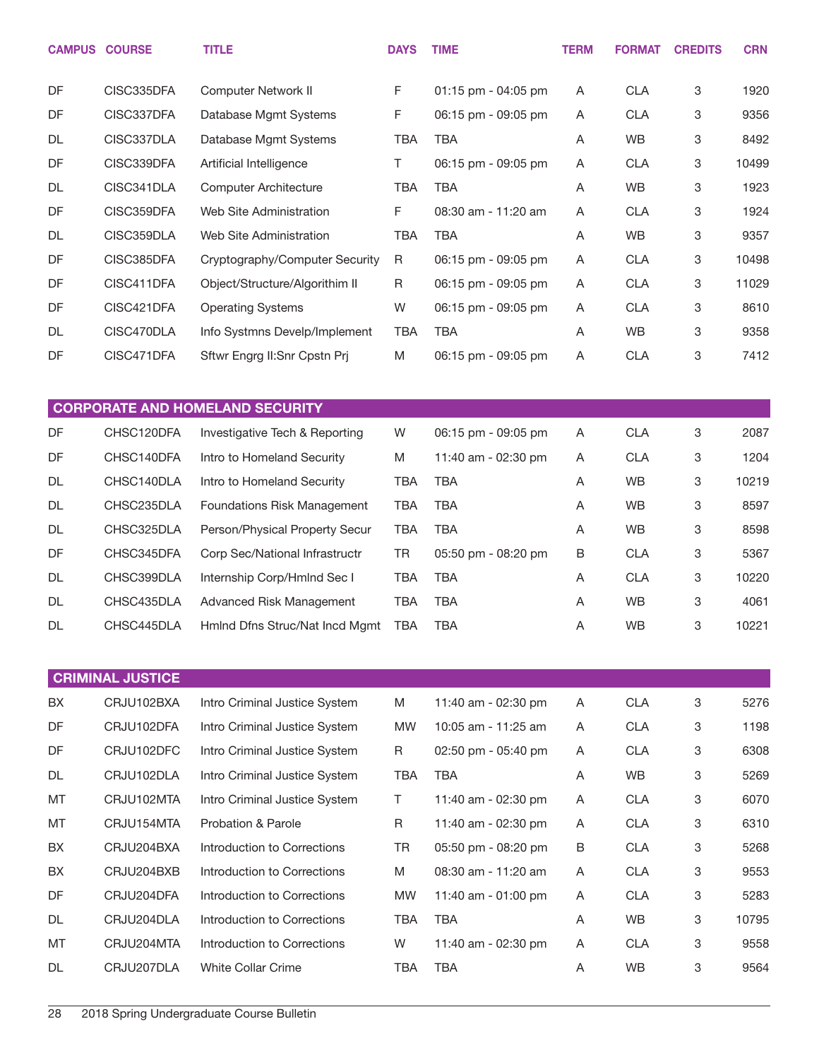| CAMPUS | COURSE | TITLE | DAYS | TIME | TERM | FORMAT | CREDITS | CRN |
|---|---|---|---|---|---|---|---|---|
| DF | CISC335DFA | Computer Network II | F | 01:15 pm - 04:05 pm | A | CLA | 3 | 1920 |
| DF | CISC337DFA | Database Mgmt Systems | F | 06:15 pm - 09:05 pm | A | CLA | 3 | 9356 |
| DL | CISC337DLA | Database Mgmt Systems | TBA | TBA | A | WB | 3 | 8492 |
| DF | CISC339DFA | Artificial Intelligence | T | 06:15 pm - 09:05 pm | A | CLA | 3 | 10499 |
| DL | CISC341DLA | Computer Architecture | TBA | TBA | A | WB | 3 | 1923 |
| DF | CISC359DFA | Web Site Administration | F | 08:30 am - 11:20 am | A | CLA | 3 | 1924 |
| DL | CISC359DLA | Web Site Administration | TBA | TBA | A | WB | 3 | 9357 |
| DF | CISC385DFA | Cryptography/Computer Security | R | 06:15 pm - 09:05 pm | A | CLA | 3 | 10498 |
| DF | CISC411DFA | Object/Structure/Algorithim II | R | 06:15 pm - 09:05 pm | A | CLA | 3 | 11029 |
| DF | CISC421DFA | Operating Systems | W | 06:15 pm - 09:05 pm | A | CLA | 3 | 8610 |
| DL | CISC470DLA | Info Systmns Develp/Implement | TBA | TBA | A | WB | 3 | 9358 |
| DF | CISC471DFA | Sftwr Engrg II:Snr Cpstn Prj | M | 06:15 pm - 09:05 pm | A | CLA | 3 | 7412 |

## CORPORATE AND HOMELAND SECURITY

| CAMPUS | COURSE | TITLE | DAYS | TIME | TERM | FORMAT | CREDITS | CRN |
|---|---|---|---|---|---|---|---|---|
| DF | CHSC120DFA | Investigative Tech & Reporting | W | 06:15 pm - 09:05 pm | A | CLA | 3 | 2087 |
| DF | CHSC140DFA | Intro to Homeland Security | M | 11:40 am - 02:30 pm | A | CLA | 3 | 1204 |
| DL | CHSC140DLA | Intro to Homeland Security | TBA | TBA | A | WB | 3 | 10219 |
| DL | CHSC235DLA | Foundations Risk Management | TBA | TBA | A | WB | 3 | 8597 |
| DL | CHSC325DLA | Person/Physical Property Secur | TBA | TBA | A | WB | 3 | 8598 |
| DF | CHSC345DFA | Corp Sec/National Infrastructr | TR | 05:50 pm - 08:20 pm | B | CLA | 3 | 5367 |
| DL | CHSC399DLA | Internship Corp/Hmlnd Sec I | TBA | TBA | A | CLA | 3 | 10220 |
| DL | CHSC435DLA | Advanced Risk Management | TBA | TBA | A | WB | 3 | 4061 |
| DL | CHSC445DLA | Hmlnd Dfns Struc/Nat Incd Mgmt | TBA | TBA | A | WB | 3 | 10221 |

## CRIMINAL JUSTICE

| CAMPUS | COURSE | TITLE | DAYS | TIME | TERM | FORMAT | CREDITS | CRN |
|---|---|---|---|---|---|---|---|---|
| BX | CRJU102BXA | Intro Criminal Justice System | M | 11:40 am - 02:30 pm | A | CLA | 3 | 5276 |
| DF | CRJU102DFA | Intro Criminal Justice System | MW | 10:05 am - 11:25 am | A | CLA | 3 | 1198 |
| DF | CRJU102DFC | Intro Criminal Justice System | R | 02:50 pm - 05:40 pm | A | CLA | 3 | 6308 |
| DL | CRJU102DLA | Intro Criminal Justice System | TBA | TBA | A | WB | 3 | 5269 |
| MT | CRJU102MTA | Intro Criminal Justice System | T | 11:40 am - 02:30 pm | A | CLA | 3 | 6070 |
| MT | CRJU154MTA | Probation & Parole | R | 11:40 am - 02:30 pm | A | CLA | 3 | 6310 |
| BX | CRJU204BXA | Introduction to Corrections | TR | 05:50 pm - 08:20 pm | B | CLA | 3 | 5268 |
| BX | CRJU204BXB | Introduction to Corrections | M | 08:30 am - 11:20 am | A | CLA | 3 | 9553 |
| DF | CRJU204DFA | Introduction to Corrections | MW | 11:40 am - 01:00 pm | A | CLA | 3 | 5283 |
| DL | CRJU204DLA | Introduction to Corrections | TBA | TBA | A | WB | 3 | 10795 |
| MT | CRJU204MTA | Introduction to Corrections | W | 11:40 am - 02:30 pm | A | CLA | 3 | 9558 |
| DL | CRJU207DLA | White Collar Crime | TBA | TBA | A | WB | 3 | 9564 |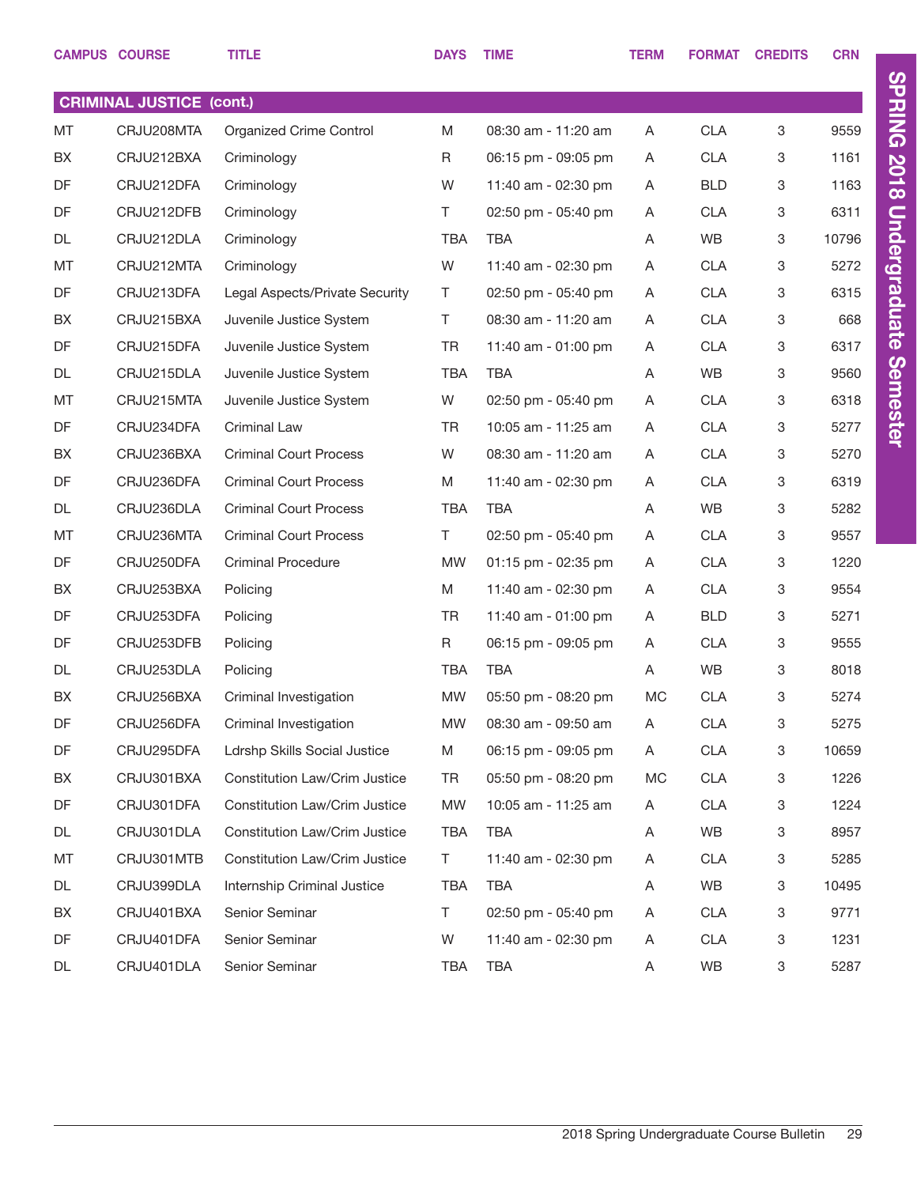| CAMPUS | COURSE | TITLE | DAYS | TIME | TERM | FORMAT | CREDITS | CRN |
|---|---|---|---|---|---|---|---|---|
| **CRIMINAL JUSTICE (cont.)** | | | | | | | | |
| MT | CRJU208MTA | Organized Crime Control | M | 08:30 am - 11:20 am | A | CLA | 3 | 9559 |
| BX | CRJU212BXA | Criminology | R | 06:15 pm - 09:05 pm | A | CLA | 3 | 1161 |
| DF | CRJU212DFA | Criminology | W | 11:40 am - 02:30 pm | A | BLD | 3 | 1163 |
| DF | CRJU212DFB | Criminology | T | 02:50 pm - 05:40 pm | A | CLA | 3 | 6311 |
| DL | CRJU212DLA | Criminology | TBA | TBA | A | WB | 3 | 10796 |
| MT | CRJU212MTA | Criminology | W | 11:40 am - 02:30 pm | A | CLA | 3 | 5272 |
| DF | CRJU213DFA | Legal Aspects/Private Security | T | 02:50 pm - 05:40 pm | A | CLA | 3 | 6315 |
| BX | CRJU215BXA | Juvenile Justice System | T | 08:30 am - 11:20 am | A | CLA | 3 | 668 |
| DF | CRJU215DFA | Juvenile Justice System | TR | 11:40 am - 01:00 pm | A | CLA | 3 | 6317 |
| DL | CRJU215DLA | Juvenile Justice System | TBA | TBA | A | WB | 3 | 9560 |
| MT | CRJU215MTA | Juvenile Justice System | W | 02:50 pm - 05:40 pm | A | CLA | 3 | 6318 |
| DF | CRJU234DFA | Criminal Law | TR | 10:05 am - 11:25 am | A | CLA | 3 | 5277 |
| BX | CRJU236BXA | Criminal Court Process | W | 08:30 am - 11:20 am | A | CLA | 3 | 5270 |
| DF | CRJU236DFA | Criminal Court Process | M | 11:40 am - 02:30 pm | A | CLA | 3 | 6319 |
| DL | CRJU236DLA | Criminal Court Process | TBA | TBA | A | WB | 3 | 5282 |
| MT | CRJU236MTA | Criminal Court Process | T | 02:50 pm - 05:40 pm | A | CLA | 3 | 9557 |
| DF | CRJU250DFA | Criminal Procedure | MW | 01:15 pm - 02:35 pm | A | CLA | 3 | 1220 |
| BX | CRJU253BXA | Policing | M | 11:40 am - 02:30 pm | A | CLA | 3 | 9554 |
| DF | CRJU253DFA | Policing | TR | 11:40 am - 01:00 pm | A | BLD | 3 | 5271 |
| DF | CRJU253DFB | Policing | R | 06:15 pm - 09:05 pm | A | CLA | 3 | 9555 |
| DL | CRJU253DLA | Policing | TBA | TBA | A | WB | 3 | 8018 |
| BX | CRJU256BXA | Criminal Investigation | MW | 05:50 pm - 08:20 pm | MC | CLA | 3 | 5274 |
| DF | CRJU256DFA | Criminal Investigation | MW | 08:30 am - 09:50 am | A | CLA | 3 | 5275 |
| DF | CRJU295DFA | Ldrshp Skills Social Justice | M | 06:15 pm - 09:05 pm | A | CLA | 3 | 10659 |
| BX | CRJU301BXA | Constitution Law/Crim Justice | TR | 05:50 pm - 08:20 pm | MC | CLA | 3 | 1226 |
| DF | CRJU301DFA | Constitution Law/Crim Justice | MW | 10:05 am - 11:25 am | A | CLA | 3 | 1224 |
| DL | CRJU301DLA | Constitution Law/Crim Justice | TBA | TBA | A | WB | 3 | 8957 |
| MT | CRJU301MTB | Constitution Law/Crim Justice | T | 11:40 am - 02:30 pm | A | CLA | 3 | 5285 |
| DL | CRJU399DLA | Internship Criminal Justice | TBA | TBA | A | WB | 3 | 10495 |
| BX | CRJU401BXA | Senior Seminar | T | 02:50 pm - 05:40 pm | A | CLA | 3 | 9771 |
| DF | CRJU401DFA | Senior Seminar | W | 11:40 am - 02:30 pm | A | CLA | 3 | 1231 |
| DL | CRJU401DLA | Senior Seminar | TBA | TBA | A | WB | 3 | 5287 |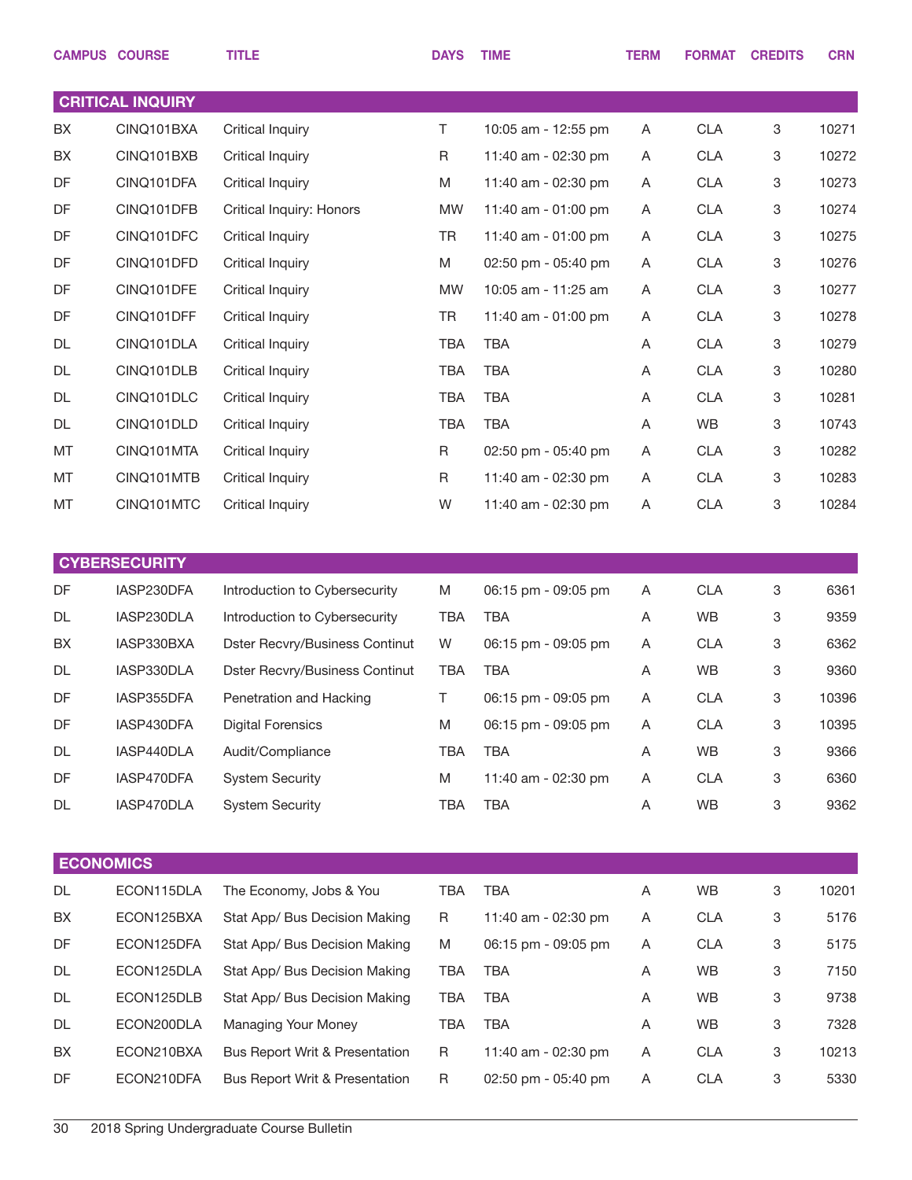| CAMPUS | COURSE | TITLE | DAYS | TIME | TERM | FORMAT | CREDITS | CRN |
|---|---|---|---|---|---|---|---|---|
| **CRITICAL INQUIRY** | | | | | | | | |
| BX | CINQ101BXA | Critical Inquiry | T | 10:05 am - 12:55 pm | A | CLA | 3 | 10271 |
| BX | CINQ101BXB | Critical Inquiry | R | 11:40 am - 02:30 pm | A | CLA | 3 | 10272 |
| DF | CINQ101DFA | Critical Inquiry | M | 11:40 am - 02:30 pm | A | CLA | 3 | 10273 |
| DF | CINQ101DFB | Critical Inquiry: Honors | MW | 11:40 am - 01:00 pm | A | CLA | 3 | 10274 |
| DF | CINQ101DFC | Critical Inquiry | TR | 11:40 am - 01:00 pm | A | CLA | 3 | 10275 |
| DF | CINQ101DFD | Critical Inquiry | M | 02:50 pm - 05:40 pm | A | CLA | 3 | 10276 |
| DF | CINQ101DFE | Critical Inquiry | MW | 10:05 am - 11:25 am | A | CLA | 3 | 10277 |
| DF | CINQ101DFF | Critical Inquiry | TR | 11:40 am - 01:00 pm | A | CLA | 3 | 10278 |
| DL | CINQ101DLA | Critical Inquiry | TBA | TBA | A | CLA | 3 | 10279 |
| DL | CINQ101DLB | Critical Inquiry | TBA | TBA | A | CLA | 3 | 10280 |
| DL | CINQ101DLC | Critical Inquiry | TBA | TBA | A | CLA | 3 | 10281 |
| DL | CINQ101DLD | Critical Inquiry | TBA | TBA | A | WB | 3 | 10743 |
| MT | CINQ101MTA | Critical Inquiry | R | 02:50 pm - 05:40 pm | A | CLA | 3 | 10282 |
| MT | CINQ101MTB | Critical Inquiry | R | 11:40 am - 02:30 pm | A | CLA | 3 | 10283 |
| MT | CINQ101MTC | Critical Inquiry | W | 11:40 am - 02:30 pm | A | CLA | 3 | 10284 |
| **CYBERSECURITY** | | | | | | | | |
| DF | IASP230DFA | Introduction to Cybersecurity | M | 06:15 pm - 09:05 pm | A | CLA | 3 | 6361 |
| DL | IASP230DLA | Introduction to Cybersecurity | TBA | TBA | A | WB | 3 | 9359 |
| BX | IASP330BXA | Dster Recvry/Business Continut | W | 06:15 pm - 09:05 pm | A | CLA | 3 | 6362 |
| DL | IASP330DLA | Dster Recvry/Business Continut | TBA | TBA | A | WB | 3 | 9360 |
| DF | IASP355DFA | Penetration and Hacking | T | 06:15 pm - 09:05 pm | A | CLA | 3 | 10396 |
| DF | IASP430DFA | Digital Forensics | M | 06:15 pm - 09:05 pm | A | CLA | 3 | 10395 |
| DL | IASP440DLA | Audit/Compliance | TBA | TBA | A | WB | 3 | 9366 |
| DF | IASP470DFA | System Security | M | 11:40 am - 02:30 pm | A | CLA | 3 | 6360 |
| DL | IASP470DLA | System Security | TBA | TBA | A | WB | 3 | 9362 |
| **ECONOMICS** | | | | | | | | |
| DL | ECON115DLA | The Economy, Jobs & You | TBA | TBA | A | WB | 3 | 10201 |
| BX | ECON125BXA | Stat App/ Bus Decision Making | R | 11:40 am - 02:30 pm | A | CLA | 3 | 5176 |
| DF | ECON125DFA | Stat App/ Bus Decision Making | M | 06:15 pm - 09:05 pm | A | CLA | 3 | 5175 |
| DL | ECON125DLA | Stat App/ Bus Decision Making | TBA | TBA | A | WB | 3 | 7150 |
| DL | ECON125DLB | Stat App/ Bus Decision Making | TBA | TBA | A | WB | 3 | 9738 |
| DL | ECON200DLA | Managing Your Money | TBA | TBA | A | WB | 3 | 7328 |
| BX | ECON210BXA | Bus Report Writ & Presentation | R | 11:40 am - 02:30 pm | A | CLA | 3 | 10213 |
| DF | ECON210DFA | Bus Report Writ & Presentation | R | 02:50 pm - 05:40 pm | A | CLA | 3 | 5330 |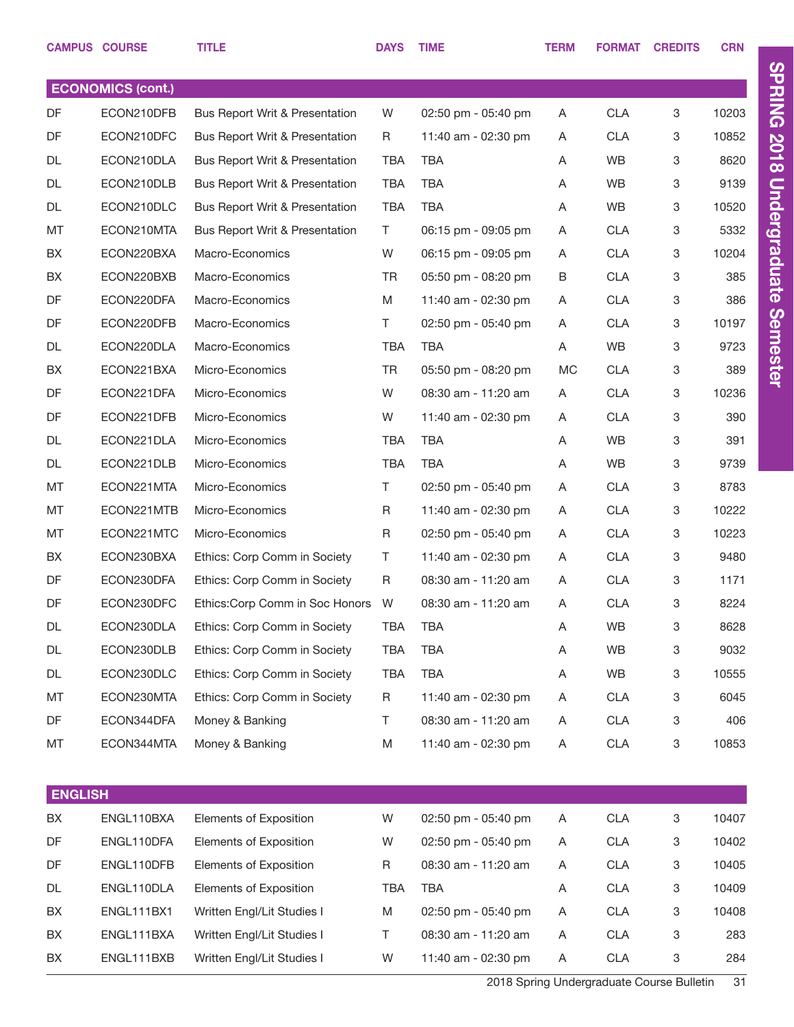| CAMPUS | COURSE | TITLE | DAYS | TIME | TERM | FORMAT | CREDITS | CRN |
|---|---|---|---|---|---|---|---|---|
| **ECONOMICS (cont.)** | | | | | | | | |
| DF | ECON210DFB | Bus Report Writ & Presentation | W | 02:50 pm - 05:40 pm | A | CLA | 3 | 10203 |
| DF | ECON210DFC | Bus Report Writ & Presentation | R | 11:40 am - 02:30 pm | A | CLA | 3 | 10852 |
| DL | ECON210DLA | Bus Report Writ & Presentation | TBA | TBA | A | WB | 3 | 8620 |
| DL | ECON210DLB | Bus Report Writ & Presentation | TBA | TBA | A | WB | 3 | 9139 |
| DL | ECON210DLC | Bus Report Writ & Presentation | TBA | TBA | A | WB | 3 | 10520 |
| MT | ECON210MTA | Bus Report Writ & Presentation | T | 06:15 pm - 09:05 pm | A | CLA | 3 | 5332 |
| BX | ECON220BXA | Macro-Economics | W | 06:15 pm - 09:05 pm | A | CLA | 3 | 10204 |
| BX | ECON220BXB | Macro-Economics | TR | 05:50 pm - 08:20 pm | B | CLA | 3 | 385 |
| DF | ECON220DFA | Macro-Economics | M | 11:40 am - 02:30 pm | A | CLA | 3 | 386 |
| DF | ECON220DFB | Macro-Economics | T | 02:50 pm - 05:40 pm | A | CLA | 3 | 10197 |
| DL | ECON220DLA | Macro-Economics | TBA | TBA | A | WB | 3 | 9723 |
| BX | ECON221BXA | Micro-Economics | TR | 05:50 pm - 08:20 pm | MC | CLA | 3 | 389 |
| DF | ECON221DFA | Micro-Economics | W | 08:30 am - 11:20 am | A | CLA | 3 | 10236 |
| DF | ECON221DFB | Micro-Economics | W | 11:40 am - 02:30 pm | A | CLA | 3 | 390 |
| DL | ECON221DLA | Micro-Economics | TBA | TBA | A | WB | 3 | 391 |
| DL | ECON221DLB | Micro-Economics | TBA | TBA | A | WB | 3 | 9739 |
| MT | ECON221MTA | Micro-Economics | T | 02:50 pm - 05:40 pm | A | CLA | 3 | 8783 |
| MT | ECON221MTB | Micro-Economics | R | 11:40 am - 02:30 pm | A | CLA | 3 | 10222 |
| MT | ECON221MTC | Micro-Economics | R | 02:50 pm - 05:40 pm | A | CLA | 3 | 10223 |
| BX | ECON230BXA | Ethics: Corp Comm in Society | T | 11:40 am - 02:30 pm | A | CLA | 3 | 9480 |
| DF | ECON230DFA | Ethics: Corp Comm in Society | R | 08:30 am - 11:20 am | A | CLA | 3 | 1171 |
| DF | ECON230DFC | Ethics:Corp Comm in Soc Honors | W | 08:30 am - 11:20 am | A | CLA | 3 | 8224 |
| DL | ECON230DLA | Ethics: Corp Comm in Society | TBA | TBA | A | WB | 3 | 8628 |
| DL | ECON230DLB | Ethics: Corp Comm in Society | TBA | TBA | A | WB | 3 | 9032 |
| DL | ECON230DLC | Ethics: Corp Comm in Society | TBA | TBA | A | WB | 3 | 10555 |
| MT | ECON230MTA | Ethics: Corp Comm in Society | R | 11:40 am - 02:30 pm | A | CLA | 3 | 6045 |
| DF | ECON344DFA | Money & Banking | T | 08:30 am - 11:20 am | A | CLA | 3 | 406 |
| MT | ECON344MTA | Money & Banking | M | 11:40 am - 02:30 pm | A | CLA | 3 | 10853 |
| **ENGLISH** | | | | | | | | |
| BX | ENGL110BXA | Elements of Exposition | W | 02:50 pm - 05:40 pm | A | CLA | 3 | 10407 |
| DF | ENGL110DFA | Elements of Exposition | W | 02:50 pm - 05:40 pm | A | CLA | 3 | 10402 |
| DF | ENGL110DFB | Elements of Exposition | R | 08:30 am - 11:20 am | A | CLA | 3 | 10405 |
| DL | ENGL110DLA | Elements of Exposition | TBA | TBA | A | CLA | 3 | 10409 |
| BX | ENGL111BX1 | Written Engl/Lit Studies I | M | 02:50 pm - 05:40 pm | A | CLA | 3 | 10408 |
| BX | ENGL111BXA | Written Engl/Lit Studies I | T | 08:30 am - 11:20 am | A | CLA | 3 | 283 |
| BX | ENGL111BXB | Written Engl/Lit Studies I | W | 11:40 am - 02:30 pm | A | CLA | 3 | 284 |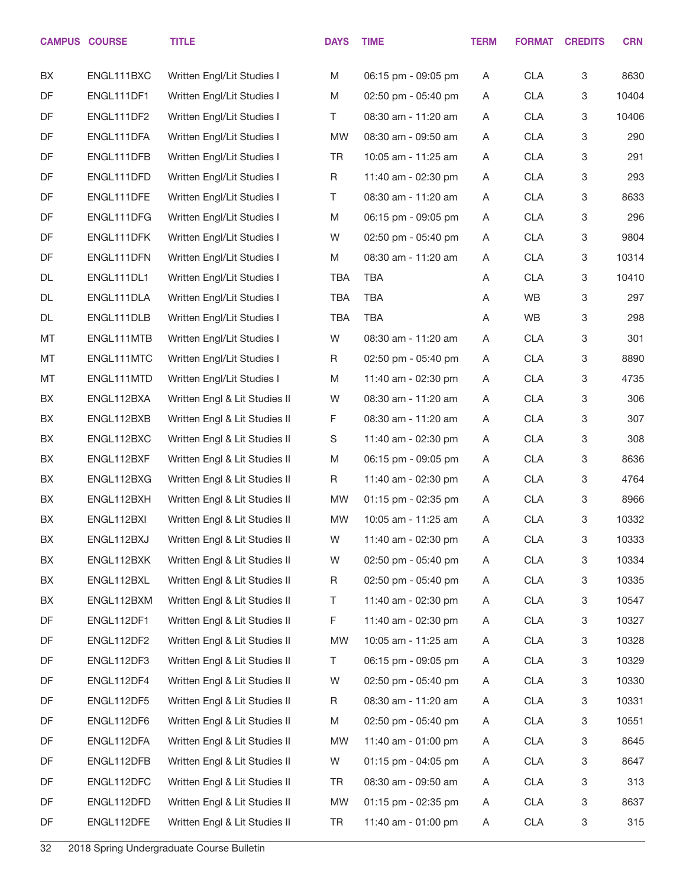| CAMPUS | COURSE | TITLE | DAYS | TIME | TERM | FORMAT | CREDITS | CRN |
|---|---|---|---|---|---|---|---|---|
| BX | ENGL111BXC | Written Engl/Lit Studies I | M | 06:15 pm - 09:05 pm | A | CLA | 3 | 8630 |
| DF | ENGL111DF1 | Written Engl/Lit Studies I | M | 02:50 pm - 05:40 pm | A | CLA | 3 | 10404 |
| DF | ENGL111DF2 | Written Engl/Lit Studies I | T | 08:30 am - 11:20 am | A | CLA | 3 | 10406 |
| DF | ENGL111DFA | Written Engl/Lit Studies I | MW | 08:30 am - 09:50 am | A | CLA | 3 | 290 |
| DF | ENGL111DFB | Written Engl/Lit Studies I | TR | 10:05 am - 11:25 am | A | CLA | 3 | 291 |
| DF | ENGL111DFD | Written Engl/Lit Studies I | R | 11:40 am - 02:30 pm | A | CLA | 3 | 293 |
| DF | ENGL111DFE | Written Engl/Lit Studies I | T | 08:30 am - 11:20 am | A | CLA | 3 | 8633 |
| DF | ENGL111DFG | Written Engl/Lit Studies I | M | 06:15 pm - 09:05 pm | A | CLA | 3 | 296 |
| DF | ENGL111DFK | Written Engl/Lit Studies I | W | 02:50 pm - 05:40 pm | A | CLA | 3 | 9804 |
| DF | ENGL111DFN | Written Engl/Lit Studies I | M | 08:30 am - 11:20 am | A | CLA | 3 | 10314 |
| DL | ENGL111DL1 | Written Engl/Lit Studies I | TBA | TBA | A | CLA | 3 | 10410 |
| DL | ENGL111DLA | Written Engl/Lit Studies I | TBA | TBA | A | WB | 3 | 297 |
| DL | ENGL111DLB | Written Engl/Lit Studies I | TBA | TBA | A | WB | 3 | 298 |
| MT | ENGL111MTB | Written Engl/Lit Studies I | W | 08:30 am - 11:20 am | A | CLA | 3 | 301 |
| MT | ENGL111MTC | Written Engl/Lit Studies I | R | 02:50 pm - 05:40 pm | A | CLA | 3 | 8890 |
| MT | ENGL111MTD | Written Engl/Lit Studies I | M | 11:40 am - 02:30 pm | A | CLA | 3 | 4735 |
| BX | ENGL112BXA | Written Engl & Lit Studies II | W | 08:30 am - 11:20 am | A | CLA | 3 | 306 |
| BX | ENGL112BXB | Written Engl & Lit Studies II | F | 08:30 am - 11:20 am | A | CLA | 3 | 307 |
| BX | ENGL112BXC | Written Engl & Lit Studies II | S | 11:40 am - 02:30 pm | A | CLA | 3 | 308 |
| BX | ENGL112BXF | Written Engl & Lit Studies II | M | 06:15 pm - 09:05 pm | A | CLA | 3 | 8636 |
| BX | ENGL112BXG | Written Engl & Lit Studies II | R | 11:40 am - 02:30 pm | A | CLA | 3 | 4764 |
| BX | ENGL112BXH | Written Engl & Lit Studies II | MW | 01:15 pm - 02:35 pm | A | CLA | 3 | 8966 |
| BX | ENGL112BXI | Written Engl & Lit Studies II | MW | 10:05 am - 11:25 am | A | CLA | 3 | 10332 |
| BX | ENGL112BXJ | Written Engl & Lit Studies II | W | 11:40 am - 02:30 pm | A | CLA | 3 | 10333 |
| BX | ENGL112BXK | Written Engl & Lit Studies II | W | 02:50 pm - 05:40 pm | A | CLA | 3 | 10334 |
| BX | ENGL112BXL | Written Engl & Lit Studies II | R | 02:50 pm - 05:40 pm | A | CLA | 3 | 10335 |
| BX | ENGL112BXM | Written Engl & Lit Studies II | T | 11:40 am - 02:30 pm | A | CLA | 3 | 10547 |
| DF | ENGL112DF1 | Written Engl & Lit Studies II | F | 11:40 am - 02:30 pm | A | CLA | 3 | 10327 |
| DF | ENGL112DF2 | Written Engl & Lit Studies II | MW | 10:05 am - 11:25 am | A | CLA | 3 | 10328 |
| DF | ENGL112DF3 | Written Engl & Lit Studies II | T | 06:15 pm - 09:05 pm | A | CLA | 3 | 10329 |
| DF | ENGL112DF4 | Written Engl & Lit Studies II | W | 02:50 pm - 05:40 pm | A | CLA | 3 | 10330 |
| DF | ENGL112DF5 | Written Engl & Lit Studies II | R | 08:30 am - 11:20 am | A | CLA | 3 | 10331 |
| DF | ENGL112DF6 | Written Engl & Lit Studies II | M | 02:50 pm - 05:40 pm | A | CLA | 3 | 10551 |
| DF | ENGL112DFA | Written Engl & Lit Studies II | MW | 11:40 am - 01:00 pm | A | CLA | 3 | 8645 |
| DF | ENGL112DFB | Written Engl & Lit Studies II | W | 01:15 pm - 04:05 pm | A | CLA | 3 | 8647 |
| DF | ENGL112DFC | Written Engl & Lit Studies II | TR | 08:30 am - 09:50 am | A | CLA | 3 | 313 |
| DF | ENGL112DFD | Written Engl & Lit Studies II | MW | 01:15 pm - 02:35 pm | A | CLA | 3 | 8637 |
| DF | ENGL112DFE | Written Engl & Lit Studies II | TR | 11:40 am - 01:00 pm | A | CLA | 3 | 315 |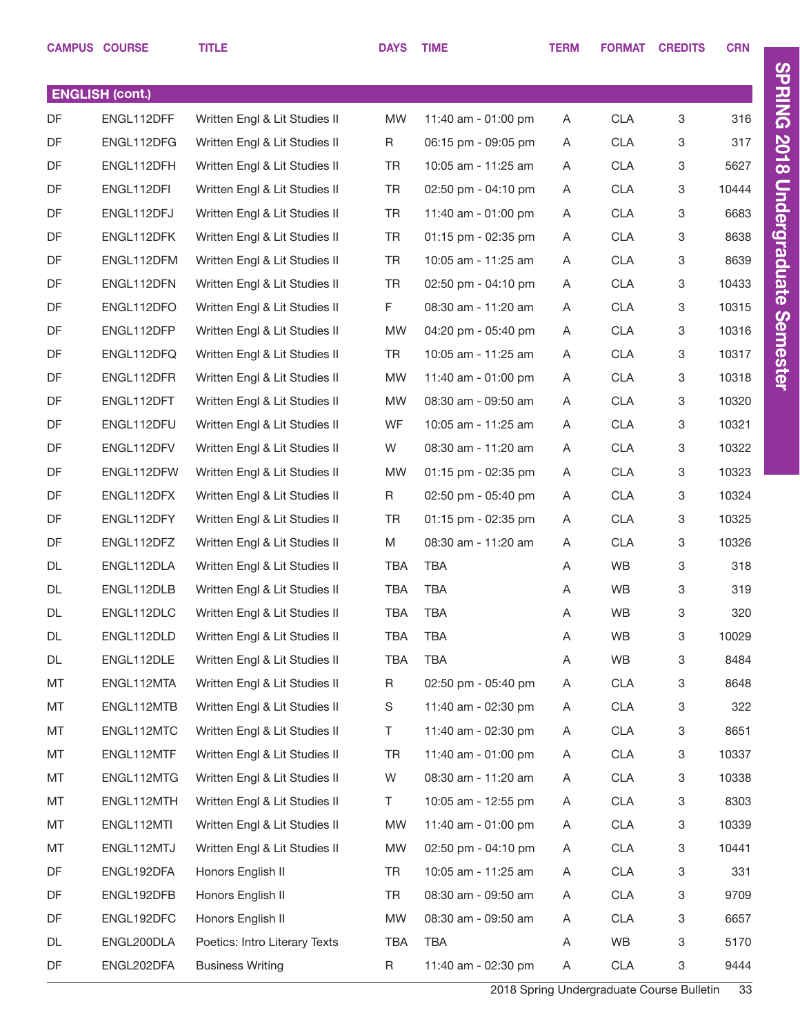| CAMPUS | COURSE | TITLE | DAYS | TIME | TERM | FORMAT | CREDITS | CRN |
|---|---|---|---|---|---|---|---|---|
| **ENGLISH (cont.)** | | | | | | | | |
| DF | ENGL112DFF | Written Engl & Lit Studies II | MW | 11:40 am - 01:00 pm | A | CLA | 3 | 316 |
| DF | ENGL112DFG | Written Engl & Lit Studies II | R | 06:15 pm - 09:05 pm | A | CLA | 3 | 317 |
| DF | ENGL112DFH | Written Engl & Lit Studies II | TR | 10:05 am - 11:25 am | A | CLA | 3 | 5627 |
| DF | ENGL112DFI | Written Engl & Lit Studies II | TR | 02:50 pm - 04:10 pm | A | CLA | 3 | 10444 |
| DF | ENGL112DFJ | Written Engl & Lit Studies II | TR | 11:40 am - 01:00 pm | A | CLA | 3 | 6683 |
| DF | ENGL112DFK | Written Engl & Lit Studies II | TR | 01:15 pm - 02:35 pm | A | CLA | 3 | 8638 |
| DF | ENGL112DFM | Written Engl & Lit Studies II | TR | 10:05 am - 11:25 am | A | CLA | 3 | 8639 |
| DF | ENGL112DFN | Written Engl & Lit Studies II | TR | 02:50 pm - 04:10 pm | A | CLA | 3 | 10433 |
| DF | ENGL112DFO | Written Engl & Lit Studies II | F | 08:30 am - 11:20 am | A | CLA | 3 | 10315 |
| DF | ENGL112DFP | Written Engl & Lit Studies II | MW | 04:20 pm - 05:40 pm | A | CLA | 3 | 10316 |
| DF | ENGL112DFQ | Written Engl & Lit Studies II | TR | 10:05 am - 11:25 am | A | CLA | 3 | 10317 |
| DF | ENGL112DFR | Written Engl & Lit Studies II | MW | 11:40 am - 01:00 pm | A | CLA | 3 | 10318 |
| DF | ENGL112DFT | Written Engl & Lit Studies II | MW | 08:30 am - 09:50 am | A | CLA | 3 | 10320 |
| DF | ENGL112DFU | Written Engl & Lit Studies II | WF | 10:05 am - 11:25 am | A | CLA | 3 | 10321 |
| DF | ENGL112DFV | Written Engl & Lit Studies II | W | 08:30 am - 11:20 am | A | CLA | 3 | 10322 |
| DF | ENGL112DFW | Written Engl & Lit Studies II | MW | 01:15 pm - 02:35 pm | A | CLA | 3 | 10323 |
| DF | ENGL112DFX | Written Engl & Lit Studies II | R | 02:50 pm - 05:40 pm | A | CLA | 3 | 10324 |
| DF | ENGL112DFY | Written Engl & Lit Studies II | TR | 01:15 pm - 02:35 pm | A | CLA | 3 | 10325 |
| DF | ENGL112DFZ | Written Engl & Lit Studies II | M | 08:30 am - 11:20 am | A | CLA | 3 | 10326 |
| DL | ENGL112DLA | Written Engl & Lit Studies II | TBA | TBA | A | WB | 3 | 318 |
| DL | ENGL112DLB | Written Engl & Lit Studies II | TBA | TBA | A | WB | 3 | 319 |
| DL | ENGL112DLC | Written Engl & Lit Studies II | TBA | TBA | A | WB | 3 | 320 |
| DL | ENGL112DLD | Written Engl & Lit Studies II | TBA | TBA | A | WB | 3 | 10029 |
| DL | ENGL112DLE | Written Engl & Lit Studies II | TBA | TBA | A | WB | 3 | 8484 |
| MT | ENGL112MTA | Written Engl & Lit Studies II | R | 02:50 pm - 05:40 pm | A | CLA | 3 | 8648 |
| MT | ENGL112MTB | Written Engl & Lit Studies II | S | 11:40 am - 02:30 pm | A | CLA | 3 | 322 |
| MT | ENGL112MTC | Written Engl & Lit Studies II | T | 11:40 am - 02:30 pm | A | CLA | 3 | 8651 |
| MT | ENGL112MTF | Written Engl & Lit Studies II | TR | 11:40 am - 01:00 pm | A | CLA | 3 | 10337 |
| MT | ENGL112MTG | Written Engl & Lit Studies II | W | 08:30 am - 11:20 am | A | CLA | 3 | 10338 |
| MT | ENGL112MTH | Written Engl & Lit Studies II | T | 10:05 am - 12:55 pm | A | CLA | 3 | 8303 |
| MT | ENGL112MTI | Written Engl & Lit Studies II | MW | 11:40 am - 01:00 pm | A | CLA | 3 | 10339 |
| MT | ENGL112MTJ | Written Engl & Lit Studies II | MW | 02:50 pm - 04:10 pm | A | CLA | 3 | 10441 |
| DF | ENGL192DFA | Honors English II | TR | 10:05 am - 11:25 am | A | CLA | 3 | 331 |
| DF | ENGL192DFB | Honors English II | TR | 08:30 am - 09:50 am | A | CLA | 3 | 9709 |
| DF | ENGL192DFC | Honors English II | MW | 08:30 am - 09:50 am | A | CLA | 3 | 6657 |
| DL | ENGL200DLA | Poetics: Intro Literary Texts | TBA | TBA | A | WB | 3 | 5170 |
| DF | ENGL202DFA | Business Writing | R | 11:40 am - 02:30 pm | A | CLA | 3 | 9444 |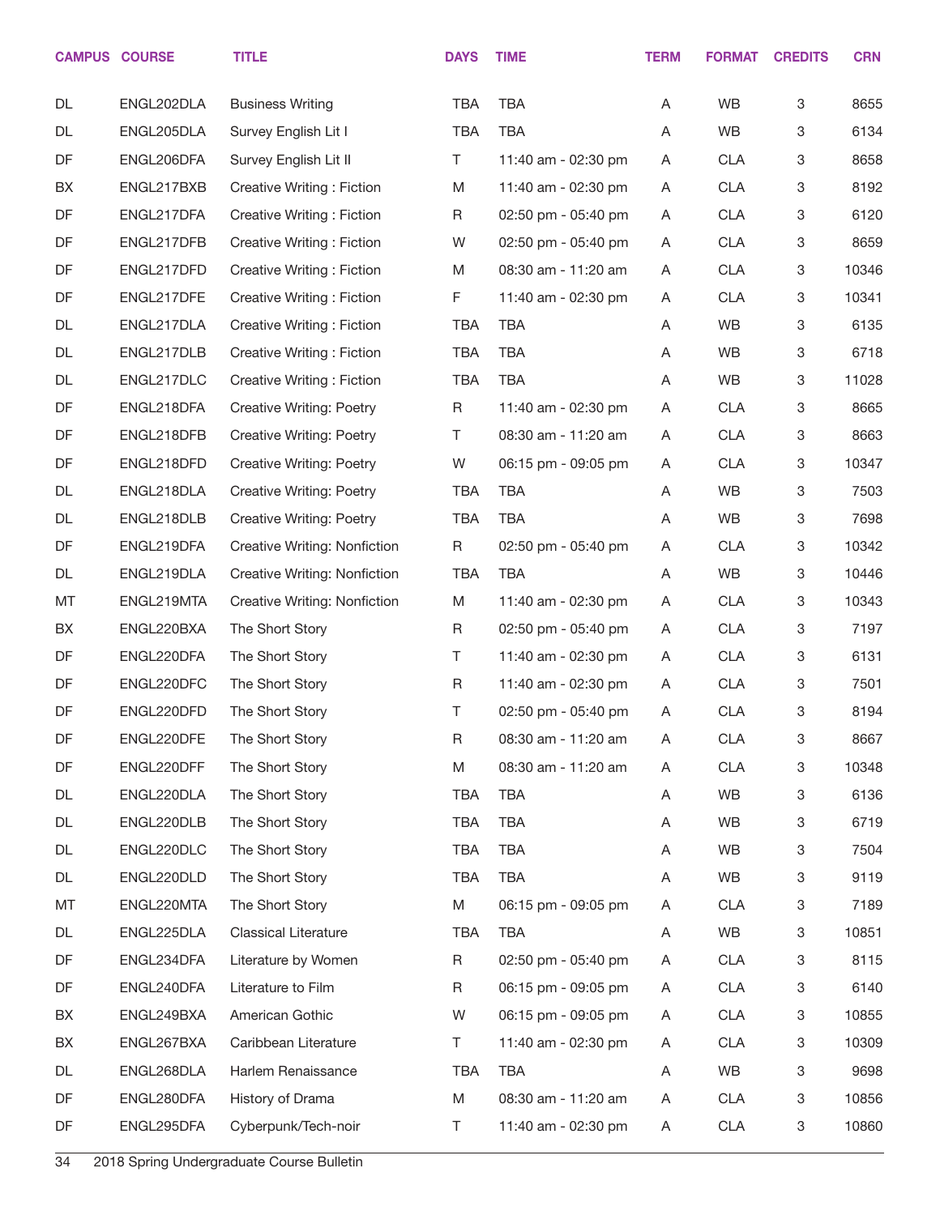| CAMPUS | COURSE | TITLE | DAYS | TIME | TERM | FORMAT | CREDITS | CRN |
|---|---|---|---|---|---|---|---|---|
| DL | ENGL202DLA | Business Writing | TBA | TBA | A | WB | 3 | 8655 |
| DL | ENGL205DLA | Survey English Lit I | TBA | TBA | A | WB | 3 | 6134 |
| DF | ENGL206DFA | Survey English Lit II | T | 11:40 am - 02:30 pm | A | CLA | 3 | 8658 |
| BX | ENGL217BXB | Creative Writing : Fiction | M | 11:40 am - 02:30 pm | A | CLA | 3 | 8192 |
| DF | ENGL217DFA | Creative Writing : Fiction | R | 02:50 pm - 05:40 pm | A | CLA | 3 | 6120 |
| DF | ENGL217DFB | Creative Writing : Fiction | W | 02:50 pm - 05:40 pm | A | CLA | 3 | 8659 |
| DF | ENGL217DFD | Creative Writing : Fiction | M | 08:30 am - 11:20 am | A | CLA | 3 | 10346 |
| DF | ENGL217DFE | Creative Writing : Fiction | F | 11:40 am - 02:30 pm | A | CLA | 3 | 10341 |
| DL | ENGL217DLA | Creative Writing : Fiction | TBA | TBA | A | WB | 3 | 6135 |
| DL | ENGL217DLB | Creative Writing : Fiction | TBA | TBA | A | WB | 3 | 6718 |
| DL | ENGL217DLC | Creative Writing : Fiction | TBA | TBA | A | WB | 3 | 11028 |
| DF | ENGL218DFA | Creative Writing: Poetry | R | 11:40 am - 02:30 pm | A | CLA | 3 | 8665 |
| DF | ENGL218DFB | Creative Writing: Poetry | T | 08:30 am - 11:20 am | A | CLA | 3 | 8663 |
| DF | ENGL218DFD | Creative Writing: Poetry | W | 06:15 pm - 09:05 pm | A | CLA | 3 | 10347 |
| DL | ENGL218DLA | Creative Writing: Poetry | TBA | TBA | A | WB | 3 | 7503 |
| DL | ENGL218DLB | Creative Writing: Poetry | TBA | TBA | A | WB | 3 | 7698 |
| DF | ENGL219DFA | Creative Writing: Nonfiction | R | 02:50 pm - 05:40 pm | A | CLA | 3 | 10342 |
| DL | ENGL219DLA | Creative Writing: Nonfiction | TBA | TBA | A | WB | 3 | 10446 |
| MT | ENGL219MTA | Creative Writing: Nonfiction | M | 11:40 am - 02:30 pm | A | CLA | 3 | 10343 |
| BX | ENGL220BXA | The Short Story | R | 02:50 pm - 05:40 pm | A | CLA | 3 | 7197 |
| DF | ENGL220DFA | The Short Story | T | 11:40 am - 02:30 pm | A | CLA | 3 | 6131 |
| DF | ENGL220DFC | The Short Story | R | 11:40 am - 02:30 pm | A | CLA | 3 | 7501 |
| DF | ENGL220DFD | The Short Story | T | 02:50 pm - 05:40 pm | A | CLA | 3 | 8194 |
| DF | ENGL220DFE | The Short Story | R | 08:30 am - 11:20 am | A | CLA | 3 | 8667 |
| DF | ENGL220DFF | The Short Story | M | 08:30 am - 11:20 am | A | CLA | 3 | 10348 |
| DL | ENGL220DLA | The Short Story | TBA | TBA | A | WB | 3 | 6136 |
| DL | ENGL220DLB | The Short Story | TBA | TBA | A | WB | 3 | 6719 |
| DL | ENGL220DLC | The Short Story | TBA | TBA | A | WB | 3 | 7504 |
| DL | ENGL220DLD | The Short Story | TBA | TBA | A | WB | 3 | 9119 |
| MT | ENGL220MTA | The Short Story | M | 06:15 pm - 09:05 pm | A | CLA | 3 | 7189 |
| DL | ENGL225DLA | Classical Literature | TBA | TBA | A | WB | 3 | 10851 |
| DF | ENGL234DFA | Literature by Women | R | 02:50 pm - 05:40 pm | A | CLA | 3 | 8115 |
| DF | ENGL240DFA | Literature to Film | R | 06:15 pm - 09:05 pm | A | CLA | 3 | 6140 |
| BX | ENGL249BXA | American Gothic | W | 06:15 pm - 09:05 pm | A | CLA | 3 | 10855 |
| BX | ENGL267BXA | Caribbean Literature | T | 11:40 am - 02:30 pm | A | CLA | 3 | 10309 |
| DL | ENGL268DLA | Harlem Renaissance | TBA | TBA | A | WB | 3 | 9698 |
| DF | ENGL280DFA | History of Drama | M | 08:30 am - 11:20 am | A | CLA | 3 | 10856 |
| DF | ENGL295DFA | Cyberpunk/Tech-noir | T | 11:40 am - 02:30 pm | A | CLA | 3 | 10860 |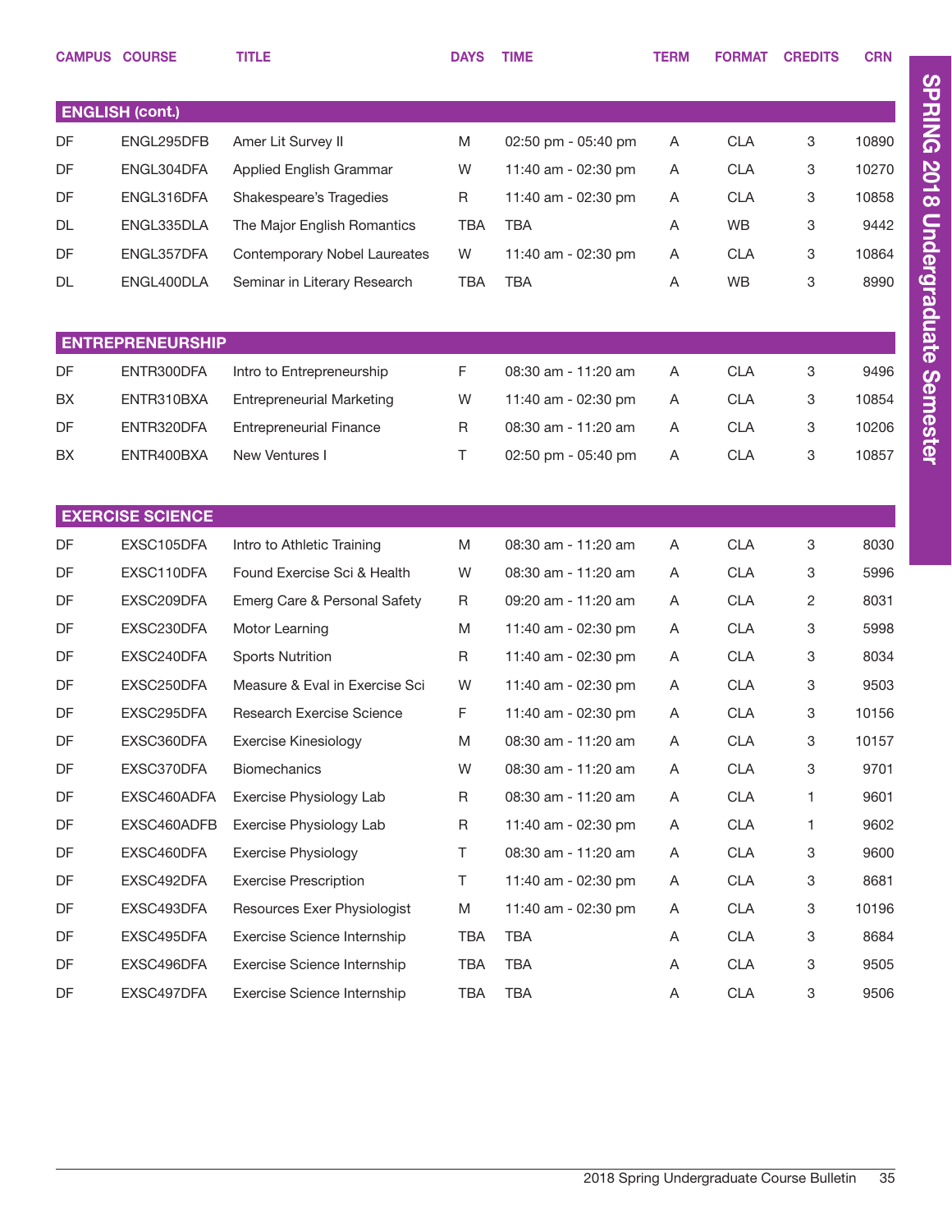| CAMPUS | COURSE | TITLE | DAYS | TIME | TERM | FORMAT | CREDITS | CRN |
|---|---|---|---|---|---|---|---|---|
| **ENGLISH (cont.)** | | | | | | | | |
| DF | ENGL295DFB | Amer Lit Survey II | M | 02:50 pm - 05:40 pm | A | CLA | 3 | 10890 |
| DF | ENGL304DFA | Applied English Grammar | W | 11:40 am - 02:30 pm | A | CLA | 3 | 10270 |
| DF | ENGL316DFA | Shakespeare's Tragedies | R | 11:40 am - 02:30 pm | A | CLA | 3 | 10858 |
| DL | ENGL335DLA | The Major English Romantics | TBA | TBA | A | WB | 3 | 9442 |
| DF | ENGL357DFA | Contemporary Nobel Laureates | W | 11:40 am - 02:30 pm | A | CLA | 3 | 10864 |
| DL | ENGL400DLA | Seminar in Literary Research | TBA | TBA | A | WB | 3 | 8990 |
| **ENTREPRENEURSHIP** | | | | | | | | |
| DF | ENTR300DFA | Intro to Entrepreneurship | F | 08:30 am - 11:20 am | A | CLA | 3 | 9496 |
| BX | ENTR310BXA | Entrepreneurial Marketing | W | 11:40 am - 02:30 pm | A | CLA | 3 | 10854 |
| DF | ENTR320DFA | Entrepreneurial Finance | R | 08:30 am - 11:20 am | A | CLA | 3 | 10206 |
| BX | ENTR400BXA | New Ventures I | T | 02:50 pm - 05:40 pm | A | CLA | 3 | 10857 |
| **EXERCISE SCIENCE** | | | | | | | | |
| DF | EXSC105DFA | Intro to Athletic Training | M | 08:30 am - 11:20 am | A | CLA | 3 | 8030 |
| DF | EXSC110DFA | Found Exercise Sci & Health | W | 08:30 am - 11:20 am | A | CLA | 3 | 5996 |
| DF | EXSC209DFA | Emerg Care & Personal Safety | R | 09:20 am - 11:20 am | A | CLA | 2 | 8031 |
| DF | EXSC230DFA | Motor Learning | M | 11:40 am - 02:30 pm | A | CLA | 3 | 5998 |
| DF | EXSC240DFA | Sports Nutrition | R | 11:40 am - 02:30 pm | A | CLA | 3 | 8034 |
| DF | EXSC250DFA | Measure & Eval in Exercise Sci | W | 11:40 am - 02:30 pm | A | CLA | 3 | 9503 |
| DF | EXSC295DFA | Research Exercise Science | F | 11:40 am - 02:30 pm | A | CLA | 3 | 10156 |
| DF | EXSC360DFA | Exercise Kinesiology | M | 08:30 am - 11:20 am | A | CLA | 3 | 10157 |
| DF | EXSC370DFA | Biomechanics | W | 08:30 am - 11:20 am | A | CLA | 3 | 9701 |
| DF | EXSC460ADFA | Exercise Physiology Lab | R | 08:30 am - 11:20 am | A | CLA | 1 | 9601 |
| DF | EXSC460ADFB | Exercise Physiology Lab | R | 11:40 am - 02:30 pm | A | CLA | 1 | 9602 |
| DF | EXSC460DFA | Exercise Physiology | T | 08:30 am - 11:20 am | A | CLA | 3 | 9600 |
| DF | EXSC492DFA | Exercise Prescription | T | 11:40 am - 02:30 pm | A | CLA | 3 | 8681 |
| DF | EXSC493DFA | Resources Exer Physiologist | M | 11:40 am - 02:30 pm | A | CLA | 3 | 10196 |
| DF | EXSC495DFA | Exercise Science Internship | TBA | TBA | A | CLA | 3 | 8684 |
| DF | EXSC496DFA | Exercise Science Internship | TBA | TBA | A | CLA | 3 | 9505 |
| DF | EXSC497DFA | Exercise Science Internship | TBA | TBA | A | CLA | 3 | 9506 |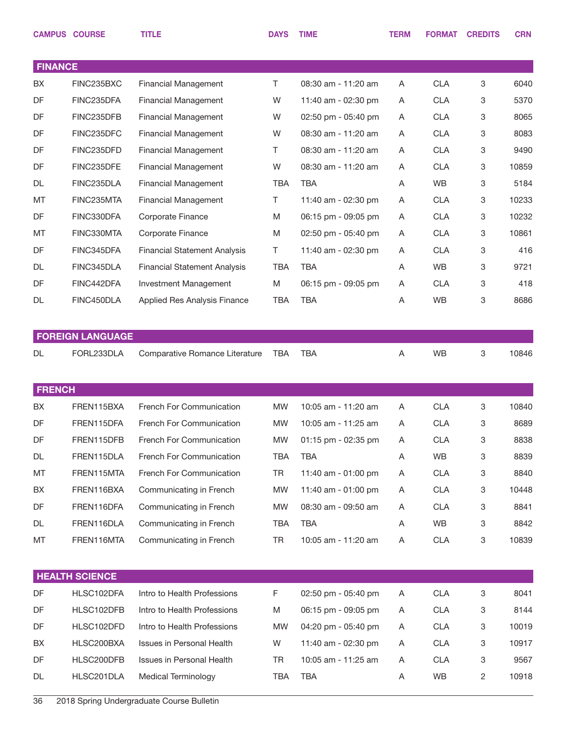| CAMPUS | COURSE | TITLE | DAYS | TIME | TERM | FORMAT | CREDITS | CRN |
|---|---|---|---|---|---|---|---|---|
| **FINANCE** | | | | | | | | |
| BX | FINC235BXC | Financial Management | T | 08:30 am - 11:20 am | A | CLA | 3 | 6040 |
| DF | FINC235DFA | Financial Management | W | 11:40 am - 02:30 pm | A | CLA | 3 | 5370 |
| DF | FINC235DFB | Financial Management | W | 02:50 pm - 05:40 pm | A | CLA | 3 | 8065 |
| DF | FINC235DFC | Financial Management | W | 08:30 am - 11:20 am | A | CLA | 3 | 8083 |
| DF | FINC235DFD | Financial Management | T | 08:30 am - 11:20 am | A | CLA | 3 | 9490 |
| DF | FINC235DFE | Financial Management | W | 08:30 am - 11:20 am | A | CLA | 3 | 10859 |
| DL | FINC235DLA | Financial Management | TBA | TBA | A | WB | 3 | 5184 |
| MT | FINC235MTA | Financial Management | T | 11:40 am - 02:30 pm | A | CLA | 3 | 10233 |
| DF | FINC330DFA | Corporate Finance | M | 06:15 pm - 09:05 pm | A | CLA | 3 | 10232 |
| MT | FINC330MTA | Corporate Finance | M | 02:50 pm - 05:40 pm | A | CLA | 3 | 10861 |
| DF | FINC345DFA | Financial Statement Analysis | T | 11:40 am - 02:30 pm | A | CLA | 3 | 416 |
| DL | FINC345DLA | Financial Statement Analysis | TBA | TBA | A | WB | 3 | 9721 |
| DF | FINC442DFA | Investment Management | M | 06:15 pm - 09:05 pm | A | CLA | 3 | 418 |
| DL | FINC450DLA | Applied Res Analysis Finance | TBA | TBA | A | WB | 3 | 8686 |
| **FOREIGN LANGUAGE** | | | | | | | | |
| DL | FORL233DLA | Comparative Romance Literature | TBA | TBA | A | WB | 3 | 10846 |
| **FRENCH** | | | | | | | | |
| BX | FREN115BXA | French For Communication | MW | 10:05 am - 11:20 am | A | CLA | 3 | 10840 |
| DF | FREN115DFA | French For Communication | MW | 10:05 am - 11:25 am | A | CLA | 3 | 8689 |
| DF | FREN115DFB | French For Communication | MW | 01:15 pm - 02:35 pm | A | CLA | 3 | 8838 |
| DL | FREN115DLA | French For Communication | TBA | TBA | A | WB | 3 | 8839 |
| MT | FREN115MTA | French For Communication | TR | 11:40 am - 01:00 pm | A | CLA | 3 | 8840 |
| BX | FREN116BXA | Communicating in French | MW | 11:40 am - 01:00 pm | A | CLA | 3 | 10448 |
| DF | FREN116DFA | Communicating in French | MW | 08:30 am - 09:50 am | A | CLA | 3 | 8841 |
| DL | FREN116DLA | Communicating in French | TBA | TBA | A | WB | 3 | 8842 |
| MT | FREN116MTA | Communicating in French | TR | 10:05 am - 11:20 am | A | CLA | 3 | 10839 |
| **HEALTH SCIENCE** | | | | | | | | |
| DF | HLSC102DFA | Intro to Health Professions | F | 02:50 pm - 05:40 pm | A | CLA | 3 | 8041 |
| DF | HLSC102DFB | Intro to Health Professions | M | 06:15 pm - 09:05 pm | A | CLA | 3 | 8144 |
| DF | HLSC102DFD | Intro to Health Professions | MW | 04:20 pm - 05:40 pm | A | CLA | 3 | 10019 |
| BX | HLSC200BXA | Issues in Personal Health | W | 11:40 am - 02:30 pm | A | CLA | 3 | 10917 |
| DF | HLSC200DFB | Issues in Personal Health | TR | 10:05 am - 11:25 am | A | CLA | 3 | 9567 |
| DL | HLSC201DLA | Medical Terminology | TBA | TBA | A | WB | 2 | 10918 |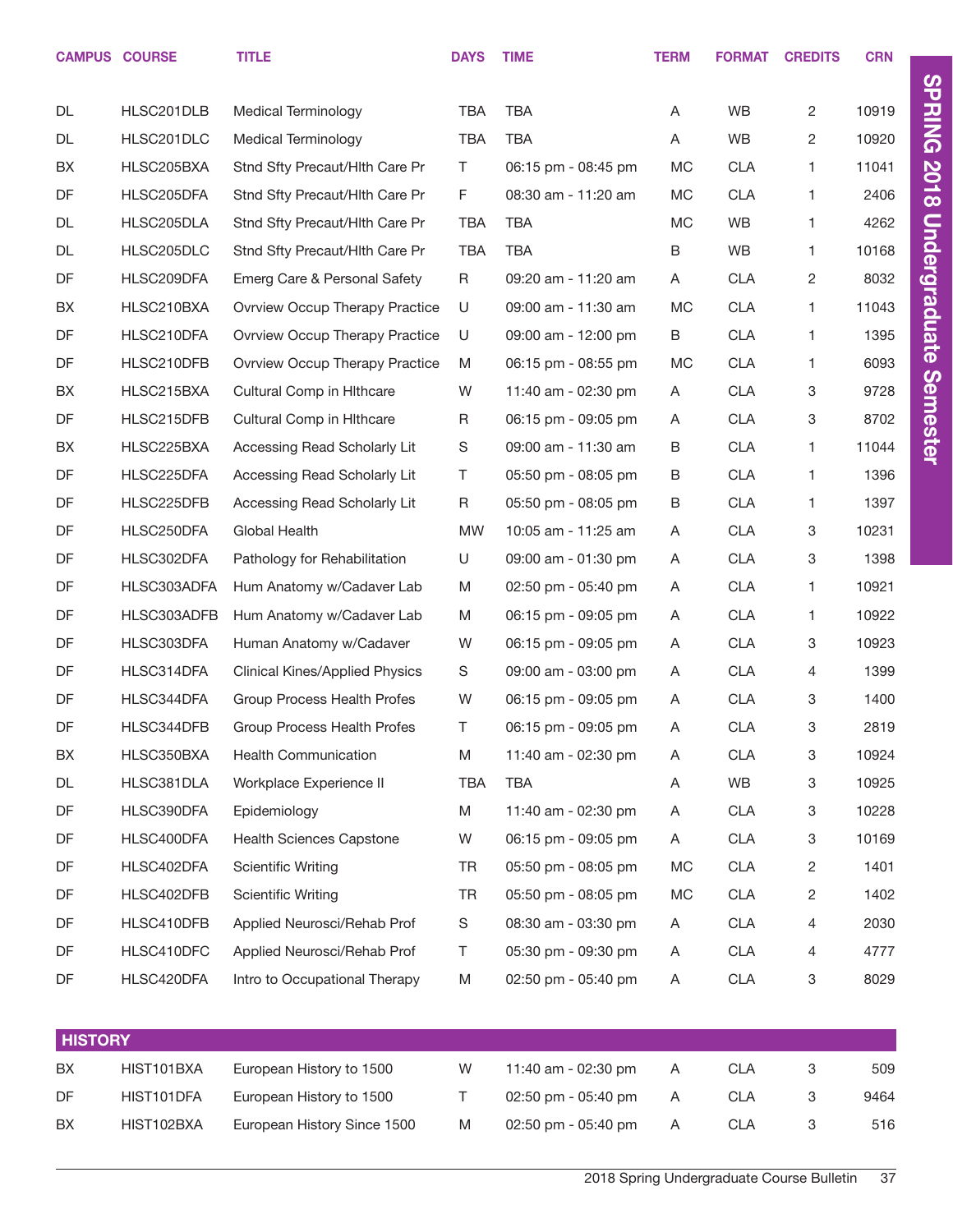| CAMPUS | COURSE | TITLE | DAYS | TIME | TERM | FORMAT | CREDITS | CRN |
|---|---|---|---|---|---|---|---|---|
| DL | HLSC201DLB | Medical Terminology | TBA | TBA | A | WB | 2 | 10919 |
| DL | HLSC201DLC | Medical Terminology | TBA | TBA | A | WB | 2 | 10920 |
| BX | HLSC205BXA | Stnd Sfty Precaut/Hlth Care Pr | T | 06:15 pm - 08:45 pm | MC | CLA | 1 | 11041 |
| DF | HLSC205DFA | Stnd Sfty Precaut/Hlth Care Pr | F | 08:30 am - 11:20 am | MC | CLA | 1 | 2406 |
| DL | HLSC205DLA | Stnd Sfty Precaut/Hlth Care Pr | TBA | TBA | MC | WB | 1 | 4262 |
| DL | HLSC205DLC | Stnd Sfty Precaut/Hlth Care Pr | TBA | TBA | B | WB | 1 | 10168 |
| DF | HLSC209DFA | Emerg Care & Personal Safety | R | 09:20 am - 11:20 am | A | CLA | 2 | 8032 |
| BX | HLSC210BXA | Ovrview Occup Therapy Practice | U | 09:00 am - 11:30 am | MC | CLA | 1 | 11043 |
| DF | HLSC210DFA | Ovrview Occup Therapy Practice | U | 09:00 am - 12:00 pm | B | CLA | 1 | 1395 |
| DF | HLSC210DFB | Ovrview Occup Therapy Practice | M | 06:15 pm - 08:55 pm | MC | CLA | 1 | 6093 |
| BX | HLSC215BXA | Cultural Comp in Hlthcare | W | 11:40 am - 02:30 pm | A | CLA | 3 | 9728 |
| DF | HLSC215DFB | Cultural Comp in Hlthcare | R | 06:15 pm - 09:05 pm | A | CLA | 3 | 8702 |
| BX | HLSC225BXA | Accessing Read Scholarly Lit | S | 09:00 am - 11:30 am | B | CLA | 1 | 11044 |
| DF | HLSC225DFA | Accessing Read Scholarly Lit | T | 05:50 pm - 08:05 pm | B | CLA | 1 | 1396 |
| DF | HLSC225DFB | Accessing Read Scholarly Lit | R | 05:50 pm - 08:05 pm | B | CLA | 1 | 1397 |
| DF | HLSC250DFA | Global Health | MW | 10:05 am - 11:25 am | A | CLA | 3 | 10231 |
| DF | HLSC302DFA | Pathology for Rehabilitation | U | 09:00 am - 01:30 pm | A | CLA | 3 | 1398 |
| DF | HLSC303ADFA | Hum Anatomy w/Cadaver Lab | M | 02:50 pm - 05:40 pm | A | CLA | 1 | 10921 |
| DF | HLSC303ADFB | Hum Anatomy w/Cadaver Lab | M | 06:15 pm - 09:05 pm | A | CLA | 1 | 10922 |
| DF | HLSC303DFA | Human Anatomy w/Cadaver | W | 06:15 pm - 09:05 pm | A | CLA | 3 | 10923 |
| DF | HLSC314DFA | Clinical Kines/Applied Physics | S | 09:00 am - 03:00 pm | A | CLA | 4 | 1399 |
| DF | HLSC344DFA | Group Process Health Profes | W | 06:15 pm - 09:05 pm | A | CLA | 3 | 1400 |
| DF | HLSC344DFB | Group Process Health Profes | T | 06:15 pm - 09:05 pm | A | CLA | 3 | 2819 |
| BX | HLSC350BXA | Health Communication | M | 11:40 am - 02:30 pm | A | CLA | 3 | 10924 |
| DL | HLSC381DLA | Workplace Experience II | TBA | TBA | A | WB | 3 | 10925 |
| DF | HLSC390DFA | Epidemiology | M | 11:40 am - 02:30 pm | A | CLA | 3 | 10228 |
| DF | HLSC400DFA | Health Sciences Capstone | W | 06:15 pm - 09:05 pm | A | CLA | 3 | 10169 |
| DF | HLSC402DFA | Scientific Writing | TR | 05:50 pm - 08:05 pm | MC | CLA | 2 | 1401 |
| DF | HLSC402DFB | Scientific Writing | TR | 05:50 pm - 08:05 pm | MC | CLA | 2 | 1402 |
| DF | HLSC410DFB | Applied Neurosci/Rehab Prof | S | 08:30 am - 03:30 pm | A | CLA | 4 | 2030 |
| DF | HLSC410DFC | Applied Neurosci/Rehab Prof | T | 05:30 pm - 09:30 pm | A | CLA | 4 | 4777 |
| DF | HLSC420DFA | Intro to Occupational Therapy | M | 02:50 pm - 05:40 pm | A | CLA | 3 | 8029 |

## HISTORY

| CAMPUS | COURSE | TITLE | DAYS | TIME | TERM | FORMAT | CREDITS | CRN |
|---|---|---|---|---|---|---|---|---|
| BX | HIST101BXA | European History to 1500 | W | 11:40 am - 02:30 pm | A | CLA | 3 | 509 |
| DF | HIST101DFA | European History to 1500 | T | 02:50 pm - 05:40 pm | A | CLA | 3 | 9464 |
| BX | HIST102BXA | European History Since 1500 | M | 02:50 pm - 05:40 pm | A | CLA | 3 | 516 |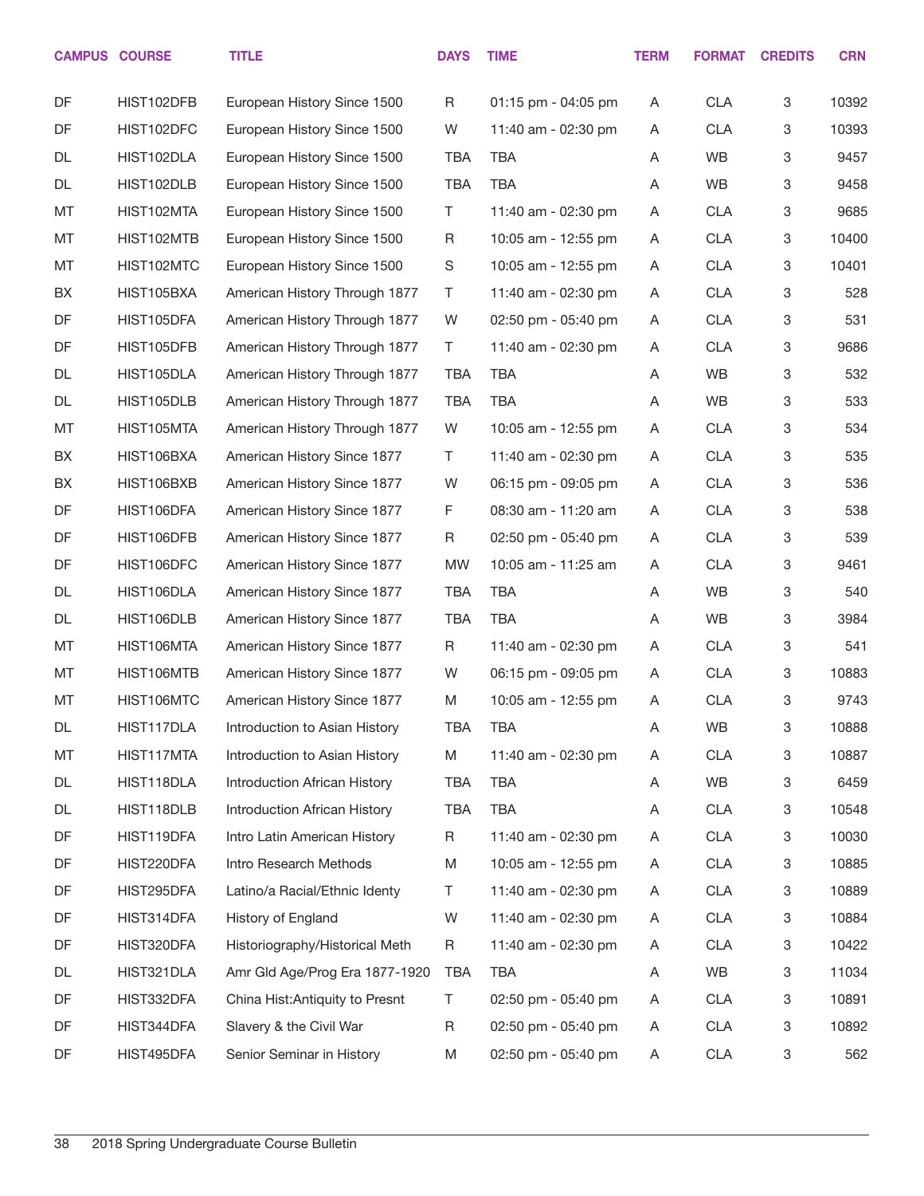| CAMPUS | COURSE | TITLE | DAYS | TIME | TERM | FORMAT | CREDITS | CRN |
|---|---|---|---|---|---|---|---|---|
| DF | HIST102DFB | European History Since 1500 | R | 01:15 pm - 04:05 pm | A | CLA | 3 | 10392 |
| DF | HIST102DFC | European History Since 1500 | W | 11:40 am - 02:30 pm | A | CLA | 3 | 10393 |
| DL | HIST102DLA | European History Since 1500 | TBA | TBA | A | WB | 3 | 9457 |
| DL | HIST102DLB | European History Since 1500 | TBA | TBA | A | WB | 3 | 9458 |
| MT | HIST102MTA | European History Since 1500 | T | 11:40 am - 02:30 pm | A | CLA | 3 | 9685 |
| MT | HIST102MTB | European History Since 1500 | R | 10:05 am - 12:55 pm | A | CLA | 3 | 10400 |
| MT | HIST102MTC | European History Since 1500 | S | 10:05 am - 12:55 pm | A | CLA | 3 | 10401 |
| BX | HIST105BXA | American History Through 1877 | T | 11:40 am - 02:30 pm | A | CLA | 3 | 528 |
| DF | HIST105DFA | American History Through 1877 | W | 02:50 pm - 05:40 pm | A | CLA | 3 | 531 |
| DF | HIST105DFB | American History Through 1877 | T | 11:40 am - 02:30 pm | A | CLA | 3 | 9686 |
| DL | HIST105DLA | American History Through 1877 | TBA | TBA | A | WB | 3 | 532 |
| DL | HIST105DLB | American History Through 1877 | TBA | TBA | A | WB | 3 | 533 |
| MT | HIST105MTA | American History Through 1877 | W | 10:05 am - 12:55 pm | A | CLA | 3 | 534 |
| BX | HIST106BXA | American History Since 1877 | T | 11:40 am - 02:30 pm | A | CLA | 3 | 535 |
| BX | HIST106BXB | American History Since 1877 | W | 06:15 pm - 09:05 pm | A | CLA | 3 | 536 |
| DF | HIST106DFA | American History Since 1877 | F | 08:30 am - 11:20 am | A | CLA | 3 | 538 |
| DF | HIST106DFB | American History Since 1877 | R | 02:50 pm - 05:40 pm | A | CLA | 3 | 539 |
| DF | HIST106DFC | American History Since 1877 | MW | 10:05 am - 11:25 am | A | CLA | 3 | 9461 |
| DL | HIST106DLA | American History Since 1877 | TBA | TBA | A | WB | 3 | 540 |
| DL | HIST106DLB | American History Since 1877 | TBA | TBA | A | WB | 3 | 3984 |
| MT | HIST106MTA | American History Since 1877 | R | 11:40 am - 02:30 pm | A | CLA | 3 | 541 |
| MT | HIST106MTB | American History Since 1877 | W | 06:15 pm - 09:05 pm | A | CLA | 3 | 10883 |
| MT | HIST106MTC | American History Since 1877 | M | 10:05 am - 12:55 pm | A | CLA | 3 | 9743 |
| DL | HIST117DLA | Introduction to Asian History | TBA | TBA | A | WB | 3 | 10888 |
| MT | HIST117MTA | Introduction to Asian History | M | 11:40 am - 02:30 pm | A | CLA | 3 | 10887 |
| DL | HIST118DLA | Introduction African History | TBA | TBA | A | WB | 3 | 6459 |
| DL | HIST118DLB | Introduction African History | TBA | TBA | A | CLA | 3 | 10548 |
| DF | HIST119DFA | Intro Latin American History | R | 11:40 am - 02:30 pm | A | CLA | 3 | 10030 |
| DF | HIST220DFA | Intro Research Methods | M | 10:05 am - 12:55 pm | A | CLA | 3 | 10885 |
| DF | HIST295DFA | Latino/a Racial/Ethnic Identy | T | 11:40 am - 02:30 pm | A | CLA | 3 | 10889 |
| DF | HIST314DFA | History of England | W | 11:40 am - 02:30 pm | A | CLA | 3 | 10884 |
| DF | HIST320DFA | Historiography/Historical Meth | R | 11:40 am - 02:30 pm | A | CLA | 3 | 10422 |
| DL | HIST321DLA | Amr Gld Age/Prog Era 1877-1920 | TBA | TBA | A | WB | 3 | 11034 |
| DF | HIST332DFA | China Hist:Antiquity to Presnt | T | 02:50 pm - 05:40 pm | A | CLA | 3 | 10891 |
| DF | HIST344DFA | Slavery & the Civil War | R | 02:50 pm - 05:40 pm | A | CLA | 3 | 10892 |
| DF | HIST495DFA | Senior Seminar in History | M | 02:50 pm - 05:40 pm | A | CLA | 3 | 562 |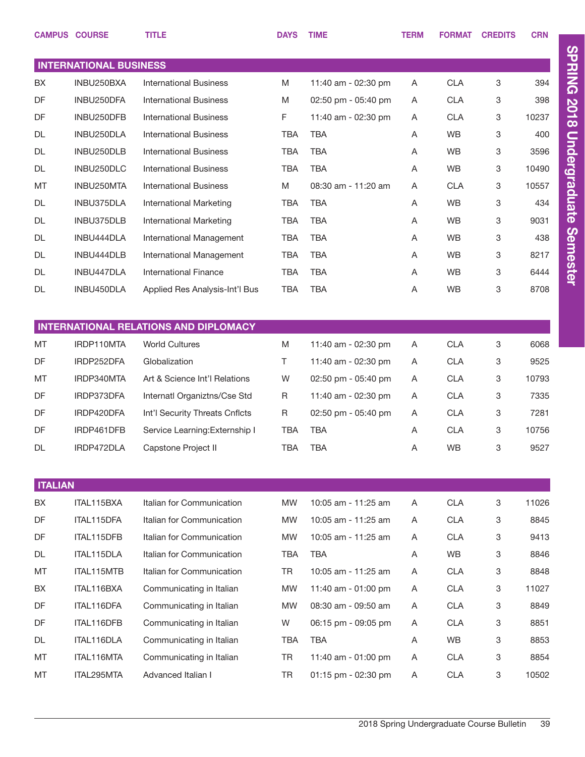| CAMPUS | COURSE | TITLE | DAYS | TIME | TERM | FORMAT | CREDITS | CRN |
|---|---|---|---|---|---|---|---|---|
| **INTERNATIONAL BUSINESS** | | | | | | | | |
| BX | INBU250BXA | International Business | M | 11:40 am - 02:30 pm | A | CLA | 3 | 394 |
| DF | INBU250DFA | International Business | M | 02:50 pm - 05:40 pm | A | CLA | 3 | 398 |
| DF | INBU250DFB | International Business | F | 11:40 am - 02:30 pm | A | CLA | 3 | 10237 |
| DL | INBU250DLA | International Business | TBA | TBA | A | WB | 3 | 400 |
| DL | INBU250DLB | International Business | TBA | TBA | A | WB | 3 | 3596 |
| DL | INBU250DLC | International Business | TBA | TBA | A | WB | 3 | 10490 |
| MT | INBU250MTA | International Business | M | 08:30 am - 11:20 am | A | CLA | 3 | 10557 |
| DL | INBU375DLA | International Marketing | TBA | TBA | A | WB | 3 | 434 |
| DL | INBU375DLB | International Marketing | TBA | TBA | A | WB | 3 | 9031 |
| DL | INBU444DLA | International Management | TBA | TBA | A | WB | 3 | 438 |
| DL | INBU444DLB | International Management | TBA | TBA | A | WB | 3 | 8217 |
| DL | INBU447DLA | International Finance | TBA | TBA | A | WB | 3 | 6444 |
| DL | INBU450DLA | Applied Res Analysis-Int'l Bus | TBA | TBA | A | WB | 3 | 8708 |
| **INTERNATIONAL RELATIONS AND DIPLOMACY** | | | | | | | | |
| MT | IRDP110MTA | World Cultures | M | 11:40 am - 02:30 pm | A | CLA | 3 | 6068 |
| DF | IRDP252DFA | Globalization | T | 11:40 am - 02:30 pm | A | CLA | 3 | 9525 |
| MT | IRDP340MTA | Art & Science Int'l Relations | W | 02:50 pm - 05:40 pm | A | CLA | 3 | 10793 |
| DF | IRDP373DFA | Internatl Organiztns/Cse Std | R | 11:40 am - 02:30 pm | A | CLA | 3 | 7335 |
| DF | IRDP420DFA | Int'l Security Threats Cnflcts | R | 02:50 pm - 05:40 pm | A | CLA | 3 | 7281 |
| DF | IRDP461DFB | Service Learning:Externship I | TBA | TBA | A | CLA | 3 | 10756 |
| DL | IRDP472DLA | Capstone Project II | TBA | TBA | A | WB | 3 | 9527 |
| **ITALIAN** | | | | | | | | |
| BX | ITAL115BXA | Italian for Communication | MW | 10:05 am - 11:25 am | A | CLA | 3 | 11026 |
| DF | ITAL115DFA | Italian for Communication | MW | 10:05 am - 11:25 am | A | CLA | 3 | 8845 |
| DF | ITAL115DFB | Italian for Communication | MW | 10:05 am - 11:25 am | A | CLA | 3 | 9413 |
| DL | ITAL115DLA | Italian for Communication | TBA | TBA | A | WB | 3 | 8846 |
| MT | ITAL115MTB | Italian for Communication | TR | 10:05 am - 11:25 am | A | CLA | 3 | 8848 |
| BX | ITAL116BXA | Communicating in Italian | MW | 11:40 am - 01:00 pm | A | CLA | 3 | 11027 |
| DF | ITAL116DFA | Communicating in Italian | MW | 08:30 am - 09:50 am | A | CLA | 3 | 8849 |
| DF | ITAL116DFB | Communicating in Italian | W | 06:15 pm - 09:05 pm | A | CLA | 3 | 8851 |
| DL | ITAL116DLA | Communicating in Italian | TBA | TBA | A | WB | 3 | 8853 |
| MT | ITAL116MTA | Communicating in Italian | TR | 11:40 am - 01:00 pm | A | CLA | 3 | 8854 |
| MT | ITAL295MTA | Advanced Italian I | TR | 01:15 pm - 02:30 pm | A | CLA | 3 | 10502 |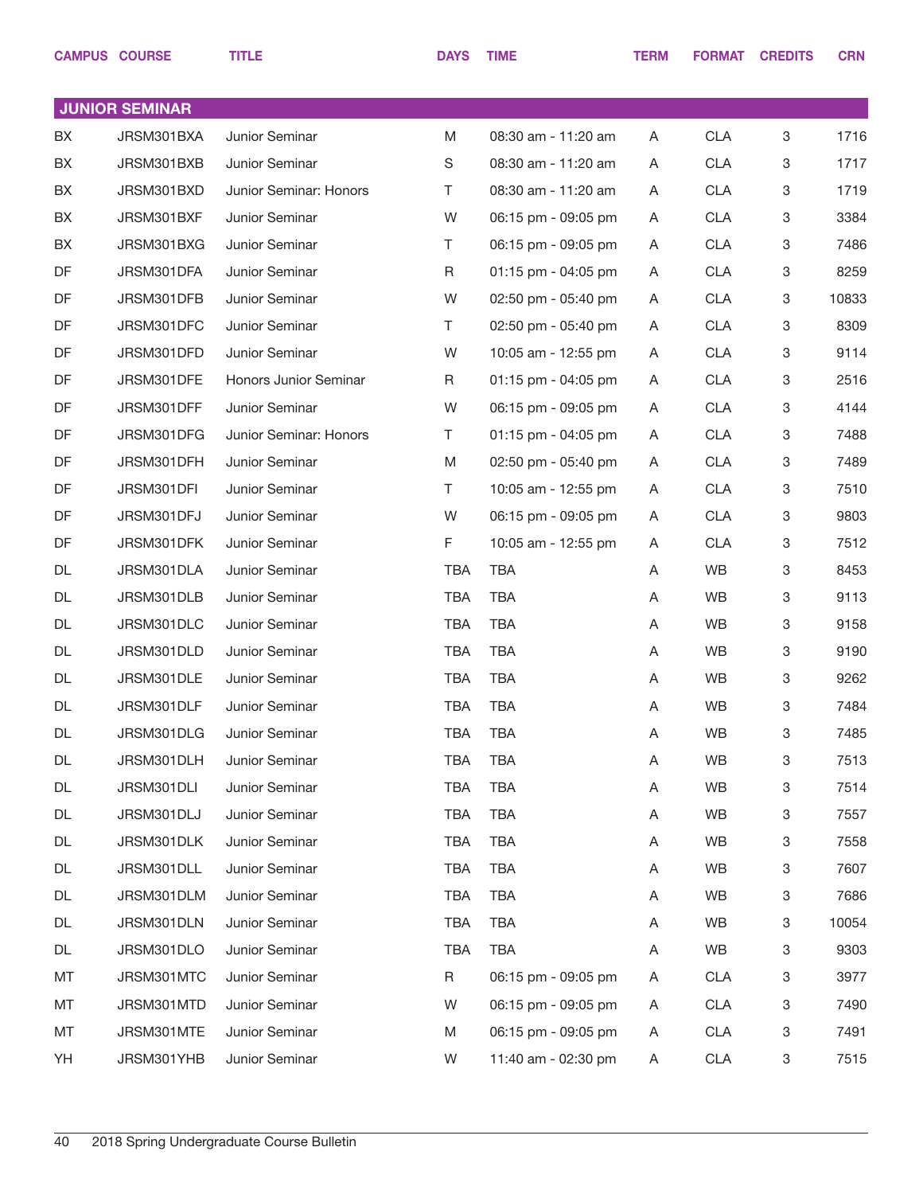| CAMPUS | COURSE | TITLE | DAYS | TIME | TERM | FORMAT | CREDITS | CRN |
|---|---|---|---|---|---|---|---|---|
| **JUNIOR SEMINAR** | | | | | | | | |
| BX | JRSM301BXA | Junior Seminar | M | 08:30 am - 11:20 am | A | CLA | 3 | 1716 |
| BX | JRSM301BXB | Junior Seminar | S | 08:30 am - 11:20 am | A | CLA | 3 | 1717 |
| BX | JRSM301BXD | Junior Seminar: Honors | T | 08:30 am - 11:20 am | A | CLA | 3 | 1719 |
| BX | JRSM301BXF | Junior Seminar | W | 06:15 pm - 09:05 pm | A | CLA | 3 | 3384 |
| BX | JRSM301BXG | Junior Seminar | T | 06:15 pm - 09:05 pm | A | CLA | 3 | 7486 |
| DF | JRSM301DFA | Junior Seminar | R | 01:15 pm - 04:05 pm | A | CLA | 3 | 8259 |
| DF | JRSM301DFB | Junior Seminar | W | 02:50 pm - 05:40 pm | A | CLA | 3 | 10833 |
| DF | JRSM301DFC | Junior Seminar | T | 02:50 pm - 05:40 pm | A | CLA | 3 | 8309 |
| DF | JRSM301DFD | Junior Seminar | W | 10:05 am - 12:55 pm | A | CLA | 3 | 9114 |
| DF | JRSM301DFE | Honors Junior Seminar | R | 01:15 pm - 04:05 pm | A | CLA | 3 | 2516 |
| DF | JRSM301DFF | Junior Seminar | W | 06:15 pm - 09:05 pm | A | CLA | 3 | 4144 |
| DF | JRSM301DFG | Junior Seminar: Honors | T | 01:15 pm - 04:05 pm | A | CLA | 3 | 7488 |
| DF | JRSM301DFH | Junior Seminar | M | 02:50 pm - 05:40 pm | A | CLA | 3 | 7489 |
| DF | JRSM301DFI | Junior Seminar | T | 10:05 am - 12:55 pm | A | CLA | 3 | 7510 |
| DF | JRSM301DFJ | Junior Seminar | W | 06:15 pm - 09:05 pm | A | CLA | 3 | 9803 |
| DF | JRSM301DFK | Junior Seminar | F | 10:05 am - 12:55 pm | A | CLA | 3 | 7512 |
| DL | JRSM301DLA | Junior Seminar | TBA | TBA | A | WB | 3 | 8453 |
| DL | JRSM301DLB | Junior Seminar | TBA | TBA | A | WB | 3 | 9113 |
| DL | JRSM301DLC | Junior Seminar | TBA | TBA | A | WB | 3 | 9158 |
| DL | JRSM301DLD | Junior Seminar | TBA | TBA | A | WB | 3 | 9190 |
| DL | JRSM301DLE | Junior Seminar | TBA | TBA | A | WB | 3 | 9262 |
| DL | JRSM301DLF | Junior Seminar | TBA | TBA | A | WB | 3 | 7484 |
| DL | JRSM301DLG | Junior Seminar | TBA | TBA | A | WB | 3 | 7485 |
| DL | JRSM301DLH | Junior Seminar | TBA | TBA | A | WB | 3 | 7513 |
| DL | JRSM301DLI | Junior Seminar | TBA | TBA | A | WB | 3 | 7514 |
| DL | JRSM301DLJ | Junior Seminar | TBA | TBA | A | WB | 3 | 7557 |
| DL | JRSM301DLK | Junior Seminar | TBA | TBA | A | WB | 3 | 7558 |
| DL | JRSM301DLL | Junior Seminar | TBA | TBA | A | WB | 3 | 7607 |
| DL | JRSM301DLM | Junior Seminar | TBA | TBA | A | WB | 3 | 7686 |
| DL | JRSM301DLN | Junior Seminar | TBA | TBA | A | WB | 3 | 10054 |
| DL | JRSM301DLO | Junior Seminar | TBA | TBA | A | WB | 3 | 9303 |
| MT | JRSM301MTC | Junior Seminar | R | 06:15 pm - 09:05 pm | A | CLA | 3 | 3977 |
| MT | JRSM301MTD | Junior Seminar | W | 06:15 pm - 09:05 pm | A | CLA | 3 | 7490 |
| MT | JRSM301MTE | Junior Seminar | M | 06:15 pm - 09:05 pm | A | CLA | 3 | 7491 |
| YH | JRSM301YHB | Junior Seminar | W | 11:40 am - 02:30 pm | A | CLA | 3 | 7515 |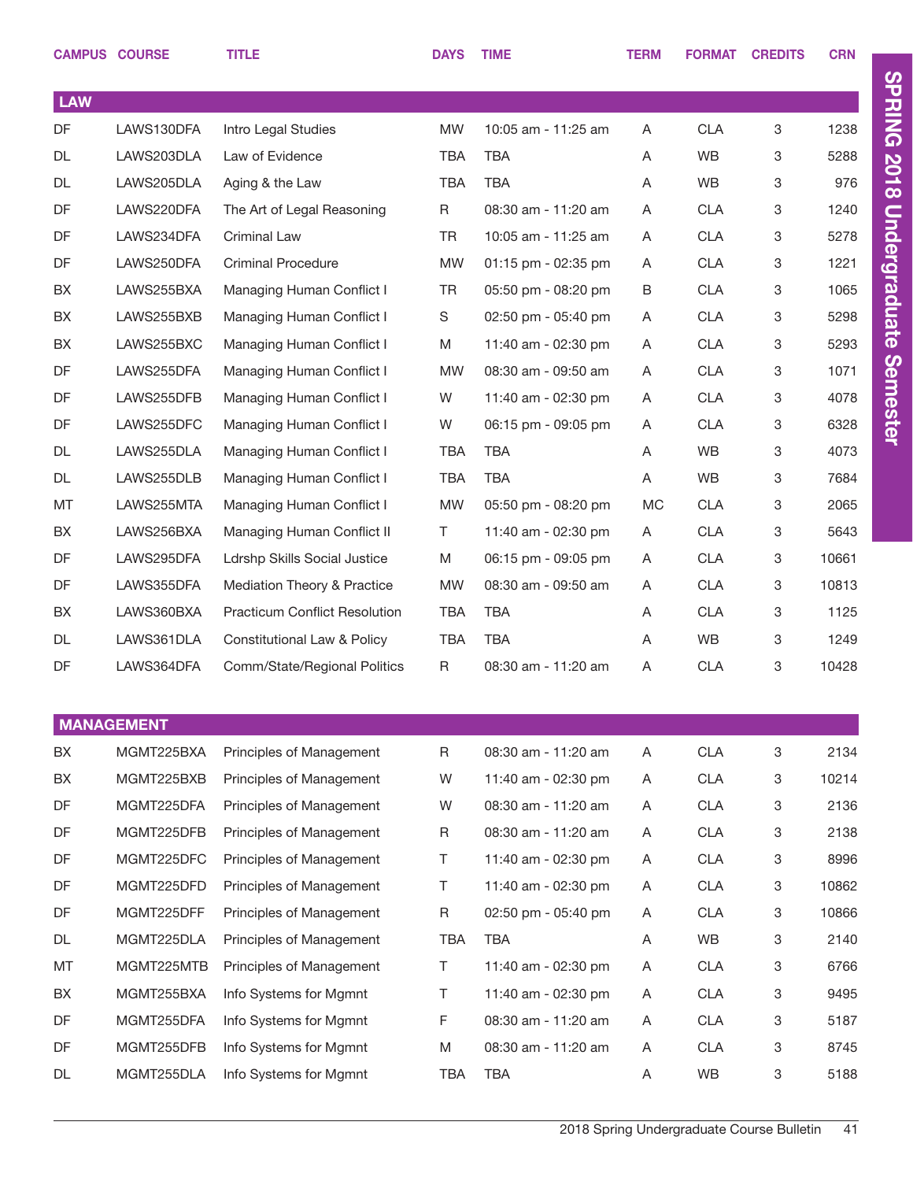| CAMPUS | COURSE | TITLE | DAYS | TIME | TERM | FORMAT | CREDITS | CRN |
|---|---|---|---|---|---|---|---|---|
| **LAW** | | | | | | | | |
| DF | LAWS130DFA | Intro Legal Studies | MW | 10:05 am - 11:25 am | A | CLA | 3 | 1238 |
| DL | LAWS203DLA | Law of Evidence | TBA | TBA | A | WB | 3 | 5288 |
| DL | LAWS205DLA | Aging & the Law | TBA | TBA | A | WB | 3 | 976 |
| DF | LAWS220DFA | The Art of Legal Reasoning | R | 08:30 am - 11:20 am | A | CLA | 3 | 1240 |
| DF | LAWS234DFA | Criminal Law | TR | 10:05 am - 11:25 am | A | CLA | 3 | 5278 |
| DF | LAWS250DFA | Criminal Procedure | MW | 01:15 pm - 02:35 pm | A | CLA | 3 | 1221 |
| BX | LAWS255BXA | Managing Human Conflict I | TR | 05:50 pm - 08:20 pm | B | CLA | 3 | 1065 |
| BX | LAWS255BXB | Managing Human Conflict I | S | 02:50 pm - 05:40 pm | A | CLA | 3 | 5298 |
| BX | LAWS255BXC | Managing Human Conflict I | M | 11:40 am - 02:30 pm | A | CLA | 3 | 5293 |
| DF | LAWS255DFA | Managing Human Conflict I | MW | 08:30 am - 09:50 am | A | CLA | 3 | 1071 |
| DF | LAWS255DFB | Managing Human Conflict I | W | 11:40 am - 02:30 pm | A | CLA | 3 | 4078 |
| DF | LAWS255DFC | Managing Human Conflict I | W | 06:15 pm - 09:05 pm | A | CLA | 3 | 6328 |
| DL | LAWS255DLA | Managing Human Conflict I | TBA | TBA | A | WB | 3 | 4073 |
| DL | LAWS255DLB | Managing Human Conflict I | TBA | TBA | A | WB | 3 | 7684 |
| MT | LAWS255MTA | Managing Human Conflict I | MW | 05:50 pm - 08:20 pm | MC | CLA | 3 | 2065 |
| BX | LAWS256BXA | Managing Human Conflict II | T | 11:40 am - 02:30 pm | A | CLA | 3 | 5643 |
| DF | LAWS295DFA | Ldrshp Skills Social Justice | M | 06:15 pm - 09:05 pm | A | CLA | 3 | 10661 |
| DF | LAWS355DFA | Mediation Theory & Practice | MW | 08:30 am - 09:50 am | A | CLA | 3 | 10813 |
| BX | LAWS360BXA | Practicum Conflict Resolution | TBA | TBA | A | CLA | 3 | 1125 |
| DL | LAWS361DLA | Constitutional Law & Policy | TBA | TBA | A | WB | 3 | 1249 |
| DF | LAWS364DFA | Comm/State/Regional Politics | R | 08:30 am - 11:20 am | A | CLA | 3 | 10428 |
| **MANAGEMENT** | | | | | | | | |
| BX | MGMT225BXA | Principles of Management | R | 08:30 am - 11:20 am | A | CLA | 3 | 2134 |
| BX | MGMT225BXB | Principles of Management | W | 11:40 am - 02:30 pm | A | CLA | 3 | 10214 |
| DF | MGMT225DFA | Principles of Management | W | 08:30 am - 11:20 am | A | CLA | 3 | 2136 |
| DF | MGMT225DFB | Principles of Management | R | 08:30 am - 11:20 am | A | CLA | 3 | 2138 |
| DF | MGMT225DFC | Principles of Management | T | 11:40 am - 02:30 pm | A | CLA | 3 | 8996 |
| DF | MGMT225DFD | Principles of Management | T | 11:40 am - 02:30 pm | A | CLA | 3 | 10862 |
| DF | MGMT225DFF | Principles of Management | R | 02:50 pm - 05:40 pm | A | CLA | 3 | 10866 |
| DL | MGMT225DLA | Principles of Management | TBA | TBA | A | WB | 3 | 2140 |
| MT | MGMT225MTB | Principles of Management | T | 11:40 am - 02:30 pm | A | CLA | 3 | 6766 |
| BX | MGMT255BXA | Info Systems for Mgmnt | T | 11:40 am - 02:30 pm | A | CLA | 3 | 9495 |
| DF | MGMT255DFA | Info Systems for Mgmnt | F | 08:30 am - 11:20 am | A | CLA | 3 | 5187 |
| DF | MGMT255DFB | Info Systems for Mgmnt | M | 08:30 am - 11:20 am | A | CLA | 3 | 8745 |
| DL | MGMT255DLA | Info Systems for Mgmnt | TBA | TBA | A | WB | 3 | 5188 |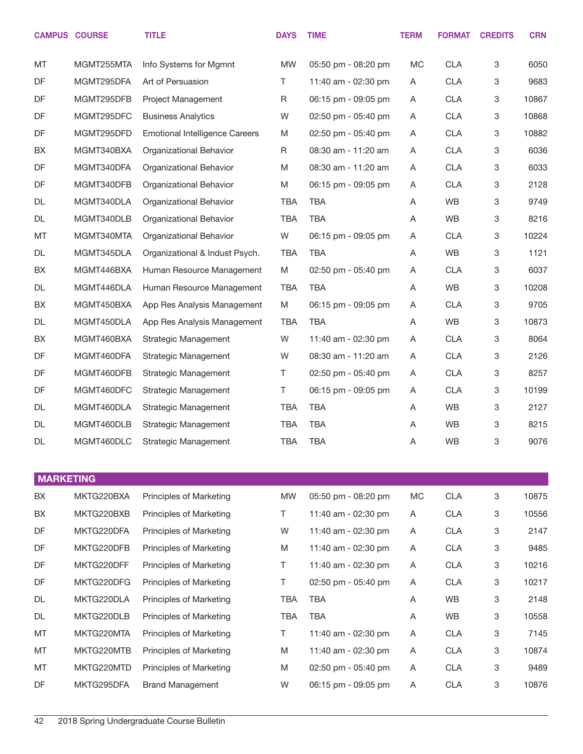| CAMPUS | COURSE | TITLE | DAYS | TIME | TERM | FORMAT | CREDITS | CRN |
|---|---|---|---|---|---|---|---|---|
| MT | MGMT255MTA | Info Systems for Mgmnt | MW | 05:50 pm - 08:20 pm | MC | CLA | 3 | 6050 |
| DF | MGMT295DFA | Art of Persuasion | T | 11:40 am - 02:30 pm | A | CLA | 3 | 9683 |
| DF | MGMT295DFB | Project Management | R | 06:15 pm - 09:05 pm | A | CLA | 3 | 10867 |
| DF | MGMT295DFC | Business Analytics | W | 02:50 pm - 05:40 pm | A | CLA | 3 | 10868 |
| DF | MGMT295DFD | Emotional Intelligence Careers | M | 02:50 pm - 05:40 pm | A | CLA | 3 | 10882 |
| BX | MGMT340BXA | Organizational Behavior | R | 08:30 am - 11:20 am | A | CLA | 3 | 6036 |
| DF | MGMT340DFA | Organizational Behavior | M | 08:30 am - 11:20 am | A | CLA | 3 | 6033 |
| DF | MGMT340DFB | Organizational Behavior | M | 06:15 pm - 09:05 pm | A | CLA | 3 | 2128 |
| DL | MGMT340DLA | Organizational Behavior | TBA | TBA | A | WB | 3 | 9749 |
| DL | MGMT340DLB | Organizational Behavior | TBA | TBA | A | WB | 3 | 8216 |
| MT | MGMT340MTA | Organizational Behavior | W | 06:15 pm - 09:05 pm | A | CLA | 3 | 10224 |
| DL | MGMT345DLA | Organizational & Indust Psych. | TBA | TBA | A | WB | 3 | 1121 |
| BX | MGMT446BXA | Human Resource Management | M | 02:50 pm - 05:40 pm | A | CLA | 3 | 6037 |
| DL | MGMT446DLA | Human Resource Management | TBA | TBA | A | WB | 3 | 10208 |
| BX | MGMT450BXA | App Res Analysis Management | M | 06:15 pm - 09:05 pm | A | CLA | 3 | 9705 |
| DL | MGMT450DLA | App Res Analysis Management | TBA | TBA | A | WB | 3 | 10873 |
| BX | MGMT460BXA | Strategic Management | W | 11:40 am - 02:30 pm | A | CLA | 3 | 8064 |
| DF | MGMT460DFA | Strategic Management | W | 08:30 am - 11:20 am | A | CLA | 3 | 2126 |
| DF | MGMT460DFB | Strategic Management | T | 02:50 pm - 05:40 pm | A | CLA | 3 | 8257 |
| DF | MGMT460DFC | Strategic Management | T | 06:15 pm - 09:05 pm | A | CLA | 3 | 10199 |
| DL | MGMT460DLA | Strategic Management | TBA | TBA | A | WB | 3 | 2127 |
| DL | MGMT460DLB | Strategic Management | TBA | TBA | A | WB | 3 | 8215 |
| DL | MGMT460DLC | Strategic Management | TBA | TBA | A | WB | 3 | 9076 |

## MARKETING

| CAMPUS | COURSE | TITLE | DAYS | TIME | TERM | FORMAT | CREDITS | CRN |
|---|---|---|---|---|---|---|---|---|
| BX | MKTG220BXA | Principles of Marketing | MW | 05:50 pm - 08:20 pm | MC | CLA | 3 | 10875 |
| BX | MKTG220BXB | Principles of Marketing | T | 11:40 am - 02:30 pm | A | CLA | 3 | 10556 |
| DF | MKTG220DFA | Principles of Marketing | W | 11:40 am - 02:30 pm | A | CLA | 3 | 2147 |
| DF | MKTG220DFB | Principles of Marketing | M | 11:40 am - 02:30 pm | A | CLA | 3 | 9485 |
| DF | MKTG220DFF | Principles of Marketing | T | 11:40 am - 02:30 pm | A | CLA | 3 | 10216 |
| DF | MKTG220DFG | Principles of Marketing | T | 02:50 pm - 05:40 pm | A | CLA | 3 | 10217 |
| DL | MKTG220DLA | Principles of Marketing | TBA | TBA | A | WB | 3 | 2148 |
| DL | MKTG220DLB | Principles of Marketing | TBA | TBA | A | WB | 3 | 10558 |
| MT | MKTG220MTA | Principles of Marketing | T | 11:40 am - 02:30 pm | A | CLA | 3 | 7145 |
| MT | MKTG220MTB | Principles of Marketing | M | 11:40 am - 02:30 pm | A | CLA | 3 | 10874 |
| MT | MKTG220MTD | Principles of Marketing | M | 02:50 pm - 05:40 pm | A | CLA | 3 | 9489 |
| DF | MKTG295DFA | Brand Management | W | 06:15 pm - 09:05 pm | A | CLA | 3 | 10876 |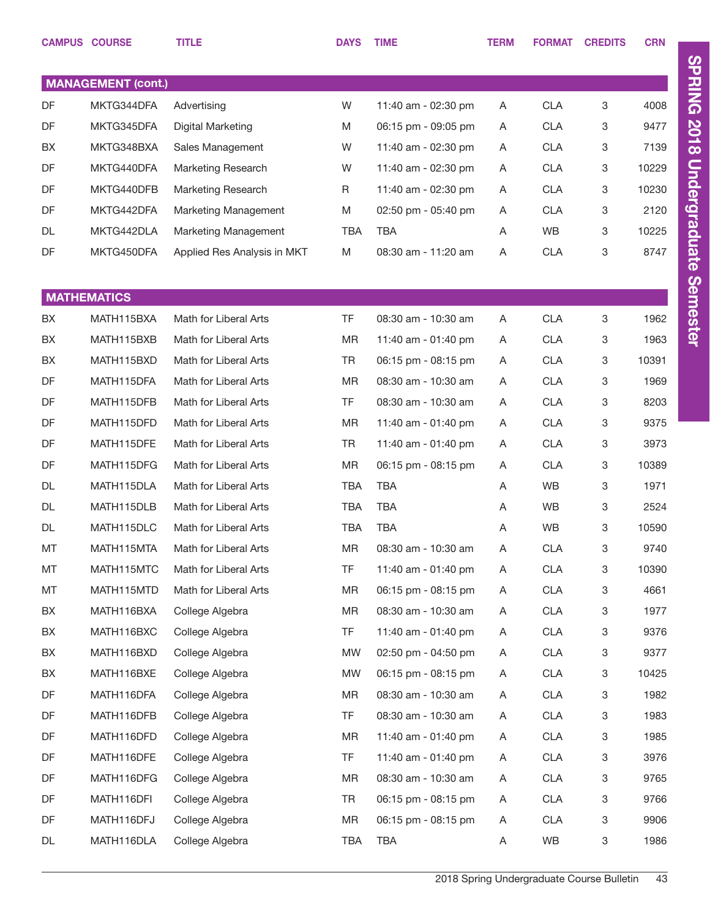| CAMPUS | COURSE | TITLE | DAYS | TIME | TERM | FORMAT | CREDITS | CRN |
|---|---|---|---|---|---|---|---|---|
| **MANAGEMENT (cont.)** | | | | | | | | |
| DF | MKTG344DFA | Advertising | W | 11:40 am - 02:30 pm | A | CLA | 3 | 4008 |
| DF | MKTG345DFA | Digital Marketing | M | 06:15 pm - 09:05 pm | A | CLA | 3 | 9477 |
| BX | MKTG348BXA | Sales Management | W | 11:40 am - 02:30 pm | A | CLA | 3 | 7139 |
| DF | MKTG440DFA | Marketing Research | W | 11:40 am - 02:30 pm | A | CLA | 3 | 10229 |
| DF | MKTG440DFB | Marketing Research | R | 11:40 am - 02:30 pm | A | CLA | 3 | 10230 |
| DF | MKTG442DFA | Marketing Management | M | 02:50 pm - 05:40 pm | A | CLA | 3 | 2120 |
| DL | MKTG442DLA | Marketing Management | TBA | TBA | A | WB | 3 | 10225 |
| DF | MKTG450DFA | Applied Res Analysis in MKT | M | 08:30 am - 11:20 am | A | CLA | 3 | 8747 |
| **MATHEMATICS** | | | | | | | | |
| BX | MATH115BXA | Math for Liberal Arts | TF | 08:30 am - 10:30 am | A | CLA | 3 | 1962 |
| BX | MATH115BXB | Math for Liberal Arts | MR | 11:40 am - 01:40 pm | A | CLA | 3 | 1963 |
| BX | MATH115BXD | Math for Liberal Arts | TR | 06:15 pm - 08:15 pm | A | CLA | 3 | 10391 |
| DF | MATH115DFA | Math for Liberal Arts | MR | 08:30 am - 10:30 am | A | CLA | 3 | 1969 |
| DF | MATH115DFB | Math for Liberal Arts | TF | 08:30 am - 10:30 am | A | CLA | 3 | 8203 |
| DF | MATH115DFD | Math for Liberal Arts | MR | 11:40 am - 01:40 pm | A | CLA | 3 | 9375 |
| DF | MATH115DFE | Math for Liberal Arts | TR | 11:40 am - 01:40 pm | A | CLA | 3 | 3973 |
| DF | MATH115DFG | Math for Liberal Arts | MR | 06:15 pm - 08:15 pm | A | CLA | 3 | 10389 |
| DL | MATH115DLA | Math for Liberal Arts | TBA | TBA | A | WB | 3 | 1971 |
| DL | MATH115DLB | Math for Liberal Arts | TBA | TBA | A | WB | 3 | 2524 |
| DL | MATH115DLC | Math for Liberal Arts | TBA | TBA | A | WB | 3 | 10590 |
| MT | MATH115MTA | Math for Liberal Arts | MR | 08:30 am - 10:30 am | A | CLA | 3 | 9740 |
| MT | MATH115MTC | Math for Liberal Arts | TF | 11:40 am - 01:40 pm | A | CLA | 3 | 10390 |
| MT | MATH115MTD | Math for Liberal Arts | MR | 06:15 pm - 08:15 pm | A | CLA | 3 | 4661 |
| BX | MATH116BXA | College Algebra | MR | 08:30 am - 10:30 am | A | CLA | 3 | 1977 |
| BX | MATH116BXC | College Algebra | TF | 11:40 am - 01:40 pm | A | CLA | 3 | 9376 |
| BX | MATH116BXD | College Algebra | MW | 02:50 pm - 04:50 pm | A | CLA | 3 | 9377 |
| BX | MATH116BXE | College Algebra | MW | 06:15 pm - 08:15 pm | A | CLA | 3 | 10425 |
| DF | MATH116DFA | College Algebra | MR | 08:30 am - 10:30 am | A | CLA | 3 | 1982 |
| DF | MATH116DFB | College Algebra | TF | 08:30 am - 10:30 am | A | CLA | 3 | 1983 |
| DF | MATH116DFD | College Algebra | MR | 11:40 am - 01:40 pm | A | CLA | 3 | 1985 |
| DF | MATH116DFE | College Algebra | TF | 11:40 am - 01:40 pm | A | CLA | 3 | 3976 |
| DF | MATH116DFG | College Algebra | MR | 08:30 am - 10:30 am | A | CLA | 3 | 9765 |
| DF | MATH116DFI | College Algebra | TR | 06:15 pm - 08:15 pm | A | CLA | 3 | 9766 |
| DF | MATH116DFJ | College Algebra | MR | 06:15 pm - 08:15 pm | A | CLA | 3 | 9906 |
| DL | MATH116DLA | College Algebra | TBA | TBA | A | WB | 3 | 1986 |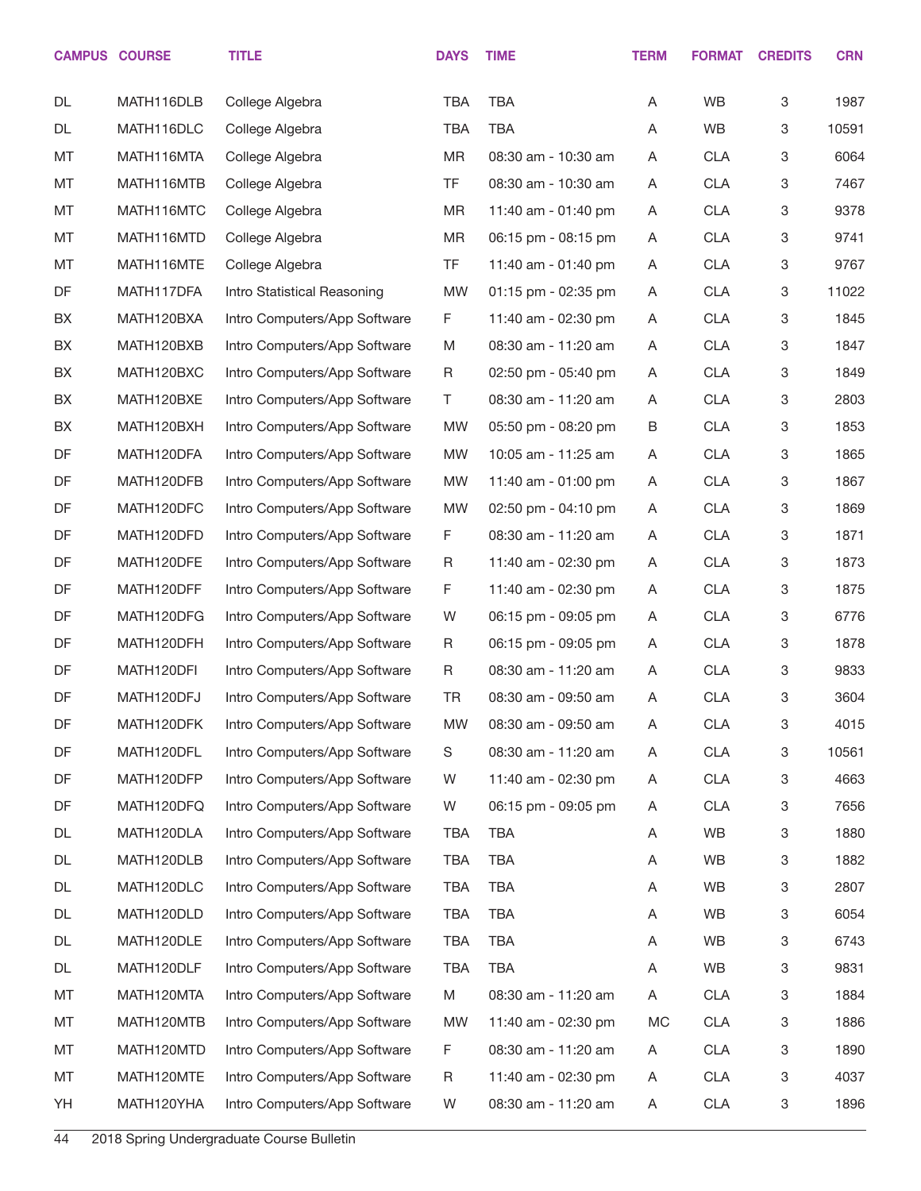| CAMPUS | COURSE | TITLE | DAYS | TIME | TERM | FORMAT | CREDITS | CRN |
|---|---|---|---|---|---|---|---|---|
| DL | MATH116DLB | College Algebra | TBA | TBA | A | WB | 3 | 1987 |
| DL | MATH116DLC | College Algebra | TBA | TBA | A | WB | 3 | 10591 |
| MT | MATH116MTA | College Algebra | MR | 08:30 am - 10:30 am | A | CLA | 3 | 6064 |
| MT | MATH116MTB | College Algebra | TF | 08:30 am - 10:30 am | A | CLA | 3 | 7467 |
| MT | MATH116MTC | College Algebra | MR | 11:40 am - 01:40 pm | A | CLA | 3 | 9378 |
| MT | MATH116MTD | College Algebra | MR | 06:15 pm - 08:15 pm | A | CLA | 3 | 9741 |
| MT | MATH116MTE | College Algebra | TF | 11:40 am - 01:40 pm | A | CLA | 3 | 9767 |
| DF | MATH117DFA | Intro Statistical Reasoning | MW | 01:15 pm - 02:35 pm | A | CLA | 3 | 11022 |
| BX | MATH120BXA | Intro Computers/App Software | F | 11:40 am - 02:30 pm | A | CLA | 3 | 1845 |
| BX | MATH120BXB | Intro Computers/App Software | M | 08:30 am - 11:20 am | A | CLA | 3 | 1847 |
| BX | MATH120BXC | Intro Computers/App Software | R | 02:50 pm - 05:40 pm | A | CLA | 3 | 1849 |
| BX | MATH120BXE | Intro Computers/App Software | T | 08:30 am - 11:20 am | A | CLA | 3 | 2803 |
| BX | MATH120BXH | Intro Computers/App Software | MW | 05:50 pm - 08:20 pm | B | CLA | 3 | 1853 |
| DF | MATH120DFA | Intro Computers/App Software | MW | 10:05 am - 11:25 am | A | CLA | 3 | 1865 |
| DF | MATH120DFB | Intro Computers/App Software | MW | 11:40 am - 01:00 pm | A | CLA | 3 | 1867 |
| DF | MATH120DFC | Intro Computers/App Software | MW | 02:50 pm - 04:10 pm | A | CLA | 3 | 1869 |
| DF | MATH120DFD | Intro Computers/App Software | F | 08:30 am - 11:20 am | A | CLA | 3 | 1871 |
| DF | MATH120DFE | Intro Computers/App Software | R | 11:40 am - 02:30 pm | A | CLA | 3 | 1873 |
| DF | MATH120DFF | Intro Computers/App Software | F | 11:40 am - 02:30 pm | A | CLA | 3 | 1875 |
| DF | MATH120DFG | Intro Computers/App Software | W | 06:15 pm - 09:05 pm | A | CLA | 3 | 6776 |
| DF | MATH120DFH | Intro Computers/App Software | R | 06:15 pm - 09:05 pm | A | CLA | 3 | 1878 |
| DF | MATH120DFI | Intro Computers/App Software | R | 08:30 am - 11:20 am | A | CLA | 3 | 9833 |
| DF | MATH120DFJ | Intro Computers/App Software | TR | 08:30 am - 09:50 am | A | CLA | 3 | 3604 |
| DF | MATH120DFK | Intro Computers/App Software | MW | 08:30 am - 09:50 am | A | CLA | 3 | 4015 |
| DF | MATH120DFL | Intro Computers/App Software | S | 08:30 am - 11:20 am | A | CLA | 3 | 10561 |
| DF | MATH120DFP | Intro Computers/App Software | W | 11:40 am - 02:30 pm | A | CLA | 3 | 4663 |
| DF | MATH120DFQ | Intro Computers/App Software | W | 06:15 pm - 09:05 pm | A | CLA | 3 | 7656 |
| DL | MATH120DLA | Intro Computers/App Software | TBA | TBA | A | WB | 3 | 1880 |
| DL | MATH120DLB | Intro Computers/App Software | TBA | TBA | A | WB | 3 | 1882 |
| DL | MATH120DLC | Intro Computers/App Software | TBA | TBA | A | WB | 3 | 2807 |
| DL | MATH120DLD | Intro Computers/App Software | TBA | TBA | A | WB | 3 | 6054 |
| DL | MATH120DLE | Intro Computers/App Software | TBA | TBA | A | WB | 3 | 6743 |
| DL | MATH120DLF | Intro Computers/App Software | TBA | TBA | A | WB | 3 | 9831 |
| MT | MATH120MTA | Intro Computers/App Software | M | 08:30 am - 11:20 am | A | CLA | 3 | 1884 |
| MT | MATH120MTB | Intro Computers/App Software | MW | 11:40 am - 02:30 pm | MC | CLA | 3 | 1886 |
| MT | MATH120MTD | Intro Computers/App Software | F | 08:30 am - 11:20 am | A | CLA | 3 | 1890 |
| MT | MATH120MTE | Intro Computers/App Software | R | 11:40 am - 02:30 pm | A | CLA | 3 | 4037 |
| YH | MATH120YHA | Intro Computers/App Software | W | 08:30 am - 11:20 am | A | CLA | 3 | 1896 |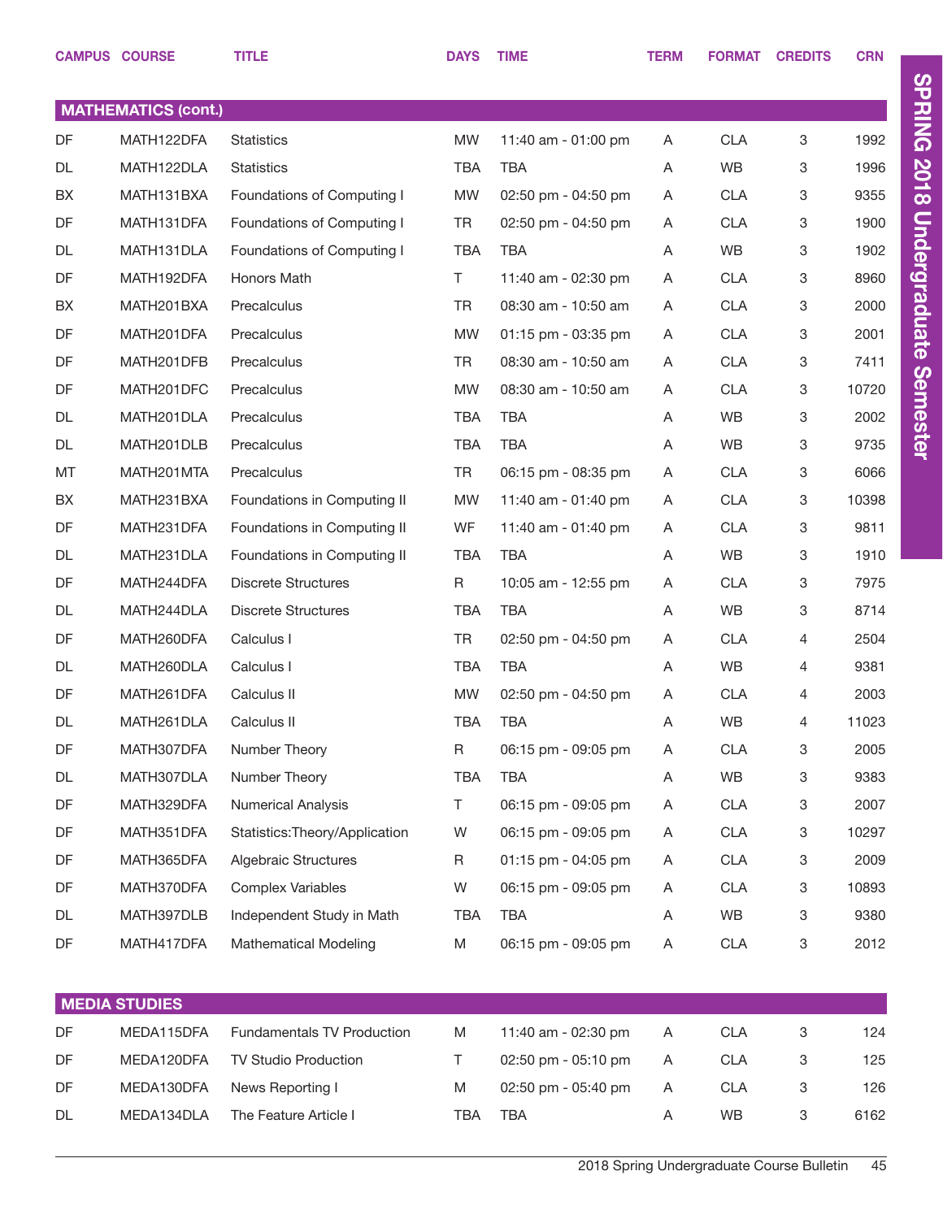| CAMPUS | COURSE | TITLE | DAYS | TIME | TERM | FORMAT | CREDITS | CRN |
|---|---|---|---|---|---|---|---|---|
| **MATHEMATICS (cont.)** | | | | | | | | |
| DF | MATH122DFA | Statistics | MW | 11:40 am - 01:00 pm | A | CLA | 3 | 1992 |
| DL | MATH122DLA | Statistics | TBA | TBA | A | WB | 3 | 1996 |
| BX | MATH131BXA | Foundations of Computing I | MW | 02:50 pm - 04:50 pm | A | CLA | 3 | 9355 |
| DF | MATH131DFA | Foundations of Computing I | TR | 02:50 pm - 04:50 pm | A | CLA | 3 | 1900 |
| DL | MATH131DLA | Foundations of Computing I | TBA | TBA | A | WB | 3 | 1902 |
| DF | MATH192DFA | Honors Math | T | 11:40 am - 02:30 pm | A | CLA | 3 | 8960 |
| BX | MATH201BXA | Precalculus | TR | 08:30 am - 10:50 am | A | CLA | 3 | 2000 |
| DF | MATH201DFA | Precalculus | MW | 01:15 pm - 03:35 pm | A | CLA | 3 | 2001 |
| DF | MATH201DFB | Precalculus | TR | 08:30 am - 10:50 am | A | CLA | 3 | 7411 |
| DF | MATH201DFC | Precalculus | MW | 08:30 am - 10:50 am | A | CLA | 3 | 10720 |
| DL | MATH201DLA | Precalculus | TBA | TBA | A | WB | 3 | 2002 |
| DL | MATH201DLB | Precalculus | TBA | TBA | A | WB | 3 | 9735 |
| MT | MATH201MTA | Precalculus | TR | 06:15 pm - 08:35 pm | A | CLA | 3 | 6066 |
| BX | MATH231BXA | Foundations in Computing II | MW | 11:40 am - 01:40 pm | A | CLA | 3 | 10398 |
| DF | MATH231DFA | Foundations in Computing II | WF | 11:40 am - 01:40 pm | A | CLA | 3 | 9811 |
| DL | MATH231DLA | Foundations in Computing II | TBA | TBA | A | WB | 3 | 1910 |
| DF | MATH244DFA | Discrete Structures | R | 10:05 am - 12:55 pm | A | CLA | 3 | 7975 |
| DL | MATH244DLA | Discrete Structures | TBA | TBA | A | WB | 3 | 8714 |
| DF | MATH260DFA | Calculus I | TR | 02:50 pm - 04:50 pm | A | CLA | 4 | 2504 |
| DL | MATH260DLA | Calculus I | TBA | TBA | A | WB | 4 | 9381 |
| DF | MATH261DFA | Calculus II | MW | 02:50 pm - 04:50 pm | A | CLA | 4 | 2003 |
| DL | MATH261DLA | Calculus II | TBA | TBA | A | WB | 4 | 11023 |
| DF | MATH307DFA | Number Theory | R | 06:15 pm - 09:05 pm | A | CLA | 3 | 2005 |
| DL | MATH307DLA | Number Theory | TBA | TBA | A | WB | 3 | 9383 |
| DF | MATH329DFA | Numerical Analysis | T | 06:15 pm - 09:05 pm | A | CLA | 3 | 2007 |
| DF | MATH351DFA | Statistics:Theory/Application | W | 06:15 pm - 09:05 pm | A | CLA | 3 | 10297 |
| DF | MATH365DFA | Algebraic Structures | R | 01:15 pm - 04:05 pm | A | CLA | 3 | 2009 |
| DF | MATH370DFA | Complex Variables | W | 06:15 pm - 09:05 pm | A | CLA | 3 | 10893 |
| DL | MATH397DLB | Independent Study in Math | TBA | TBA | A | WB | 3 | 9380 |
| DF | MATH417DFA | Mathematical Modeling | M | 06:15 pm - 09:05 pm | A | CLA | 3 | 2012 |
| **MEDIA STUDIES** | | | | | | | | |
| DF | MEDA115DFA | Fundamentals TV Production | M | 11:40 am - 02:30 pm | A | CLA | 3 | 124 |
| DF | MEDA120DFA | TV Studio Production | T | 02:50 pm - 05:10 pm | A | CLA | 3 | 125 |
| DF | MEDA130DFA | News Reporting I | M | 02:50 pm - 05:40 pm | A | CLA | 3 | 126 |
| DL | MEDA134DLA | The Feature Article I | TBA | TBA | A | WB | 3 | 6162 |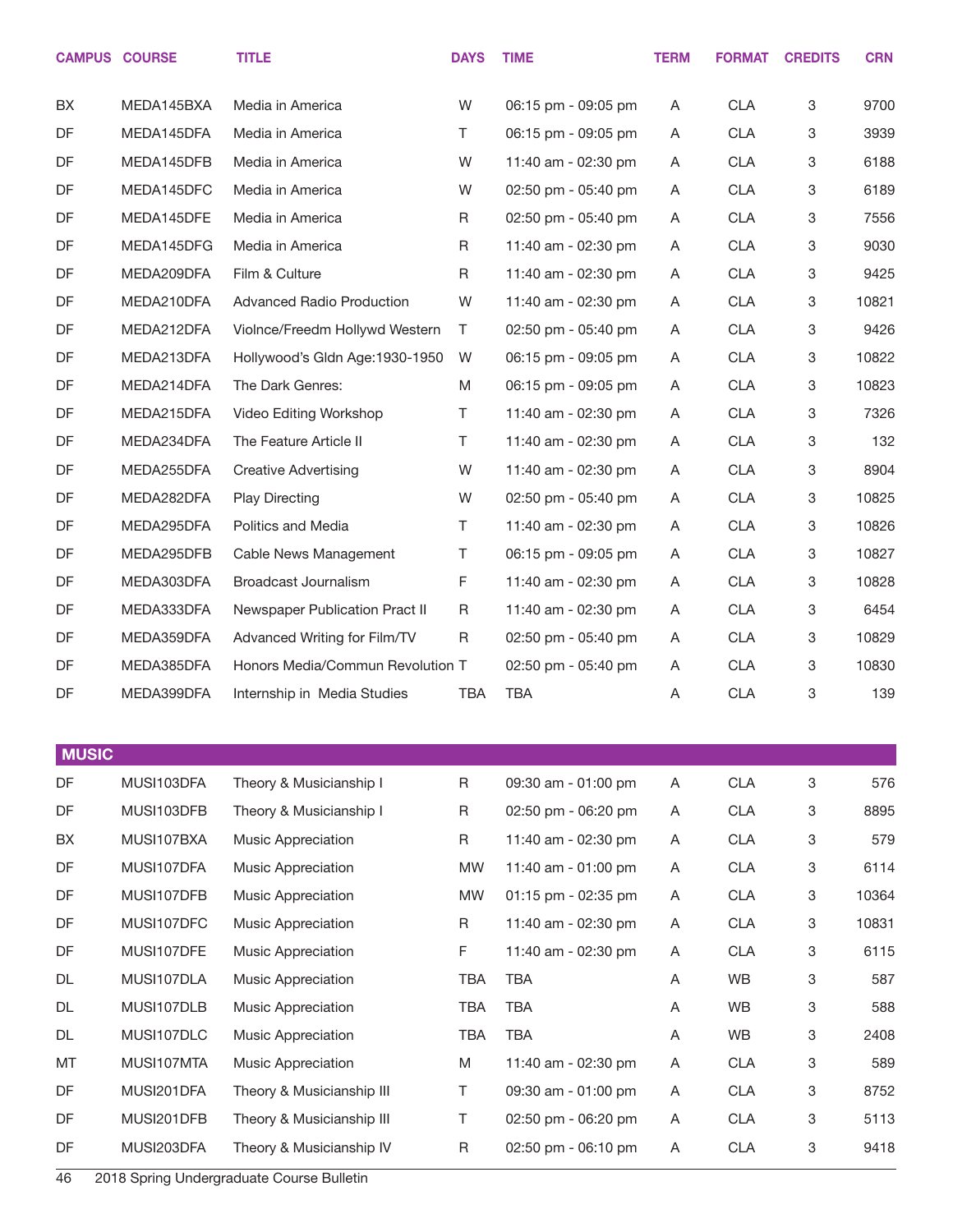| CAMPUS | COURSE | TITLE | DAYS | TIME | TERM | FORMAT | CREDITS | CRN |
|---|---|---|---|---|---|---|---|---|
| BX | MEDA145BXA | Media in America | W | 06:15 pm - 09:05 pm | A | CLA | 3 | 9700 |
| DF | MEDA145DFA | Media in America | T | 06:15 pm - 09:05 pm | A | CLA | 3 | 3939 |
| DF | MEDA145DFB | Media in America | W | 11:40 am - 02:30 pm | A | CLA | 3 | 6188 |
| DF | MEDA145DFC | Media in America | W | 02:50 pm - 05:40 pm | A | CLA | 3 | 6189 |
| DF | MEDA145DFE | Media in America | R | 02:50 pm - 05:40 pm | A | CLA | 3 | 7556 |
| DF | MEDA145DFG | Media in America | R | 11:40 am - 02:30 pm | A | CLA | 3 | 9030 |
| DF | MEDA209DFA | Film & Culture | R | 11:40 am - 02:30 pm | A | CLA | 3 | 9425 |
| DF | MEDA210DFA | Advanced Radio Production | W | 11:40 am - 02:30 pm | A | CLA | 3 | 10821 |
| DF | MEDA212DFA | Violnce/Freedm Hollywd Western | T | 02:50 pm - 05:40 pm | A | CLA | 3 | 9426 |
| DF | MEDA213DFA | Hollywood's Gldn Age:1930-1950 | W | 06:15 pm - 09:05 pm | A | CLA | 3 | 10822 |
| DF | MEDA214DFA | The Dark Genres: | M | 06:15 pm - 09:05 pm | A | CLA | 3 | 10823 |
| DF | MEDA215DFA | Video Editing Workshop | T | 11:40 am - 02:30 pm | A | CLA | 3 | 7326 |
| DF | MEDA234DFA | The Feature Article II | T | 11:40 am - 02:30 pm | A | CLA | 3 | 132 |
| DF | MEDA255DFA | Creative Advertising | W | 11:40 am - 02:30 pm | A | CLA | 3 | 8904 |
| DF | MEDA282DFA | Play Directing | W | 02:50 pm - 05:40 pm | A | CLA | 3 | 10825 |
| DF | MEDA295DFA | Politics and Media | T | 11:40 am - 02:30 pm | A | CLA | 3 | 10826 |
| DF | MEDA295DFB | Cable News Management | T | 06:15 pm - 09:05 pm | A | CLA | 3 | 10827 |
| DF | MEDA303DFA | Broadcast Journalism | F | 11:40 am - 02:30 pm | A | CLA | 3 | 10828 |
| DF | MEDA333DFA | Newspaper Publication Pract II | R | 11:40 am - 02:30 pm | A | CLA | 3 | 6454 |
| DF | MEDA359DFA | Advanced Writing for Film/TV | R | 02:50 pm - 05:40 pm | A | CLA | 3 | 10829 |
| DF | MEDA385DFA | Honors Media/Commun Revolution | T | 02:50 pm - 05:40 pm | A | CLA | 3 | 10830 |
| DF | MEDA399DFA | Internship in Media Studies | TBA | TBA | A | CLA | 3 | 139 |

## MUSIC

| CAMPUS | COURSE | TITLE | DAYS | TIME | TERM | FORMAT | CREDITS | CRN |
|---|---|---|---|---|---|---|---|---|
| DF | MUSI103DFA | Theory & Musicianship I | R | 09:30 am - 01:00 pm | A | CLA | 3 | 576 |
| DF | MUSI103DFB | Theory & Musicianship I | R | 02:50 pm - 06:20 pm | A | CLA | 3 | 8895 |
| BX | MUSI107BXA | Music Appreciation | R | 11:40 am - 02:30 pm | A | CLA | 3 | 579 |
| DF | MUSI107DFA | Music Appreciation | MW | 11:40 am - 01:00 pm | A | CLA | 3 | 6114 |
| DF | MUSI107DFB | Music Appreciation | MW | 01:15 pm - 02:35 pm | A | CLA | 3 | 10364 |
| DF | MUSI107DFC | Music Appreciation | R | 11:40 am - 02:30 pm | A | CLA | 3 | 10831 |
| DF | MUSI107DFE | Music Appreciation | F | 11:40 am - 02:30 pm | A | CLA | 3 | 6115 |
| DL | MUSI107DLA | Music Appreciation | TBA | TBA | A | WB | 3 | 587 |
| DL | MUSI107DLB | Music Appreciation | TBA | TBA | A | WB | 3 | 588 |
| DL | MUSI107DLC | Music Appreciation | TBA | TBA | A | WB | 3 | 2408 |
| MT | MUSI107MTA | Music Appreciation | M | 11:40 am - 02:30 pm | A | CLA | 3 | 589 |
| DF | MUSI201DFA | Theory & Musicianship III | T | 09:30 am - 01:00 pm | A | CLA | 3 | 8752 |
| DF | MUSI201DFB | Theory & Musicianship III | T | 02:50 pm - 06:20 pm | A | CLA | 3 | 5113 |
| DF | MUSI203DFA | Theory & Musicianship IV | R | 02:50 pm - 06:10 pm | A | CLA | 3 | 9418 |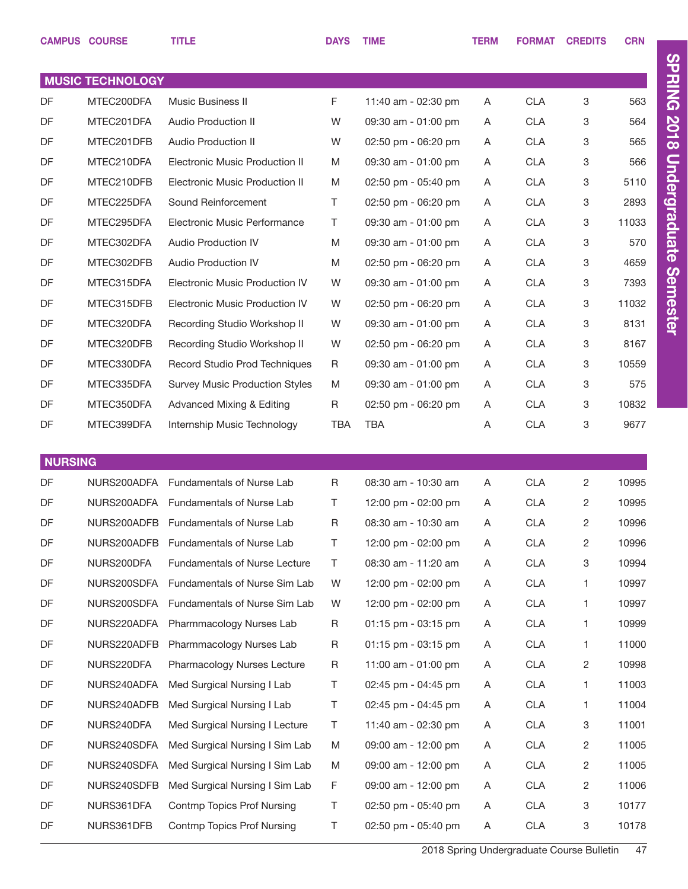| CAMPUS | COURSE | TITLE | DAYS | TIME | TERM | FORMAT | CREDITS | CRN |
|---|---|---|---|---|---|---|---|---|
| **MUSIC TECHNOLOGY** | | | | | | | | |
| DF | MTEC200DFA | Music Business II | F | 11:40 am - 02:30 pm | A | CLA | 3 | 563 |
| DF | MTEC201DFA | Audio Production II | W | 09:30 am - 01:00 pm | A | CLA | 3 | 564 |
| DF | MTEC201DFB | Audio Production II | W | 02:50 pm - 06:20 pm | A | CLA | 3 | 565 |
| DF | MTEC210DFA | Electronic Music Production II | M | 09:30 am - 01:00 pm | A | CLA | 3 | 566 |
| DF | MTEC210DFB | Electronic Music Production II | M | 02:50 pm - 05:40 pm | A | CLA | 3 | 5110 |
| DF | MTEC225DFA | Sound Reinforcement | T | 02:50 pm - 06:20 pm | A | CLA | 3 | 2893 |
| DF | MTEC295DFA | Electronic Music Performance | T | 09:30 am - 01:00 pm | A | CLA | 3 | 11033 |
| DF | MTEC302DFA | Audio Production IV | M | 09:30 am - 01:00 pm | A | CLA | 3 | 570 |
| DF | MTEC302DFB | Audio Production IV | M | 02:50 pm - 06:20 pm | A | CLA | 3 | 4659 |
| DF | MTEC315DFA | Electronic Music Production IV | W | 09:30 am - 01:00 pm | A | CLA | 3 | 7393 |
| DF | MTEC315DFB | Electronic Music Production IV | W | 02:50 pm - 06:20 pm | A | CLA | 3 | 11032 |
| DF | MTEC320DFA | Recording Studio Workshop II | W | 09:30 am - 01:00 pm | A | CLA | 3 | 8131 |
| DF | MTEC320DFB | Recording Studio Workshop II | W | 02:50 pm - 06:20 pm | A | CLA | 3 | 8167 |
| DF | MTEC330DFA | Record Studio Prod Techniques | R | 09:30 am - 01:00 pm | A | CLA | 3 | 10559 |
| DF | MTEC335DFA | Survey Music Production Styles | M | 09:30 am - 01:00 pm | A | CLA | 3 | 575 |
| DF | MTEC350DFA | Advanced Mixing & Editing | R | 02:50 pm - 06:20 pm | A | CLA | 3 | 10832 |
| DF | MTEC399DFA | Internship Music Technology | TBA | TBA | A | CLA | 3 | 9677 |
| **NURSING** | | | | | | | | |
| DF | NURS200ADFA | Fundamentals of Nurse Lab | R | 08:30 am - 10:30 am | A | CLA | 2 | 10995 |
| DF | NURS200ADFA | Fundamentals of Nurse Lab | T | 12:00 pm - 02:00 pm | A | CLA | 2 | 10995 |
| DF | NURS200ADFB | Fundamentals of Nurse Lab | R | 08:30 am - 10:30 am | A | CLA | 2 | 10996 |
| DF | NURS200ADFB | Fundamentals of Nurse Lab | T | 12:00 pm - 02:00 pm | A | CLA | 2 | 10996 |
| DF | NURS200DFA | Fundamentals of Nurse Lecture | T | 08:30 am - 11:20 am | A | CLA | 3 | 10994 |
| DF | NURS200SDFA | Fundamentals of Nurse Sim Lab | W | 12:00 pm - 02:00 pm | A | CLA | 1 | 10997 |
| DF | NURS200SDFA | Fundamentals of Nurse Sim Lab | W | 12:00 pm - 02:00 pm | A | CLA | 1 | 10997 |
| DF | NURS220ADFA | Pharmmacology Nurses Lab | R | 01:15 pm - 03:15 pm | A | CLA | 1 | 10999 |
| DF | NURS220ADFB | Pharmmacology Nurses Lab | R | 01:15 pm - 03:15 pm | A | CLA | 1 | 11000 |
| DF | NURS220DFA | Pharmacology Nurses Lecture | R | 11:00 am - 01:00 pm | A | CLA | 2 | 10998 |
| DF | NURS240ADFA | Med Surgical Nursing I Lab | T | 02:45 pm - 04:45 pm | A | CLA | 1 | 11003 |
| DF | NURS240ADFB | Med Surgical Nursing I Lab | T | 02:45 pm - 04:45 pm | A | CLA | 1 | 11004 |
| DF | NURS240DFA | Med Surgical Nursing I Lecture | T | 11:40 am - 02:30 pm | A | CLA | 3 | 11001 |
| DF | NURS240SDFA | Med Surgical Nursing I Sim Lab | M | 09:00 am - 12:00 pm | A | CLA | 2 | 11005 |
| DF | NURS240SDFA | Med Surgical Nursing I Sim Lab | M | 09:00 am - 12:00 pm | A | CLA | 2 | 11005 |
| DF | NURS240SDFB | Med Surgical Nursing I Sim Lab | F | 09:00 am - 12:00 pm | A | CLA | 2 | 11006 |
| DF | NURS361DFA | Contmp Topics Prof Nursing | T | 02:50 pm - 05:40 pm | A | CLA | 3 | 10177 |
| DF | NURS361DFB | Contmp Topics Prof Nursing | T | 02:50 pm - 05:40 pm | A | CLA | 3 | 10178 |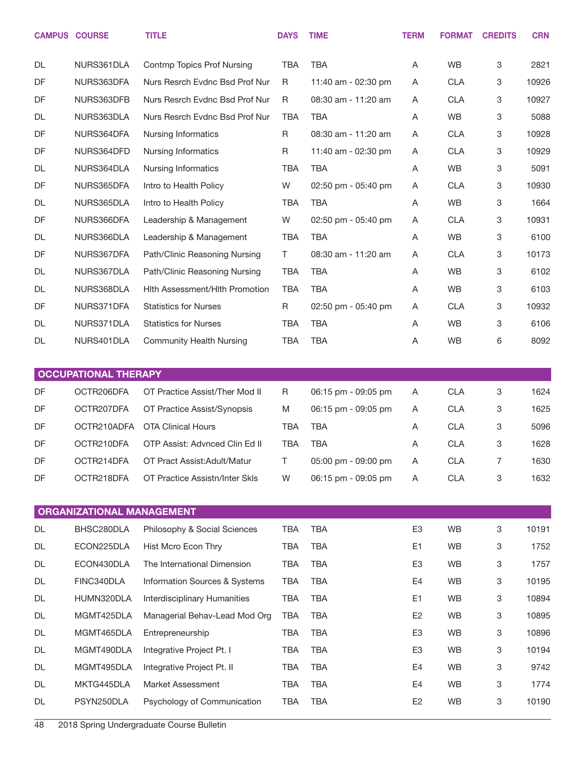| CAMPUS | COURSE | TITLE | DAYS | TIME | TERM | FORMAT | CREDITS | CRN |
|---|---|---|---|---|---|---|---|---|
| DL | NURS361DLA | Contmp Topics Prof Nursing | TBA | TBA | A | WB | 3 | 2821 |
| DF | NURS363DFA | Nurs Resrch Evdnc Bsd Prof Nur | R | 11:40 am - 02:30 pm | A | CLA | 3 | 10926 |
| DF | NURS363DFB | Nurs Resrch Evdnc Bsd Prof Nur | R | 08:30 am - 11:20 am | A | CLA | 3 | 10927 |
| DL | NURS363DLA | Nurs Resrch Evdnc Bsd Prof Nur | TBA | TBA | A | WB | 3 | 5088 |
| DF | NURS364DFA | Nursing Informatics | R | 08:30 am - 11:20 am | A | CLA | 3 | 10928 |
| DF | NURS364DFD | Nursing Informatics | R | 11:40 am - 02:30 pm | A | CLA | 3 | 10929 |
| DL | NURS364DLA | Nursing Informatics | TBA | TBA | A | WB | 3 | 5091 |
| DF | NURS365DFA | Intro to Health Policy | W | 02:50 pm - 05:40 pm | A | CLA | 3 | 10930 |
| DL | NURS365DLA | Intro to Health Policy | TBA | TBA | A | WB | 3 | 1664 |
| DF | NURS366DFA | Leadership & Management | W | 02:50 pm - 05:40 pm | A | CLA | 3 | 10931 |
| DL | NURS366DLA | Leadership & Management | TBA | TBA | A | WB | 3 | 6100 |
| DF | NURS367DFA | Path/Clinic Reasoning Nursing | T | 08:30 am - 11:20 am | A | CLA | 3 | 10173 |
| DL | NURS367DLA | Path/Clinic Reasoning Nursing | TBA | TBA | A | WB | 3 | 6102 |
| DL | NURS368DLA | Hlth Assessment/Hlth Promotion | TBA | TBA | A | WB | 3 | 6103 |
| DF | NURS371DFA | Statistics for Nurses | R | 02:50 pm - 05:40 pm | A | CLA | 3 | 10932 |
| DL | NURS371DLA | Statistics for Nurses | TBA | TBA | A | WB | 3 | 6106 |
| DL | NURS401DLA | Community Health Nursing | TBA | TBA | A | WB | 6 | 8092 |

## OCCUPATIONAL THERAPY

| CAMPUS | COURSE | TITLE | DAYS | TIME | TERM | FORMAT | CREDITS | CRN |
|---|---|---|---|---|---|---|---|---|
| DF | OCTR206DFA | OT Practice Assist/Ther Mod II | R | 06:15 pm - 09:05 pm | A | CLA | 3 | 1624 |
| DF | OCTR207DFA | OT Practice Assist/Synopsis | M | 06:15 pm - 09:05 pm | A | CLA | 3 | 1625 |
| DF | OCTR210ADFA | OTA Clinical Hours | TBA | TBA | A | CLA | 3 | 5096 |
| DF | OCTR210DFA | OTP Assist: Advnced Clin Ed II | TBA | TBA | A | CLA | 3 | 1628 |
| DF | OCTR214DFA | OT Pract Assist:Adult/Matur | T | 05:00 pm - 09:00 pm | A | CLA | 7 | 1630 |
| DF | OCTR218DFA | OT Practice Assistn/Inter Skls | W | 06:15 pm - 09:05 pm | A | CLA | 3 | 1632 |

## ORGANIZATIONAL MANAGEMENT

| CAMPUS | COURSE | TITLE | DAYS | TIME | TERM | FORMAT | CREDITS | CRN |
|---|---|---|---|---|---|---|---|---|
| DL | BHSC280DLA | Philosophy & Social Sciences | TBA | TBA | E3 | WB | 3 | 10191 |
| DL | ECON225DLA | Hist Mcro Econ Thry | TBA | TBA | E1 | WB | 3 | 1752 |
| DL | ECON430DLA | The International Dimension | TBA | TBA | E3 | WB | 3 | 1757 |
| DL | FINC340DLA | Information Sources & Systems | TBA | TBA | E4 | WB | 3 | 10195 |
| DL | HUMN320DLA | Interdisciplinary Humanities | TBA | TBA | E1 | WB | 3 | 10894 |
| DL | MGMT425DLA | Managerial Behav-Lead Mod Org | TBA | TBA | E2 | WB | 3 | 10895 |
| DL | MGMT465DLA | Entrepreneurship | TBA | TBA | E3 | WB | 3 | 10896 |
| DL | MGMT490DLA | Integrative Project Pt. I | TBA | TBA | E3 | WB | 3 | 10194 |
| DL | MGMT495DLA | Integrative Project Pt. II | TBA | TBA | E4 | WB | 3 | 9742 |
| DL | MKTG445DLA | Market Assessment | TBA | TBA | E4 | WB | 3 | 1774 |
| DL | PSYN250DLA | Psychology of Communication | TBA | TBA | E2 | WB | 3 | 10190 |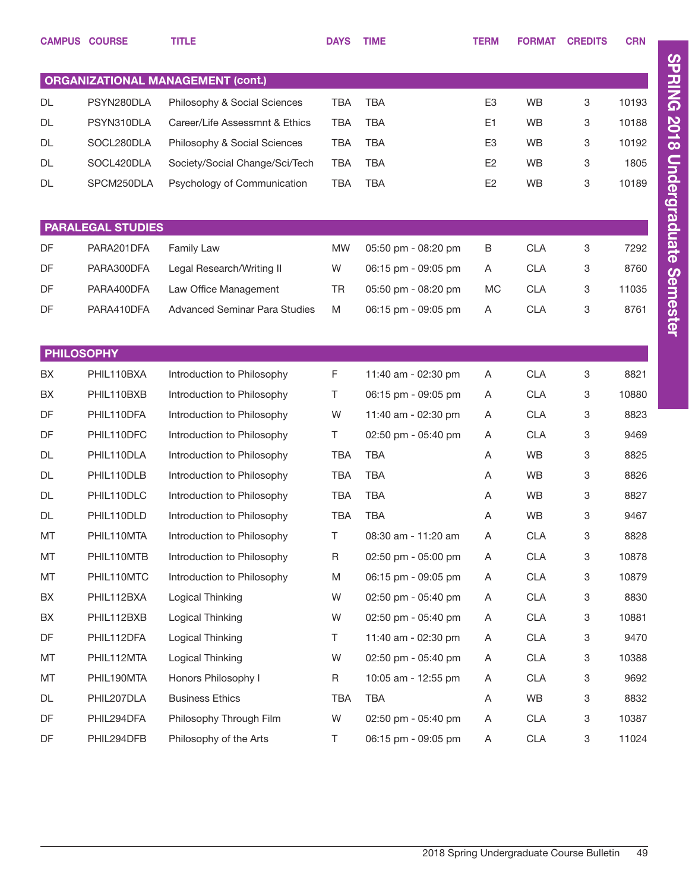| CAMPUS | COURSE | TITLE | DAYS | TIME | TERM | FORMAT | CREDITS | CRN |
|---|---|---|---|---|---|---|---|---|
| **ORGANIZATIONAL MANAGEMENT (cont.)** | | | | | | | | |
| DL | PSYN280DLA | Philosophy & Social Sciences | TBA | TBA | E3 | WB | 3 | 10193 |
| DL | PSYN310DLA | Career/Life Assessmnt & Ethics | TBA | TBA | E1 | WB | 3 | 10188 |
| DL | SOCL280DLA | Philosophy & Social Sciences | TBA | TBA | E3 | WB | 3 | 10192 |
| DL | SOCL420DLA | Society/Social Change/Sci/Tech | TBA | TBA | E2 | WB | 3 | 1805 |
| DL | SPCM250DLA | Psychology of Communication | TBA | TBA | E2 | WB | 3 | 10189 |
| **PARALEGAL STUDIES** | | | | | | | | |
| DF | PARA201DFA | Family Law | MW | 05:50 pm - 08:20 pm | B | CLA | 3 | 7292 |
| DF | PARA300DFA | Legal Research/Writing II | W | 06:15 pm - 09:05 pm | A | CLA | 3 | 8760 |
| DF | PARA400DFA | Law Office Management | TR | 05:50 pm - 08:20 pm | MC | CLA | 3 | 11035 |
| DF | PARA410DFA | Advanced Seminar Para Studies | M | 06:15 pm - 09:05 pm | A | CLA | 3 | 8761 |
| **PHILOSOPHY** | | | | | | | | |
| BX | PHIL110BXA | Introduction to Philosophy | F | 11:40 am - 02:30 pm | A | CLA | 3 | 8821 |
| BX | PHIL110BXB | Introduction to Philosophy | T | 06:15 pm - 09:05 pm | A | CLA | 3 | 10880 |
| DF | PHIL110DFA | Introduction to Philosophy | W | 11:40 am - 02:30 pm | A | CLA | 3 | 8823 |
| DF | PHIL110DFC | Introduction to Philosophy | T | 02:50 pm - 05:40 pm | A | CLA | 3 | 9469 |
| DL | PHIL110DLA | Introduction to Philosophy | TBA | TBA | A | WB | 3 | 8825 |
| DL | PHIL110DLB | Introduction to Philosophy | TBA | TBA | A | WB | 3 | 8826 |
| DL | PHIL110DLC | Introduction to Philosophy | TBA | TBA | A | WB | 3 | 8827 |
| DL | PHIL110DLD | Introduction to Philosophy | TBA | TBA | A | WB | 3 | 9467 |
| MT | PHIL110MTA | Introduction to Philosophy | T | 08:30 am - 11:20 am | A | CLA | 3 | 8828 |
| MT | PHIL110MTB | Introduction to Philosophy | R | 02:50 pm - 05:00 pm | A | CLA | 3 | 10878 |
| MT | PHIL110MTC | Introduction to Philosophy | M | 06:15 pm - 09:05 pm | A | CLA | 3 | 10879 |
| BX | PHIL112BXA | Logical Thinking | W | 02:50 pm - 05:40 pm | A | CLA | 3 | 8830 |
| BX | PHIL112BXB | Logical Thinking | W | 02:50 pm - 05:40 pm | A | CLA | 3 | 10881 |
| DF | PHIL112DFA | Logical Thinking | T | 11:40 am - 02:30 pm | A | CLA | 3 | 9470 |
| MT | PHIL112MTA | Logical Thinking | W | 02:50 pm - 05:40 pm | A | CLA | 3 | 10388 |
| MT | PHIL190MTA | Honors Philosophy I | R | 10:05 am - 12:55 pm | A | CLA | 3 | 9692 |
| DL | PHIL207DLA | Business Ethics | TBA | TBA | A | WB | 3 | 8832 |
| DF | PHIL294DFA | Philosophy Through Film | W | 02:50 pm - 05:40 pm | A | CLA | 3 | 10387 |
| DF | PHIL294DFB | Philosophy of the Arts | T | 06:15 pm - 09:05 pm | A | CLA | 3 | 11024 |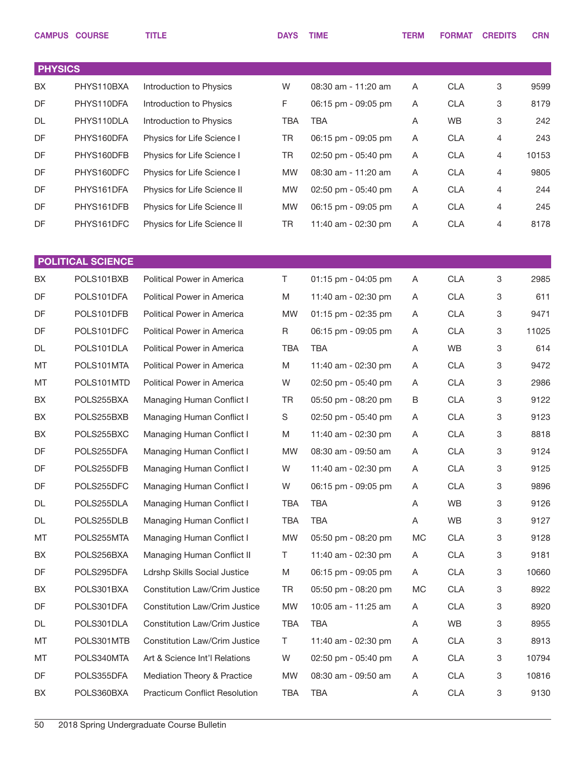| CAMPUS | COURSE | TITLE | DAYS | TIME | TERM | FORMAT | CREDITS | CRN |
|---|---|---|---|---|---|---|---|---|
| **PHYSICS** | | | | | | | | |
| BX | PHYS110BXA | Introduction to Physics | W | 08:30 am - 11:20 am | A | CLA | 3 | 9599 |
| DF | PHYS110DFA | Introduction to Physics | F | 06:15 pm - 09:05 pm | A | CLA | 3 | 8179 |
| DL | PHYS110DLA | Introduction to Physics | TBA | TBA | A | WB | 3 | 242 |
| DF | PHYS160DFA | Physics for Life Science I | TR | 06:15 pm - 09:05 pm | A | CLA | 4 | 243 |
| DF | PHYS160DFB | Physics for Life Science I | TR | 02:50 pm - 05:40 pm | A | CLA | 4 | 10153 |
| DF | PHYS160DFC | Physics for Life Science I | MW | 08:30 am - 11:20 am | A | CLA | 4 | 9805 |
| DF | PHYS161DFA | Physics for Life Science II | MW | 02:50 pm - 05:40 pm | A | CLA | 4 | 244 |
| DF | PHYS161DFB | Physics for Life Science II | MW | 06:15 pm - 09:05 pm | A | CLA | 4 | 245 |
| DF | PHYS161DFC | Physics for Life Science II | TR | 11:40 am - 02:30 pm | A | CLA | 4 | 8178 |
| **POLITICAL SCIENCE** | | | | | | | | |
| BX | POLS101BXB | Political Power in America | T | 01:15 pm - 04:05 pm | A | CLA | 3 | 2985 |
| DF | POLS101DFA | Political Power in America | M | 11:40 am - 02:30 pm | A | CLA | 3 | 611 |
| DF | POLS101DFB | Political Power in America | MW | 01:15 pm - 02:35 pm | A | CLA | 3 | 9471 |
| DF | POLS101DFC | Political Power in America | R | 06:15 pm - 09:05 pm | A | CLA | 3 | 11025 |
| DL | POLS101DLA | Political Power in America | TBA | TBA | A | WB | 3 | 614 |
| MT | POLS101MTA | Political Power in America | M | 11:40 am - 02:30 pm | A | CLA | 3 | 9472 |
| MT | POLS101MTD | Political Power in America | W | 02:50 pm - 05:40 pm | A | CLA | 3 | 2986 |
| BX | POLS255BXA | Managing Human Conflict I | TR | 05:50 pm - 08:20 pm | B | CLA | 3 | 9122 |
| BX | POLS255BXB | Managing Human Conflict I | S | 02:50 pm - 05:40 pm | A | CLA | 3 | 9123 |
| BX | POLS255BXC | Managing Human Conflict I | M | 11:40 am - 02:30 pm | A | CLA | 3 | 8818 |
| DF | POLS255DFA | Managing Human Conflict I | MW | 08:30 am - 09:50 am | A | CLA | 3 | 9124 |
| DF | POLS255DFB | Managing Human Conflict I | W | 11:40 am - 02:30 pm | A | CLA | 3 | 9125 |
| DF | POLS255DFC | Managing Human Conflict I | W | 06:15 pm - 09:05 pm | A | CLA | 3 | 9896 |
| DL | POLS255DLA | Managing Human Conflict I | TBA | TBA | A | WB | 3 | 9126 |
| DL | POLS255DLB | Managing Human Conflict I | TBA | TBA | A | WB | 3 | 9127 |
| MT | POLS255MTA | Managing Human Conflict I | MW | 05:50 pm - 08:20 pm | MC | CLA | 3 | 9128 |
| BX | POLS256BXA | Managing Human Conflict II | T | 11:40 am - 02:30 pm | A | CLA | 3 | 9181 |
| DF | POLS295DFA | Ldrshp Skills Social Justice | M | 06:15 pm - 09:05 pm | A | CLA | 3 | 10660 |
| BX | POLS301BXA | Constitution Law/Crim Justice | TR | 05:50 pm - 08:20 pm | MC | CLA | 3 | 8922 |
| DF | POLS301DFA | Constitution Law/Crim Justice | MW | 10:05 am - 11:25 am | A | CLA | 3 | 8920 |
| DL | POLS301DLA | Constitution Law/Crim Justice | TBA | TBA | A | WB | 3 | 8955 |
| MT | POLS301MTB | Constitution Law/Crim Justice | T | 11:40 am - 02:30 pm | A | CLA | 3 | 8913 |
| MT | POLS340MTA | Art & Science Int'l Relations | W | 02:50 pm - 05:40 pm | A | CLA | 3 | 10794 |
| DF | POLS355DFA | Mediation Theory & Practice | MW | 08:30 am - 09:50 am | A | CLA | 3 | 10816 |
| BX | POLS360BXA | Practicum Conflict Resolution | TBA | TBA | A | CLA | 3 | 9130 |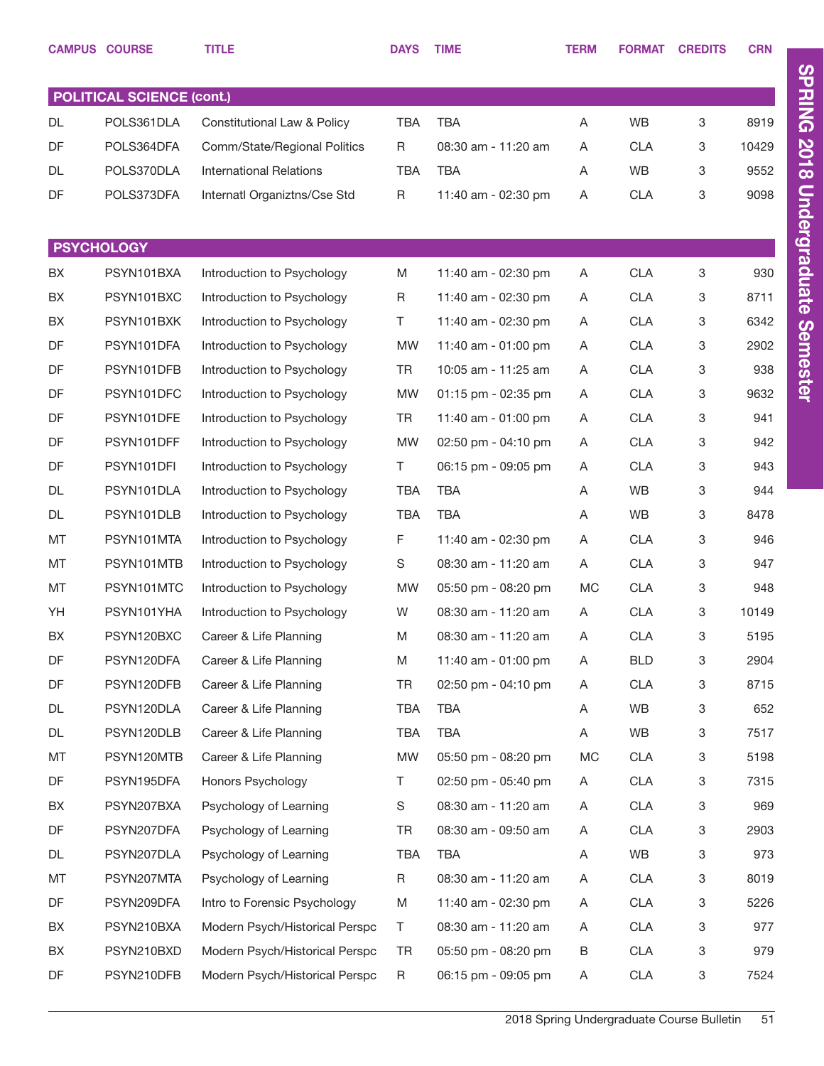| CAMPUS | COURSE | TITLE | DAYS | TIME | TERM | FORMAT | CREDITS | CRN |
|---|---|---|---|---|---|---|---|---|
| **POLITICAL SCIENCE (cont.)** | | | | | | | | |
| DL | POLS361DLA | Constitutional Law & Policy | TBA | TBA | A | WB | 3 | 8919 |
| DF | POLS364DFA | Comm/State/Regional Politics | R | 08:30 am - 11:20 am | A | CLA | 3 | 10429 |
| DL | POLS370DLA | International Relations | TBA | TBA | A | WB | 3 | 9552 |
| DF | POLS373DFA | Internatl Organiztns/Cse Std | R | 11:40 am - 02:30 pm | A | CLA | 3 | 9098 |
| **PSYCHOLOGY** | | | | | | | | |
| BX | PSYN101BXA | Introduction to Psychology | M | 11:40 am - 02:30 pm | A | CLA | 3 | 930 |
| BX | PSYN101BXC | Introduction to Psychology | R | 11:40 am - 02:30 pm | A | CLA | 3 | 8711 |
| BX | PSYN101BXK | Introduction to Psychology | T | 11:40 am - 02:30 pm | A | CLA | 3 | 6342 |
| DF | PSYN101DFA | Introduction to Psychology | MW | 11:40 am - 01:00 pm | A | CLA | 3 | 2902 |
| DF | PSYN101DFB | Introduction to Psychology | TR | 10:05 am - 11:25 am | A | CLA | 3 | 938 |
| DF | PSYN101DFC | Introduction to Psychology | MW | 01:15 pm - 02:35 pm | A | CLA | 3 | 9632 |
| DF | PSYN101DFE | Introduction to Psychology | TR | 11:40 am - 01:00 pm | A | CLA | 3 | 941 |
| DF | PSYN101DFF | Introduction to Psychology | MW | 02:50 pm - 04:10 pm | A | CLA | 3 | 942 |
| DF | PSYN101DFI | Introduction to Psychology | T | 06:15 pm - 09:05 pm | A | CLA | 3 | 943 |
| DL | PSYN101DLA | Introduction to Psychology | TBA | TBA | A | WB | 3 | 944 |
| DL | PSYN101DLB | Introduction to Psychology | TBA | TBA | A | WB | 3 | 8478 |
| MT | PSYN101MTA | Introduction to Psychology | F | 11:40 am - 02:30 pm | A | CLA | 3 | 946 |
| MT | PSYN101MTB | Introduction to Psychology | S | 08:30 am - 11:20 am | A | CLA | 3 | 947 |
| MT | PSYN101MTC | Introduction to Psychology | MW | 05:50 pm - 08:20 pm | MC | CLA | 3 | 948 |
| YH | PSYN101YHA | Introduction to Psychology | W | 08:30 am - 11:20 am | A | CLA | 3 | 10149 |
| BX | PSYN120BXC | Career & Life Planning | M | 08:30 am - 11:20 am | A | CLA | 3 | 5195 |
| DF | PSYN120DFA | Career & Life Planning | M | 11:40 am - 01:00 pm | A | BLD | 3 | 2904 |
| DF | PSYN120DFB | Career & Life Planning | TR | 02:50 pm - 04:10 pm | A | CLA | 3 | 8715 |
| DL | PSYN120DLA | Career & Life Planning | TBA | TBA | A | WB | 3 | 652 |
| DL | PSYN120DLB | Career & Life Planning | TBA | TBA | A | WB | 3 | 7517 |
| MT | PSYN120MTB | Career & Life Planning | MW | 05:50 pm - 08:20 pm | MC | CLA | 3 | 5198 |
| DF | PSYN195DFA | Honors Psychology | T | 02:50 pm - 05:40 pm | A | CLA | 3 | 7315 |
| BX | PSYN207BXA | Psychology of Learning | S | 08:30 am - 11:20 am | A | CLA | 3 | 969 |
| DF | PSYN207DFA | Psychology of Learning | TR | 08:30 am - 09:50 am | A | CLA | 3 | 2903 |
| DL | PSYN207DLA | Psychology of Learning | TBA | TBA | A | WB | 3 | 973 |
| MT | PSYN207MTA | Psychology of Learning | R | 08:30 am - 11:20 am | A | CLA | 3 | 8019 |
| DF | PSYN209DFA | Intro to Forensic Psychology | M | 11:40 am - 02:30 pm | A | CLA | 3 | 5226 |
| BX | PSYN210BXA | Modern Psych/Historical Perspc | T | 08:30 am - 11:20 am | A | CLA | 3 | 977 |
| BX | PSYN210BXD | Modern Psych/Historical Perspc | TR | 05:50 pm - 08:20 pm | B | CLA | 3 | 979 |
| DF | PSYN210DFB | Modern Psych/Historical Perspc | R | 06:15 pm - 09:05 pm | A | CLA | 3 | 7524 |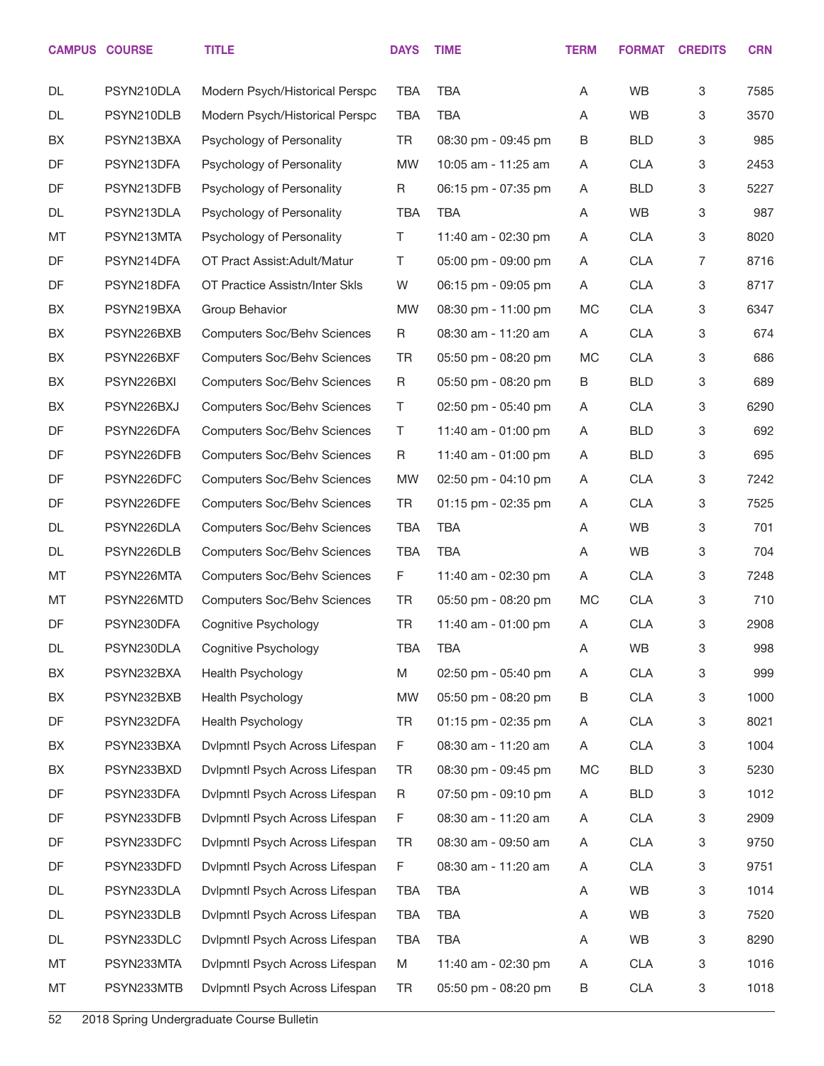| CAMPUS | COURSE | TITLE | DAYS | TIME | TERM | FORMAT | CREDITS | CRN |
|---|---|---|---|---|---|---|---|---|
| DL | PSYN210DLA | Modern Psych/Historical Perspc | TBA | TBA | A | WB | 3 | 7585 |
| DL | PSYN210DLB | Modern Psych/Historical Perspc | TBA | TBA | A | WB | 3 | 3570 |
| BX | PSYN213BXA | Psychology of Personality | TR | 08:30 pm - 09:45 pm | B | BLD | 3 | 985 |
| DF | PSYN213DFA | Psychology of Personality | MW | 10:05 am - 11:25 am | A | CLA | 3 | 2453 |
| DF | PSYN213DFB | Psychology of Personality | R | 06:15 pm - 07:35 pm | A | BLD | 3 | 5227 |
| DL | PSYN213DLA | Psychology of Personality | TBA | TBA | A | WB | 3 | 987 |
| MT | PSYN213MTA | Psychology of Personality | T | 11:40 am - 02:30 pm | A | CLA | 3 | 8020 |
| DF | PSYN214DFA | OT Pract Assist:Adult/Matur | T | 05:00 pm - 09:00 pm | A | CLA | 7 | 8716 |
| DF | PSYN218DFA | OT Practice Assistn/Inter Skls | W | 06:15 pm - 09:05 pm | A | CLA | 3 | 8717 |
| BX | PSYN219BXA | Group Behavior | MW | 08:30 pm - 11:00 pm | MC | CLA | 3 | 6347 |
| BX | PSYN226BXB | Computers Soc/Behv Sciences | R | 08:30 am - 11:20 am | A | CLA | 3 | 674 |
| BX | PSYN226BXF | Computers Soc/Behv Sciences | TR | 05:50 pm - 08:20 pm | MC | CLA | 3 | 686 |
| BX | PSYN226BXI | Computers Soc/Behv Sciences | R | 05:50 pm - 08:20 pm | B | BLD | 3 | 689 |
| BX | PSYN226BXJ | Computers Soc/Behv Sciences | T | 02:50 pm - 05:40 pm | A | CLA | 3 | 6290 |
| DF | PSYN226DFA | Computers Soc/Behv Sciences | T | 11:40 am - 01:00 pm | A | BLD | 3 | 692 |
| DF | PSYN226DFB | Computers Soc/Behv Sciences | R | 11:40 am - 01:00 pm | A | BLD | 3 | 695 |
| DF | PSYN226DFC | Computers Soc/Behv Sciences | MW | 02:50 pm - 04:10 pm | A | CLA | 3 | 7242 |
| DF | PSYN226DFE | Computers Soc/Behv Sciences | TR | 01:15 pm - 02:35 pm | A | CLA | 3 | 7525 |
| DL | PSYN226DLA | Computers Soc/Behv Sciences | TBA | TBA | A | WB | 3 | 701 |
| DL | PSYN226DLB | Computers Soc/Behv Sciences | TBA | TBA | A | WB | 3 | 704 |
| MT | PSYN226MTA | Computers Soc/Behv Sciences | F | 11:40 am - 02:30 pm | A | CLA | 3 | 7248 |
| MT | PSYN226MTD | Computers Soc/Behv Sciences | TR | 05:50 pm - 08:20 pm | MC | CLA | 3 | 710 |
| DF | PSYN230DFA | Cognitive Psychology | TR | 11:40 am - 01:00 pm | A | CLA | 3 | 2908 |
| DL | PSYN230DLA | Cognitive Psychology | TBA | TBA | A | WB | 3 | 998 |
| BX | PSYN232BXA | Health Psychology | M | 02:50 pm - 05:40 pm | A | CLA | 3 | 999 |
| BX | PSYN232BXB | Health Psychology | MW | 05:50 pm - 08:20 pm | B | CLA | 3 | 1000 |
| DF | PSYN232DFA | Health Psychology | TR | 01:15 pm - 02:35 pm | A | CLA | 3 | 8021 |
| BX | PSYN233BXA | Dvlpmntl Psych Across Lifespan | F | 08:30 am - 11:20 am | A | CLA | 3 | 1004 |
| BX | PSYN233BXD | Dvlpmntl Psych Across Lifespan | TR | 08:30 pm - 09:45 pm | MC | BLD | 3 | 5230 |
| DF | PSYN233DFA | Dvlpmntl Psych Across Lifespan | R | 07:50 pm - 09:10 pm | A | BLD | 3 | 1012 |
| DF | PSYN233DFB | Dvlpmntl Psych Across Lifespan | F | 08:30 am - 11:20 am | A | CLA | 3 | 2909 |
| DF | PSYN233DFC | Dvlpmntl Psych Across Lifespan | TR | 08:30 am - 09:50 am | A | CLA | 3 | 9750 |
| DF | PSYN233DFD | Dvlpmntl Psych Across Lifespan | F | 08:30 am - 11:20 am | A | CLA | 3 | 9751 |
| DL | PSYN233DLA | Dvlpmntl Psych Across Lifespan | TBA | TBA | A | WB | 3 | 1014 |
| DL | PSYN233DLB | Dvlpmntl Psych Across Lifespan | TBA | TBA | A | WB | 3 | 7520 |
| DL | PSYN233DLC | Dvlpmntl Psych Across Lifespan | TBA | TBA | A | WB | 3 | 8290 |
| MT | PSYN233MTA | Dvlpmntl Psych Across Lifespan | M | 11:40 am - 02:30 pm | A | CLA | 3 | 1016 |
| MT | PSYN233MTB | Dvlpmntl Psych Across Lifespan | TR | 05:50 pm - 08:20 pm | B | CLA | 3 | 1018 |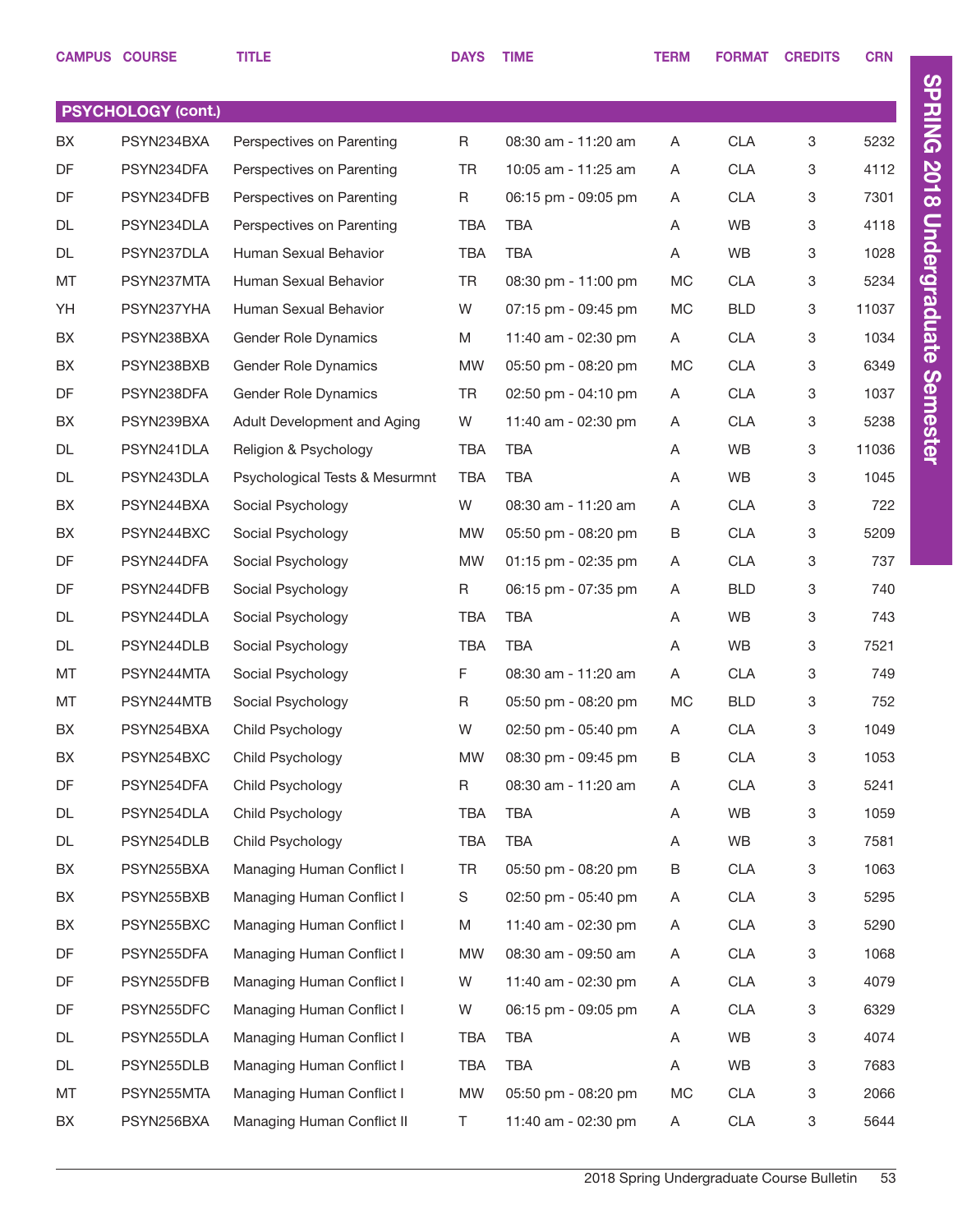| CAMPUS | COURSE | TITLE | DAYS | TIME | TERM | FORMAT | CREDITS | CRN |
|---|---|---|---|---|---|---|---|---|
| **PSYCHOLOGY (cont.)** | | | | | | | | |
| BX | PSYN234BXA | Perspectives on Parenting | R | 08:30 am - 11:20 am | A | CLA | 3 | 5232 |
| DF | PSYN234DFA | Perspectives on Parenting | TR | 10:05 am - 11:25 am | A | CLA | 3 | 4112 |
| DF | PSYN234DFB | Perspectives on Parenting | R | 06:15 pm - 09:05 pm | A | CLA | 3 | 7301 |
| DL | PSYN234DLA | Perspectives on Parenting | TBA | TBA | A | WB | 3 | 4118 |
| DL | PSYN237DLA | Human Sexual Behavior | TBA | TBA | A | WB | 3 | 1028 |
| MT | PSYN237MTA | Human Sexual Behavior | TR | 08:30 pm - 11:00 pm | MC | CLA | 3 | 5234 |
| YH | PSYN237YHA | Human Sexual Behavior | W | 07:15 pm - 09:45 pm | MC | BLD | 3 | 11037 |
| BX | PSYN238BXA | Gender Role Dynamics | M | 11:40 am - 02:30 pm | A | CLA | 3 | 1034 |
| BX | PSYN238BXB | Gender Role Dynamics | MW | 05:50 pm - 08:20 pm | MC | CLA | 3 | 6349 |
| DF | PSYN238DFA | Gender Role Dynamics | TR | 02:50 pm - 04:10 pm | A | CLA | 3 | 1037 |
| BX | PSYN239BXA | Adult Development and Aging | W | 11:40 am - 02:30 pm | A | CLA | 3 | 5238 |
| DL | PSYN241DLA | Religion & Psychology | TBA | TBA | A | WB | 3 | 11036 |
| DL | PSYN243DLA | Psychological Tests & Mesurmnt | TBA | TBA | A | WB | 3 | 1045 |
| BX | PSYN244BXA | Social Psychology | W | 08:30 am - 11:20 am | A | CLA | 3 | 722 |
| BX | PSYN244BXC | Social Psychology | MW | 05:50 pm - 08:20 pm | B | CLA | 3 | 5209 |
| DF | PSYN244DFA | Social Psychology | MW | 01:15 pm - 02:35 pm | A | CLA | 3 | 737 |
| DF | PSYN244DFB | Social Psychology | R | 06:15 pm - 07:35 pm | A | BLD | 3 | 740 |
| DL | PSYN244DLA | Social Psychology | TBA | TBA | A | WB | 3 | 743 |
| DL | PSYN244DLB | Social Psychology | TBA | TBA | A | WB | 3 | 7521 |
| MT | PSYN244MTA | Social Psychology | F | 08:30 am - 11:20 am | A | CLA | 3 | 749 |
| MT | PSYN244MTB | Social Psychology | R | 05:50 pm - 08:20 pm | MC | BLD | 3 | 752 |
| BX | PSYN254BXA | Child Psychology | W | 02:50 pm - 05:40 pm | A | CLA | 3 | 1049 |
| BX | PSYN254BXC | Child Psychology | MW | 08:30 pm - 09:45 pm | B | CLA | 3 | 1053 |
| DF | PSYN254DFA | Child Psychology | R | 08:30 am - 11:20 am | A | CLA | 3 | 5241 |
| DL | PSYN254DLA | Child Psychology | TBA | TBA | A | WB | 3 | 1059 |
| DL | PSYN254DLB | Child Psychology | TBA | TBA | A | WB | 3 | 7581 |
| BX | PSYN255BXA | Managing Human Conflict I | TR | 05:50 pm - 08:20 pm | B | CLA | 3 | 1063 |
| BX | PSYN255BXB | Managing Human Conflict I | S | 02:50 pm - 05:40 pm | A | CLA | 3 | 5295 |
| BX | PSYN255BXC | Managing Human Conflict I | M | 11:40 am - 02:30 pm | A | CLA | 3 | 5290 |
| DF | PSYN255DFA | Managing Human Conflict I | MW | 08:30 am - 09:50 am | A | CLA | 3 | 1068 |
| DF | PSYN255DFB | Managing Human Conflict I | W | 11:40 am - 02:30 pm | A | CLA | 3 | 4079 |
| DF | PSYN255DFC | Managing Human Conflict I | W | 06:15 pm - 09:05 pm | A | CLA | 3 | 6329 |
| DL | PSYN255DLA | Managing Human Conflict I | TBA | TBA | A | WB | 3 | 4074 |
| DL | PSYN255DLB | Managing Human Conflict I | TBA | TBA | A | WB | 3 | 7683 |
| MT | PSYN255MTA | Managing Human Conflict I | MW | 05:50 pm - 08:20 pm | MC | CLA | 3 | 2066 |
| BX | PSYN256BXA | Managing Human Conflict II | T | 11:40 am - 02:30 pm | A | CLA | 3 | 5644 |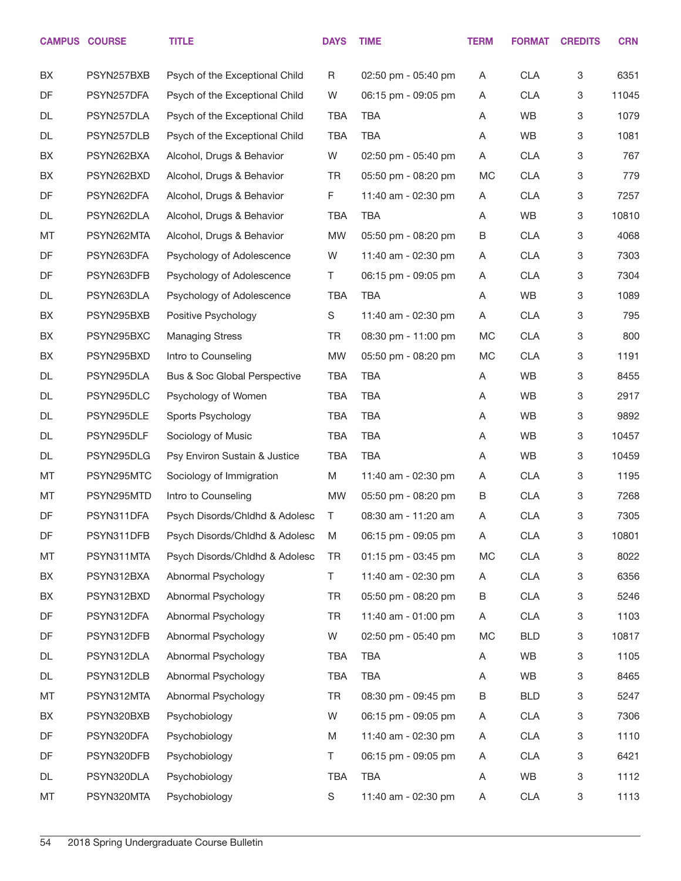| CAMPUS | COURSE | TITLE | DAYS | TIME | TERM | FORMAT | CREDITS | CRN |
|---|---|---|---|---|---|---|---|---|
| BX | PSYN257BXB | Psych of the Exceptional Child | R | 02:50 pm - 05:40 pm | A | CLA | 3 | 6351 |
| DF | PSYN257DFA | Psych of the Exceptional Child | W | 06:15 pm - 09:05 pm | A | CLA | 3 | 11045 |
| DL | PSYN257DLA | Psych of the Exceptional Child | TBA | TBA | A | WB | 3 | 1079 |
| DL | PSYN257DLB | Psych of the Exceptional Child | TBA | TBA | A | WB | 3 | 1081 |
| BX | PSYN262BXA | Alcohol, Drugs & Behavior | W | 02:50 pm - 05:40 pm | A | CLA | 3 | 767 |
| BX | PSYN262BXD | Alcohol, Drugs & Behavior | TR | 05:50 pm - 08:20 pm | MC | CLA | 3 | 779 |
| DF | PSYN262DFA | Alcohol, Drugs & Behavior | F | 11:40 am - 02:30 pm | A | CLA | 3 | 7257 |
| DL | PSYN262DLA | Alcohol, Drugs & Behavior | TBA | TBA | A | WB | 3 | 10810 |
| MT | PSYN262MTA | Alcohol, Drugs & Behavior | MW | 05:50 pm - 08:20 pm | B | CLA | 3 | 4068 |
| DF | PSYN263DFA | Psychology of Adolescence | W | 11:40 am - 02:30 pm | A | CLA | 3 | 7303 |
| DF | PSYN263DFB | Psychology of Adolescence | T | 06:15 pm - 09:05 pm | A | CLA | 3 | 7304 |
| DL | PSYN263DLA | Psychology of Adolescence | TBA | TBA | A | WB | 3 | 1089 |
| BX | PSYN295BXB | Positive Psychology | S | 11:40 am - 02:30 pm | A | CLA | 3 | 795 |
| BX | PSYN295BXC | Managing Stress | TR | 08:30 pm - 11:00 pm | MC | CLA | 3 | 800 |
| BX | PSYN295BXD | Intro to Counseling | MW | 05:50 pm - 08:20 pm | MC | CLA | 3 | 1191 |
| DL | PSYN295DLA | Bus & Soc Global Perspective | TBA | TBA | A | WB | 3 | 8455 |
| DL | PSYN295DLC | Psychology of Women | TBA | TBA | A | WB | 3 | 2917 |
| DL | PSYN295DLE | Sports Psychology | TBA | TBA | A | WB | 3 | 9892 |
| DL | PSYN295DLF | Sociology of Music | TBA | TBA | A | WB | 3 | 10457 |
| DL | PSYN295DLG | Psy Environ Sustain & Justice | TBA | TBA | A | WB | 3 | 10459 |
| MT | PSYN295MTC | Sociology of Immigration | M | 11:40 am - 02:30 pm | A | CLA | 3 | 1195 |
| MT | PSYN295MTD | Intro to Counseling | MW | 05:50 pm - 08:20 pm | B | CLA | 3 | 7268 |
| DF | PSYN311DFA | Psych Disords/Chldhd & Adolesc | T | 08:30 am - 11:20 am | A | CLA | 3 | 7305 |
| DF | PSYN311DFB | Psych Disords/Chldhd & Adolesc | M | 06:15 pm - 09:05 pm | A | CLA | 3 | 10801 |
| MT | PSYN311MTA | Psych Disords/Chldhd & Adolesc | TR | 01:15 pm - 03:45 pm | MC | CLA | 3 | 8022 |
| BX | PSYN312BXA | Abnormal Psychology | T | 11:40 am - 02:30 pm | A | CLA | 3 | 6356 |
| BX | PSYN312BXD | Abnormal Psychology | TR | 05:50 pm - 08:20 pm | B | CLA | 3 | 5246 |
| DF | PSYN312DFA | Abnormal Psychology | TR | 11:40 am - 01:00 pm | A | CLA | 3 | 1103 |
| DF | PSYN312DFB | Abnormal Psychology | W | 02:50 pm - 05:40 pm | MC | BLD | 3 | 10817 |
| DL | PSYN312DLA | Abnormal Psychology | TBA | TBA | A | WB | 3 | 1105 |
| DL | PSYN312DLB | Abnormal Psychology | TBA | TBA | A | WB | 3 | 8465 |
| MT | PSYN312MTA | Abnormal Psychology | TR | 08:30 pm - 09:45 pm | B | BLD | 3 | 5247 |
| BX | PSYN320BXB | Psychobiology | W | 06:15 pm - 09:05 pm | A | CLA | 3 | 7306 |
| DF | PSYN320DFA | Psychobiology | M | 11:40 am - 02:30 pm | A | CLA | 3 | 1110 |
| DF | PSYN320DFB | Psychobiology | T | 06:15 pm - 09:05 pm | A | CLA | 3 | 6421 |
| DL | PSYN320DLA | Psychobiology | TBA | TBA | A | WB | 3 | 1112 |
| MT | PSYN320MTA | Psychobiology | S | 11:40 am - 02:30 pm | A | CLA | 3 | 1113 |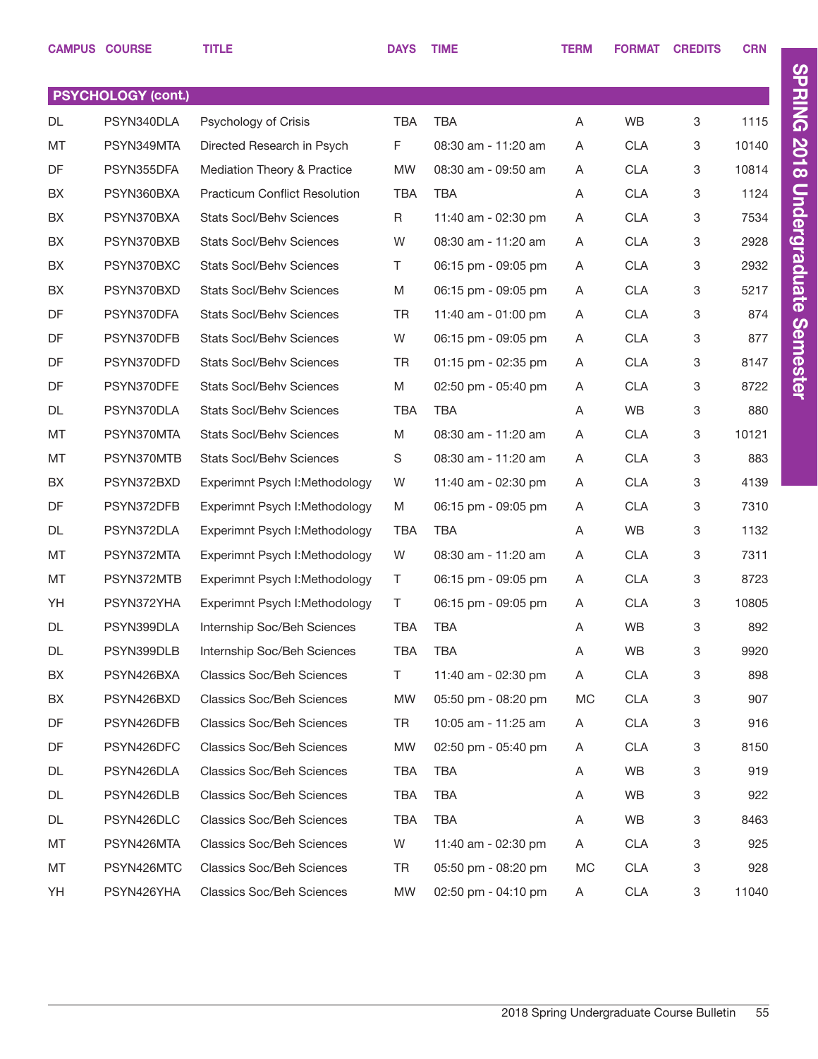| CAMPUS | COURSE | TITLE | DAYS | TIME | TERM | FORMAT | CREDITS | CRN |
|---|---|---|---|---|---|---|---|---|
| **PSYCHOLOGY (cont.)** | | | | | | | | |
| DL | PSYN340DLA | Psychology of Crisis | TBA | TBA | A | WB | 3 | 1115 |
| MT | PSYN349MTA | Directed Research in Psych | F | 08:30 am - 11:20 am | A | CLA | 3 | 10140 |
| DF | PSYN355DFA | Mediation Theory & Practice | MW | 08:30 am - 09:50 am | A | CLA | 3 | 10814 |
| BX | PSYN360BXA | Practicum Conflict Resolution | TBA | TBA | A | CLA | 3 | 1124 |
| BX | PSYN370BXA | Stats Socl/Behv Sciences | R | 11:40 am - 02:30 pm | A | CLA | 3 | 7534 |
| BX | PSYN370BXB | Stats Socl/Behv Sciences | W | 08:30 am - 11:20 am | A | CLA | 3 | 2928 |
| BX | PSYN370BXC | Stats Socl/Behv Sciences | T | 06:15 pm - 09:05 pm | A | CLA | 3 | 2932 |
| BX | PSYN370BXD | Stats Socl/Behv Sciences | M | 06:15 pm - 09:05 pm | A | CLA | 3 | 5217 |
| DF | PSYN370DFA | Stats Socl/Behv Sciences | TR | 11:40 am - 01:00 pm | A | CLA | 3 | 874 |
| DF | PSYN370DFB | Stats Socl/Behv Sciences | W | 06:15 pm - 09:05 pm | A | CLA | 3 | 877 |
| DF | PSYN370DFD | Stats Socl/Behv Sciences | TR | 01:15 pm - 02:35 pm | A | CLA | 3 | 8147 |
| DF | PSYN370DFE | Stats Socl/Behv Sciences | M | 02:50 pm - 05:40 pm | A | CLA | 3 | 8722 |
| DL | PSYN370DLA | Stats Socl/Behv Sciences | TBA | TBA | A | WB | 3 | 880 |
| MT | PSYN370MTA | Stats Socl/Behv Sciences | M | 08:30 am - 11:20 am | A | CLA | 3 | 10121 |
| MT | PSYN370MTB | Stats Socl/Behv Sciences | S | 08:30 am - 11:20 am | A | CLA | 3 | 883 |
| BX | PSYN372BXD | Experimnt Psych I:Methodology | W | 11:40 am - 02:30 pm | A | CLA | 3 | 4139 |
| DF | PSYN372DFB | Experimnt Psych I:Methodology | M | 06:15 pm - 09:05 pm | A | CLA | 3 | 7310 |
| DL | PSYN372DLA | Experimnt Psych I:Methodology | TBA | TBA | A | WB | 3 | 1132 |
| MT | PSYN372MTA | Experimnt Psych I:Methodology | W | 08:30 am - 11:20 am | A | CLA | 3 | 7311 |
| MT | PSYN372MTB | Experimnt Psych I:Methodology | T | 06:15 pm - 09:05 pm | A | CLA | 3 | 8723 |
| YH | PSYN372YHA | Experimnt Psych I:Methodology | T | 06:15 pm - 09:05 pm | A | CLA | 3 | 10805 |
| DL | PSYN399DLA | Internship Soc/Beh Sciences | TBA | TBA | A | WB | 3 | 892 |
| DL | PSYN399DLB | Internship Soc/Beh Sciences | TBA | TBA | A | WB | 3 | 9920 |
| BX | PSYN426BXA | Classics Soc/Beh Sciences | T | 11:40 am - 02:30 pm | A | CLA | 3 | 898 |
| BX | PSYN426BXD | Classics Soc/Beh Sciences | MW | 05:50 pm - 08:20 pm | MC | CLA | 3 | 907 |
| DF | PSYN426DFB | Classics Soc/Beh Sciences | TR | 10:05 am - 11:25 am | A | CLA | 3 | 916 |
| DF | PSYN426DFC | Classics Soc/Beh Sciences | MW | 02:50 pm - 05:40 pm | A | CLA | 3 | 8150 |
| DL | PSYN426DLA | Classics Soc/Beh Sciences | TBA | TBA | A | WB | 3 | 919 |
| DL | PSYN426DLB | Classics Soc/Beh Sciences | TBA | TBA | A | WB | 3 | 922 |
| DL | PSYN426DLC | Classics Soc/Beh Sciences | TBA | TBA | A | WB | 3 | 8463 |
| MT | PSYN426MTA | Classics Soc/Beh Sciences | W | 11:40 am - 02:30 pm | A | CLA | 3 | 925 |
| MT | PSYN426MTC | Classics Soc/Beh Sciences | TR | 05:50 pm - 08:20 pm | MC | CLA | 3 | 928 |
| YH | PSYN426YHA | Classics Soc/Beh Sciences | MW | 02:50 pm - 04:10 pm | A | CLA | 3 | 11040 |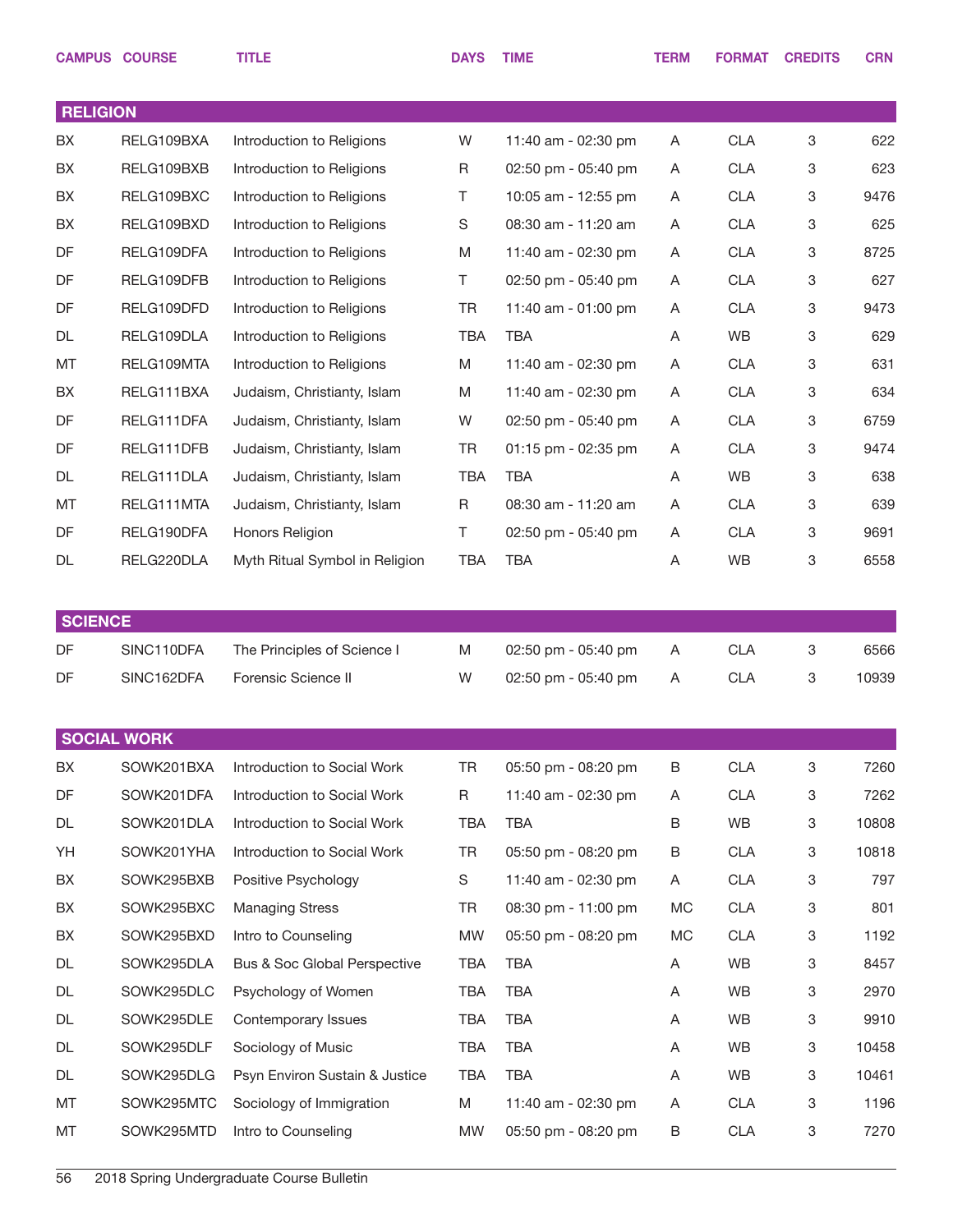| CAMPUS | COURSE | TITLE | DAYS | TIME | TERM | FORMAT | CREDITS | CRN |
|---|---|---|---|---|---|---|---|---|
| **RELIGION** | | | | | | | | |
| BX | RELG109BXA | Introduction to Religions | W | 11:40 am - 02:30 pm | A | CLA | 3 | 622 |
| BX | RELG109BXB | Introduction to Religions | R | 02:50 pm - 05:40 pm | A | CLA | 3 | 623 |
| BX | RELG109BXC | Introduction to Religions | T | 10:05 am - 12:55 pm | A | CLA | 3 | 9476 |
| BX | RELG109BXD | Introduction to Religions | S | 08:30 am - 11:20 am | A | CLA | 3 | 625 |
| DF | RELG109DFA | Introduction to Religions | M | 11:40 am - 02:30 pm | A | CLA | 3 | 8725 |
| DF | RELG109DFB | Introduction to Religions | T | 02:50 pm - 05:40 pm | A | CLA | 3 | 627 |
| DF | RELG109DFD | Introduction to Religions | TR | 11:40 am - 01:00 pm | A | CLA | 3 | 9473 |
| DL | RELG109DLA | Introduction to Religions | TBA | TBA | A | WB | 3 | 629 |
| MT | RELG109MTA | Introduction to Religions | M | 11:40 am - 02:30 pm | A | CLA | 3 | 631 |
| BX | RELG111BXA | Judaism, Christianity, Islam | M | 11:40 am - 02:30 pm | A | CLA | 3 | 634 |
| DF | RELG111DFA | Judaism, Christianity, Islam | W | 02:50 pm - 05:40 pm | A | CLA | 3 | 6759 |
| DF | RELG111DFB | Judaism, Christianity, Islam | TR | 01:15 pm - 02:35 pm | A | CLA | 3 | 9474 |
| DL | RELG111DLA | Judaism, Christianity, Islam | TBA | TBA | A | WB | 3 | 638 |
| MT | RELG111MTA | Judaism, Christianity, Islam | R | 08:30 am - 11:20 am | A | CLA | 3 | 639 |
| DF | RELG190DFA | Honors Religion | T | 02:50 pm - 05:40 pm | A | CLA | 3 | 9691 |
| DL | RELG220DLA | Myth Ritual Symbol in Religion | TBA | TBA | A | WB | 3 | 6558 |
| **SCIENCE** | | | | | | | | |
| DF | SINC110DFA | The Principles of Science I | M | 02:50 pm - 05:40 pm | A | CLA | 3 | 6566 |
| DF | SINC162DFA | Forensic Science II | W | 02:50 pm - 05:40 pm | A | CLA | 3 | 10939 |
| **SOCIAL WORK** | | | | | | | | |
| BX | SOWK201BXA | Introduction to Social Work | TR | 05:50 pm - 08:20 pm | B | CLA | 3 | 7260 |
| DF | SOWK201DFA | Introduction to Social Work | R | 11:40 am - 02:30 pm | A | CLA | 3 | 7262 |
| DL | SOWK201DLA | Introduction to Social Work | TBA | TBA | B | WB | 3 | 10808 |
| YH | SOWK201YHA | Introduction to Social Work | TR | 05:50 pm - 08:20 pm | B | CLA | 3 | 10818 |
| BX | SOWK295BXB | Positive Psychology | S | 11:40 am - 02:30 pm | A | CLA | 3 | 797 |
| BX | SOWK295BXC | Managing Stress | TR | 08:30 pm - 11:00 pm | MC | CLA | 3 | 801 |
| BX | SOWK295BXD | Intro to Counseling | MW | 05:50 pm - 08:20 pm | MC | CLA | 3 | 1192 |
| DL | SOWK295DLA | Bus & Soc Global Perspective | TBA | TBA | A | WB | 3 | 8457 |
| DL | SOWK295DLC | Psychology of Women | TBA | TBA | A | WB | 3 | 2970 |
| DL | SOWK295DLE | Contemporary Issues | TBA | TBA | A | WB | 3 | 9910 |
| DL | SOWK295DLF | Sociology of Music | TBA | TBA | A | WB | 3 | 10458 |
| DL | SOWK295DLG | Psyn Environ Sustain & Justice | TBA | TBA | A | WB | 3 | 10461 |
| MT | SOWK295MTC | Sociology of Immigration | M | 11:40 am - 02:30 pm | A | CLA | 3 | 1196 |
| MT | SOWK295MTD | Intro to Counseling | MW | 05:50 pm - 08:20 pm | B | CLA | 3 | 7270 |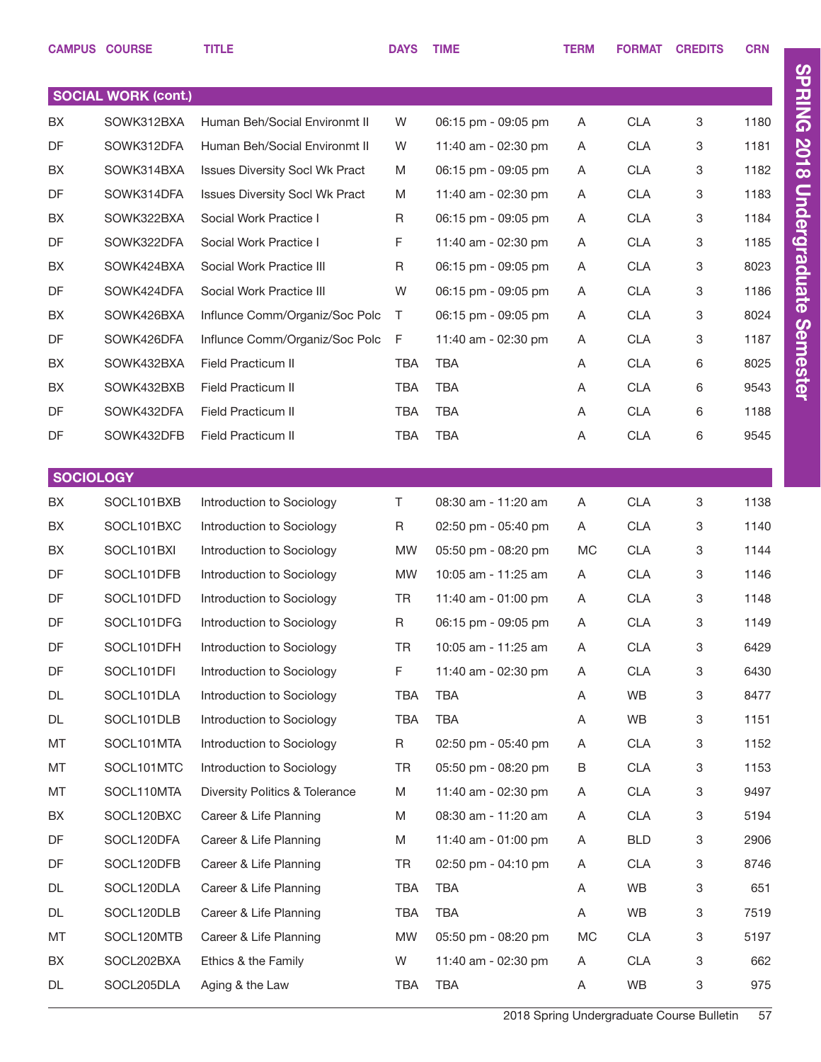| CAMPUS | COURSE | TITLE | DAYS | TIME | TERM | FORMAT | CREDITS | CRN |
|---|---|---|---|---|---|---|---|---|
| **SOCIAL WORK (cont.)** | | | | | | | | |
| BX | SOWK312BXA | Human Beh/Social Environmt II | W | 06:15 pm - 09:05 pm | A | CLA | 3 | 1180 |
| DF | SOWK312DFA | Human Beh/Social Environmt II | W | 11:40 am - 02:30 pm | A | CLA | 3 | 1181 |
| BX | SOWK314BXA | Issues Diversity Socl Wk Pract | M | 06:15 pm - 09:05 pm | A | CLA | 3 | 1182 |
| DF | SOWK314DFA | Issues Diversity Socl Wk Pract | M | 11:40 am - 02:30 pm | A | CLA | 3 | 1183 |
| BX | SOWK322BXA | Social Work Practice I | R | 06:15 pm - 09:05 pm | A | CLA | 3 | 1184 |
| DF | SOWK322DFA | Social Work Practice I | F | 11:40 am - 02:30 pm | A | CLA | 3 | 1185 |
| BX | SOWK424BXA | Social Work Practice III | R | 06:15 pm - 09:05 pm | A | CLA | 3 | 8023 |
| DF | SOWK424DFA | Social Work Practice III | W | 06:15 pm - 09:05 pm | A | CLA | 3 | 1186 |
| BX | SOWK426BXA | Influnce Comm/Organiz/Soc Polc | T | 06:15 pm - 09:05 pm | A | CLA | 3 | 8024 |
| DF | SOWK426DFA | Influnce Comm/Organiz/Soc Polc | F | 11:40 am - 02:30 pm | A | CLA | 3 | 1187 |
| BX | SOWK432BXA | Field Practicum II | TBA | TBA | A | CLA | 6 | 8025 |
| BX | SOWK432BXB | Field Practicum II | TBA | TBA | A | CLA | 6 | 9543 |
| DF | SOWK432DFA | Field Practicum II | TBA | TBA | A | CLA | 6 | 1188 |
| DF | SOWK432DFB | Field Practicum II | TBA | TBA | A | CLA | 6 | 9545 |
| **SOCIOLOGY** | | | | | | | | |
| BX | SOCL101BXB | Introduction to Sociology | T | 08:30 am - 11:20 am | A | CLA | 3 | 1138 |
| BX | SOCL101BXC | Introduction to Sociology | R | 02:50 pm - 05:40 pm | A | CLA | 3 | 1140 |
| BX | SOCL101BXI | Introduction to Sociology | MW | 05:50 pm - 08:20 pm | MC | CLA | 3 | 1144 |
| DF | SOCL101DFB | Introduction to Sociology | MW | 10:05 am - 11:25 am | A | CLA | 3 | 1146 |
| DF | SOCL101DFD | Introduction to Sociology | TR | 11:40 am - 01:00 pm | A | CLA | 3 | 1148 |
| DF | SOCL101DFG | Introduction to Sociology | R | 06:15 pm - 09:05 pm | A | CLA | 3 | 1149 |
| DF | SOCL101DFH | Introduction to Sociology | TR | 10:05 am - 11:25 am | A | CLA | 3 | 6429 |
| DF | SOCL101DFI | Introduction to Sociology | F | 11:40 am - 02:30 pm | A | CLA | 3 | 6430 |
| DL | SOCL101DLA | Introduction to Sociology | TBA | TBA | A | WB | 3 | 8477 |
| DL | SOCL101DLB | Introduction to Sociology | TBA | TBA | A | WB | 3 | 1151 |
| MT | SOCL101MTA | Introduction to Sociology | R | 02:50 pm - 05:40 pm | A | CLA | 3 | 1152 |
| MT | SOCL101MTC | Introduction to Sociology | TR | 05:50 pm - 08:20 pm | B | CLA | 3 | 1153 |
| MT | SOCL110MTA | Diversity Politics & Tolerance | M | 11:40 am - 02:30 pm | A | CLA | 3 | 9497 |
| BX | SOCL120BXC | Career & Life Planning | M | 08:30 am - 11:20 am | A | CLA | 3 | 5194 |
| DF | SOCL120DFA | Career & Life Planning | M | 11:40 am - 01:00 pm | A | BLD | 3 | 2906 |
| DF | SOCL120DFB | Career & Life Planning | TR | 02:50 pm - 04:10 pm | A | CLA | 3 | 8746 |
| DL | SOCL120DLA | Career & Life Planning | TBA | TBA | A | WB | 3 | 651 |
| DL | SOCL120DLB | Career & Life Planning | TBA | TBA | A | WB | 3 | 7519 |
| MT | SOCL120MTB | Career & Life Planning | MW | 05:50 pm - 08:20 pm | MC | CLA | 3 | 5197 |
| BX | SOCL202BXA | Ethics & the Family | W | 11:40 am - 02:30 pm | A | CLA | 3 | 662 |
| DL | SOCL205DLA | Aging & the Law | TBA | TBA | A | WB | 3 | 975 |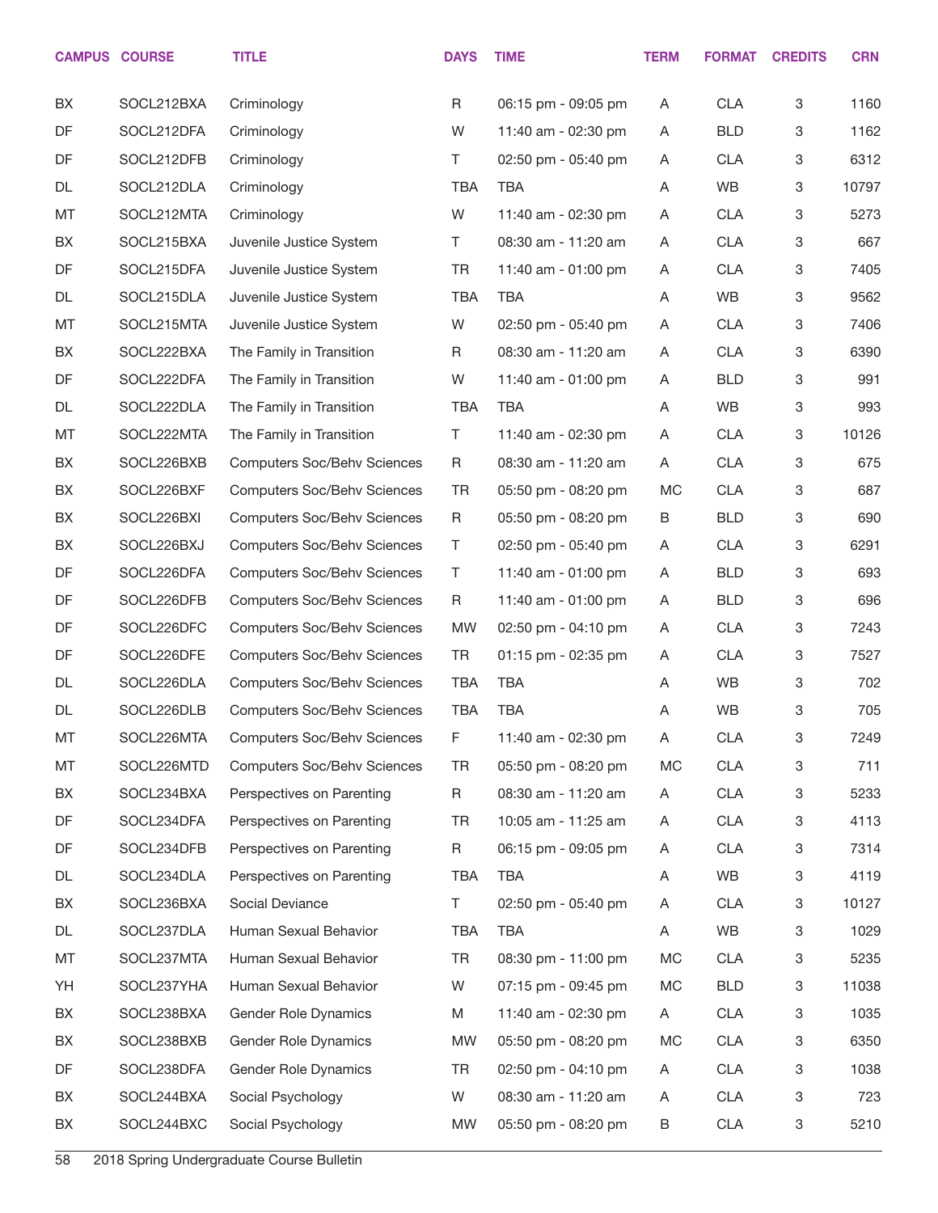| CAMPUS | COURSE | TITLE | DAYS | TIME | TERM | FORMAT | CREDITS | CRN |
|---|---|---|---|---|---|---|---|---|
| BX | SOCL212BXA | Criminology | R | 06:15 pm - 09:05 pm | A | CLA | 3 | 1160 |
| DF | SOCL212DFA | Criminology | W | 11:40 am - 02:30 pm | A | BLD | 3 | 1162 |
| DF | SOCL212DFB | Criminology | T | 02:50 pm - 05:40 pm | A | CLA | 3 | 6312 |
| DL | SOCL212DLA | Criminology | TBA | TBA | A | WB | 3 | 10797 |
| MT | SOCL212MTA | Criminology | W | 11:40 am - 02:30 pm | A | CLA | 3 | 5273 |
| BX | SOCL215BXA | Juvenile Justice System | T | 08:30 am - 11:20 am | A | CLA | 3 | 667 |
| DF | SOCL215DFA | Juvenile Justice System | TR | 11:40 am - 01:00 pm | A | CLA | 3 | 7405 |
| DL | SOCL215DLA | Juvenile Justice System | TBA | TBA | A | WB | 3 | 9562 |
| MT | SOCL215MTA | Juvenile Justice System | W | 02:50 pm - 05:40 pm | A | CLA | 3 | 7406 |
| BX | SOCL222BXA | The Family in Transition | R | 08:30 am - 11:20 am | A | CLA | 3 | 6390 |
| DF | SOCL222DFA | The Family in Transition | W | 11:40 am - 01:00 pm | A | BLD | 3 | 991 |
| DL | SOCL222DLA | The Family in Transition | TBA | TBA | A | WB | 3 | 993 |
| MT | SOCL222MTA | The Family in Transition | T | 11:40 am - 02:30 pm | A | CLA | 3 | 10126 |
| BX | SOCL226BXB | Computers Soc/Behv Sciences | R | 08:30 am - 11:20 am | A | CLA | 3 | 675 |
| BX | SOCL226BXF | Computers Soc/Behv Sciences | TR | 05:50 pm - 08:20 pm | MC | CLA | 3 | 687 |
| BX | SOCL226BXI | Computers Soc/Behv Sciences | R | 05:50 pm - 08:20 pm | B | BLD | 3 | 690 |
| BX | SOCL226BXJ | Computers Soc/Behv Sciences | T | 02:50 pm - 05:40 pm | A | CLA | 3 | 6291 |
| DF | SOCL226DFA | Computers Soc/Behv Sciences | T | 11:40 am - 01:00 pm | A | BLD | 3 | 693 |
| DF | SOCL226DFB | Computers Soc/Behv Sciences | R | 11:40 am - 01:00 pm | A | BLD | 3 | 696 |
| DF | SOCL226DFC | Computers Soc/Behv Sciences | MW | 02:50 pm - 04:10 pm | A | CLA | 3 | 7243 |
| DF | SOCL226DFE | Computers Soc/Behv Sciences | TR | 01:15 pm - 02:35 pm | A | CLA | 3 | 7527 |
| DL | SOCL226DLA | Computers Soc/Behv Sciences | TBA | TBA | A | WB | 3 | 702 |
| DL | SOCL226DLB | Computers Soc/Behv Sciences | TBA | TBA | A | WB | 3 | 705 |
| MT | SOCL226MTA | Computers Soc/Behv Sciences | F | 11:40 am - 02:30 pm | A | CLA | 3 | 7249 |
| MT | SOCL226MTD | Computers Soc/Behv Sciences | TR | 05:50 pm - 08:20 pm | MC | CLA | 3 | 711 |
| BX | SOCL234BXA | Perspectives on Parenting | R | 08:30 am - 11:20 am | A | CLA | 3 | 5233 |
| DF | SOCL234DFA | Perspectives on Parenting | TR | 10:05 am - 11:25 am | A | CLA | 3 | 4113 |
| DF | SOCL234DFB | Perspectives on Parenting | R | 06:15 pm - 09:05 pm | A | CLA | 3 | 7314 |
| DL | SOCL234DLA | Perspectives on Parenting | TBA | TBA | A | WB | 3 | 4119 |
| BX | SOCL236BXA | Social Deviance | T | 02:50 pm - 05:40 pm | A | CLA | 3 | 10127 |
| DL | SOCL237DLA | Human Sexual Behavior | TBA | TBA | A | WB | 3 | 1029 |
| MT | SOCL237MTA | Human Sexual Behavior | TR | 08:30 pm - 11:00 pm | MC | CLA | 3 | 5235 |
| YH | SOCL237YHA | Human Sexual Behavior | W | 07:15 pm - 09:45 pm | MC | BLD | 3 | 11038 |
| BX | SOCL238BXA | Gender Role Dynamics | M | 11:40 am - 02:30 pm | A | CLA | 3 | 1035 |
| BX | SOCL238BXB | Gender Role Dynamics | MW | 05:50 pm - 08:20 pm | MC | CLA | 3 | 6350 |
| DF | SOCL238DFA | Gender Role Dynamics | TR | 02:50 pm - 04:10 pm | A | CLA | 3 | 1038 |
| BX | SOCL244BXA | Social Psychology | W | 08:30 am - 11:20 am | A | CLA | 3 | 723 |
| BX | SOCL244BXC | Social Psychology | MW | 05:50 pm - 08:20 pm | B | CLA | 3 | 5210 |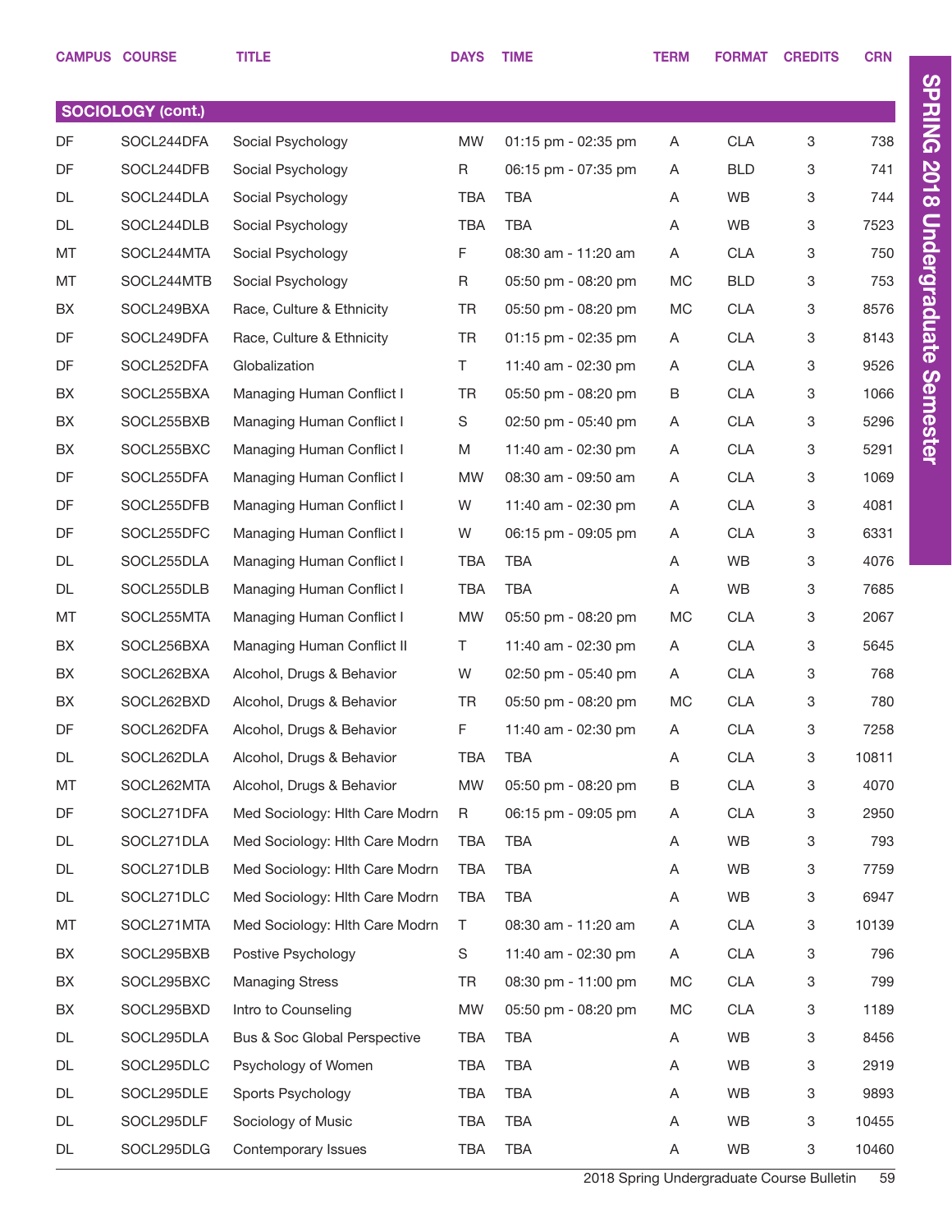| CAMPUS | COURSE | TITLE | DAYS | TIME | TERM | FORMAT | CREDITS | CRN |
|---|---|---|---|---|---|---|---|---|
| **SOCIOLOGY (cont.)** | | | | | | | | |
| DF | SOCL244DFA | Social Psychology | MW | 01:15 pm - 02:35 pm | A | CLA | 3 | 738 |
| DF | SOCL244DFB | Social Psychology | R | 06:15 pm - 07:35 pm | A | BLD | 3 | 741 |
| DL | SOCL244DLA | Social Psychology | TBA | TBA | A | WB | 3 | 744 |
| DL | SOCL244DLB | Social Psychology | TBA | TBA | A | WB | 3 | 7523 |
| MT | SOCL244MTA | Social Psychology | F | 08:30 am - 11:20 am | A | CLA | 3 | 750 |
| MT | SOCL244MTB | Social Psychology | R | 05:50 pm - 08:20 pm | MC | BLD | 3 | 753 |
| BX | SOCL249BXA | Race, Culture & Ethnicity | TR | 05:50 pm - 08:20 pm | MC | CLA | 3 | 8576 |
| DF | SOCL249DFA | Race, Culture & Ethnicity | TR | 01:15 pm - 02:35 pm | A | CLA | 3 | 8143 |
| DF | SOCL252DFA | Globalization | T | 11:40 am - 02:30 pm | A | CLA | 3 | 9526 |
| BX | SOCL255BXA | Managing Human Conflict I | TR | 05:50 pm - 08:20 pm | B | CLA | 3 | 1066 |
| BX | SOCL255BXB | Managing Human Conflict I | S | 02:50 pm - 05:40 pm | A | CLA | 3 | 5296 |
| BX | SOCL255BXC | Managing Human Conflict I | M | 11:40 am - 02:30 pm | A | CLA | 3 | 5291 |
| DF | SOCL255DFA | Managing Human Conflict I | MW | 08:30 am - 09:50 am | A | CLA | 3 | 1069 |
| DF | SOCL255DFB | Managing Human Conflict I | W | 11:40 am - 02:30 pm | A | CLA | 3 | 4081 |
| DF | SOCL255DFC | Managing Human Conflict I | W | 06:15 pm - 09:05 pm | A | CLA | 3 | 6331 |
| DL | SOCL255DLA | Managing Human Conflict I | TBA | TBA | A | WB | 3 | 4076 |
| DL | SOCL255DLB | Managing Human Conflict I | TBA | TBA | A | WB | 3 | 7685 |
| MT | SOCL255MTA | Managing Human Conflict I | MW | 05:50 pm - 08:20 pm | MC | CLA | 3 | 2067 |
| BX | SOCL256BXA | Managing Human Conflict II | T | 11:40 am - 02:30 pm | A | CLA | 3 | 5645 |
| BX | SOCL262BXA | Alcohol, Drugs & Behavior | W | 02:50 pm - 05:40 pm | A | CLA | 3 | 768 |
| BX | SOCL262BXD | Alcohol, Drugs & Behavior | TR | 05:50 pm - 08:20 pm | MC | CLA | 3 | 780 |
| DF | SOCL262DFA | Alcohol, Drugs & Behavior | F | 11:40 am - 02:30 pm | A | CLA | 3 | 7258 |
| DL | SOCL262DLA | Alcohol, Drugs & Behavior | TBA | TBA | A | CLA | 3 | 10811 |
| MT | SOCL262MTA | Alcohol, Drugs & Behavior | MW | 05:50 pm - 08:20 pm | B | CLA | 3 | 4070 |
| DF | SOCL271DFA | Med Sociology: Hlth Care Modrn | R | 06:15 pm - 09:05 pm | A | CLA | 3 | 2950 |
| DL | SOCL271DLA | Med Sociology: Hlth Care Modrn | TBA | TBA | A | WB | 3 | 793 |
| DL | SOCL271DLB | Med Sociology: Hlth Care Modrn | TBA | TBA | A | WB | 3 | 7759 |
| DL | SOCL271DLC | Med Sociology: Hlth Care Modrn | TBA | TBA | A | WB | 3 | 6947 |
| MT | SOCL271MTA | Med Sociology: Hlth Care Modrn | T | 08:30 am - 11:20 am | A | CLA | 3 | 10139 |
| BX | SOCL295BXB | Postive Psychology | S | 11:40 am - 02:30 pm | A | CLA | 3 | 796 |
| BX | SOCL295BXC | Managing Stress | TR | 08:30 pm - 11:00 pm | MC | CLA | 3 | 799 |
| BX | SOCL295BXD | Intro to Counseling | MW | 05:50 pm - 08:20 pm | MC | CLA | 3 | 1189 |
| DL | SOCL295DLA | Bus & Soc Global Perspective | TBA | TBA | A | WB | 3 | 8456 |
| DL | SOCL295DLC | Psychology of Women | TBA | TBA | A | WB | 3 | 2919 |
| DL | SOCL295DLE | Sports Psychology | TBA | TBA | A | WB | 3 | 9893 |
| DL | SOCL295DLF | Sociology of Music | TBA | TBA | A | WB | 3 | 10455 |
| DL | SOCL295DLG | Contemporary Issues | TBA | TBA | A | WB | 3 | 10460 |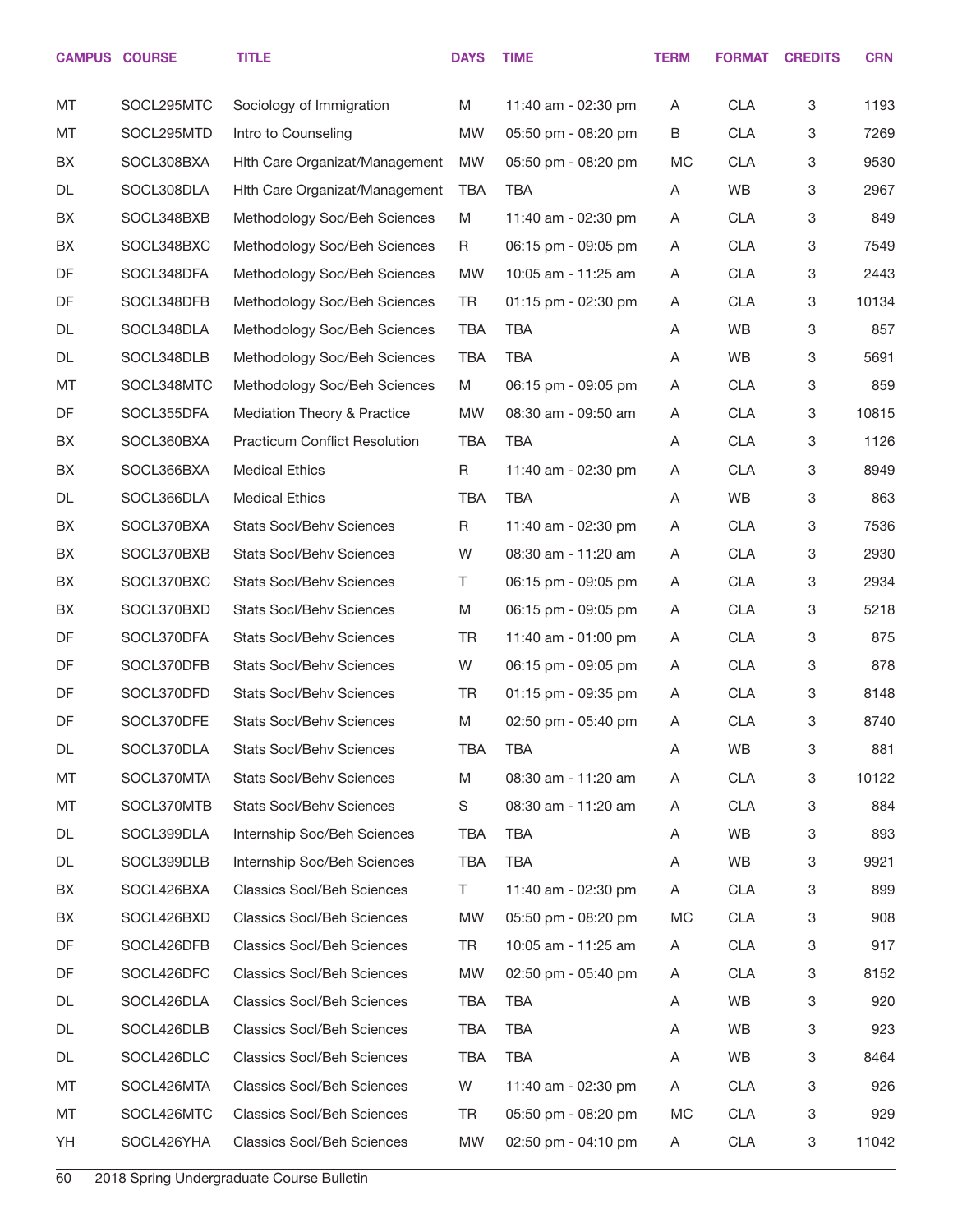| CAMPUS | COURSE | TITLE | DAYS | TIME | TERM | FORMAT | CREDITS | CRN |
|---|---|---|---|---|---|---|---|---|
| MT | SOCL295MTC | Sociology of Immigration | M | 11:40 am - 02:30 pm | A | CLA | 3 | 1193 |
| MT | SOCL295MTD | Intro to Counseling | MW | 05:50 pm - 08:20 pm | B | CLA | 3 | 7269 |
| BX | SOCL308BXA | Hlth Care Organizat/Management | MW | 05:50 pm - 08:20 pm | MC | CLA | 3 | 9530 |
| DL | SOCL308DLA | Hlth Care Organizat/Management | TBA | TBA | A | WB | 3 | 2967 |
| BX | SOCL348BXB | Methodology Soc/Beh Sciences | M | 11:40 am - 02:30 pm | A | CLA | 3 | 849 |
| BX | SOCL348BXC | Methodology Soc/Beh Sciences | R | 06:15 pm - 09:05 pm | A | CLA | 3 | 7549 |
| DF | SOCL348DFA | Methodology Soc/Beh Sciences | MW | 10:05 am - 11:25 am | A | CLA | 3 | 2443 |
| DF | SOCL348DFB | Methodology Soc/Beh Sciences | TR | 01:15 pm - 02:30 pm | A | CLA | 3 | 10134 |
| DL | SOCL348DLA | Methodology Soc/Beh Sciences | TBA | TBA | A | WB | 3 | 857 |
| DL | SOCL348DLB | Methodology Soc/Beh Sciences | TBA | TBA | A | WB | 3 | 5691 |
| MT | SOCL348MTC | Methodology Soc/Beh Sciences | M | 06:15 pm - 09:05 pm | A | CLA | 3 | 859 |
| DF | SOCL355DFA | Mediation Theory & Practice | MW | 08:30 am - 09:50 am | A | CLA | 3 | 10815 |
| BX | SOCL360BXA | Practicum Conflict Resolution | TBA | TBA | A | CLA | 3 | 1126 |
| BX | SOCL366BXA | Medical Ethics | R | 11:40 am - 02:30 pm | A | CLA | 3 | 8949 |
| DL | SOCL366DLA | Medical Ethics | TBA | TBA | A | WB | 3 | 863 |
| BX | SOCL370BXA | Stats Socl/Behv Sciences | R | 11:40 am - 02:30 pm | A | CLA | 3 | 7536 |
| BX | SOCL370BXB | Stats Socl/Behv Sciences | W | 08:30 am - 11:20 am | A | CLA | 3 | 2930 |
| BX | SOCL370BXC | Stats Socl/Behv Sciences | T | 06:15 pm - 09:05 pm | A | CLA | 3 | 2934 |
| BX | SOCL370BXD | Stats Socl/Behv Sciences | M | 06:15 pm - 09:05 pm | A | CLA | 3 | 5218 |
| DF | SOCL370DFA | Stats Socl/Behv Sciences | TR | 11:40 am - 01:00 pm | A | CLA | 3 | 875 |
| DF | SOCL370DFB | Stats Socl/Behv Sciences | W | 06:15 pm - 09:05 pm | A | CLA | 3 | 878 |
| DF | SOCL370DFD | Stats Socl/Behv Sciences | TR | 01:15 pm - 09:35 pm | A | CLA | 3 | 8148 |
| DF | SOCL370DFE | Stats Socl/Behv Sciences | M | 02:50 pm - 05:40 pm | A | CLA | 3 | 8740 |
| DL | SOCL370DLA | Stats Socl/Behv Sciences | TBA | TBA | A | WB | 3 | 881 |
| MT | SOCL370MTA | Stats Socl/Behv Sciences | M | 08:30 am - 11:20 am | A | CLA | 3 | 10122 |
| MT | SOCL370MTB | Stats Socl/Behv Sciences | S | 08:30 am - 11:20 am | A | CLA | 3 | 884 |
| DL | SOCL399DLA | Internship Soc/Beh Sciences | TBA | TBA | A | WB | 3 | 893 |
| DL | SOCL399DLB | Internship Soc/Beh Sciences | TBA | TBA | A | WB | 3 | 9921 |
| BX | SOCL426BXA | Classics Socl/Beh Sciences | T | 11:40 am - 02:30 pm | A | CLA | 3 | 899 |
| BX | SOCL426BXD | Classics Socl/Beh Sciences | MW | 05:50 pm - 08:20 pm | MC | CLA | 3 | 908 |
| DF | SOCL426DFB | Classics Socl/Beh Sciences | TR | 10:05 am - 11:25 am | A | CLA | 3 | 917 |
| DF | SOCL426DFC | Classics Socl/Beh Sciences | MW | 02:50 pm - 05:40 pm | A | CLA | 3 | 8152 |
| DL | SOCL426DLA | Classics Socl/Beh Sciences | TBA | TBA | A | WB | 3 | 920 |
| DL | SOCL426DLB | Classics Socl/Beh Sciences | TBA | TBA | A | WB | 3 | 923 |
| DL | SOCL426DLC | Classics Socl/Beh Sciences | TBA | TBA | A | WB | 3 | 8464 |
| MT | SOCL426MTA | Classics Socl/Beh Sciences | W | 11:40 am - 02:30 pm | A | CLA | 3 | 926 |
| MT | SOCL426MTC | Classics Socl/Beh Sciences | TR | 05:50 pm - 08:20 pm | MC | CLA | 3 | 929 |
| YH | SOCL426YHA | Classics Socl/Beh Sciences | MW | 02:50 pm - 04:10 pm | A | CLA | 3 | 11042 |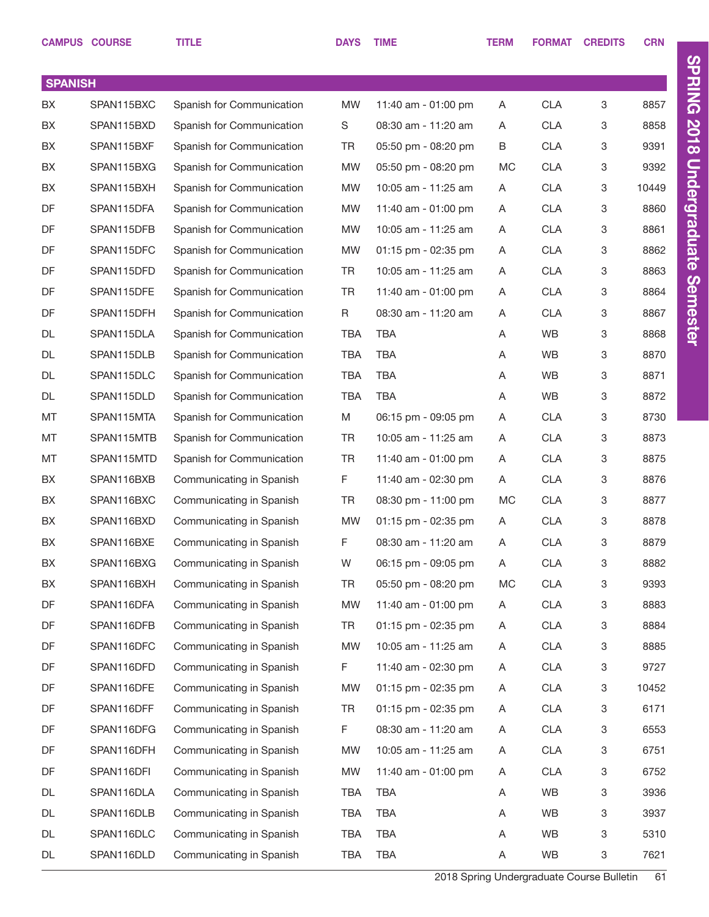| CAMPUS | COURSE | TITLE | DAYS | TIME | TERM | FORMAT | CREDITS | CRN |
|---|---|---|---|---|---|---|---|---|
| **SPANISH** | | | | | | | | |
| BX | SPAN115BXC | Spanish for Communication | MW | 11:40 am - 01:00 pm | A | CLA | 3 | 8857 |
| BX | SPAN115BXD | Spanish for Communication | S | 08:30 am - 11:20 am | A | CLA | 3 | 8858 |
| BX | SPAN115BXF | Spanish for Communication | TR | 05:50 pm - 08:20 pm | B | CLA | 3 | 9391 |
| BX | SPAN115BXG | Spanish for Communication | MW | 05:50 pm - 08:20 pm | MC | CLA | 3 | 9392 |
| BX | SPAN115BXH | Spanish for Communication | MW | 10:05 am - 11:25 am | A | CLA | 3 | 10449 |
| DF | SPAN115DFA | Spanish for Communication | MW | 11:40 am - 01:00 pm | A | CLA | 3 | 8860 |
| DF | SPAN115DFB | Spanish for Communication | MW | 10:05 am - 11:25 am | A | CLA | 3 | 8861 |
| DF | SPAN115DFC | Spanish for Communication | MW | 01:15 pm - 02:35 pm | A | CLA | 3 | 8862 |
| DF | SPAN115DFD | Spanish for Communication | TR | 10:05 am - 11:25 am | A | CLA | 3 | 8863 |
| DF | SPAN115DFE | Spanish for Communication | TR | 11:40 am - 01:00 pm | A | CLA | 3 | 8864 |
| DF | SPAN115DFH | Spanish for Communication | R | 08:30 am - 11:20 am | A | CLA | 3 | 8867 |
| DL | SPAN115DLA | Spanish for Communication | TBA | TBA | A | WB | 3 | 8868 |
| DL | SPAN115DLB | Spanish for Communication | TBA | TBA | A | WB | 3 | 8870 |
| DL | SPAN115DLC | Spanish for Communication | TBA | TBA | A | WB | 3 | 8871 |
| DL | SPAN115DLD | Spanish for Communication | TBA | TBA | A | WB | 3 | 8872 |
| MT | SPAN115MTA | Spanish for Communication | M | 06:15 pm - 09:05 pm | A | CLA | 3 | 8730 |
| MT | SPAN115MTB | Spanish for Communication | TR | 10:05 am - 11:25 am | A | CLA | 3 | 8873 |
| MT | SPAN115MTD | Spanish for Communication | TR | 11:40 am - 01:00 pm | A | CLA | 3 | 8875 |
| BX | SPAN116BXB | Communicating in Spanish | F | 11:40 am - 02:30 pm | A | CLA | 3 | 8876 |
| BX | SPAN116BXC | Communicating in Spanish | TR | 08:30 pm - 11:00 pm | MC | CLA | 3 | 8877 |
| BX | SPAN116BXD | Communicating in Spanish | MW | 01:15 pm - 02:35 pm | A | CLA | 3 | 8878 |
| BX | SPAN116BXE | Communicating in Spanish | F | 08:30 am - 11:20 am | A | CLA | 3 | 8879 |
| BX | SPAN116BXG | Communicating in Spanish | W | 06:15 pm - 09:05 pm | A | CLA | 3 | 8882 |
| BX | SPAN116BXH | Communicating in Spanish | TR | 05:50 pm - 08:20 pm | MC | CLA | 3 | 9393 |
| DF | SPAN116DFA | Communicating in Spanish | MW | 11:40 am - 01:00 pm | A | CLA | 3 | 8883 |
| DF | SPAN116DFB | Communicating in Spanish | TR | 01:15 pm - 02:35 pm | A | CLA | 3 | 8884 |
| DF | SPAN116DFC | Communicating in Spanish | MW | 10:05 am - 11:25 am | A | CLA | 3 | 8885 |
| DF | SPAN116DFD | Communicating in Spanish | F | 11:40 am - 02:30 pm | A | CLA | 3 | 9727 |
| DF | SPAN116DFE | Communicating in Spanish | MW | 01:15 pm - 02:35 pm | A | CLA | 3 | 10452 |
| DF | SPAN116DFF | Communicating in Spanish | TR | 01:15 pm - 02:35 pm | A | CLA | 3 | 6171 |
| DF | SPAN116DFG | Communicating in Spanish | F | 08:30 am - 11:20 am | A | CLA | 3 | 6553 |
| DF | SPAN116DFH | Communicating in Spanish | MW | 10:05 am - 11:25 am | A | CLA | 3 | 6751 |
| DF | SPAN116DFI | Communicating in Spanish | MW | 11:40 am - 01:00 pm | A | CLA | 3 | 6752 |
| DL | SPAN116DLA | Communicating in Spanish | TBA | TBA | A | WB | 3 | 3936 |
| DL | SPAN116DLB | Communicating in Spanish | TBA | TBA | A | WB | 3 | 3937 |
| DL | SPAN116DLC | Communicating in Spanish | TBA | TBA | A | WB | 3 | 5310 |
| DL | SPAN116DLD | Communicating in Spanish | TBA | TBA | A | WB | 3 | 7621 |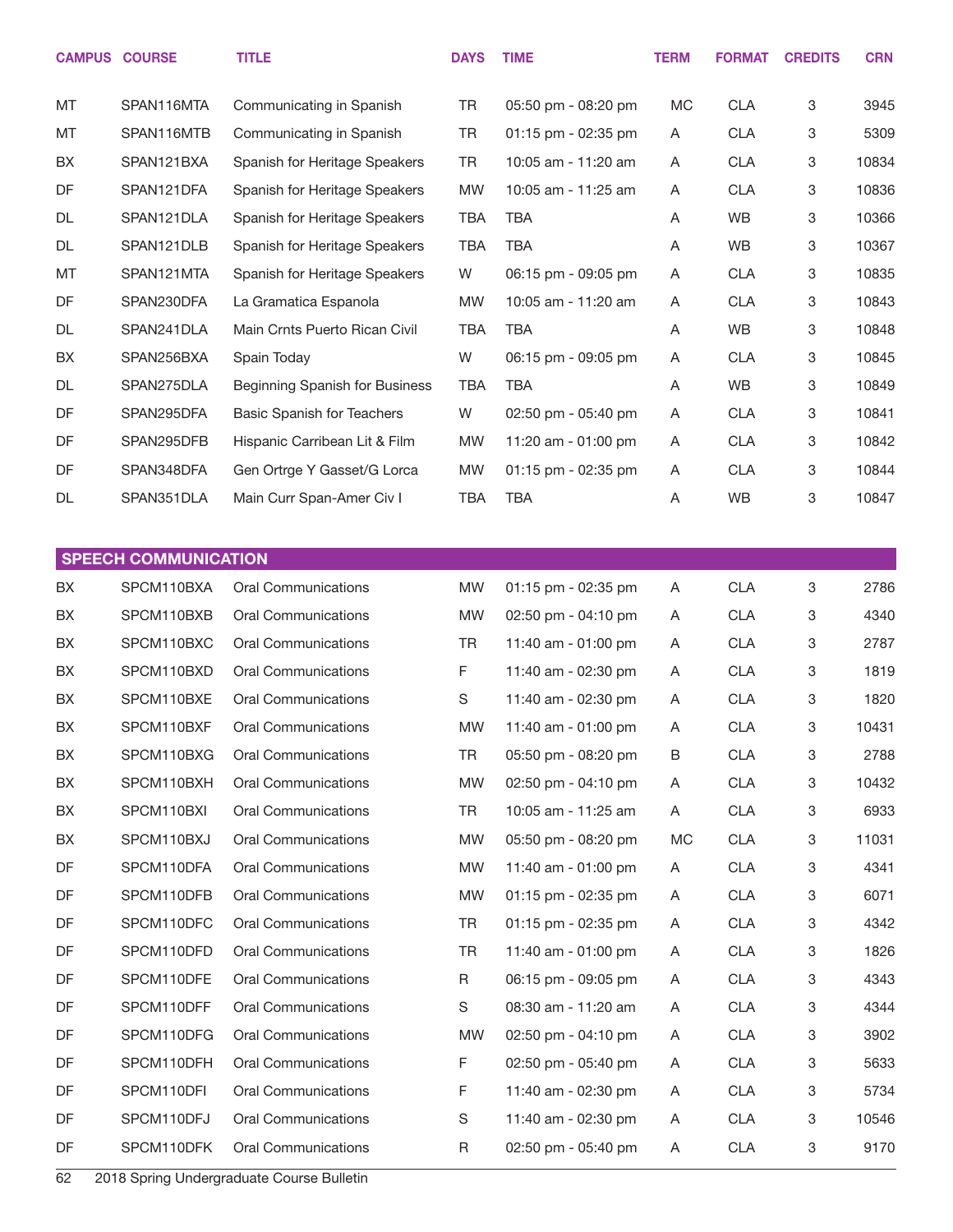| CAMPUS | COURSE | TITLE | DAYS | TIME | TERM | FORMAT | CREDITS | CRN |
|---|---|---|---|---|---|---|---|---|
| MT | SPAN116MTA | Communicating in Spanish | TR | 05:50 pm - 08:20 pm | MC | CLA | 3 | 3945 |
| MT | SPAN116MTB | Communicating in Spanish | TR | 01:15 pm - 02:35 pm | A | CLA | 3 | 5309 |
| BX | SPAN121BXA | Spanish for Heritage Speakers | TR | 10:05 am - 11:20 am | A | CLA | 3 | 10834 |
| DF | SPAN121DFA | Spanish for Heritage Speakers | MW | 10:05 am - 11:25 am | A | CLA | 3 | 10836 |
| DL | SPAN121DLA | Spanish for Heritage Speakers | TBA | TBA | A | WB | 3 | 10366 |
| DL | SPAN121DLB | Spanish for Heritage Speakers | TBA | TBA | A | WB | 3 | 10367 |
| MT | SPAN121MTA | Spanish for Heritage Speakers | W | 06:15 pm - 09:05 pm | A | CLA | 3 | 10835 |
| DF | SPAN230DFA | La Gramatica Espanola | MW | 10:05 am - 11:20 am | A | CLA | 3 | 10843 |
| DL | SPAN241DLA | Main Crnts Puerto Rican Civil | TBA | TBA | A | WB | 3 | 10848 |
| BX | SPAN256BXA | Spain Today | W | 06:15 pm - 09:05 pm | A | CLA | 3 | 10845 |
| DL | SPAN275DLA | Beginning Spanish for Business | TBA | TBA | A | WB | 3 | 10849 |
| DF | SPAN295DFA | Basic Spanish for Teachers | W | 02:50 pm - 05:40 pm | A | CLA | 3 | 10841 |
| DF | SPAN295DFB | Hispanic Carribean Lit & Film | MW | 11:20 am - 01:00 pm | A | CLA | 3 | 10842 |
| DF | SPAN348DFA | Gen Ortrge Y Gasset/G Lorca | MW | 01:15 pm - 02:35 pm | A | CLA | 3 | 10844 |
| DL | SPAN351DLA | Main Curr Span-Amer Civ I | TBA | TBA | A | WB | 3 | 10847 |

## SPEECH COMMUNICATION

| CAMPUS | COURSE | TITLE | DAYS | TIME | TERM | FORMAT | CREDITS | CRN |
|---|---|---|---|---|---|---|---|---|
| BX | SPCM110BXA | Oral Communications | MW | 01:15 pm - 02:35 pm | A | CLA | 3 | 2786 |
| BX | SPCM110BXB | Oral Communications | MW | 02:50 pm - 04:10 pm | A | CLA | 3 | 4340 |
| BX | SPCM110BXC | Oral Communications | TR | 11:40 am - 01:00 pm | A | CLA | 3 | 2787 |
| BX | SPCM110BXD | Oral Communications | F | 11:40 am - 02:30 pm | A | CLA | 3 | 1819 |
| BX | SPCM110BXE | Oral Communications | S | 11:40 am - 02:30 pm | A | CLA | 3 | 1820 |
| BX | SPCM110BXF | Oral Communications | MW | 11:40 am - 01:00 pm | A | CLA | 3 | 10431 |
| BX | SPCM110BXG | Oral Communications | TR | 05:50 pm - 08:20 pm | B | CLA | 3 | 2788 |
| BX | SPCM110BXH | Oral Communications | MW | 02:50 pm - 04:10 pm | A | CLA | 3 | 10432 |
| BX | SPCM110BXI | Oral Communications | TR | 10:05 am - 11:25 am | A | CLA | 3 | 6933 |
| BX | SPCM110BXJ | Oral Communications | MW | 05:50 pm - 08:20 pm | MC | CLA | 3 | 11031 |
| DF | SPCM110DFA | Oral Communications | MW | 11:40 am - 01:00 pm | A | CLA | 3 | 4341 |
| DF | SPCM110DFB | Oral Communications | MW | 01:15 pm - 02:35 pm | A | CLA | 3 | 6071 |
| DF | SPCM110DFC | Oral Communications | TR | 01:15 pm - 02:35 pm | A | CLA | 3 | 4342 |
| DF | SPCM110DFD | Oral Communications | TR | 11:40 am - 01:00 pm | A | CLA | 3 | 1826 |
| DF | SPCM110DFE | Oral Communications | R | 06:15 pm - 09:05 pm | A | CLA | 3 | 4343 |
| DF | SPCM110DFF | Oral Communications | S | 08:30 am - 11:20 am | A | CLA | 3 | 4344 |
| DF | SPCM110DFG | Oral Communications | MW | 02:50 pm - 04:10 pm | A | CLA | 3 | 3902 |
| DF | SPCM110DFH | Oral Communications | F | 02:50 pm - 05:40 pm | A | CLA | 3 | 5633 |
| DF | SPCM110DFI | Oral Communications | F | 11:40 am - 02:30 pm | A | CLA | 3 | 5734 |
| DF | SPCM110DFJ | Oral Communications | S | 11:40 am - 02:30 pm | A | CLA | 3 | 10546 |
| DF | SPCM110DFK | Oral Communications | R | 02:50 pm - 05:40 pm | A | CLA | 3 | 9170 |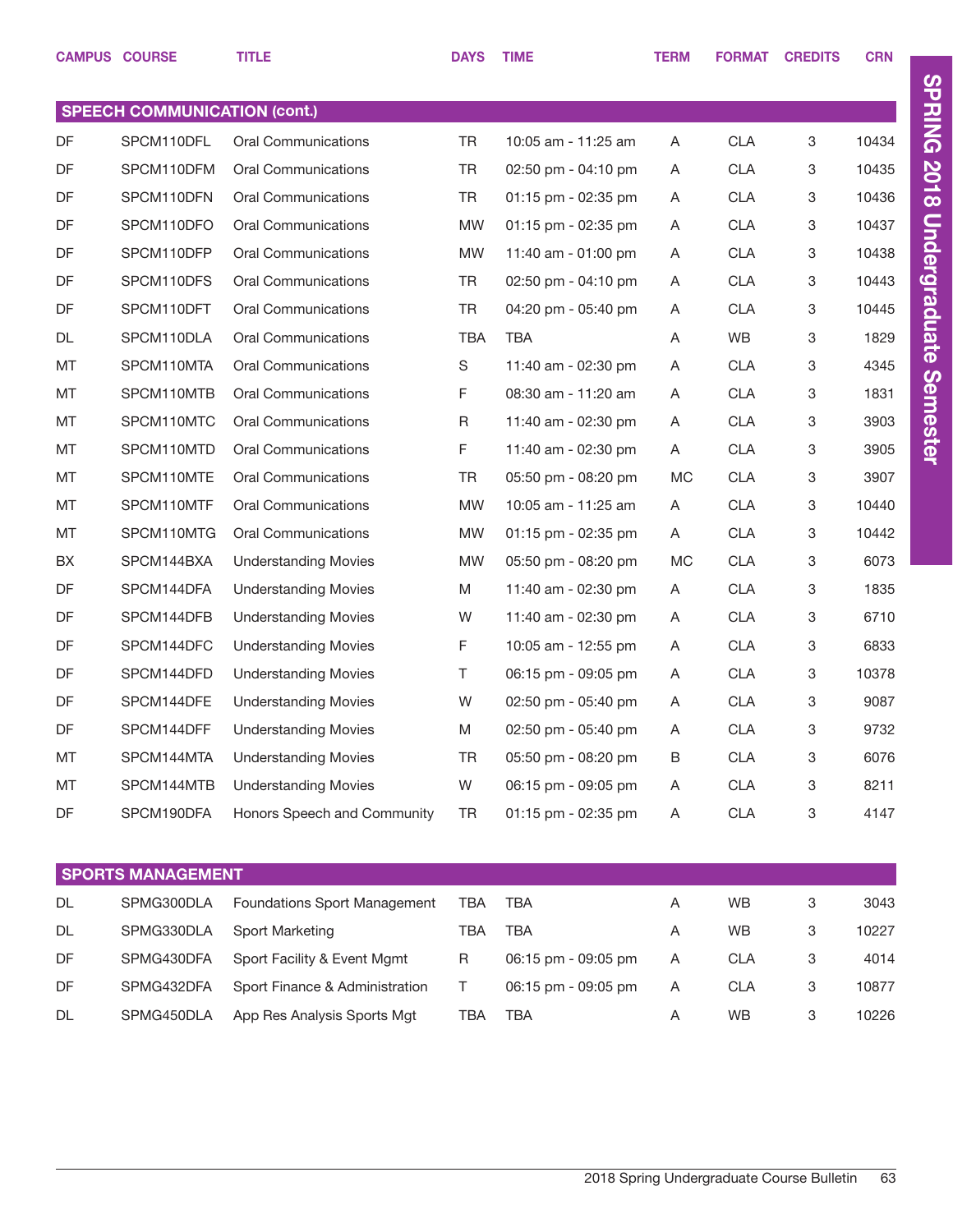| CAMPUS | COURSE | TITLE | DAYS | TIME | TERM | FORMAT | CREDITS | CRN |
|---|---|---|---|---|---|---|---|---|
| **SPEECH COMMUNICATION (cont.)** | | | | | | | | |
| DF | SPCM110DFL | Oral Communications | TR | 10:05 am - 11:25 am | A | CLA | 3 | 10434 |
| DF | SPCM110DFM | Oral Communications | TR | 02:50 pm - 04:10 pm | A | CLA | 3 | 10435 |
| DF | SPCM110DFN | Oral Communications | TR | 01:15 pm - 02:35 pm | A | CLA | 3 | 10436 |
| DF | SPCM110DFO | Oral Communications | MW | 01:15 pm - 02:35 pm | A | CLA | 3 | 10437 |
| DF | SPCM110DFP | Oral Communications | MW | 11:40 am - 01:00 pm | A | CLA | 3 | 10438 |
| DF | SPCM110DFS | Oral Communications | TR | 02:50 pm - 04:10 pm | A | CLA | 3 | 10443 |
| DF | SPCM110DFT | Oral Communications | TR | 04:20 pm - 05:40 pm | A | CLA | 3 | 10445 |
| DL | SPCM110DLA | Oral Communications | TBA | TBA | A | WB | 3 | 1829 |
| MT | SPCM110MTA | Oral Communications | S | 11:40 am - 02:30 pm | A | CLA | 3 | 4345 |
| MT | SPCM110MTB | Oral Communications | F | 08:30 am - 11:20 am | A | CLA | 3 | 1831 |
| MT | SPCM110MTC | Oral Communications | R | 11:40 am - 02:30 pm | A | CLA | 3 | 3903 |
| MT | SPCM110MTD | Oral Communications | F | 11:40 am - 02:30 pm | A | CLA | 3 | 3905 |
| MT | SPCM110MTE | Oral Communications | TR | 05:50 pm - 08:20 pm | MC | CLA | 3 | 3907 |
| MT | SPCM110MTF | Oral Communications | MW | 10:05 am - 11:25 am | A | CLA | 3 | 10440 |
| MT | SPCM110MTG | Oral Communications | MW | 01:15 pm - 02:35 pm | A | CLA | 3 | 10442 |
| BX | SPCM144BXA | Understanding Movies | MW | 05:50 pm - 08:20 pm | MC | CLA | 3 | 6073 |
| DF | SPCM144DFA | Understanding Movies | M | 11:40 am - 02:30 pm | A | CLA | 3 | 1835 |
| DF | SPCM144DFB | Understanding Movies | W | 11:40 am - 02:30 pm | A | CLA | 3 | 6710 |
| DF | SPCM144DFC | Understanding Movies | F | 10:05 am - 12:55 pm | A | CLA | 3 | 6833 |
| DF | SPCM144DFD | Understanding Movies | T | 06:15 pm - 09:05 pm | A | CLA | 3 | 10378 |
| DF | SPCM144DFE | Understanding Movies | W | 02:50 pm - 05:40 pm | A | CLA | 3 | 9087 |
| DF | SPCM144DFF | Understanding Movies | M | 02:50 pm - 05:40 pm | A | CLA | 3 | 9732 |
| MT | SPCM144MTA | Understanding Movies | TR | 05:50 pm - 08:20 pm | B | CLA | 3 | 6076 |
| MT | SPCM144MTB | Understanding Movies | W | 06:15 pm - 09:05 pm | A | CLA | 3 | 8211 |
| DF | SPCM190DFA | Honors Speech and Community | TR | 01:15 pm - 02:35 pm | A | CLA | 3 | 4147 |
| **SPORTS MANAGEMENT** | | | | | | | | |
| DL | SPMG300DLA | Foundations Sport Management | TBA | TBA | A | WB | 3 | 3043 |
| DL | SPMG330DLA | Sport Marketing | TBA | TBA | A | WB | 3 | 10227 |
| DF | SPMG430DFA | Sport Facility & Event Mgmt | R | 06:15 pm - 09:05 pm | A | CLA | 3 | 4014 |
| DF | SPMG432DFA | Sport Finance & Administration | T | 06:15 pm - 09:05 pm | A | CLA | 3 | 10877 |
| DL | SPMG450DLA | App Res Analysis Sports Mgt | TBA | TBA | A | WB | 3 | 10226 |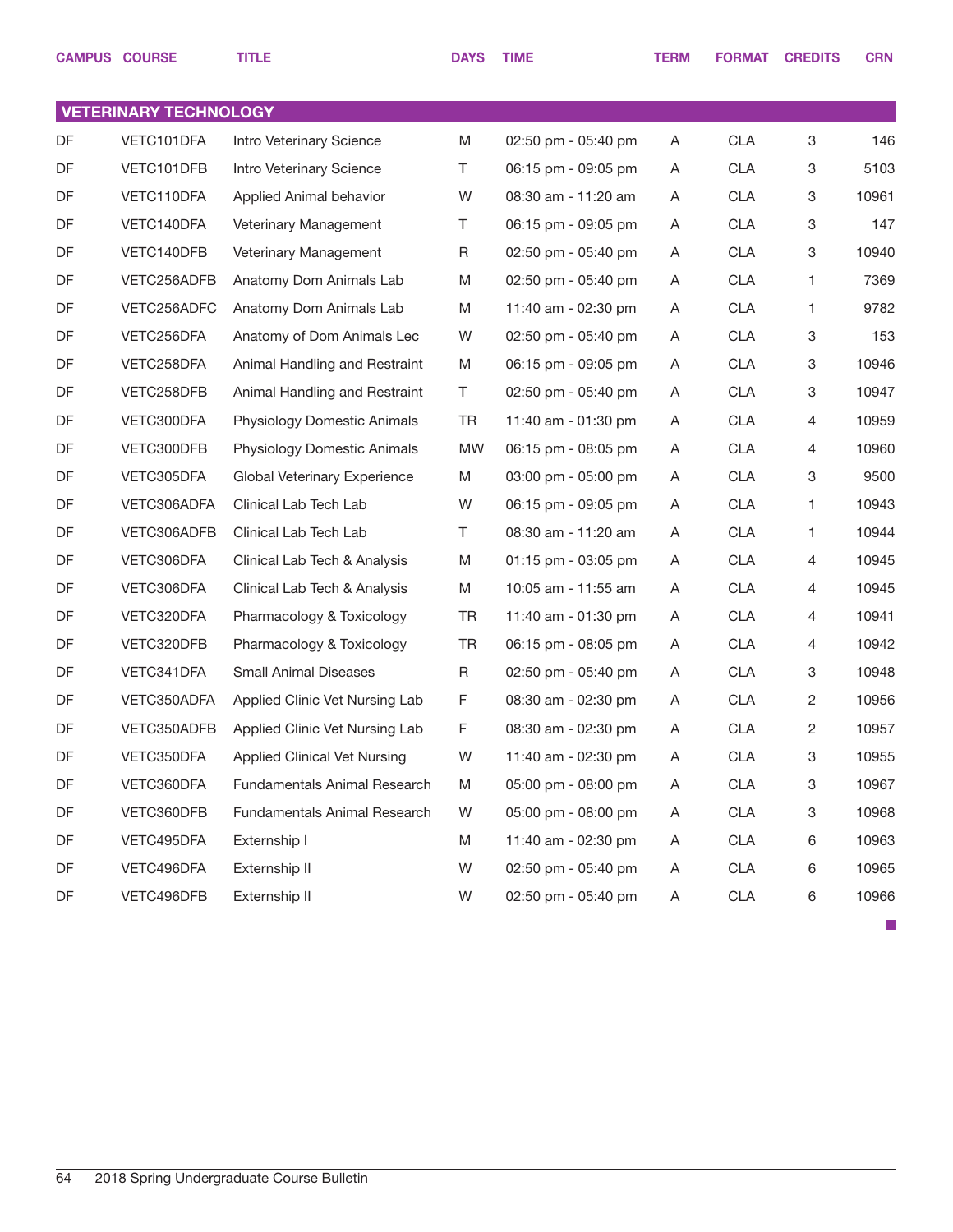| CAMPUS | COURSE | TITLE | DAYS | TIME | TERM | FORMAT | CREDITS | CRN |
|---|---|---|---|---|---|---|---|---|
| **VETERINARY TECHNOLOGY** | | | | | | | | |
| DF | VETC101DFA | Intro Veterinary Science | M | 02:50 pm - 05:40 pm | A | CLA | 3 | 146 |
| DF | VETC101DFB | Intro Veterinary Science | T | 06:15 pm - 09:05 pm | A | CLA | 3 | 5103 |
| DF | VETC110DFA | Applied Animal behavior | W | 08:30 am - 11:20 am | A | CLA | 3 | 10961 |
| DF | VETC140DFA | Veterinary Management | T | 06:15 pm - 09:05 pm | A | CLA | 3 | 147 |
| DF | VETC140DFB | Veterinary Management | R | 02:50 pm - 05:40 pm | A | CLA | 3 | 10940 |
| DF | VETC256ADFB | Anatomy Dom Animals Lab | M | 02:50 pm - 05:40 pm | A | CLA | 1 | 7369 |
| DF | VETC256ADFC | Anatomy Dom Animals Lab | M | 11:40 am - 02:30 pm | A | CLA | 1 | 9782 |
| DF | VETC256DFA | Anatomy of Dom Animals Lec | W | 02:50 pm - 05:40 pm | A | CLA | 3 | 153 |
| DF | VETC258DFA | Animal Handling and Restraint | M | 06:15 pm - 09:05 pm | A | CLA | 3 | 10946 |
| DF | VETC258DFB | Animal Handling and Restraint | T | 02:50 pm - 05:40 pm | A | CLA | 3 | 10947 |
| DF | VETC300DFA | Physiology Domestic Animals | TR | 11:40 am - 01:30 pm | A | CLA | 4 | 10959 |
| DF | VETC300DFB | Physiology Domestic Animals | MW | 06:15 pm - 08:05 pm | A | CLA | 4 | 10960 |
| DF | VETC305DFA | Global Veterinary Experience | M | 03:00 pm - 05:00 pm | A | CLA | 3 | 9500 |
| DF | VETC306ADFA | Clinical Lab Tech Lab | W | 06:15 pm - 09:05 pm | A | CLA | 1 | 10943 |
| DF | VETC306ADFB | Clinical Lab Tech Lab | T | 08:30 am - 11:20 am | A | CLA | 1 | 10944 |
| DF | VETC306DFA | Clinical Lab Tech & Analysis | M | 01:15 pm - 03:05 pm | A | CLA | 4 | 10945 |
| DF | VETC306DFA | Clinical Lab Tech & Analysis | M | 10:05 am - 11:55 am | A | CLA | 4 | 10945 |
| DF | VETC320DFA | Pharmacology & Toxicology | TR | 11:40 am - 01:30 pm | A | CLA | 4 | 10941 |
| DF | VETC320DFB | Pharmacology & Toxicology | TR | 06:15 pm - 08:05 pm | A | CLA | 4 | 10942 |
| DF | VETC341DFA | Small Animal Diseases | R | 02:50 pm - 05:40 pm | A | CLA | 3 | 10948 |
| DF | VETC350ADFA | Applied Clinic Vet Nursing Lab | F | 08:30 am - 02:30 pm | A | CLA | 2 | 10956 |
| DF | VETC350ADFB | Applied Clinic Vet Nursing Lab | F | 08:30 am - 02:30 pm | A | CLA | 2 | 10957 |
| DF | VETC350DFA | Applied Clinical Vet Nursing | W | 11:40 am - 02:30 pm | A | CLA | 3 | 10955 |
| DF | VETC360DFA | Fundamentals Animal Research | M | 05:00 pm - 08:00 pm | A | CLA | 3 | 10967 |
| DF | VETC360DFB | Fundamentals Animal Research | W | 05:00 pm - 08:00 pm | A | CLA | 3 | 10968 |
| DF | VETC495DFA | Externship I | M | 11:40 am - 02:30 pm | A | CLA | 6 | 10963 |
| DF | VETC496DFA | Externship II | W | 02:50 pm - 05:40 pm | A | CLA | 6 | 10965 |
| DF | VETC496DFB | Externship II | W | 02:50 pm - 05:40 pm | A | CLA | 6 | 10966 |